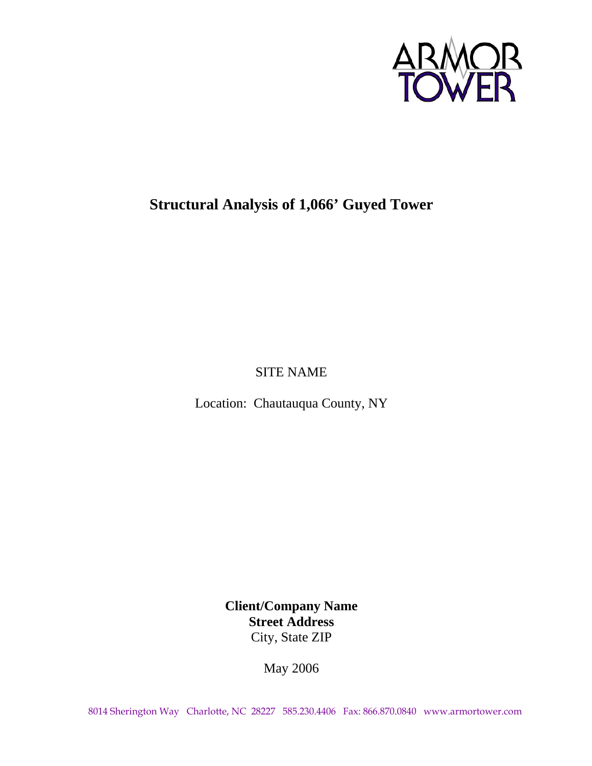ARMOR TOWER

# Structural Analysis of 1,066' Guyed Tower

SITE NAME

Location: Chautauqua County, NY

**Client/Company Name**
**Street Address**
City, State ZIP

May 2006

8014 Sherington Way Charlotte, NC 28227 585.230.4406 Fax: 866.870.0840 www.armortower.com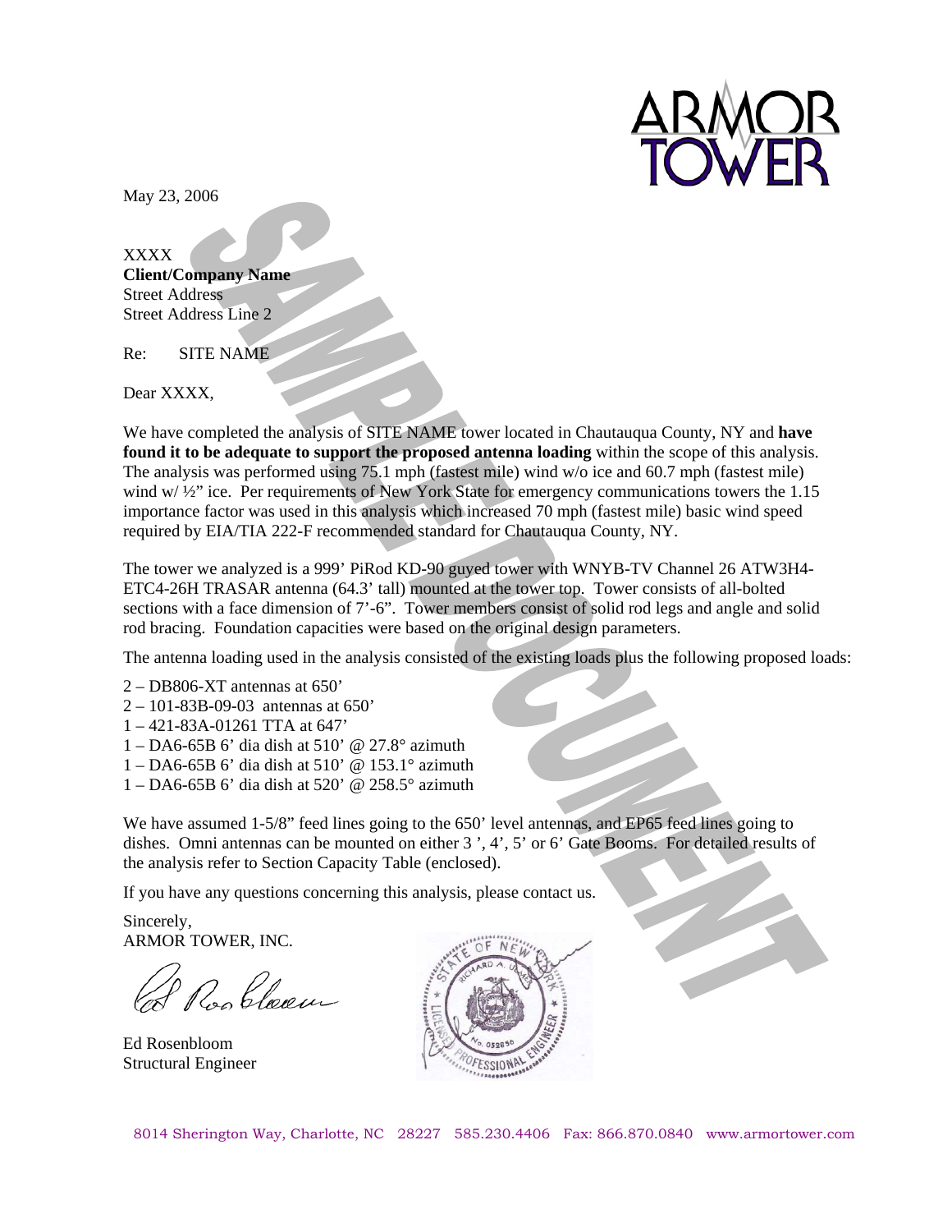ARMOR TOWER

May 23, 2006

XXXX
**Client/Company Name**
Street Address
Street Address Line 2

Re: SITE NAME

Dear XXXX,

We have completed the analysis of SITE NAME tower located in Chautauqua County, NY and **have found it to be adequate to support the proposed antenna loading** within the scope of this analysis. The analysis was performed using 75.1 mph (fastest mile) wind w/o ice and 60.7 mph (fastest mile) wind w/ ½" ice. Per requirements of New York State for emergency communications towers the 1.15 importance factor was used in this analysis which increased 70 mph (fastest mile) basic wind speed required by EIA/TIA 222-F recommended standard for Chautauqua County, NY.

The tower we analyzed is a 999' PiRod KD-90 guyed tower with WNYB-TV Channel 26 ATW3H4-ETC4-26H TRASAR antenna (64.3' tall) mounted at the tower top. Tower consists of all-bolted sections with a face dimension of 7'-6". Tower members consist of solid rod legs and angle and solid rod bracing. Foundation capacities were based on the original design parameters.

The antenna loading used in the analysis consisted of the existing loads plus the following proposed loads:

- 2 – DB806-XT antennas at 650'
- 2 – 101-83B-09-03 antennas at 650'
- 1 – 421-83A-01261 TTA at 647'
- 1 – DA6-65B 6' dia dish at 510' @ 27.8° azimuth
- 1 – DA6-65B 6' dia dish at 510' @ 153.1° azimuth
- 1 – DA6-65B 6' dia dish at 520' @ 258.5° azimuth

We have assumed 1-5/8" feed lines going to the 650' level antennas, and EP65 feed lines going to dishes. Omni antennas can be mounted on either 3 ', 4', 5' or 6' Gate Booms. For detailed results of the analysis refer to Section Capacity Table (enclosed).

If you have any questions concerning this analysis, please contact us.

Sincerely,
ARMOR TOWER, INC.

Ed Rosenbloom
Structural Engineer

8014 Sherington Way, Charlotte, NC 28227 585.230.4406 Fax: 866.870.0840 www.armortower.com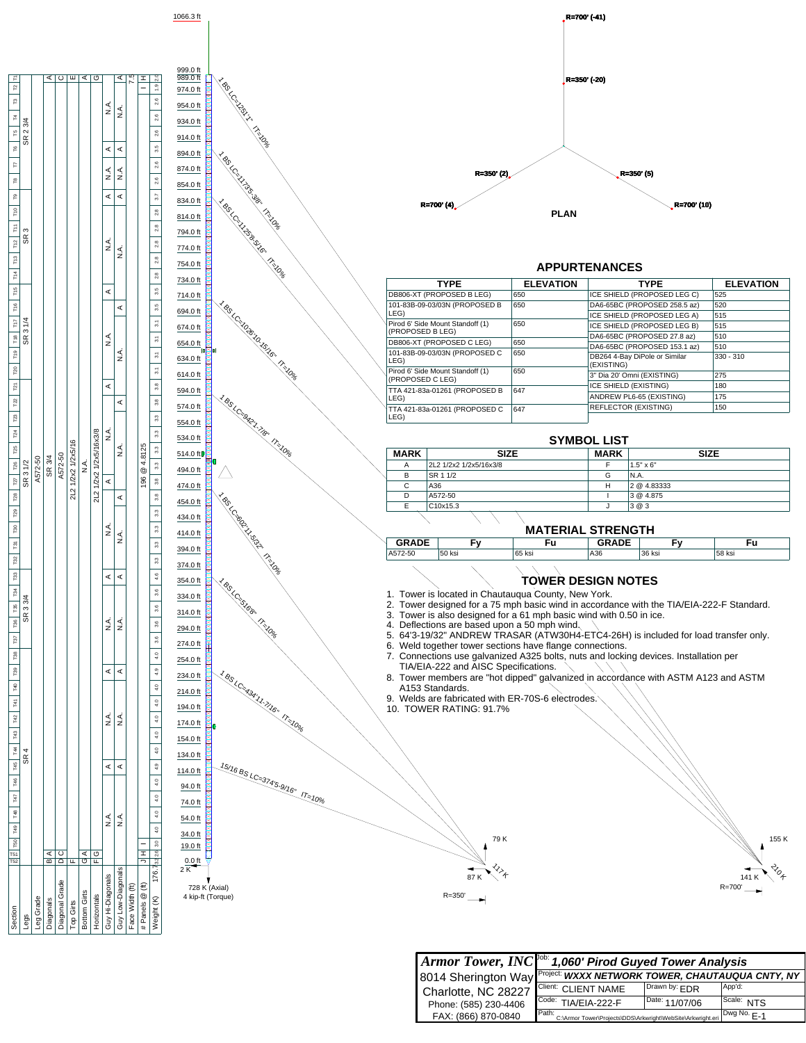## APPURTENANCES

| TYPE | ELEVATION | TYPE | ELEVATION |
|---|---|---|---|
| DB806-XT (PROPOSED B LEG) | 650 | ICE SHIELD (PROPOSED LEG C) | 525 |
| 101-83B-09-03/03N (PROPOSED B LEG) | 650 | DA6-65BC (PROPOSED 258.5 az) | 520 |
| | | ICE SHIELD (PROPOSED LEG A) | 515 |
| Pirod 6' Side Mount Standoff (1) (PROPOSED B LEG) | 650 | ICE SHIELD (PROPOSED LEG B) | 515 |
| | | DA6-65BC (PROPOSED 27.8 az) | 510 |
| DB806-XT (PROPOSED C LEG) | 650 | DA6-65BC (PROPOSED 153.1 az) | 510 |
| 101-83B-09-03/03N (PROPOSED C LEG) | 650 | DB264 4-Bay DiPole or Similar (EXISTING) | 330 - 310 |
| Pirod 6' Side Mount Standoff (1) (PROPOSED C LEG) | 650 | 3" Dia 20' Omni (EXISTING) | 275 |
| | | ICE SHIELD (EXISTING) | 180 |
| TTA 421-83a-01261 (PROPOSED B LEG) | 647 | ANDREW PL6-65 (EXISTING) | 175 |
| TTA 421-83a-01261 (PROPOSED C LEG) | 647 | REFLECTOR (EXISTING) | 150 |

## SYMBOL LIST

| MARK | SIZE | MARK | SIZE |
|---|---|---|---|
| A | 2L2 1/2x2 1/2x5/16x3/8 | F | 1.5" x 6" |
| B | SR 1 1/2 | G | N.A. |
| C | A36 | H | 2 @ 4.83333 |
| D | A572-50 | I | 3 @ 4.875 |
| E | C10x15.3 | J | 3 @ 3 |

## MATERIAL STRENGTH

| GRADE | Fy | Fu | GRADE | Fy | Fu |
|---|---|---|---|---|---|
| A572-50 | 50 ksi | 65 ksi | A36 | 36 ksi | 58 ksi |

## TOWER DESIGN NOTES

1. Tower is located in Chautauqua County, New York.
2. Tower designed for a 75 mph basic wind in accordance with the TIA/EIA-222-F Standard.
3. Tower is also designed for a 61 mph basic wind with 0.50 in ice.
4. Deflections are based upon a 50 mph wind.
5. 64'3-19/32" ANDREW TRASAR (ATW30H4-ETC4-26H) is included for load transfer only.
6. Weld together tower sections have flange connections.
7. Connections use galvanized A325 bolts, nuts and locking devices. Installation per TIA/EIA-222 and AISC Specifications.
8. Tower members are "hot dipped" galvanized in accordance with ASTM A123 and ASTM A153 Standards.
9. Welds are fabricated with ER-70S-6 electrodes.
10. TOWER RATING: 91.7%

PLAN: R=700' (-41), R=350' (-20), R=350' (2), R=350' (5), R=700' (4), R=700' (10)

Guy wires: 1 BS LC=1251'1" IT=10%; 1 BS LC=1173'5-3/8" IT=10%; 1 BS LC=1125'8-5/16" IT=10%; 1 BS LC=1026'10-15/16" IT=10%; 1 BS LC=942'1-7/8" IT=10%; 1 BS LC=602'11-5/32" IT=10%; 1 BS LC=516'8" IT=10%; 1 BS LC=434'11-7/16" IT=10%; 15/16 BS LC=374'5-9/16" IT=10%

Elevations: 1066.3 ft, 999.0 ft, 989.0 ft, 974.0 ft … 0.0 ft

Base reactions: 2 K; 728 K (Axial); 4 kip-ft (Torque)

Anchor R=350': 79 K, 87 K, 117 K. Anchor R=700': 155 K, 141 K, 210 K

| Section | T1–T52 |
|---|---|
| Legs | SR 2 3/4; SR 3; SR 3 1/4; SR 3 1/2; SR 3 3/4; SR 4 |
| Leg Grade | A572-50 |
| Diagonals | SR 3/4 (A, B) |
| Diagonal Grade | A572-50 (C, D) |
| Top Girts | 2L2 1/2x2 1/2x5/16 (E, F) |
| Bottom Girts | N.A. (A, G) |
| Horizontals | 2L2 1/2x2 1/2x5/16x3/8 (G, F) |
| Guy Hi-Diagonals | A / N.A. |
| Guy Low-Diagonals | A / N.A. |
| Face Width (ft) | 7.5 |
| # Panels @ (ft) | 196 @ 4.8125 (H, I, J) |
| Weight (K) | 176.7 |

| Armor Tower, INC | Job: 1,060' Pirod Guyed Tower Analysis | | |
|---|---|---|---|
| 8014 Sherington Way | Project: WXXX NETWORK TOWER, CHAUTAUQUA CNTY, NY | | |
| Charlotte, NC 28227 | Client: CLIENT NAME | Drawn by: EDR | App'd: |
| Phone: (585) 230-4406 | Code: TIA/EIA-222-F | Date: 11/07/06 | Scale: NTS |
| FAX: (866) 870-0840 | Path: C:\Armor Tower\Projects\DDS\Arkwright\WebSite\Arkwright.eri | | Dwg No. E-1 |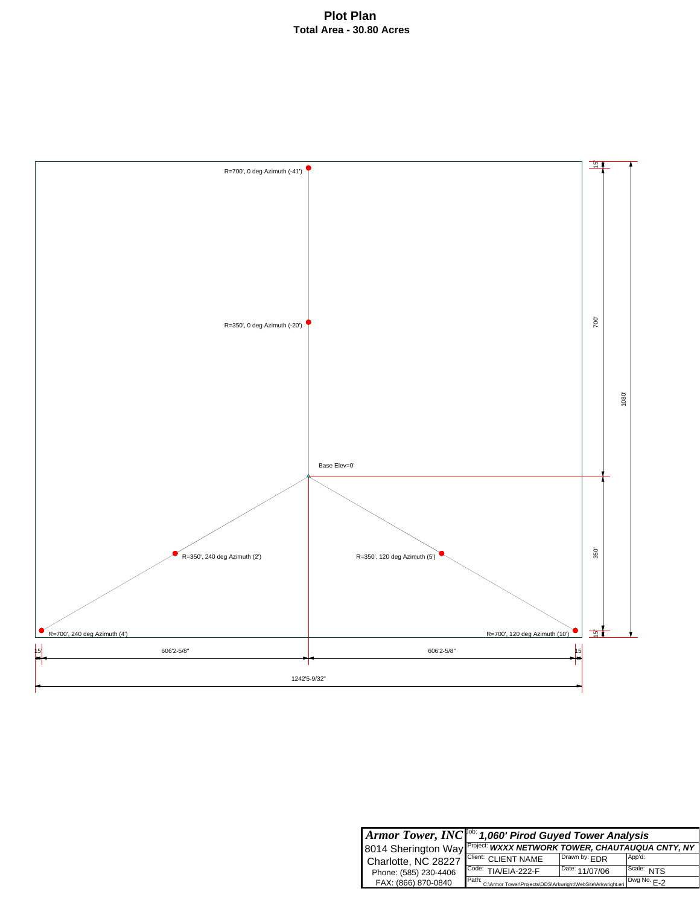# Plot Plan

## Total Area - 30.80 Acres

R=700', 0 deg Azimuth (-41')

R=350', 0 deg Azimuth (-20')

Base Elev=0'

R=350', 240 deg Azimuth (2')

R=350', 120 deg Azimuth (5')

R=700', 240 deg Azimuth (4')

R=700', 120 deg Azimuth (10')

15'

700'

1080'

350'

15'

15

606'2-5/8"

606'2-5/8"

15

1242'5-9/32"

| | | | |
|---|---|---|---|
| ***Armor Tower, INC*** | Job: ***1,060' Pirod Guyed Tower Analysis*** | | |
| 8014 Sherington Way | Project: ***WXXX NETWORK TOWER, CHAUTAUQUA CNTY, NY*** | | |
| Charlotte, NC 28227 | Client: CLIENT NAME | Drawn by: EDR | App'd: |
| Phone: (585) 230-4406 | Code: TIA/EIA-222-F | Date: 11/07/06 | Scale: NTS |
| FAX: (866) 870-0840 | Path: C:\Armor Tower\Projects\DDS\Arkwright\WebSite\Arkwright.eri | | Dwg No. E-2 |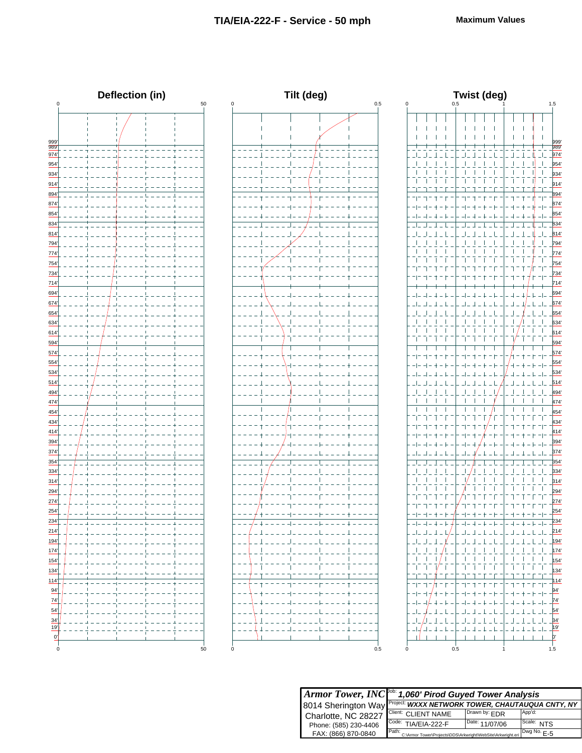# TIA/EIA-222-F - Service - 50 mph

**Maximum Values**

## Deflection (in)

## Tilt (deg)

## Twist (deg)

Elevations: 999', 989', 974', 954', 934', 914', 894', 874', 854', 834', 814', 794', 774', 754', 734', 714', 694', 674', 654', 634', 614', 594', 574', 554', 534', 514', 494', 474', 454', 434', 414', 394', 374', 354', 334', 314', 294', 274', 254', 234', 214', 194', 174', 154', 134', 114', 94', 74', 54', 34', 19', 0'

Deflection axis: 0 – 50 | Tilt axis: 0 – 0.5 | Twist axis: 0 – 0.5 – 1 – 1.5

| | | | |
|---|---|---|---|
| ***Armor Tower, INC*** | Job: ***1,060' Pirod Guyed Tower Analysis*** | | |
| 8014 Sherington Way | Project: ***WXXX NETWORK TOWER, CHAUTAUQUA CNTY, NY*** | | |
| Charlotte, NC 28227 | Client: CLIENT NAME | Drawn by: EDR | App'd: |
| Phone: (585) 230-4406 | Code: TIA/EIA-222-F | Date: 11/07/06 | Scale: NTS |
| FAX: (866) 870-0840 | Path: C:\Armor Tower\Projects\DDS\Arkwright\WebSite\Arkwright.eri | | Dwg No. E-5 |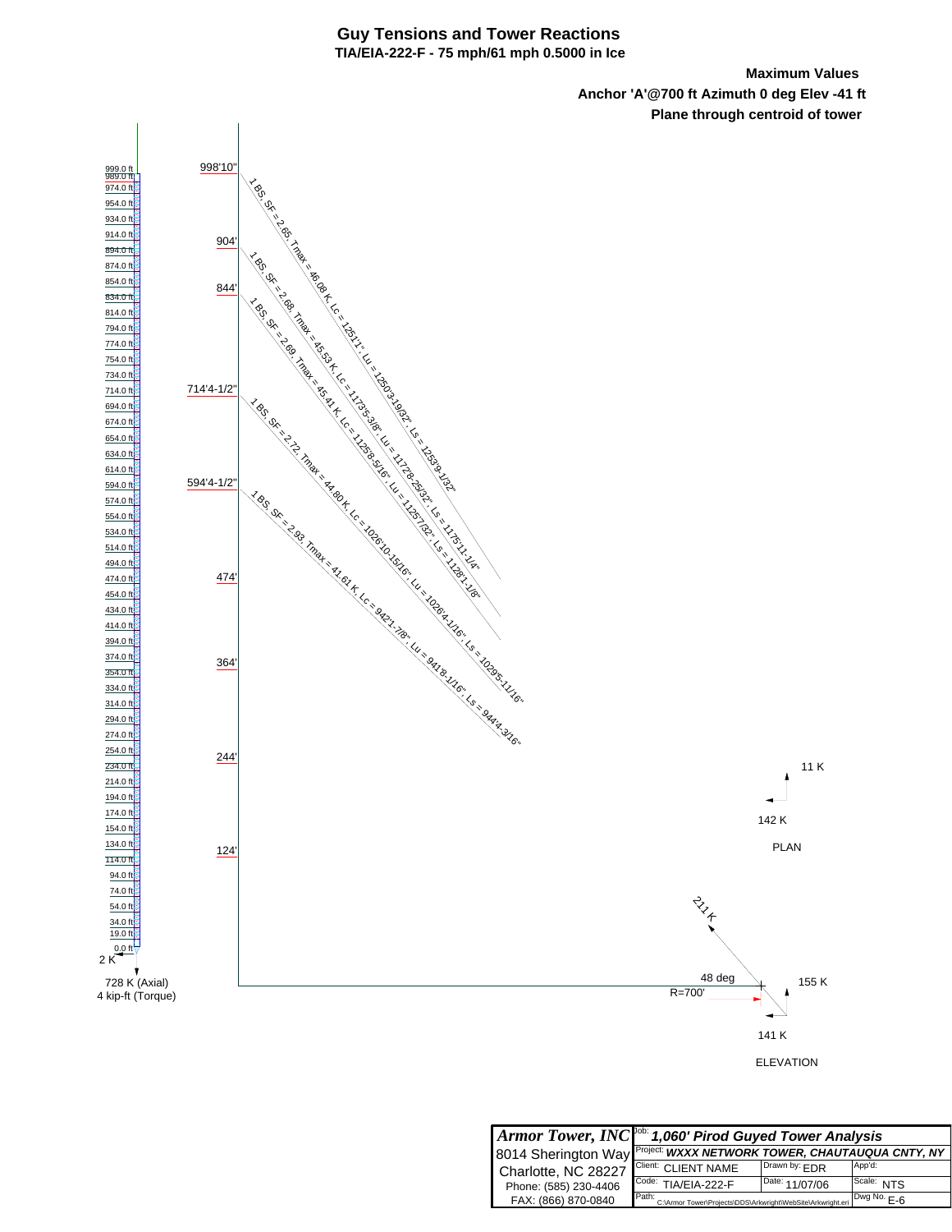# Guy Tensions and Tower Reactions

**TIA/EIA-222-F - 75 mph/61 mph 0.5000 in Ice**

**Maximum Values**

**Anchor 'A'@700 ft Azimuth 0 deg Elev -41 ft**

**Plane through centroid of tower**

999.0 ft
989.0 ft
974.0 ft
954.0 ft
934.0 ft
914.0 ft
894.0 ft
874.0 ft
854.0 ft
834.0 ft
814.0 ft
794.0 ft
774.0 ft
754.0 ft
734.0 ft
714.0 ft
694.0 ft
674.0 ft
654.0 ft
634.0 ft
614.0 ft
594.0 ft
574.0 ft
554.0 ft
534.0 ft
514.0 ft
494.0 ft
474.0 ft
454.0 ft
434.0 ft
414.0 ft
394.0 ft
374.0 ft
354.0 ft
334.0 ft
314.0 ft
294.0 ft
274.0 ft
254.0 ft
234.0 ft
214.0 ft
194.0 ft
174.0 ft
154.0 ft
134.0 ft
114.0 ft
94.0 ft
74.0 ft
54.0 ft
34.0 ft
19.0 ft
0.0 ft

2 K

728 K (Axial)
4 kip-ft (Torque)

| Guy Elevation | Guy Data |
|---|---|
| 998'10" | 1 BS, SF = 2.65, Tmax = 46.08 K, Lc = 1251'1", Lu = 1250'3-19/32", Ls = 1253'9-1/32" |
| 904' | 1 BS, SF = 2.68, Tmax = 45.53 K, Lc = 1173'5-3/8", Lu = 1172'8-25/32", Ls = 1175'11-1/4" |
| 844' | 1 BS, SF = 2.69, Tmax = 45.41 K, Lc = 1125'8-5/16", Lu = 1125'7/32", Ls = 1128'1-1/8" |
| 714'4-1/2" | 1 BS, SF = 2.72, Tmax = 44.80 K, Lc = 1026'10-15/16", Lu = 1026'4-1/16", Ls = 1029'5-11/16" |
| 594'4-1/2" | 1 BS, SF = 2.93, Tmax = 41.61 K, Lc = 942'1-7/8", Lu = 941'8-1/16", Ls = 944'4-3/16" |
| 474' | |
| 364' | |
| 244' | |
| 124' | |

**PLAN**

11 K
142 K

**ELEVATION**

211 K
48 deg
R=700'
155 K
141 K

| *Armor Tower, INC* | Job: ***1,060' Pirod Guyed Tower Analysis*** | | |
|---|---|---|---|
| 8014 Sherington Way | Project: ***WXXX NETWORK TOWER, CHAUTAUQUA CNTY, NY*** | | |
| Charlotte, NC 28227 | Client: CLIENT NAME | Drawn by: EDR | App'd: |
| Phone: (585) 230-4406 | Code: TIA/EIA-222-F | Date: 11/07/06 | Scale: NTS |
| FAX: (866) 870-0840 | Path: C:\Armor Tower\Projects\DDS\Arkwright\WebSite\Arkwright.eri | | Dwg No. E-6 |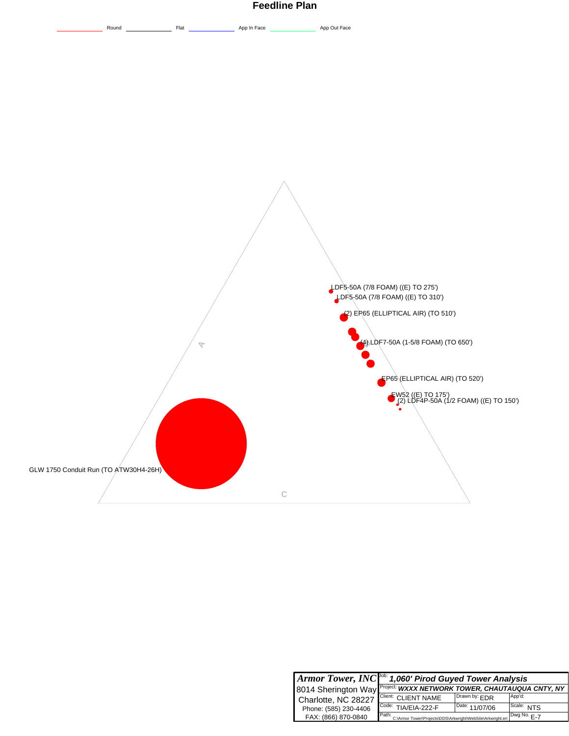# Feedline Plan

Round &nbsp;&nbsp; Flat &nbsp;&nbsp; App In Face &nbsp;&nbsp; App Out Face

LDF5-50A (7/8 FOAM) ((E) TO 275')

LDF5-50A (7/8 FOAM) ((E) TO 310')

(2) EP65 (ELLIPTICAL AIR) (TO 510')

(4) LDF7-50A (1-5/8 FOAM) (TO 650')

EP65 (ELLIPTICAL AIR) (TO 520')

EW52 ((E) TO 175')

(2) LDF4P-50A (1/2 FOAM) ((E) TO 150')

GLW 1750 Conduit Run (TO ATW30H4-26H)

A

B

C

| **Armor Tower, INC** | Job: **1,060' Pirod Guyed Tower Analysis** | | |
|---|---|---|---|
| 8014 Sherington Way | Project: **WXXX NETWORK TOWER, CHAUTAUQUA CNTY, NY** | | |
| Charlotte, NC 28227 | Client: CLIENT NAME | Drawn by: EDR | App'd: |
| Phone: (585) 230-4406 | Code: TIA/EIA-222-F | Date: 11/07/06 | Scale: NTS |
| FAX: (866) 870-0840 | Path: C:\Armor Tower\Projects\DDS\Arkwright\WebSite\Arkwright.eri | | Dwg No. E-7 |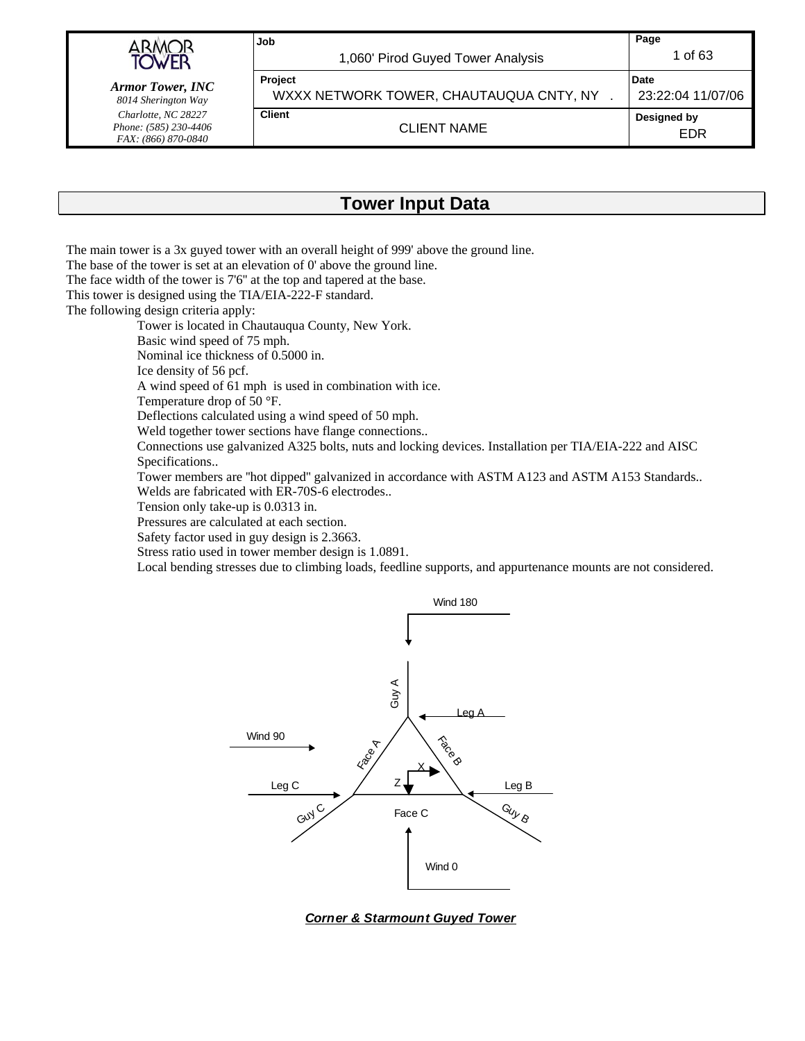## Tower Input Data

The main tower is a 3x guyed tower with an overall height of 999' above the ground line.
The base of the tower is set at an elevation of 0' above the ground line.
The face width of the tower is 7'6" at the top and tapered at the base.
This tower is designed using the TIA/EIA-222-F standard.
The following design criteria apply:

- Tower is located in Chautauqua County, New York.
- Basic wind speed of 75 mph.
- Nominal ice thickness of 0.5000 in.
- Ice density of 56 pcf.
- A wind speed of 61 mph is used in combination with ice.
- Temperature drop of 50 °F.
- Deflections calculated using a wind speed of 50 mph.
- Weld together tower sections have flange connections..
- Connections use galvanized A325 bolts, nuts and locking devices. Installation per TIA/EIA-222 and AISC Specifications..
- Tower members are "hot dipped" galvanized in accordance with ASTM A123 and ASTM A153 Standards..
- Welds are fabricated with ER-70S-6 electrodes..
- Tension only take-up is 0.0313 in.
- Pressures are calculated at each section.
- Safety factor used in guy design is 2.3663.
- Stress ratio used in tower member design is 1.0891.
- Local bending stresses due to climbing loads, feedline supports, and appurtenance mounts are not considered.

Wind 180

Guy A

Leg A

Wind 90

Face A

Face B

X

Leg C

Z

Leg B

Guy C

Face C

Guy B

Wind 0

***Corner & Starmount Guyed Tower***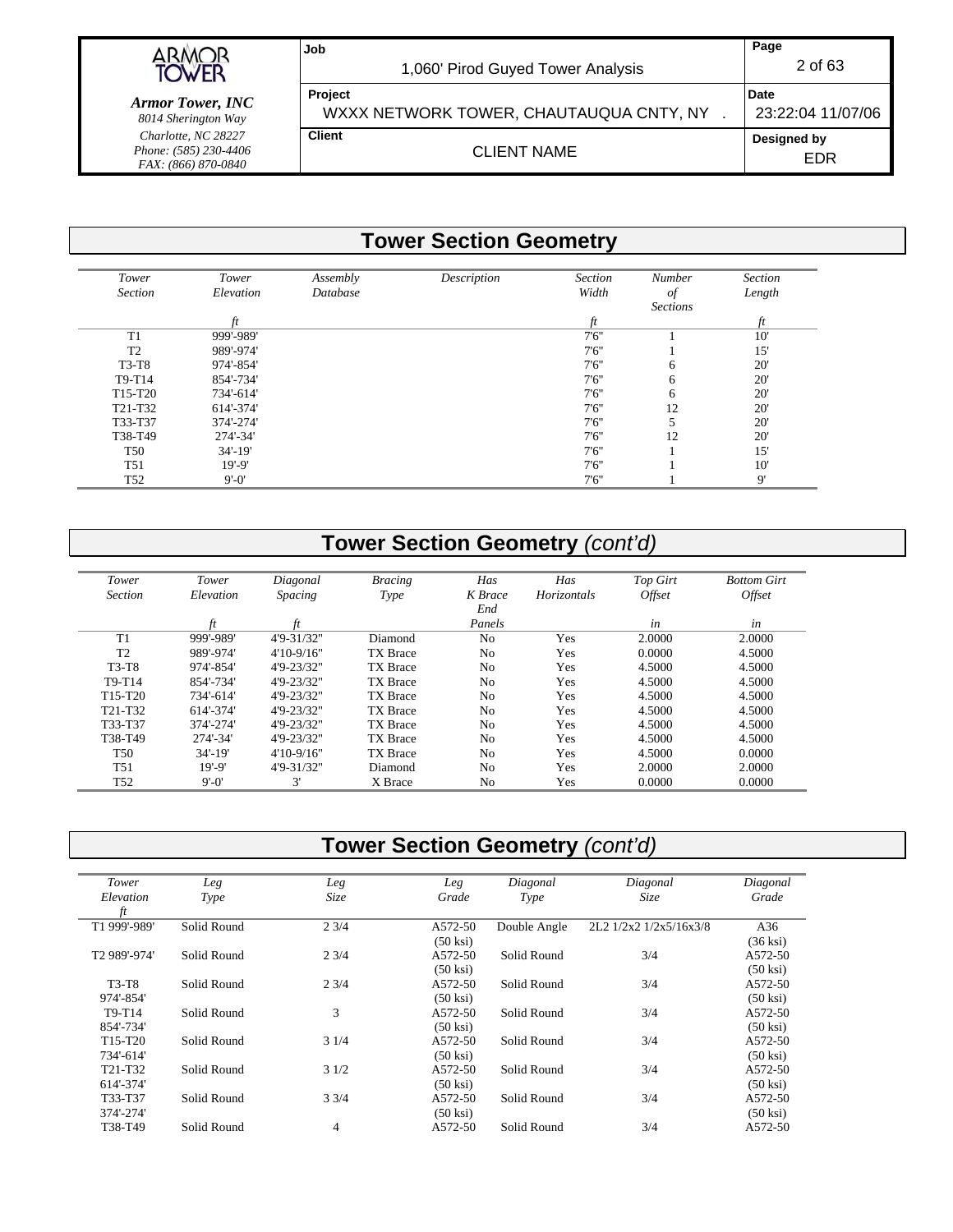## Tower Section Geometry

| Tower Section | Tower Elevation | Assembly Database | Description | Section Width | Number of Sections | Section Length |
|---|---|---|---|---|---|---|
| | ft | | | ft | | ft |
| T1 | 999'-989' | | | 7'6" | 1 | 10' |
| T2 | 989'-974' | | | 7'6" | 1 | 15' |
| T3-T8 | 974'-854' | | | 7'6" | 6 | 20' |
| T9-T14 | 854'-734' | | | 7'6" | 6 | 20' |
| T15-T20 | 734'-614' | | | 7'6" | 6 | 20' |
| T21-T32 | 614'-374' | | | 7'6" | 12 | 20' |
| T33-T37 | 374'-274' | | | 7'6" | 5 | 20' |
| T38-T49 | 274'-34' | | | 7'6" | 12 | 20' |
| T50 | 34'-19' | | | 7'6" | 1 | 15' |
| T51 | 19'-9' | | | 7'6" | 1 | 10' |
| T52 | 9'-0' | | | 7'6" | 1 | 9' |

## Tower Section Geometry *(cont'd)*

| Tower Section | Tower Elevation | Diagonal Spacing | Bracing Type | Has K Brace End Panels | Has Horizontals | Top Girt Offset | Bottom Girt Offset |
|---|---|---|---|---|---|---|---|
| | ft | ft | | | | in | in |
| T1 | 999'-989' | 4'9-31/32" | Diamond | No | Yes | 2.0000 | 2.0000 |
| T2 | 989'-974' | 4'10-9/16" | TX Brace | No | Yes | 0.0000 | 4.5000 |
| T3-T8 | 974'-854' | 4'9-23/32" | TX Brace | No | Yes | 4.5000 | 4.5000 |
| T9-T14 | 854'-734' | 4'9-23/32" | TX Brace | No | Yes | 4.5000 | 4.5000 |
| T15-T20 | 734'-614' | 4'9-23/32" | TX Brace | No | Yes | 4.5000 | 4.5000 |
| T21-T32 | 614'-374' | 4'9-23/32" | TX Brace | No | Yes | 4.5000 | 4.5000 |
| T33-T37 | 374'-274' | 4'9-23/32" | TX Brace | No | Yes | 4.5000 | 4.5000 |
| T38-T49 | 274'-34' | 4'9-23/32" | TX Brace | No | Yes | 4.5000 | 4.5000 |
| T50 | 34'-19' | 4'10-9/16" | TX Brace | No | Yes | 4.5000 | 0.0000 |
| T51 | 19'-9' | 4'9-31/32" | Diamond | No | Yes | 2.0000 | 2.0000 |
| T52 | 9'-0' | 3' | X Brace | No | Yes | 0.0000 | 0.0000 |

## Tower Section Geometry *(cont'd)*

| Tower Elevation ft | Leg Type | Leg Size | Leg Grade | Diagonal Type | Diagonal Size | Diagonal Grade |
|---|---|---|---|---|---|---|
| T1 999'-989' | Solid Round | 2 3/4 | A572-50 (50 ksi) | Double Angle | 2L2 1/2x2 1/2x5/16x3/8 | A36 (36 ksi) |
| T2 989'-974' | Solid Round | 2 3/4 | A572-50 (50 ksi) | Solid Round | 3/4 | A572-50 (50 ksi) |
| T3-T8 974'-854' | Solid Round | 2 3/4 | A572-50 (50 ksi) | Solid Round | 3/4 | A572-50 (50 ksi) |
| T9-T14 854'-734' | Solid Round | 3 | A572-50 (50 ksi) | Solid Round | 3/4 | A572-50 (50 ksi) |
| T15-T20 734'-614' | Solid Round | 3 1/4 | A572-50 (50 ksi) | Solid Round | 3/4 | A572-50 (50 ksi) |
| T21-T32 614'-374' | Solid Round | 3 1/2 | A572-50 (50 ksi) | Solid Round | 3/4 | A572-50 (50 ksi) |
| T33-T37 374'-274' | Solid Round | 3 3/4 | A572-50 (50 ksi) | Solid Round | 3/4 | A572-50 (50 ksi) |
| T38-T49 | Solid Round | 4 | A572-50 | Solid Round | 3/4 | A572-50 |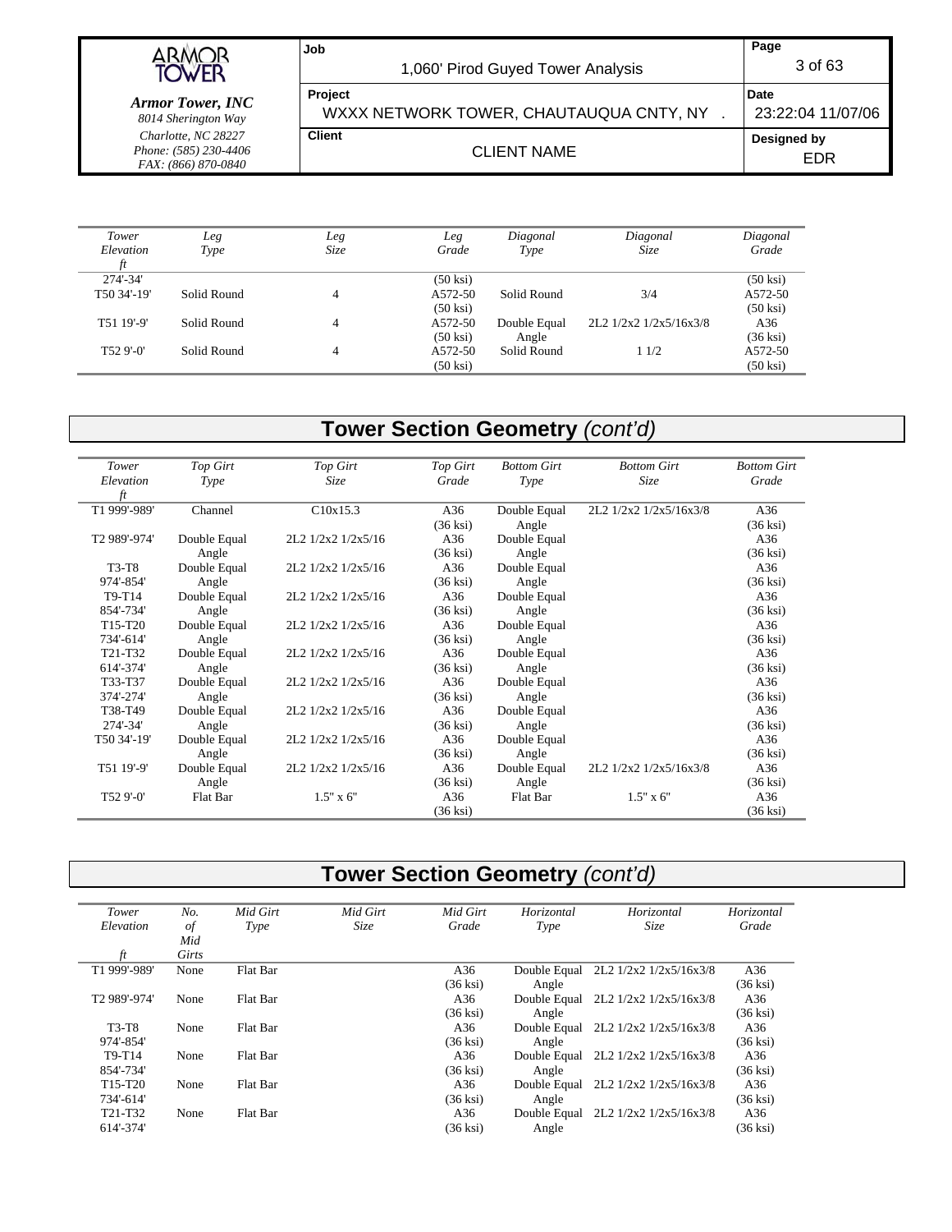| Tower Elevation ft | Leg Type | Leg Size | Leg Grade | Diagonal Type | Diagonal Size | Diagonal Grade |
|---|---|---|---|---|---|---|
| 274'-34' | | | (50 ksi) | | | (50 ksi) |
| T50 34'-19' | Solid Round | 4 | A572-50 (50 ksi) | Solid Round | 3/4 | A572-50 (50 ksi) |
| T51 19'-9' | Solid Round | 4 | A572-50 (50 ksi) | Double Equal Angle | 2L2 1/2x2 1/2x5/16x3/8 | A36 (36 ksi) |
| T52 9'-0' | Solid Round | 4 | A572-50 (50 ksi) | Solid Round | 1 1/2 | A572-50 (50 ksi) |

## Tower Section Geometry *(cont'd)*

| Tower Elevation ft | Top Girt Type | Top Girt Size | Top Girt Grade | Bottom Girt Type | Bottom Girt Size | Bottom Girt Grade |
|---|---|---|---|---|---|---|
| T1 999'-989' | Channel | C10x15.3 | A36 (36 ksi) | Double Equal Angle | 2L2 1/2x2 1/2x5/16x3/8 | A36 (36 ksi) |
| T2 989'-974' | Double Equal Angle | 2L2 1/2x2 1/2x5/16 | A36 (36 ksi) | Double Equal Angle | | A36 (36 ksi) |
| T3-T8 974'-854' | Double Equal Angle | 2L2 1/2x2 1/2x5/16 | A36 (36 ksi) | Double Equal Angle | | A36 (36 ksi) |
| T9-T14 854'-734' | Double Equal Angle | 2L2 1/2x2 1/2x5/16 | A36 (36 ksi) | Double Equal Angle | | A36 (36 ksi) |
| T15-T20 734'-614' | Double Equal Angle | 2L2 1/2x2 1/2x5/16 | A36 (36 ksi) | Double Equal Angle | | A36 (36 ksi) |
| T21-T32 614'-374' | Double Equal Angle | 2L2 1/2x2 1/2x5/16 | A36 (36 ksi) | Double Equal Angle | | A36 (36 ksi) |
| T33-T37 374'-274' | Double Equal Angle | 2L2 1/2x2 1/2x5/16 | A36 (36 ksi) | Double Equal Angle | | A36 (36 ksi) |
| T38-T49 274'-34' | Double Equal Angle | 2L2 1/2x2 1/2x5/16 | A36 (36 ksi) | Double Equal Angle | | A36 (36 ksi) |
| T50 34'-19' | Double Equal Angle | 2L2 1/2x2 1/2x5/16 | A36 (36 ksi) | Double Equal Angle | | A36 (36 ksi) |
| T51 19'-9' | Double Equal Angle | 2L2 1/2x2 1/2x5/16 | A36 (36 ksi) | Double Equal Angle | 2L2 1/2x2 1/2x5/16x3/8 | A36 (36 ksi) |
| T52 9'-0' | Flat Bar | 1.5" x 6" | A36 (36 ksi) | Flat Bar | 1.5" x 6" | A36 (36 ksi) |

## Tower Section Geometry *(cont'd)*

| Tower Elevation ft | No. of Mid Girts | Mid Girt Type | Mid Girt Size | Mid Girt Grade | Horizontal Type | Horizontal Size | Horizontal Grade |
|---|---|---|---|---|---|---|---|
| T1 999'-989' | None | Flat Bar | | A36 (36 ksi) | Double Equal Angle | 2L2 1/2x2 1/2x5/16x3/8 | A36 (36 ksi) |
| T2 989'-974' | None | Flat Bar | | A36 (36 ksi) | Double Equal Angle | 2L2 1/2x2 1/2x5/16x3/8 | A36 (36 ksi) |
| T3-T8 974'-854' | None | Flat Bar | | A36 (36 ksi) | Double Equal Angle | 2L2 1/2x2 1/2x5/16x3/8 | A36 (36 ksi) |
| T9-T14 854'-734' | None | Flat Bar | | A36 (36 ksi) | Double Equal Angle | 2L2 1/2x2 1/2x5/16x3/8 | A36 (36 ksi) |
| T15-T20 734'-614' | None | Flat Bar | | A36 (36 ksi) | Double Equal Angle | 2L2 1/2x2 1/2x5/16x3/8 | A36 (36 ksi) |
| T21-T32 614'-374' | None | Flat Bar | | A36 (36 ksi) | Double Equal Angle | 2L2 1/2x2 1/2x5/16x3/8 | A36 (36 ksi) |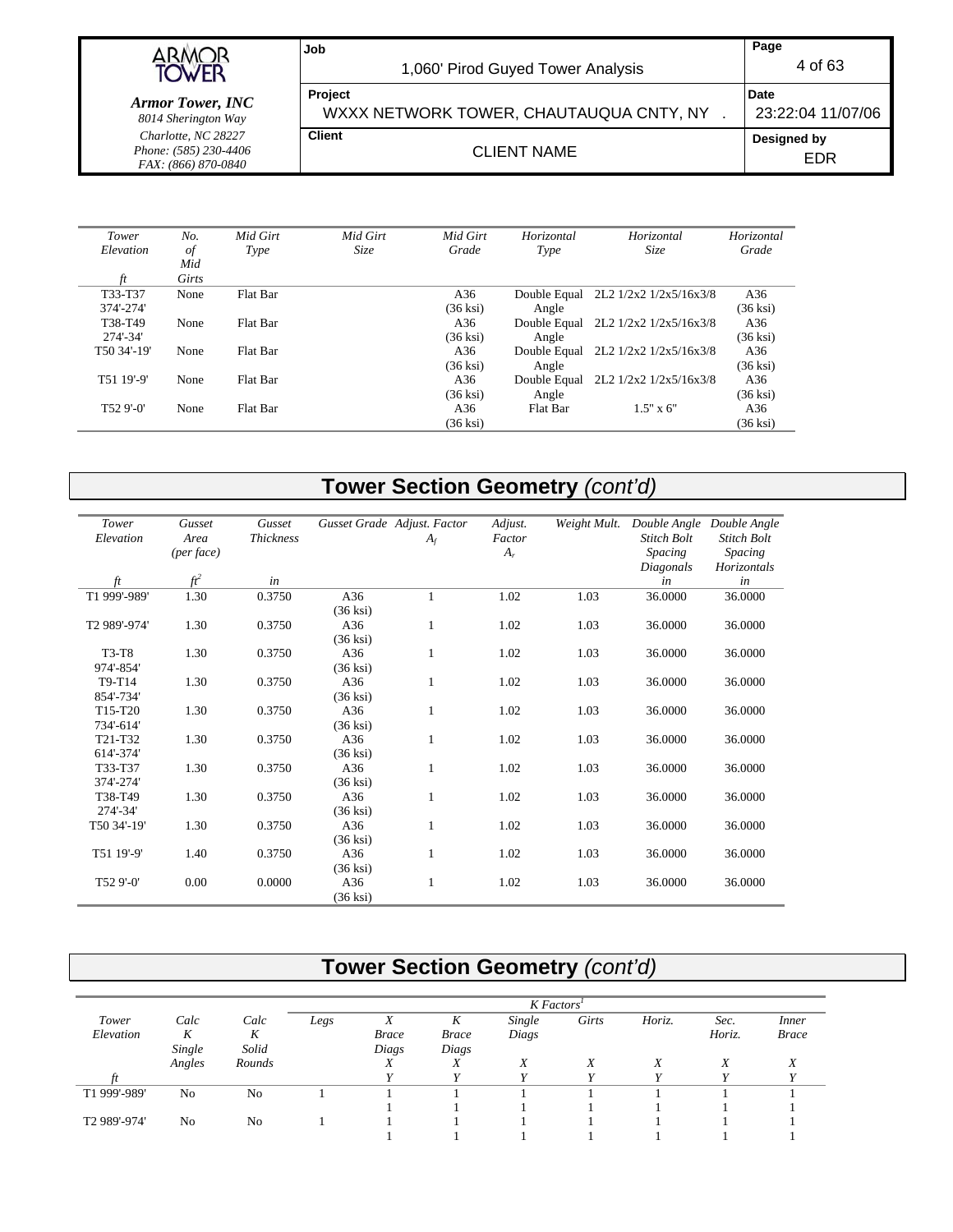| Tower Elevation ft | No. of Mid Girts | Mid Girt Type | Mid Girt Size | Mid Girt Grade | Horizontal Type | Horizontal Size | Horizontal Grade |
|---|---|---|---|---|---|---|---|
| T33-T37 374'-274' | None | Flat Bar | | A36 (36 ksi) | Double Equal Angle | 2L2 1/2x2 1/2x5/16x3/8 | A36 (36 ksi) |
| T38-T49 274'-34' | None | Flat Bar | | A36 (36 ksi) | Double Equal Angle | 2L2 1/2x2 1/2x5/16x3/8 | A36 (36 ksi) |
| T50 34'-19' | None | Flat Bar | | A36 (36 ksi) | Double Equal Angle | 2L2 1/2x2 1/2x5/16x3/8 | A36 (36 ksi) |
| T51 19'-9' | None | Flat Bar | | A36 (36 ksi) | Double Equal Angle | 2L2 1/2x2 1/2x5/16x3/8 | A36 (36 ksi) |
| T52 9'-0' | None | Flat Bar | | A36 (36 ksi) | Flat Bar | 1.5" x 6" | A36 (36 ksi) |

## Tower Section Geometry *(cont'd)*

| Tower Elevation ft | Gusset Area (per face) $ft^2$ | Gusset Thickness in | Gusset Grade | Adjust. Factor $A_f$ | Adjust. Factor $A_r$ | Weight Mult. | Double Angle Stitch Bolt Spacing Diagonals in | Double Angle Stitch Bolt Spacing Horizontals in |
|---|---|---|---|---|---|---|---|---|
| T1 999'-989' | 1.30 | 0.3750 | A36 (36 ksi) | 1 | 1.02 | 1.03 | 36.0000 | 36.0000 |
| T2 989'-974' | 1.30 | 0.3750 | A36 (36 ksi) | 1 | 1.02 | 1.03 | 36.0000 | 36.0000 |
| T3-T8 974'-854' | 1.30 | 0.3750 | A36 (36 ksi) | 1 | 1.02 | 1.03 | 36.0000 | 36.0000 |
| T9-T14 854'-734' | 1.30 | 0.3750 | A36 (36 ksi) | 1 | 1.02 | 1.03 | 36.0000 | 36.0000 |
| T15-T20 734'-614' | 1.30 | 0.3750 | A36 (36 ksi) | 1 | 1.02 | 1.03 | 36.0000 | 36.0000 |
| T21-T32 614'-374' | 1.30 | 0.3750 | A36 (36 ksi) | 1 | 1.02 | 1.03 | 36.0000 | 36.0000 |
| T33-T37 374'-274' | 1.30 | 0.3750 | A36 (36 ksi) | 1 | 1.02 | 1.03 | 36.0000 | 36.0000 |
| T38-T49 274'-34' | 1.30 | 0.3750 | A36 (36 ksi) | 1 | 1.02 | 1.03 | 36.0000 | 36.0000 |
| T50 34'-19' | 1.30 | 0.3750 | A36 (36 ksi) | 1 | 1.02 | 1.03 | 36.0000 | 36.0000 |
| T51 19'-9' | 1.40 | 0.3750 | A36 (36 ksi) | 1 | 1.02 | 1.03 | 36.0000 | 36.0000 |
| T52 9'-0' | 0.00 | 0.0000 | A36 (36 ksi) | 1 | 1.02 | 1.03 | 36.0000 | 36.0000 |

## Tower Section Geometry *(cont'd)*

| Tower Elevation | Calc K Single Angles | Calc K Solid Rounds | K Factors[1] Legs | X Brace Diags X Y | K Brace Diags X Y | Single Diags X Y | Girts X Y | Horiz. X Y | Sec. Horiz. X Y | Inner Brace X Y |
|---|---|---|---|---|---|---|---|---|---|---|
| ft | | | | | | | | | | |
| T1 999'-989' | No | No | 1 | 1 | 1 | 1 | 1 | 1 | 1 | 1 |
| | | | | 1 | 1 | 1 | 1 | 1 | 1 | 1 |
| T2 989'-974' | No | No | 1 | 1 | 1 | 1 | 1 | 1 | 1 | 1 |
| | | | | 1 | 1 | 1 | 1 | 1 | 1 | 1 |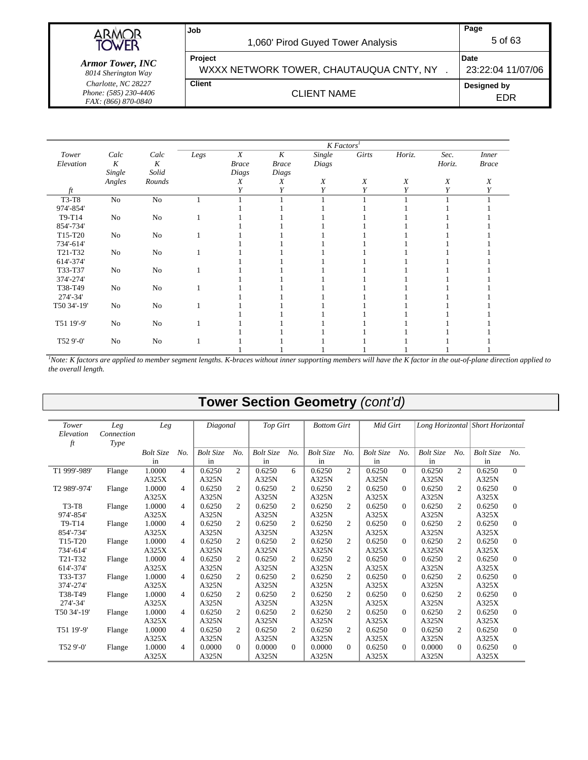| Tower Elevation ft | Calc K Single Angles | Calc K Solid Rounds | K Factors[1] | | | | | | | |
|---|---|---|---|---|---|---|---|---|---|---|
| | | | Legs | X Brace Diags X Y | K Brace Diags X Y | Single Diags X Y | Girts X Y | Horiz. X Y | Sec. Horiz. X Y | Inner Brace X Y |
| T3-T8 974'-854' | No | No | 1 | 1<br>1 | 1<br>1 | 1<br>1 | 1<br>1 | 1<br>1 | 1<br>1 | 1<br>1 |
| T9-T14 854'-734' | No | No | 1 | 1<br>1 | 1<br>1 | 1<br>1 | 1<br>1 | 1<br>1 | 1<br>1 | 1<br>1 |
| T15-T20 734'-614' | No | No | 1 | 1<br>1 | 1<br>1 | 1<br>1 | 1<br>1 | 1<br>1 | 1<br>1 | 1<br>1 |
| T21-T32 614'-374' | No | No | 1 | 1<br>1 | 1<br>1 | 1<br>1 | 1<br>1 | 1<br>1 | 1<br>1 | 1<br>1 |
| T33-T37 374'-274' | No | No | 1 | 1<br>1 | 1<br>1 | 1<br>1 | 1<br>1 | 1<br>1 | 1<br>1 | 1<br>1 |
| T38-T49 274'-34' | No | No | 1 | 1<br>1 | 1<br>1 | 1<br>1 | 1<br>1 | 1<br>1 | 1<br>1 | 1<br>1 |
| T50 34'-19' | No | No | 1 | 1<br>1 | 1<br>1 | 1<br>1 | 1<br>1 | 1<br>1 | 1<br>1 | 1<br>1 |
| T51 19'-9' | No | No | 1 | 1<br>1 | 1<br>1 | 1<br>1 | 1<br>1 | 1<br>1 | 1<br>1 | 1<br>1 |
| T52 9'-0' | No | No | 1 | 1<br>1 | 1<br>1 | 1<br>1 | 1<br>1 | 1<br>1 | 1<br>1 | 1<br>1 |

*[1]Note: K factors are applied to member segment lengths. K-braces without inner supporting members will have the K factor in the out-of-plane direction applied to the overall length.*

## Tower Section Geometry *(cont'd)*

| Tower Elevation ft | Leg Connection Type | Leg | | Diagonal | | Top Girt | | Bottom Girt | | Mid Girt | | Long Horizontal | | Short Horizontal | |
|---|---|---|---|---|---|---|---|---|---|---|---|---|---|---|---|
| | | Bolt Size in | No. | Bolt Size in | No. | Bolt Size in | No. | Bolt Size in | No. | Bolt Size in | No. | Bolt Size in | No. | Bolt Size in | No. |
| T1 999'-989' | Flange | 1.0000 A325X | 4 | 0.6250 A325N | 2 | 0.6250 A325N | 6 | 0.6250 A325N | 2 | 0.6250 A325N | 0 | 0.6250 A325N | 2 | 0.6250 A325N | 0 |
| T2 989'-974' | Flange | 1.0000 A325X | 4 | 0.6250 A325N | 2 | 0.6250 A325N | 2 | 0.6250 A325N | 2 | 0.6250 A325X | 0 | 0.6250 A325N | 2 | 0.6250 A325X | 0 |
| T3-T8 974'-854' | Flange | 1.0000 A325X | 4 | 0.6250 A325N | 2 | 0.6250 A325N | 2 | 0.6250 A325N | 2 | 0.6250 A325X | 0 | 0.6250 A325N | 2 | 0.6250 A325X | 0 |
| T9-T14 854'-734' | Flange | 1.0000 A325X | 4 | 0.6250 A325N | 2 | 0.6250 A325N | 2 | 0.6250 A325N | 2 | 0.6250 A325X | 0 | 0.6250 A325N | 2 | 0.6250 A325X | 0 |
| T15-T20 734'-614' | Flange | 1.0000 A325X | 4 | 0.6250 A325N | 2 | 0.6250 A325N | 2 | 0.6250 A325N | 2 | 0.6250 A325X | 0 | 0.6250 A325N | 2 | 0.6250 A325X | 0 |
| T21-T32 614'-374' | Flange | 1.0000 A325X | 4 | 0.6250 A325N | 2 | 0.6250 A325N | 2 | 0.6250 A325N | 2 | 0.6250 A325X | 0 | 0.6250 A325N | 2 | 0.6250 A325X | 0 |
| T33-T37 374'-274' | Flange | 1.0000 A325X | 4 | 0.6250 A325N | 2 | 0.6250 A325N | 2 | 0.6250 A325N | 2 | 0.6250 A325X | 0 | 0.6250 A325N | 2 | 0.6250 A325X | 0 |
| T38-T49 274'-34' | Flange | 1.0000 A325X | 4 | 0.6250 A325N | 2 | 0.6250 A325N | 2 | 0.6250 A325N | 2 | 0.6250 A325X | 0 | 0.6250 A325N | 2 | 0.6250 A325X | 0 |
| T50 34'-19' | Flange | 1.0000 A325X | 4 | 0.6250 A325N | 2 | 0.6250 A325N | 2 | 0.6250 A325N | 2 | 0.6250 A325X | 0 | 0.6250 A325N | 2 | 0.6250 A325X | 0 |
| T51 19'-9' | Flange | 1.0000 A325X | 4 | 0.6250 A325N | 2 | 0.6250 A325N | 2 | 0.6250 A325N | 2 | 0.6250 A325X | 0 | 0.6250 A325N | 2 | 0.6250 A325X | 0 |
| T52 9'-0' | Flange | 1.0000 A325X | 4 | 0.0000 A325N | 0 | 0.0000 A325N | 0 | 0.0000 A325N | 0 | 0.6250 A325X | 0 | 0.0000 A325N | 0 | 0.6250 A325X | 0 |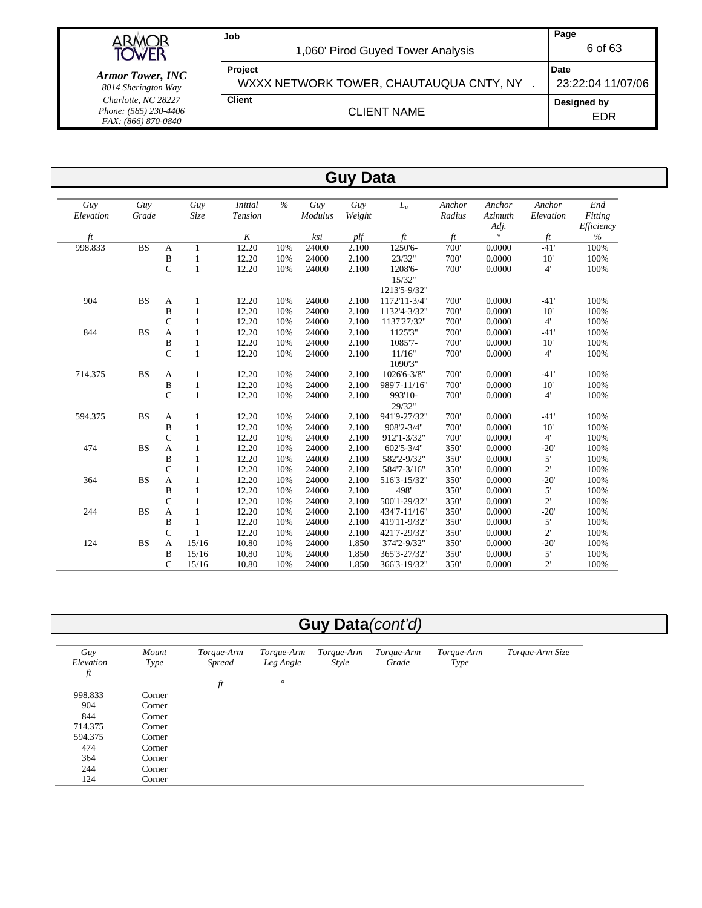## Guy Data

| Guy Elevation *ft* | Guy Grade | | Guy Size | Initial Tension *K* | % | Guy Modulus *ksi* | Guy Weight *plf* | $L_u$ *ft* | Anchor Radius *ft* | Anchor Azimuth Adj. *°* | Anchor Elevation *ft* | End Fitting Efficiency *%* |
|---|---|---|---|---|---|---|---|---|---|---|---|---|
| 998.833 | BS | A | 1 | 12.20 | 10% | 24000 | 2.100 | 1250'6-23/32" | 700' | 0.0000 | -41' | 100% |
| | | B | 1 | 12.20 | 10% | 24000 | 2.100 | 1208'6-15/32" | 700' | 0.0000 | 10' | 100% |
| | | C | 1 | 12.20 | 10% | 24000 | 2.100 | 1213'5-9/32" | 700' | 0.0000 | 4' | 100% |
| 904 | BS | A | 1 | 12.20 | 10% | 24000 | 2.100 | 1172'11-3/4" | 700' | 0.0000 | -41' | 100% |
| | | B | 1 | 12.20 | 10% | 24000 | 2.100 | 1132'4-3/32" | 700' | 0.0000 | 10' | 100% |
| | | C | 1 | 12.20 | 10% | 24000 | 2.100 | 1137'27/32" | 700' | 0.0000 | 4' | 100% |
| 844 | BS | A | 1 | 12.20 | 10% | 24000 | 2.100 | 1125'3" | 700' | 0.0000 | -41' | 100% |
| | | B | 1 | 12.20 | 10% | 24000 | 2.100 | 1085'7-11/16" | 700' | 0.0000 | 10' | 100% |
| | | C | 1 | 12.20 | 10% | 24000 | 2.100 | 1090'3" | 700' | 0.0000 | 4' | 100% |
| 714.375 | BS | A | 1 | 12.20 | 10% | 24000 | 2.100 | 1026'6-3/8" | 700' | 0.0000 | -41' | 100% |
| | | B | 1 | 12.20 | 10% | 24000 | 2.100 | 989'7-11/16" | 700' | 0.0000 | 10' | 100% |
| | | C | 1 | 12.20 | 10% | 24000 | 2.100 | 993'10-29/32" | 700' | 0.0000 | 4' | 100% |
| 594.375 | BS | A | 1 | 12.20 | 10% | 24000 | 2.100 | 941'9-27/32" | 700' | 0.0000 | -41' | 100% |
| | | B | 1 | 12.20 | 10% | 24000 | 2.100 | 908'2-3/4" | 700' | 0.0000 | 10' | 100% |
| | | C | 1 | 12.20 | 10% | 24000 | 2.100 | 912'1-3/32" | 700' | 0.0000 | 4' | 100% |
| 474 | BS | A | 1 | 12.20 | 10% | 24000 | 2.100 | 602'5-3/4" | 350' | 0.0000 | -20' | 100% |
| | | B | 1 | 12.20 | 10% | 24000 | 2.100 | 582'2-9/32" | 350' | 0.0000 | 5' | 100% |
| | | C | 1 | 12.20 | 10% | 24000 | 2.100 | 584'7-3/16" | 350' | 0.0000 | 2' | 100% |
| 364 | BS | A | 1 | 12.20 | 10% | 24000 | 2.100 | 516'3-15/32" | 350' | 0.0000 | -20' | 100% |
| | | B | 1 | 12.20 | 10% | 24000 | 2.100 | 498' | 350' | 0.0000 | 5' | 100% |
| | | C | 1 | 12.20 | 10% | 24000 | 2.100 | 500'1-29/32" | 350' | 0.0000 | 2' | 100% |
| 244 | BS | A | 1 | 12.20 | 10% | 24000 | 2.100 | 434'7-11/16" | 350' | 0.0000 | -20' | 100% |
| | | B | 1 | 12.20 | 10% | 24000 | 2.100 | 419'11-9/32" | 350' | 0.0000 | 5' | 100% |
| | | C | 1 | 12.20 | 10% | 24000 | 2.100 | 421'7-29/32" | 350' | 0.0000 | 2' | 100% |
| 124 | BS | A | 15/16 | 10.80 | 10% | 24000 | 1.850 | 374'2-9/32" | 350' | 0.0000 | -20' | 100% |
| | | B | 15/16 | 10.80 | 10% | 24000 | 1.850 | 365'3-27/32" | 350' | 0.0000 | 5' | 100% |
| | | C | 15/16 | 10.80 | 10% | 24000 | 1.850 | 366'3-19/32" | 350' | 0.0000 | 2' | 100% |

## Guy Data*(cont'd)*

| Guy Elevation *ft* | Mount Type | Torque-Arm Spread *ft* | Torque-Arm Leg Angle *°* | Torque-Arm Style | Torque-Arm Grade | Torque-Arm Type | Torque-Arm Size |
|---|---|---|---|---|---|---|---|
| 998.833 | Corner | | | | | | |
| 904 | Corner | | | | | | |
| 844 | Corner | | | | | | |
| 714.375 | Corner | | | | | | |
| 594.375 | Corner | | | | | | |
| 474 | Corner | | | | | | |
| 364 | Corner | | | | | | |
| 244 | Corner | | | | | | |
| 124 | Corner | | | | | | |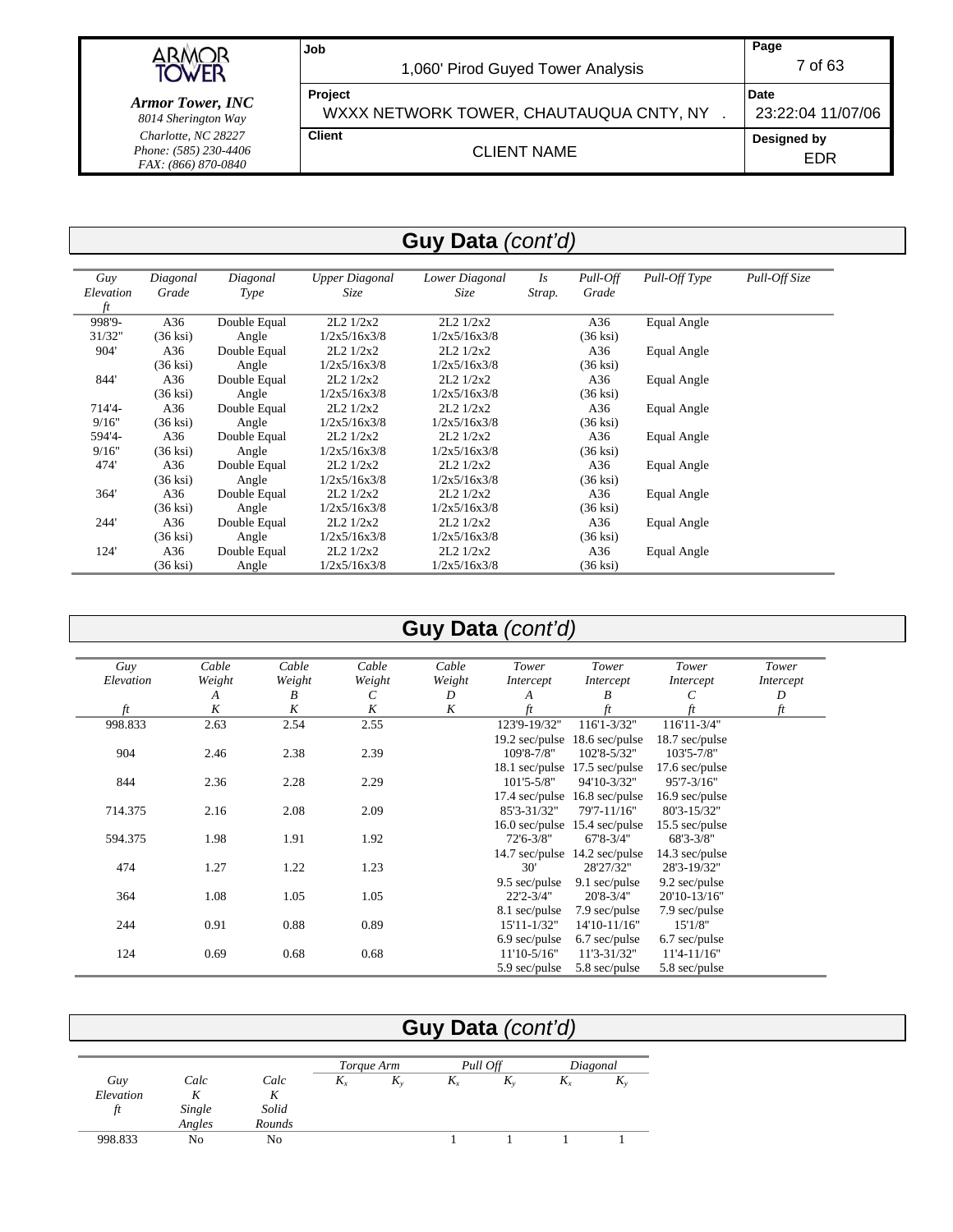## Guy Data *(cont'd)*

| Guy Elevation ft | Diagonal Grade | Diagonal Type | Upper Diagonal Size | Lower Diagonal Size | Is Strap. | Pull-Off Grade | Pull-Off Type | Pull-Off Size |
|---|---|---|---|---|---|---|---|---|
| 998'9-31/32" | A36 (36 ksi) | Double Equal Angle | 2L2 1/2x2 1/2x5/16x3/8 | 2L2 1/2x2 1/2x5/16x3/8 | | A36 (36 ksi) | Equal Angle | |
| 904' | A36 (36 ksi) | Double Equal Angle | 2L2 1/2x2 1/2x5/16x3/8 | 2L2 1/2x2 1/2x5/16x3/8 | | A36 (36 ksi) | Equal Angle | |
| 844' | A36 (36 ksi) | Double Equal Angle | 2L2 1/2x2 1/2x5/16x3/8 | 2L2 1/2x2 1/2x5/16x3/8 | | A36 (36 ksi) | Equal Angle | |
| 714'4-9/16" | A36 (36 ksi) | Double Equal Angle | 2L2 1/2x2 1/2x5/16x3/8 | 2L2 1/2x2 1/2x5/16x3/8 | | A36 (36 ksi) | Equal Angle | |
| 594'4-9/16" | A36 (36 ksi) | Double Equal Angle | 2L2 1/2x2 1/2x5/16x3/8 | 2L2 1/2x2 1/2x5/16x3/8 | | A36 (36 ksi) | Equal Angle | |
| 474' | A36 (36 ksi) | Double Equal Angle | 2L2 1/2x2 1/2x5/16x3/8 | 2L2 1/2x2 1/2x5/16x3/8 | | A36 (36 ksi) | Equal Angle | |
| 364' | A36 (36 ksi) | Double Equal Angle | 2L2 1/2x2 1/2x5/16x3/8 | 2L2 1/2x2 1/2x5/16x3/8 | | A36 (36 ksi) | Equal Angle | |
| 244' | A36 (36 ksi) | Double Equal Angle | 2L2 1/2x2 1/2x5/16x3/8 | 2L2 1/2x2 1/2x5/16x3/8 | | A36 (36 ksi) | Equal Angle | |
| 124' | A36 (36 ksi) | Double Equal Angle | 2L2 1/2x2 1/2x5/16x3/8 | 2L2 1/2x2 1/2x5/16x3/8 | | A36 (36 ksi) | Equal Angle | |

## Guy Data *(cont'd)*

| Guy Elevation ft | Cable Weight A K | Cable Weight B K | Cable Weight C K | Cable Weight D K | Tower Intercept A ft | Tower Intercept B ft | Tower Intercept C ft | Tower Intercept D ft |
|---|---|---|---|---|---|---|---|---|
| 998.833 | 2.63 | 2.54 | 2.55 | | 123'9-19/32" 19.2 sec/pulse | 116'1-3/32" 18.6 sec/pulse | 116'11-3/4" 18.7 sec/pulse | |
| 904 | 2.46 | 2.38 | 2.39 | | 109'8-7/8" 18.1 sec/pulse | 102'8-5/32" 17.5 sec/pulse | 103'5-7/8" 17.6 sec/pulse | |
| 844 | 2.36 | 2.28 | 2.29 | | 101'5-5/8" 17.4 sec/pulse | 94'10-3/32" 16.8 sec/pulse | 95'7-3/16" 16.9 sec/pulse | |
| 714.375 | 2.16 | 2.08 | 2.09 | | 85'3-31/32" 16.0 sec/pulse | 79'7-11/16" 15.4 sec/pulse | 80'3-15/32" 15.5 sec/pulse | |
| 594.375 | 1.98 | 1.91 | 1.92 | | 72'6-3/8" 14.7 sec/pulse | 67'8-3/4" 14.2 sec/pulse | 68'3-3/8" 14.3 sec/pulse | |
| 474 | 1.27 | 1.22 | 1.23 | | 30' 9.5 sec/pulse | 28'27/32" 9.1 sec/pulse | 28'3-19/32" 9.2 sec/pulse | |
| 364 | 1.08 | 1.05 | 1.05 | | 22'2-3/4" 8.1 sec/pulse | 20'8-3/4" 7.9 sec/pulse | 20'10-13/16" 7.9 sec/pulse | |
| 244 | 0.91 | 0.88 | 0.89 | | 15'11-1/32" 6.9 sec/pulse | 14'10-11/16" 6.7 sec/pulse | 15'1/8" 6.7 sec/pulse | |
| 124 | 0.69 | 0.68 | 0.68 | | 11'10-5/16" 5.9 sec/pulse | 11'3-31/32" 5.8 sec/pulse | 11'4-11/16" 5.8 sec/pulse | |

## Guy Data *(cont'd)*

| Guy Elevation ft | Calc K Single Angles | Calc K Solid Rounds | Torque Arm $K_x$ | Torque Arm $K_y$ | Pull Off $K_x$ | Pull Off $K_y$ | Diagonal $K_x$ | Diagonal $K_y$ |
|---|---|---|---|---|---|---|---|---|
| 998.833 | No | No | | | 1 | 1 | 1 | 1 |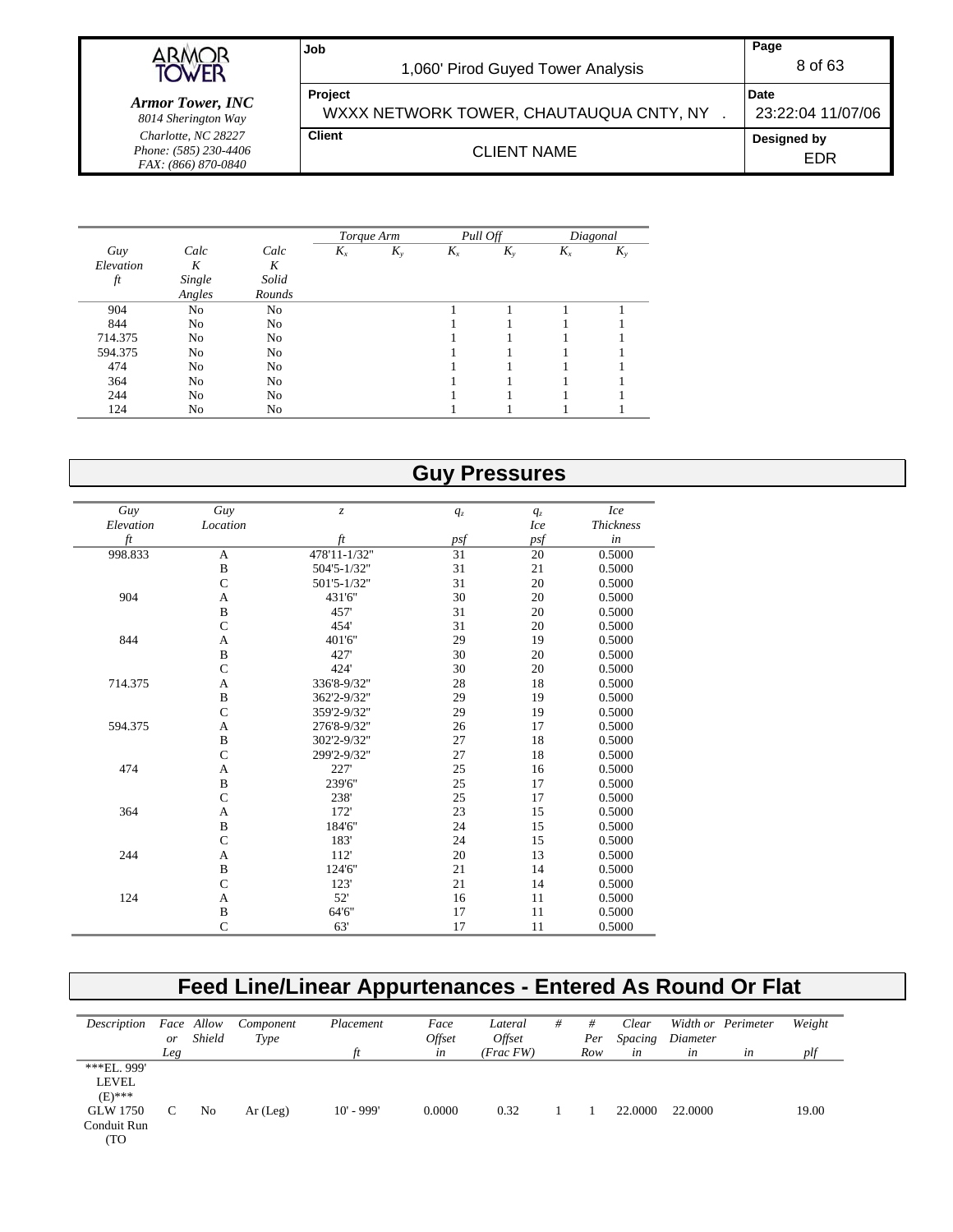| Guy Elevation ft | Calc K Single Angles | Calc K Solid Rounds | Torque Arm $K_x$ | Torque Arm $K_y$ | Pull Off $K_x$ | Pull Off $K_y$ | Diagonal $K_x$ | Diagonal $K_y$ |
|---|---|---|---|---|---|---|---|---|
| 904 | No | No | | | 1 | 1 | 1 | 1 |
| 844 | No | No | | | 1 | 1 | 1 | 1 |
| 714.375 | No | No | | | 1 | 1 | 1 | 1 |
| 594.375 | No | No | | | 1 | 1 | 1 | 1 |
| 474 | No | No | | | 1 | 1 | 1 | 1 |
| 364 | No | No | | | 1 | 1 | 1 | 1 |
| 244 | No | No | | | 1 | 1 | 1 | 1 |
| 124 | No | No | | | 1 | 1 | 1 | 1 |

## Guy Pressures

| Guy Elevation ft | Guy Location | z ft | $q_z$ psf | $q_z$ Ice psf | Ice Thickness in |
|---|---|---|---|---|---|
| 998.833 | A | 478'11-1/32" | 31 | 20 | 0.5000 |
| | B | 504'5-1/32" | 31 | 21 | 0.5000 |
| | C | 501'5-1/32" | 31 | 20 | 0.5000 |
| 904 | A | 431'6" | 30 | 20 | 0.5000 |
| | B | 457' | 31 | 20 | 0.5000 |
| | C | 454' | 31 | 20 | 0.5000 |
| 844 | A | 401'6" | 29 | 19 | 0.5000 |
| | B | 427' | 30 | 20 | 0.5000 |
| | C | 424' | 30 | 20 | 0.5000 |
| 714.375 | A | 336'8-9/32" | 28 | 18 | 0.5000 |
| | B | 362'2-9/32" | 29 | 19 | 0.5000 |
| | C | 359'2-9/32" | 29 | 19 | 0.5000 |
| 594.375 | A | 276'8-9/32" | 26 | 17 | 0.5000 |
| | B | 302'2-9/32" | 27 | 18 | 0.5000 |
| | C | 299'2-9/32" | 27 | 18 | 0.5000 |
| 474 | A | 227' | 25 | 16 | 0.5000 |
| | B | 239'6" | 25 | 17 | 0.5000 |
| | C | 238' | 25 | 17 | 0.5000 |
| 364 | A | 172' | 23 | 15 | 0.5000 |
| | B | 184'6" | 24 | 15 | 0.5000 |
| | C | 183' | 24 | 15 | 0.5000 |
| 244 | A | 112' | 20 | 13 | 0.5000 |
| | B | 124'6" | 21 | 14 | 0.5000 |
| | C | 123' | 21 | 14 | 0.5000 |
| 124 | A | 52' | 16 | 11 | 0.5000 |
| | B | 64'6" | 17 | 11 | 0.5000 |
| | C | 63' | 17 | 11 | 0.5000 |

## Feed Line/Linear Appurtenances - Entered As Round Or Flat

| Description | Face or Leg | Allow Shield | Component Type | Placement ft | Face Offset in | Lateral Offset (Frac FW) | # | # Per Row | Clear Spacing in | Width or Diameter in | Perimeter in | Weight plf |
|---|---|---|---|---|---|---|---|---|---|---|---|---|
| ***EL. 999' LEVEL (E)*** | | | | | | | | | | | | |
| GLW 1750 Conduit Run (TO | C | No | Ar (Leg) | 10' - 999' | 0.0000 | 0.32 | 1 | 1 | 22.0000 | 22.0000 | | 19.00 |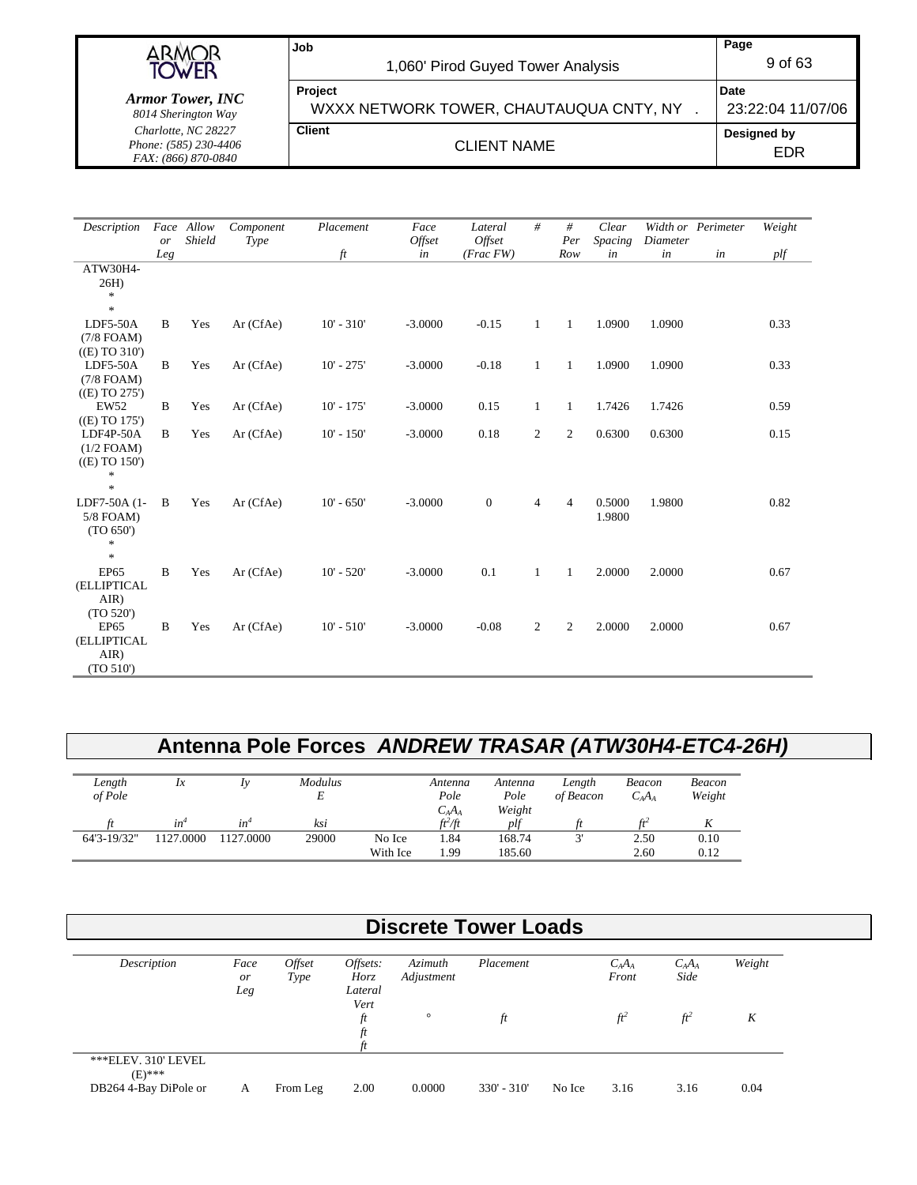| Description | Face or Leg | Allow Shield | Component Type | Placement | Face Offset | Lateral Offset | # | # Per Row | Clear Spacing | Width or Diameter | Perimeter | Weight |
|---|---|---|---|---|---|---|---|---|---|---|---|---|
| | | | | ft | in | (Frac FW) | | | in | in | in | plf |
| ATW30H4-26H) * * | | | | | | | | | | | | |
| LDF5-50A (7/8 FOAM) ((E) TO 310') | B | Yes | Ar (CfAe) | 10' - 310' | -3.0000 | -0.15 | 1 | 1 | 1.0900 | 1.0900 | | 0.33 |
| LDF5-50A (7/8 FOAM) ((E) TO 275') | B | Yes | Ar (CfAe) | 10' - 275' | -3.0000 | -0.18 | 1 | 1 | 1.0900 | 1.0900 | | 0.33 |
| EW52 ((E) TO 175') | B | Yes | Ar (CfAe) | 10' - 175' | -3.0000 | 0.15 | 1 | 1 | 1.7426 | 1.7426 | | 0.59 |
| LDF4P-50A (1/2 FOAM) ((E) TO 150') * * | B | Yes | Ar (CfAe) | 10' - 150' | -3.0000 | 0.18 | 2 | 2 | 0.6300 | 0.6300 | | 0.15 |
| LDF7-50A (1-5/8 FOAM) (TO 650') * * | B | Yes | Ar (CfAe) | 10' - 650' | -3.0000 | 0 | 4 | 4 | 0.5000 1.9800 | 1.9800 | | 0.82 |
| EP65 (ELLIPTICAL AIR) (TO 520') | B | Yes | Ar (CfAe) | 10' - 520' | -3.0000 | 0.1 | 1 | 1 | 2.0000 | 2.0000 | | 0.67 |
| EP65 (ELLIPTICAL AIR) (TO 510') | B | Yes | Ar (CfAe) | 10' - 510' | -3.0000 | -0.08 | 2 | 2 | 2.0000 | 2.0000 | | 0.67 |

## Antenna Pole Forces *ANDREW TRASAR (ATW30H4-ETC4-26H)*

| Length of Pole | Ix | Iy | Modulus E | | Antenna Pole $C_AA_A$ | Antenna Pole Weight | Length of Beacon | Beacon $C_AA_A$ | Beacon Weight |
|---|---|---|---|---|---|---|---|---|---|
| ft | $in^4$ | $in^4$ | ksi | | $ft^2/ft$ | plf | ft | $ft^2$ | K |
| 64'3-19/32" | 1127.0000 | 1127.0000 | 29000 | No Ice | 1.84 | 168.74 | 3' | 2.50 | 0.10 |
| | | | | With Ice | 1.99 | 185.60 | | 2.60 | 0.12 |

## Discrete Tower Loads

| Description | Face or Leg | Offset Type | Offsets: Horz Lateral Vert | Azimuth Adjustment | Placement | | $C_AA_A$ Front | $C_AA_A$ Side | Weight |
|---|---|---|---|---|---|---|---|---|---|
| | | | ft ft ft | ° | ft | | $ft^2$ | $ft^2$ | K |
| ***ELEV. 310' LEVEL (E)*** | | | | | | | | | |
| DB264 4-Bay DiPole or | A | From Leg | 2.00 | 0.0000 | 330' - 310' | No Ice | 3.16 | 3.16 | 0.04 |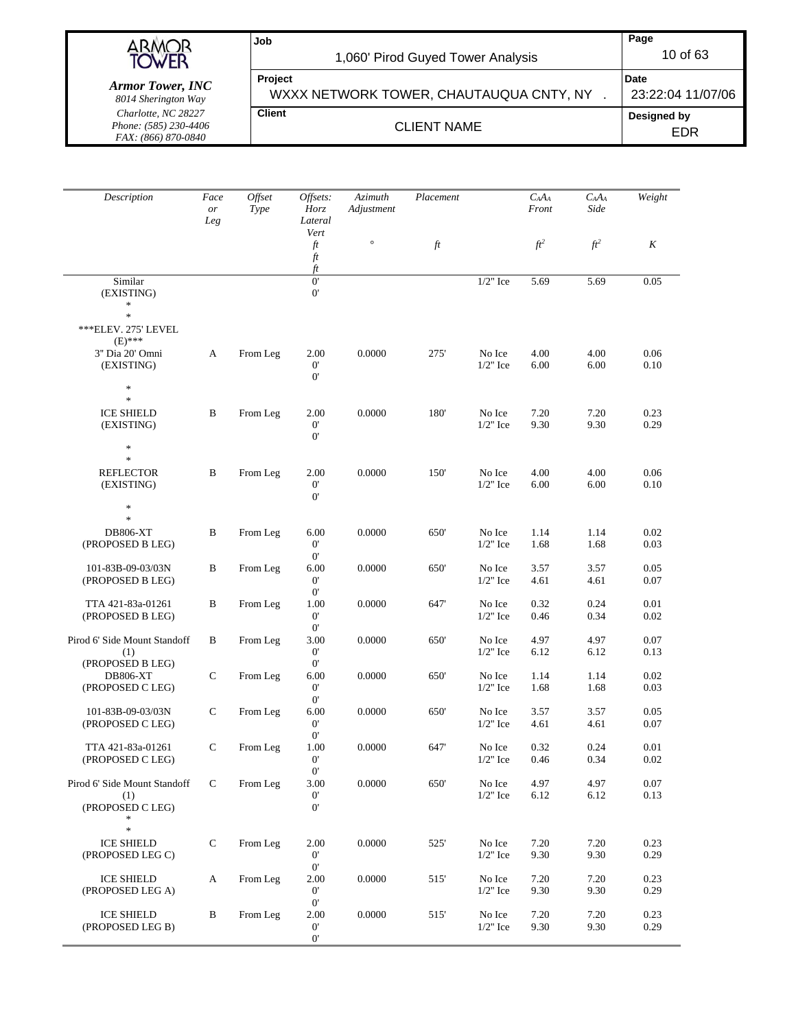| Description | Face or Leg | Offset Type | Offsets: Horz Lateral Vert | Azimuth Adjustment | Placement | | $C_AA_A$ Front | $C_AA_A$ Side | Weight |
|---|---|---|---|---|---|---|---|---|---|
| | | | ft ft ft | ° | ft | | $ft^2$ | $ft^2$ | K |
| Similar (EXISTING) * * | | | 0' 0' | | | 1/2" Ice | 5.69 | 5.69 | 0.05 |
| ***ELEV. 275' LEVEL (E)*** | | | | | | | | | |
| 3" Dia 20' Omni (EXISTING) * * | A | From Leg | 2.00 0' 0' | 0.0000 | 275' | No Ice 1/2" Ice | 4.00 6.00 | 4.00 6.00 | 0.06 0.10 |
| ICE SHIELD (EXISTING) * * | B | From Leg | 2.00 0' 0' | 0.0000 | 180' | No Ice 1/2" Ice | 7.20 9.30 | 7.20 9.30 | 0.23 0.29 |
| REFLECTOR (EXISTING) * * | B | From Leg | 2.00 0' 0' | 0.0000 | 150' | No Ice 1/2" Ice | 4.00 6.00 | 4.00 6.00 | 0.06 0.10 |
| DB806-XT (PROPOSED B LEG) | B | From Leg | 6.00 0' 0' | 0.0000 | 650' | No Ice 1/2" Ice | 1.14 1.68 | 1.14 1.68 | 0.02 0.03 |
| 101-83B-09-03/03N (PROPOSED B LEG) | B | From Leg | 6.00 0' 0' | 0.0000 | 650' | No Ice 1/2" Ice | 3.57 4.61 | 3.57 4.61 | 0.05 0.07 |
| TTA 421-83a-01261 (PROPOSED B LEG) | B | From Leg | 1.00 0' 0' | 0.0000 | 647' | No Ice 1/2" Ice | 0.32 0.46 | 0.24 0.34 | 0.01 0.02 |
| Pirod 6' Side Mount Standoff (1) (PROPOSED B LEG) | B | From Leg | 3.00 0' 0' | 0.0000 | 650' | No Ice 1/2" Ice | 4.97 6.12 | 4.97 6.12 | 0.07 0.13 |
| DB806-XT (PROPOSED C LEG) | C | From Leg | 6.00 0' 0' | 0.0000 | 650' | No Ice 1/2" Ice | 1.14 1.68 | 1.14 1.68 | 0.02 0.03 |
| 101-83B-09-03/03N (PROPOSED C LEG) | C | From Leg | 6.00 0' 0' | 0.0000 | 650' | No Ice 1/2" Ice | 3.57 4.61 | 3.57 4.61 | 0.05 0.07 |
| TTA 421-83a-01261 (PROPOSED C LEG) | C | From Leg | 1.00 0' 0' | 0.0000 | 647' | No Ice 1/2" Ice | 0.32 0.46 | 0.24 0.34 | 0.01 0.02 |
| Pirod 6' Side Mount Standoff (1) (PROPOSED C LEG) * * | C | From Leg | 3.00 0' 0' | 0.0000 | 650' | No Ice 1/2" Ice | 4.97 6.12 | 4.97 6.12 | 0.07 0.13 |
| ICE SHIELD (PROPOSED LEG C) | C | From Leg | 2.00 0' 0' | 0.0000 | 525' | No Ice 1/2" Ice | 7.20 9.30 | 7.20 9.30 | 0.23 0.29 |
| ICE SHIELD (PROPOSED LEG A) | A | From Leg | 2.00 0' 0' | 0.0000 | 515' | No Ice 1/2" Ice | 7.20 9.30 | 7.20 9.30 | 0.23 0.29 |
| ICE SHIELD (PROPOSED LEG B) | B | From Leg | 2.00 0' 0' | 0.0000 | 515' | No Ice 1/2" Ice | 7.20 9.30 | 7.20 9.30 | 0.23 0.29 |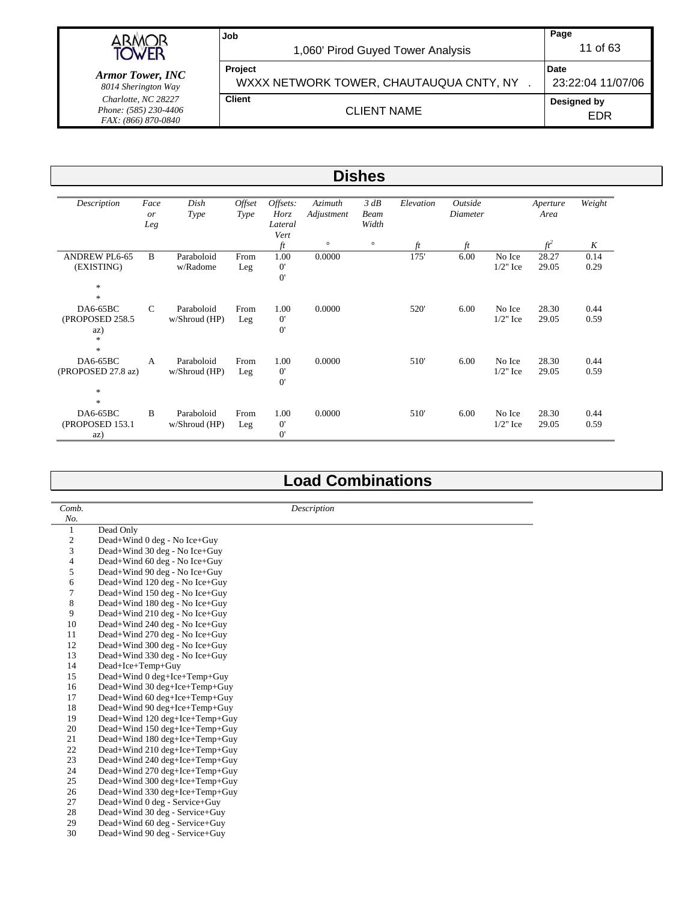## Dishes

| Description | Face or Leg | Dish Type | Offset Type | Offsets: Horz Lateral Vert | Azimuth Adjustment | 3 dB Beam Width | Elevation | Outside Diameter | | Aperture Area | Weight |
|---|---|---|---|---|---|---|---|---|---|---|---|
| | | | | ft | ° | ° | ft | ft | | $ft^2$ | K |
| ANDREW PL6-65 (EXISTING) * * | B | Paraboloid w/Radome | From Leg | 1.00 0' 0' | 0.0000 | | 175' | 6.00 | No Ice 1/2" Ice | 28.27 29.05 | 0.14 0.29 |
| DA6-65BC (PROPOSED 258.5 az) * * | C | Paraboloid w/Shroud (HP) | From Leg | 1.00 0' 0' | 0.0000 | | 520' | 6.00 | No Ice 1/2" Ice | 28.30 29.05 | 0.44 0.59 |
| DA6-65BC (PROPOSED 27.8 az) * * | A | Paraboloid w/Shroud (HP) | From Leg | 1.00 0' 0' | 0.0000 | | 510' | 6.00 | No Ice 1/2" Ice | 28.30 29.05 | 0.44 0.59 |
| DA6-65BC (PROPOSED 153.1 az) | B | Paraboloid w/Shroud (HP) | From Leg | 1.00 0' 0' | 0.0000 | | 510' | 6.00 | No Ice 1/2" Ice | 28.30 29.05 | 0.44 0.59 |

## Load Combinations

| Comb. No. | Description |
|---|---|
| 1 | Dead Only |
| 2 | Dead+Wind 0 deg - No Ice+Guy |
| 3 | Dead+Wind 30 deg - No Ice+Guy |
| 4 | Dead+Wind 60 deg - No Ice+Guy |
| 5 | Dead+Wind 90 deg - No Ice+Guy |
| 6 | Dead+Wind 120 deg - No Ice+Guy |
| 7 | Dead+Wind 150 deg - No Ice+Guy |
| 8 | Dead+Wind 180 deg - No Ice+Guy |
| 9 | Dead+Wind 210 deg - No Ice+Guy |
| 10 | Dead+Wind 240 deg - No Ice+Guy |
| 11 | Dead+Wind 270 deg - No Ice+Guy |
| 12 | Dead+Wind 300 deg - No Ice+Guy |
| 13 | Dead+Wind 330 deg - No Ice+Guy |
| 14 | Dead+Ice+Temp+Guy |
| 15 | Dead+Wind 0 deg+Ice+Temp+Guy |
| 16 | Dead+Wind 30 deg+Ice+Temp+Guy |
| 17 | Dead+Wind 60 deg+Ice+Temp+Guy |
| 18 | Dead+Wind 90 deg+Ice+Temp+Guy |
| 19 | Dead+Wind 120 deg+Ice+Temp+Guy |
| 20 | Dead+Wind 150 deg+Ice+Temp+Guy |
| 21 | Dead+Wind 180 deg+Ice+Temp+Guy |
| 22 | Dead+Wind 210 deg+Ice+Temp+Guy |
| 23 | Dead+Wind 240 deg+Ice+Temp+Guy |
| 24 | Dead+Wind 270 deg+Ice+Temp+Guy |
| 25 | Dead+Wind 300 deg+Ice+Temp+Guy |
| 26 | Dead+Wind 330 deg+Ice+Temp+Guy |
| 27 | Dead+Wind 0 deg - Service+Guy |
| 28 | Dead+Wind 30 deg - Service+Guy |
| 29 | Dead+Wind 60 deg - Service+Guy |
| 30 | Dead+Wind 90 deg - Service+Guy |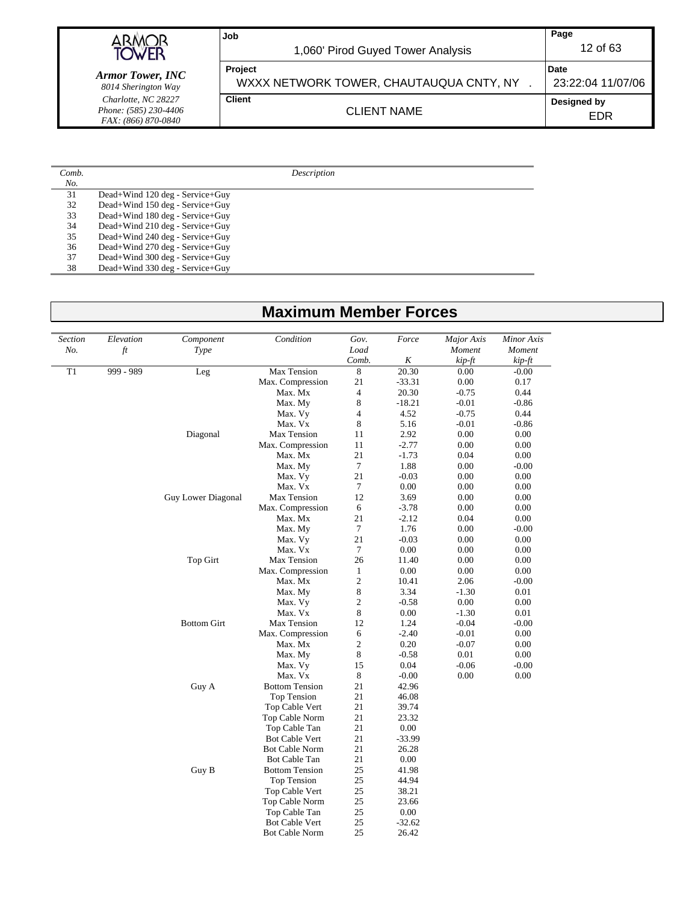| Comb. No. | Description |
|---|---|
| 31 | Dead+Wind 120 deg - Service+Guy |
| 32 | Dead+Wind 150 deg - Service+Guy |
| 33 | Dead+Wind 180 deg - Service+Guy |
| 34 | Dead+Wind 210 deg - Service+Guy |
| 35 | Dead+Wind 240 deg - Service+Guy |
| 36 | Dead+Wind 270 deg - Service+Guy |
| 37 | Dead+Wind 300 deg - Service+Guy |
| 38 | Dead+Wind 330 deg - Service+Guy |

# Maximum Member Forces

| Section No. | Elevation ft | Component Type | Condition | Gov. Load Comb. | Force K | Major Axis Moment kip-ft | Minor Axis Moment kip-ft |
|---|---|---|---|---|---|---|---|
| T1 | 999 - 989 | Leg | Max Tension | 8 | 20.30 | 0.00 | -0.00 |
| | | | Max. Compression | 21 | -33.31 | 0.00 | 0.17 |
| | | | Max. Mx | 4 | 20.30 | -0.75 | 0.44 |
| | | | Max. My | 8 | -18.21 | -0.01 | -0.86 |
| | | | Max. Vy | 4 | 4.52 | -0.75 | 0.44 |
| | | | Max. Vx | 8 | 5.16 | -0.01 | -0.86 |
| | | Diagonal | Max Tension | 11 | 2.92 | 0.00 | 0.00 |
| | | | Max. Compression | 11 | -2.77 | 0.00 | 0.00 |
| | | | Max. Mx | 21 | -1.73 | 0.04 | 0.00 |
| | | | Max. My | 7 | 1.88 | 0.00 | -0.00 |
| | | | Max. Vy | 21 | -0.03 | 0.00 | 0.00 |
| | | | Max. Vx | 7 | 0.00 | 0.00 | 0.00 |
| | | Guy Lower Diagonal | Max Tension | 12 | 3.69 | 0.00 | 0.00 |
| | | | Max. Compression | 6 | -3.78 | 0.00 | 0.00 |
| | | | Max. Mx | 21 | -2.12 | 0.04 | 0.00 |
| | | | Max. My | 7 | 1.76 | 0.00 | -0.00 |
| | | | Max. Vy | 21 | -0.03 | 0.00 | 0.00 |
| | | | Max. Vx | 7 | 0.00 | 0.00 | 0.00 |
| | | Top Girt | Max Tension | 26 | 11.40 | 0.00 | 0.00 |
| | | | Max. Compression | 1 | 0.00 | 0.00 | 0.00 |
| | | | Max. Mx | 2 | 10.41 | 2.06 | -0.00 |
| | | | Max. My | 8 | 3.34 | -1.30 | 0.01 |
| | | | Max. Vy | 2 | -0.58 | 0.00 | 0.00 |
| | | | Max. Vx | 8 | 0.00 | -1.30 | 0.01 |
| | | Bottom Girt | Max Tension | 12 | 1.24 | -0.04 | -0.00 |
| | | | Max. Compression | 6 | -2.40 | -0.01 | 0.00 |
| | | | Max. Mx | 2 | 0.20 | -0.07 | 0.00 |
| | | | Max. My | 8 | -0.58 | 0.01 | 0.00 |
| | | | Max. Vy | 15 | 0.04 | -0.06 | -0.00 |
| | | | Max. Vx | 8 | -0.00 | 0.00 | 0.00 |
| | | Guy A | Bottom Tension | 21 | 42.96 | | |
| | | | Top Tension | 21 | 46.08 | | |
| | | | Top Cable Vert | 21 | 39.74 | | |
| | | | Top Cable Norm | 21 | 23.32 | | |
| | | | Top Cable Tan | 21 | 0.00 | | |
| | | | Bot Cable Vert | 21 | -33.99 | | |
| | | | Bot Cable Norm | 21 | 26.28 | | |
| | | | Bot Cable Tan | 21 | 0.00 | | |
| | | Guy B | Bottom Tension | 25 | 41.98 | | |
| | | | Top Tension | 25 | 44.94 | | |
| | | | Top Cable Vert | 25 | 38.21 | | |
| | | | Top Cable Norm | 25 | 23.66 | | |
| | | | Top Cable Tan | 25 | 0.00 | | |
| | | | Bot Cable Vert | 25 | -32.62 | | |
| | | | Bot Cable Norm | 25 | 26.42 | | |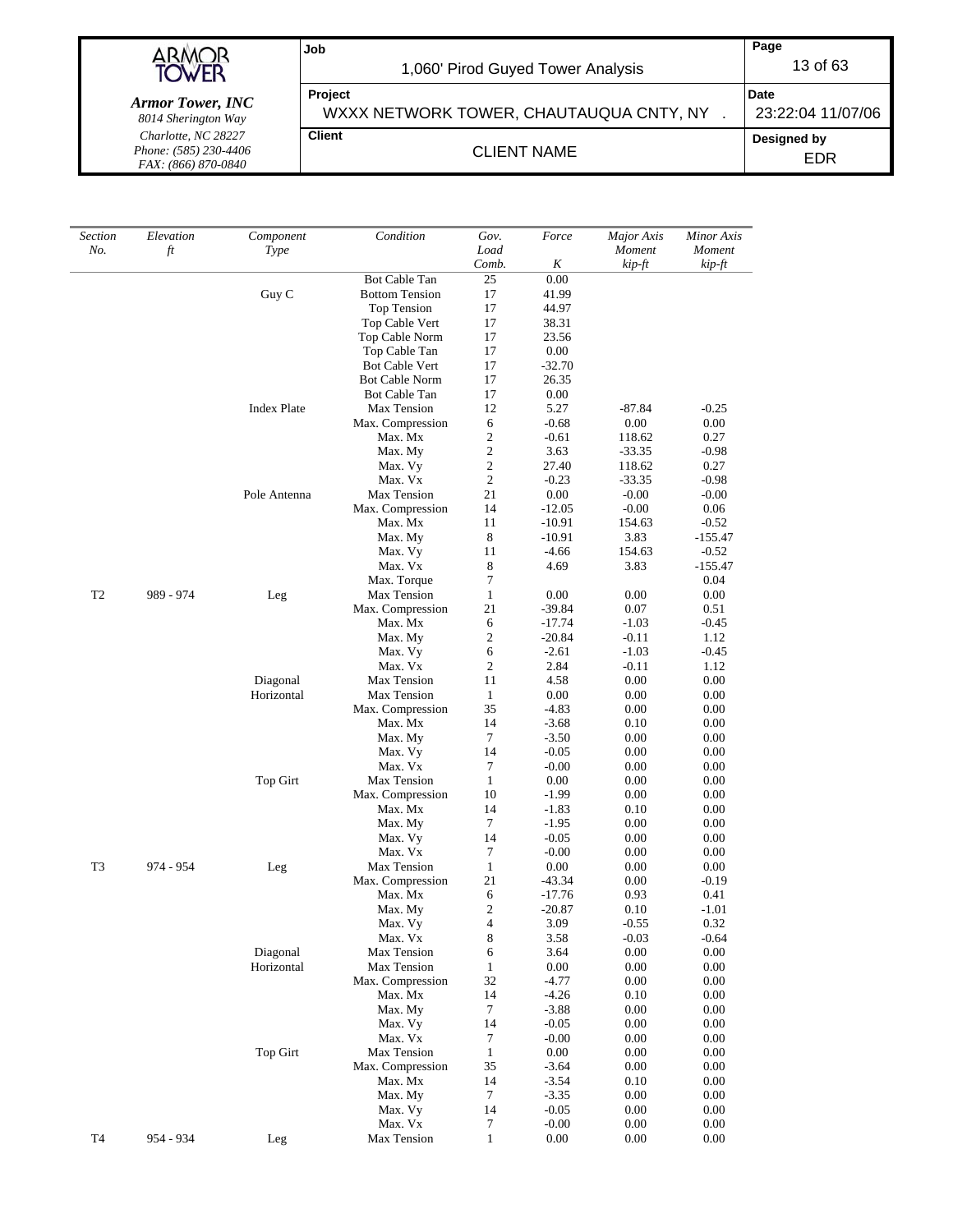| Section No. | Elevation ft | Component Type | Condition | Gov. Load Comb. | Force K | Major Axis Moment kip-ft | Minor Axis Moment kip-ft |
|---|---|---|---|---|---|---|---|
| | | | Bot Cable Tan | 25 | 0.00 | | |
| | | Guy C | Bottom Tension | 17 | 41.99 | | |
| | | | Top Tension | 17 | 44.97 | | |
| | | | Top Cable Vert | 17 | 38.31 | | |
| | | | Top Cable Norm | 17 | 23.56 | | |
| | | | Top Cable Tan | 17 | 0.00 | | |
| | | | Bot Cable Vert | 17 | -32.70 | | |
| | | | Bot Cable Norm | 17 | 26.35 | | |
| | | | Bot Cable Tan | 17 | 0.00 | | |
| | | Index Plate | Max Tension | 12 | 5.27 | -87.84 | -0.25 |
| | | | Max. Compression | 6 | -0.68 | 0.00 | 0.00 |
| | | | Max. Mx | 2 | -0.61 | 118.62 | 0.27 |
| | | | Max. My | 2 | 3.63 | -33.35 | -0.98 |
| | | | Max. Vy | 2 | 27.40 | 118.62 | 0.27 |
| | | | Max. Vx | 2 | -0.23 | -33.35 | -0.98 |
| | | Pole Antenna | Max Tension | 21 | 0.00 | -0.00 | -0.00 |
| | | | Max. Compression | 14 | -12.05 | -0.00 | 0.06 |
| | | | Max. Mx | 11 | -10.91 | 154.63 | -0.52 |
| | | | Max. My | 8 | -10.91 | 3.83 | -155.47 |
| | | | Max. Vy | 11 | -4.66 | 154.63 | -0.52 |
| | | | Max. Vx | 8 | 4.69 | 3.83 | -155.47 |
| | | | Max. Torque | 7 | | | 0.04 |
| T2 | 989 - 974 | Leg | Max Tension | 1 | 0.00 | 0.00 | 0.00 |
| | | | Max. Compression | 21 | -39.84 | 0.07 | 0.51 |
| | | | Max. Mx | 6 | -17.74 | -1.03 | -0.45 |
| | | | Max. My | 2 | -20.84 | -0.11 | 1.12 |
| | | | Max. Vy | 6 | -2.61 | -1.03 | -0.45 |
| | | | Max. Vx | 2 | 2.84 | -0.11 | 1.12 |
| | | Diagonal | Max Tension | 11 | 4.58 | 0.00 | 0.00 |
| | | Horizontal | Max Tension | 1 | 0.00 | 0.00 | 0.00 |
| | | | Max. Compression | 35 | -4.83 | 0.00 | 0.00 |
| | | | Max. Mx | 14 | -3.68 | 0.10 | 0.00 |
| | | | Max. My | 7 | -3.50 | 0.00 | 0.00 |
| | | | Max. Vy | 14 | -0.05 | 0.00 | 0.00 |
| | | | Max. Vx | 7 | -0.00 | 0.00 | 0.00 |
| | | Top Girt | Max Tension | 1 | 0.00 | 0.00 | 0.00 |
| | | | Max. Compression | 10 | -1.99 | 0.00 | 0.00 |
| | | | Max. Mx | 14 | -1.83 | 0.10 | 0.00 |
| | | | Max. My | 7 | -1.95 | 0.00 | 0.00 |
| | | | Max. Vy | 14 | -0.05 | 0.00 | 0.00 |
| | | | Max. Vx | 7 | -0.00 | 0.00 | 0.00 |
| T3 | 974 - 954 | Leg | Max Tension | 1 | 0.00 | 0.00 | 0.00 |
| | | | Max. Compression | 21 | -43.34 | 0.00 | -0.19 |
| | | | Max. Mx | 6 | -17.76 | 0.93 | 0.41 |
| | | | Max. My | 2 | -20.87 | 0.10 | -1.01 |
| | | | Max. Vy | 4 | 3.09 | -0.55 | 0.32 |
| | | | Max. Vx | 8 | 3.58 | -0.03 | -0.64 |
| | | Diagonal | Max Tension | 6 | 3.64 | 0.00 | 0.00 |
| | | Horizontal | Max Tension | 1 | 0.00 | 0.00 | 0.00 |
| | | | Max. Compression | 32 | -4.77 | 0.00 | 0.00 |
| | | | Max. Mx | 14 | -4.26 | 0.10 | 0.00 |
| | | | Max. My | 7 | -3.88 | 0.00 | 0.00 |
| | | | Max. Vy | 14 | -0.05 | 0.00 | 0.00 |
| | | | Max. Vx | 7 | -0.00 | 0.00 | 0.00 |
| | | Top Girt | Max Tension | 1 | 0.00 | 0.00 | 0.00 |
| | | | Max. Compression | 35 | -3.64 | 0.00 | 0.00 |
| | | | Max. Mx | 14 | -3.54 | 0.10 | 0.00 |
| | | | Max. My | 7 | -3.35 | 0.00 | 0.00 |
| | | | Max. Vy | 14 | -0.05 | 0.00 | 0.00 |
| | | | Max. Vx | 7 | -0.00 | 0.00 | 0.00 |
| T4 | 954 - 934 | Leg | Max Tension | 1 | 0.00 | 0.00 | 0.00 |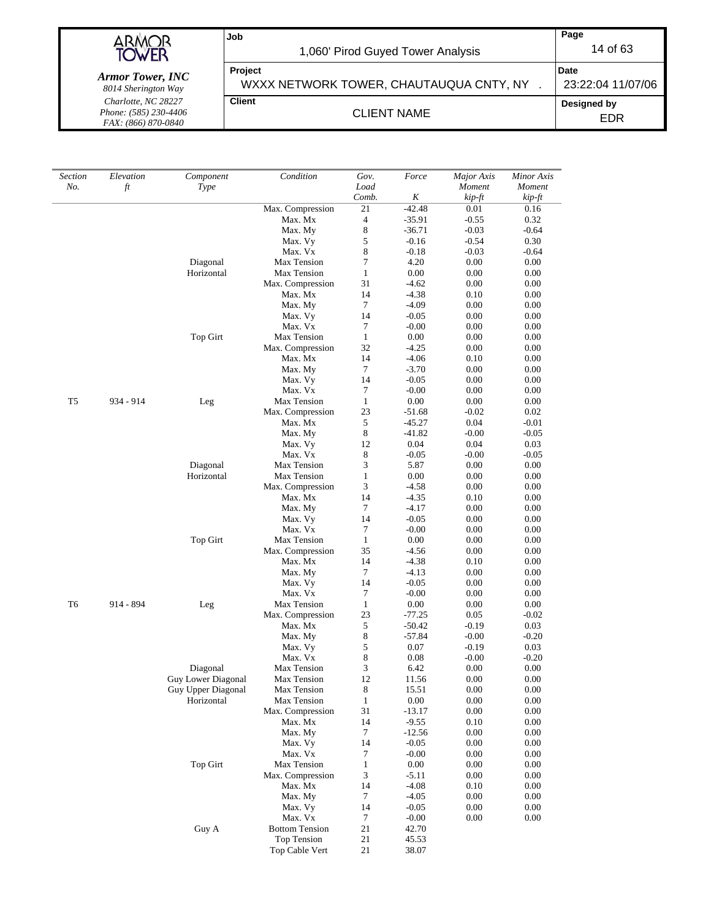| *Section No.* | *Elevation ft* | *Component Type* | *Condition* | *Gov. Load Comb.* | *Force K* | *Major Axis Moment kip-ft* | *Minor Axis Moment kip-ft* |
|---|---|---|---|---|---|---|---|
| | | | Max. Compression | 21 | -42.48 | 0.01 | 0.16 |
| | | | Max. Mx | 4 | -35.91 | -0.55 | 0.32 |
| | | | Max. My | 8 | -36.71 | -0.03 | -0.64 |
| | | | Max. Vy | 5 | -0.16 | -0.54 | 0.30 |
| | | | Max. Vx | 8 | -0.18 | -0.03 | -0.64 |
| | | Diagonal | Max Tension | 7 | 4.20 | 0.00 | 0.00 |
| | | Horizontal | Max Tension | 1 | 0.00 | 0.00 | 0.00 |
| | | | Max. Compression | 31 | -4.62 | 0.00 | 0.00 |
| | | | Max. Mx | 14 | -4.38 | 0.10 | 0.00 |
| | | | Max. My | 7 | -4.09 | 0.00 | 0.00 |
| | | | Max. Vy | 14 | -0.05 | 0.00 | 0.00 |
| | | | Max. Vx | 7 | -0.00 | 0.00 | 0.00 |
| | | Top Girt | Max Tension | 1 | 0.00 | 0.00 | 0.00 |
| | | | Max. Compression | 32 | -4.25 | 0.00 | 0.00 |
| | | | Max. Mx | 14 | -4.06 | 0.10 | 0.00 |
| | | | Max. My | 7 | -3.70 | 0.00 | 0.00 |
| | | | Max. Vy | 14 | -0.05 | 0.00 | 0.00 |
| | | | Max. Vx | 7 | -0.00 | 0.00 | 0.00 |
| T5 | 934 - 914 | Leg | Max Tension | 1 | 0.00 | 0.00 | 0.00 |
| | | | Max. Compression | 23 | -51.68 | -0.02 | 0.02 |
| | | | Max. Mx | 5 | -45.27 | 0.04 | -0.01 |
| | | | Max. My | 8 | -41.82 | -0.00 | -0.05 |
| | | | Max. Vy | 12 | 0.04 | 0.04 | 0.03 |
| | | | Max. Vx | 8 | -0.05 | -0.00 | -0.05 |
| | | Diagonal | Max Tension | 3 | 5.87 | 0.00 | 0.00 |
| | | Horizontal | Max Tension | 1 | 0.00 | 0.00 | 0.00 |
| | | | Max. Compression | 3 | -4.58 | 0.00 | 0.00 |
| | | | Max. Mx | 14 | -4.35 | 0.10 | 0.00 |
| | | | Max. My | 7 | -4.17 | 0.00 | 0.00 |
| | | | Max. Vy | 14 | -0.05 | 0.00 | 0.00 |
| | | | Max. Vx | 7 | -0.00 | 0.00 | 0.00 |
| | | Top Girt | Max Tension | 1 | 0.00 | 0.00 | 0.00 |
| | | | Max. Compression | 35 | -4.56 | 0.00 | 0.00 |
| | | | Max. Mx | 14 | -4.38 | 0.10 | 0.00 |
| | | | Max. My | 7 | -4.13 | 0.00 | 0.00 |
| | | | Max. Vy | 14 | -0.05 | 0.00 | 0.00 |
| | | | Max. Vx | 7 | -0.00 | 0.00 | 0.00 |
| T6 | 914 - 894 | Leg | Max Tension | 1 | 0.00 | 0.00 | 0.00 |
| | | | Max. Compression | 23 | -77.25 | 0.05 | -0.02 |
| | | | Max. Mx | 5 | -50.42 | -0.19 | 0.03 |
| | | | Max. My | 8 | -57.84 | -0.00 | -0.20 |
| | | | Max. Vy | 5 | 0.07 | -0.19 | 0.03 |
| | | | Max. Vx | 8 | 0.08 | -0.00 | -0.20 |
| | | Diagonal | Max Tension | 3 | 6.42 | 0.00 | 0.00 |
| | | Guy Lower Diagonal | Max Tension | 12 | 11.56 | 0.00 | 0.00 |
| | | Guy Upper Diagonal | Max Tension | 8 | 15.51 | 0.00 | 0.00 |
| | | Horizontal | Max Tension | 1 | 0.00 | 0.00 | 0.00 |
| | | | Max. Compression | 31 | -13.17 | 0.00 | 0.00 |
| | | | Max. Mx | 14 | -9.55 | 0.10 | 0.00 |
| | | | Max. My | 7 | -12.56 | 0.00 | 0.00 |
| | | | Max. Vy | 14 | -0.05 | 0.00 | 0.00 |
| | | | Max. Vx | 7 | -0.00 | 0.00 | 0.00 |
| | | Top Girt | Max Tension | 1 | 0.00 | 0.00 | 0.00 |
| | | | Max. Compression | 3 | -5.11 | 0.00 | 0.00 |
| | | | Max. Mx | 14 | -4.08 | 0.10 | 0.00 |
| | | | Max. My | 7 | -4.05 | 0.00 | 0.00 |
| | | | Max. Vy | 14 | -0.05 | 0.00 | 0.00 |
| | | | Max. Vx | 7 | -0.00 | 0.00 | 0.00 |
| | | Guy A | Bottom Tension | 21 | 42.70 | | |
| | | | Top Tension | 21 | 45.53 | | |
| | | | Top Cable Vert | 21 | 38.07 | | |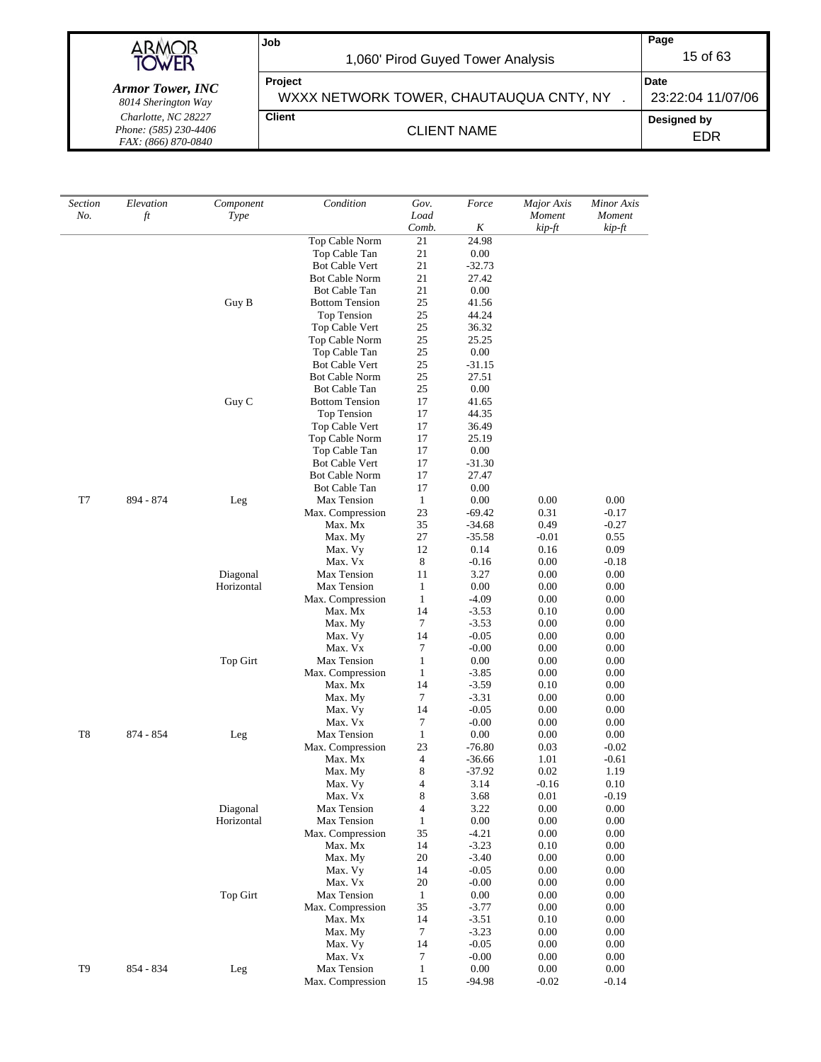| *Section No.* | *Elevation ft* | *Component Type* | *Condition* | *Gov. Load Comb.* | *Force K* | *Major Axis Moment kip-ft* | *Minor Axis Moment kip-ft* |
|---|---|---|---|---|---|---|---|
| | | | Top Cable Norm | 21 | 24.98 | | |
| | | | Top Cable Tan | 21 | 0.00 | | |
| | | | Bot Cable Vert | 21 | -32.73 | | |
| | | | Bot Cable Norm | 21 | 27.42 | | |
| | | | Bot Cable Tan | 21 | 0.00 | | |
| | | Guy B | Bottom Tension | 25 | 41.56 | | |
| | | | Top Tension | 25 | 44.24 | | |
| | | | Top Cable Vert | 25 | 36.32 | | |
| | | | Top Cable Norm | 25 | 25.25 | | |
| | | | Top Cable Tan | 25 | 0.00 | | |
| | | | Bot Cable Vert | 25 | -31.15 | | |
| | | | Bot Cable Norm | 25 | 27.51 | | |
| | | | Bot Cable Tan | 25 | 0.00 | | |
| | | Guy C | Bottom Tension | 17 | 41.65 | | |
| | | | Top Tension | 17 | 44.35 | | |
| | | | Top Cable Vert | 17 | 36.49 | | |
| | | | Top Cable Norm | 17 | 25.19 | | |
| | | | Top Cable Tan | 17 | 0.00 | | |
| | | | Bot Cable Vert | 17 | -31.30 | | |
| | | | Bot Cable Norm | 17 | 27.47 | | |
| | | | Bot Cable Tan | 17 | 0.00 | | |
| T7 | 894 - 874 | Leg | Max Tension | 1 | 0.00 | 0.00 | 0.00 |
| | | | Max. Compression | 23 | -69.42 | 0.31 | -0.17 |
| | | | Max. Mx | 35 | -34.68 | 0.49 | -0.27 |
| | | | Max. My | 27 | -35.58 | -0.01 | 0.55 |
| | | | Max. Vy | 12 | 0.14 | 0.16 | 0.09 |
| | | | Max. Vx | 8 | -0.16 | 0.00 | -0.18 |
| | | Diagonal | Max Tension | 11 | 3.27 | 0.00 | 0.00 |
| | | Horizontal | Max Tension | 1 | 0.00 | 0.00 | 0.00 |
| | | | Max. Compression | 1 | -4.09 | 0.00 | 0.00 |
| | | | Max. Mx | 14 | -3.53 | 0.10 | 0.00 |
| | | | Max. My | 7 | -3.53 | 0.00 | 0.00 |
| | | | Max. Vy | 14 | -0.05 | 0.00 | 0.00 |
| | | | Max. Vx | 7 | -0.00 | 0.00 | 0.00 |
| | | Top Girt | Max Tension | 1 | 0.00 | 0.00 | 0.00 |
| | | | Max. Compression | 1 | -3.85 | 0.00 | 0.00 |
| | | | Max. Mx | 14 | -3.59 | 0.10 | 0.00 |
| | | | Max. My | 7 | -3.31 | 0.00 | 0.00 |
| | | | Max. Vy | 14 | -0.05 | 0.00 | 0.00 |
| | | | Max. Vx | 7 | -0.00 | 0.00 | 0.00 |
| T8 | 874 - 854 | Leg | Max Tension | 1 | 0.00 | 0.00 | 0.00 |
| | | | Max. Compression | 23 | -76.80 | 0.03 | -0.02 |
| | | | Max. Mx | 4 | -36.66 | 1.01 | -0.61 |
| | | | Max. My | 8 | -37.92 | 0.02 | 1.19 |
| | | | Max. Vy | 4 | 3.14 | -0.16 | 0.10 |
| | | | Max. Vx | 8 | 3.68 | 0.01 | -0.19 |
| | | Diagonal | Max Tension | 4 | 3.22 | 0.00 | 0.00 |
| | | Horizontal | Max Tension | 1 | 0.00 | 0.00 | 0.00 |
| | | | Max. Compression | 35 | -4.21 | 0.00 | 0.00 |
| | | | Max. Mx | 14 | -3.23 | 0.10 | 0.00 |
| | | | Max. My | 20 | -3.40 | 0.00 | 0.00 |
| | | | Max. Vy | 14 | -0.05 | 0.00 | 0.00 |
| | | | Max. Vx | 20 | -0.00 | 0.00 | 0.00 |
| | | Top Girt | Max Tension | 1 | 0.00 | 0.00 | 0.00 |
| | | | Max. Compression | 35 | -3.77 | 0.00 | 0.00 |
| | | | Max. Mx | 14 | -3.51 | 0.10 | 0.00 |
| | | | Max. My | 7 | -3.23 | 0.00 | 0.00 |
| | | | Max. Vy | 14 | -0.05 | 0.00 | 0.00 |
| | | | Max. Vx | 7 | -0.00 | 0.00 | 0.00 |
| T9 | 854 - 834 | Leg | Max Tension | 1 | 0.00 | 0.00 | 0.00 |
| | | | Max. Compression | 15 | -94.98 | -0.02 | -0.14 |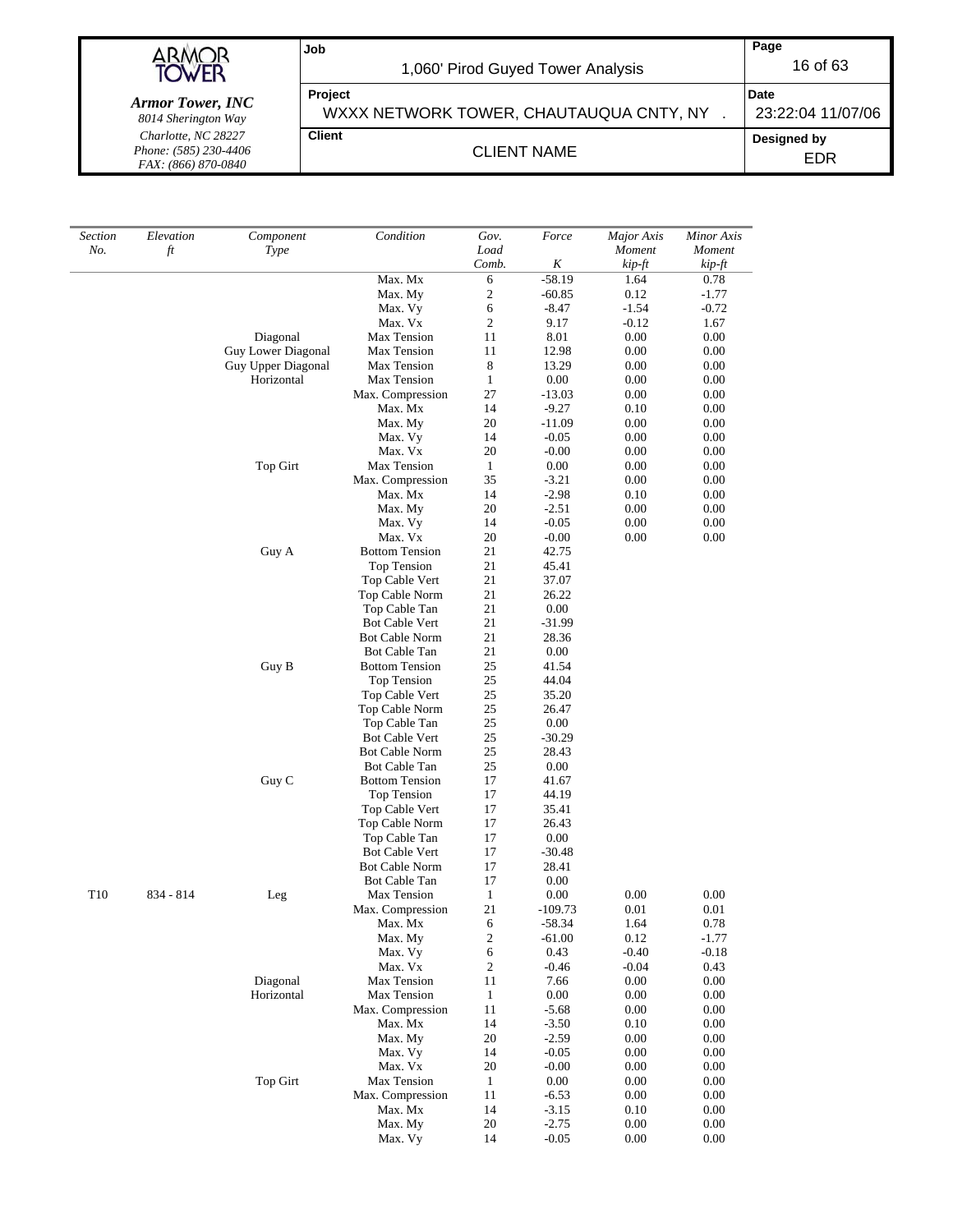| Section No. | Elevation ft | Component Type | Condition | Gov. Load Comb. | Force K | Major Axis Moment kip-ft | Minor Axis Moment kip-ft |
|---|---|---|---|---|---|---|---|
| | | | Max. Mx | 6 | -58.19 | 1.64 | 0.78 |
| | | | Max. My | 2 | -60.85 | 0.12 | -1.77 |
| | | | Max. Vy | 6 | -8.47 | -1.54 | -0.72 |
| | | | Max. Vx | 2 | 9.17 | -0.12 | 1.67 |
| | | Diagonal | Max Tension | 11 | 8.01 | 0.00 | 0.00 |
| | | Guy Lower Diagonal | Max Tension | 11 | 12.98 | 0.00 | 0.00 |
| | | Guy Upper Diagonal | Max Tension | 8 | 13.29 | 0.00 | 0.00 |
| | | Horizontal | Max Tension | 1 | 0.00 | 0.00 | 0.00 |
| | | | Max. Compression | 27 | -13.03 | 0.00 | 0.00 |
| | | | Max. Mx | 14 | -9.27 | 0.10 | 0.00 |
| | | | Max. My | 20 | -11.09 | 0.00 | 0.00 |
| | | | Max. Vy | 14 | -0.05 | 0.00 | 0.00 |
| | | | Max. Vx | 20 | -0.00 | 0.00 | 0.00 |
| | | Top Girt | Max Tension | 1 | 0.00 | 0.00 | 0.00 |
| | | | Max. Compression | 35 | -3.21 | 0.00 | 0.00 |
| | | | Max. Mx | 14 | -2.98 | 0.10 | 0.00 |
| | | | Max. My | 20 | -2.51 | 0.00 | 0.00 |
| | | | Max. Vy | 14 | -0.05 | 0.00 | 0.00 |
| | | | Max. Vx | 20 | -0.00 | 0.00 | 0.00 |
| | | Guy A | Bottom Tension | 21 | 42.75 | | |
| | | | Top Tension | 21 | 45.41 | | |
| | | | Top Cable Vert | 21 | 37.07 | | |
| | | | Top Cable Norm | 21 | 26.22 | | |
| | | | Top Cable Tan | 21 | 0.00 | | |
| | | | Bot Cable Vert | 21 | -31.99 | | |
| | | | Bot Cable Norm | 21 | 28.36 | | |
| | | | Bot Cable Tan | 21 | 0.00 | | |
| | | Guy B | Bottom Tension | 25 | 41.54 | | |
| | | | Top Tension | 25 | 44.04 | | |
| | | | Top Cable Vert | 25 | 35.20 | | |
| | | | Top Cable Norm | 25 | 26.47 | | |
| | | | Top Cable Tan | 25 | 0.00 | | |
| | | | Bot Cable Vert | 25 | -30.29 | | |
| | | | Bot Cable Norm | 25 | 28.43 | | |
| | | | Bot Cable Tan | 25 | 0.00 | | |
| | | Guy C | Bottom Tension | 17 | 41.67 | | |
| | | | Top Tension | 17 | 44.19 | | |
| | | | Top Cable Vert | 17 | 35.41 | | |
| | | | Top Cable Norm | 17 | 26.43 | | |
| | | | Top Cable Tan | 17 | 0.00 | | |
| | | | Bot Cable Vert | 17 | -30.48 | | |
| | | | Bot Cable Norm | 17 | 28.41 | | |
| | | | Bot Cable Tan | 17 | 0.00 | | |
| T10 | 834 - 814 | Leg | Max Tension | 1 | 0.00 | 0.00 | 0.00 |
| | | | Max. Compression | 21 | -109.73 | 0.01 | 0.01 |
| | | | Max. Mx | 6 | -58.34 | 1.64 | 0.78 |
| | | | Max. My | 2 | -61.00 | 0.12 | -1.77 |
| | | | Max. Vy | 6 | 0.43 | -0.40 | -0.18 |
| | | | Max. Vx | 2 | -0.46 | -0.04 | 0.43 |
| | | Diagonal | Max Tension | 11 | 7.66 | 0.00 | 0.00 |
| | | Horizontal | Max Tension | 1 | 0.00 | 0.00 | 0.00 |
| | | | Max. Compression | 11 | -5.68 | 0.00 | 0.00 |
| | | | Max. Mx | 14 | -3.50 | 0.10 | 0.00 |
| | | | Max. My | 20 | -2.59 | 0.00 | 0.00 |
| | | | Max. Vy | 14 | -0.05 | 0.00 | 0.00 |
| | | | Max. Vx | 20 | -0.00 | 0.00 | 0.00 |
| | | Top Girt | Max Tension | 1 | 0.00 | 0.00 | 0.00 |
| | | | Max. Compression | 11 | -6.53 | 0.00 | 0.00 |
| | | | Max. Mx | 14 | -3.15 | 0.10 | 0.00 |
| | | | Max. My | 20 | -2.75 | 0.00 | 0.00 |
| | | | Max. Vy | 14 | -0.05 | 0.00 | 0.00 |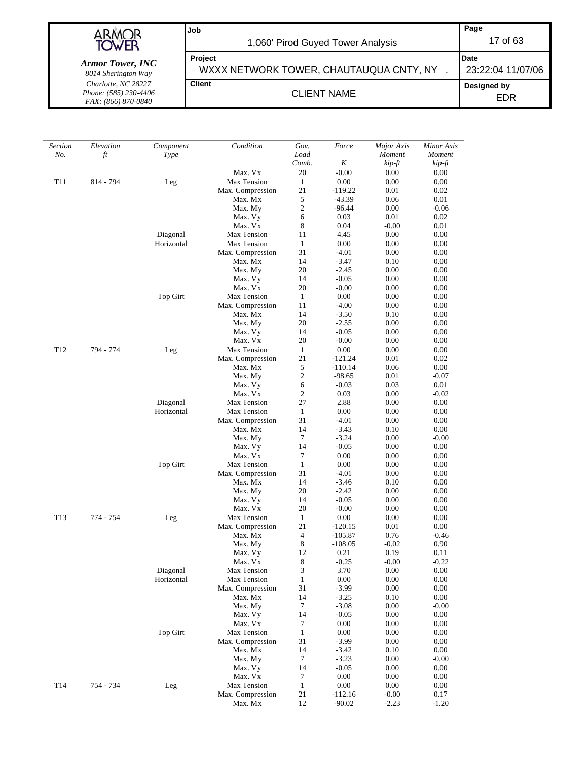| Section No. | Elevation ft | Component Type | Condition | Gov. Load Comb. | Force K | Major Axis Moment kip-ft | Minor Axis Moment kip-ft |
|---|---|---|---|---|---|---|---|
| | | | Max. Vx | 20 | -0.00 | 0.00 | 0.00 |
| T11 | 814 - 794 | Leg | Max Tension | 1 | 0.00 | 0.00 | 0.00 |
| | | | Max. Compression | 21 | -119.22 | 0.01 | 0.02 |
| | | | Max. Mx | 5 | -43.39 | 0.06 | 0.01 |
| | | | Max. My | 2 | -96.44 | 0.00 | -0.06 |
| | | | Max. Vy | 6 | 0.03 | 0.01 | 0.02 |
| | | | Max. Vx | 8 | 0.04 | -0.00 | 0.01 |
| | | Diagonal | Max Tension | 11 | 4.45 | 0.00 | 0.00 |
| | | Horizontal | Max Tension | 1 | 0.00 | 0.00 | 0.00 |
| | | | Max. Compression | 31 | -4.01 | 0.00 | 0.00 |
| | | | Max. Mx | 14 | -3.47 | 0.10 | 0.00 |
| | | | Max. My | 20 | -2.45 | 0.00 | 0.00 |
| | | | Max. Vy | 14 | -0.05 | 0.00 | 0.00 |
| | | | Max. Vx | 20 | -0.00 | 0.00 | 0.00 |
| | | Top Girt | Max Tension | 1 | 0.00 | 0.00 | 0.00 |
| | | | Max. Compression | 11 | -4.00 | 0.00 | 0.00 |
| | | | Max. Mx | 14 | -3.50 | 0.10 | 0.00 |
| | | | Max. My | 20 | -2.55 | 0.00 | 0.00 |
| | | | Max. Vy | 14 | -0.05 | 0.00 | 0.00 |
| | | | Max. Vx | 20 | -0.00 | 0.00 | 0.00 |
| T12 | 794 - 774 | Leg | Max Tension | 1 | 0.00 | 0.00 | 0.00 |
| | | | Max. Compression | 21 | -121.24 | 0.01 | 0.02 |
| | | | Max. Mx | 5 | -110.14 | 0.06 | 0.00 |
| | | | Max. My | 2 | -98.65 | 0.01 | -0.07 |
| | | | Max. Vy | 6 | -0.03 | 0.03 | 0.01 |
| | | | Max. Vx | 2 | 0.03 | 0.00 | -0.02 |
| | | Diagonal | Max Tension | 27 | 2.88 | 0.00 | 0.00 |
| | | Horizontal | Max Tension | 1 | 0.00 | 0.00 | 0.00 |
| | | | Max. Compression | 31 | -4.01 | 0.00 | 0.00 |
| | | | Max. Mx | 14 | -3.43 | 0.10 | 0.00 |
| | | | Max. My | 7 | -3.24 | 0.00 | -0.00 |
| | | | Max. Vy | 14 | -0.05 | 0.00 | 0.00 |
| | | | Max. Vx | 7 | 0.00 | 0.00 | 0.00 |
| | | Top Girt | Max Tension | 1 | 0.00 | 0.00 | 0.00 |
| | | | Max. Compression | 31 | -4.01 | 0.00 | 0.00 |
| | | | Max. Mx | 14 | -3.46 | 0.10 | 0.00 |
| | | | Max. My | 20 | -2.42 | 0.00 | 0.00 |
| | | | Max. Vy | 14 | -0.05 | 0.00 | 0.00 |
| | | | Max. Vx | 20 | -0.00 | 0.00 | 0.00 |
| T13 | 774 - 754 | Leg | Max Tension | 1 | 0.00 | 0.00 | 0.00 |
| | | | Max. Compression | 21 | -120.15 | 0.01 | 0.00 |
| | | | Max. Mx | 4 | -105.87 | 0.76 | -0.46 |
| | | | Max. My | 8 | -108.05 | -0.02 | 0.90 |
| | | | Max. Vy | 12 | 0.21 | 0.19 | 0.11 |
| | | | Max. Vx | 8 | -0.25 | -0.00 | -0.22 |
| | | Diagonal | Max Tension | 3 | 3.70 | 0.00 | 0.00 |
| | | Horizontal | Max Tension | 1 | 0.00 | 0.00 | 0.00 |
| | | | Max. Compression | 31 | -3.99 | 0.00 | 0.00 |
| | | | Max. Mx | 14 | -3.25 | 0.10 | 0.00 |
| | | | Max. My | 7 | -3.08 | 0.00 | -0.00 |
| | | | Max. Vy | 14 | -0.05 | 0.00 | 0.00 |
| | | | Max. Vx | 7 | 0.00 | 0.00 | 0.00 |
| | | Top Girt | Max Tension | 1 | 0.00 | 0.00 | 0.00 |
| | | | Max. Compression | 31 | -3.99 | 0.00 | 0.00 |
| | | | Max. Mx | 14 | -3.42 | 0.10 | 0.00 |
| | | | Max. My | 7 | -3.23 | 0.00 | -0.00 |
| | | | Max. Vy | 14 | -0.05 | 0.00 | 0.00 |
| | | | Max. Vx | 7 | 0.00 | 0.00 | 0.00 |
| T14 | 754 - 734 | Leg | Max Tension | 1 | 0.00 | 0.00 | 0.00 |
| | | | Max. Compression | 21 | -112.16 | -0.00 | 0.17 |
| | | | Max. Mx | 12 | -90.02 | -2.23 | -1.20 |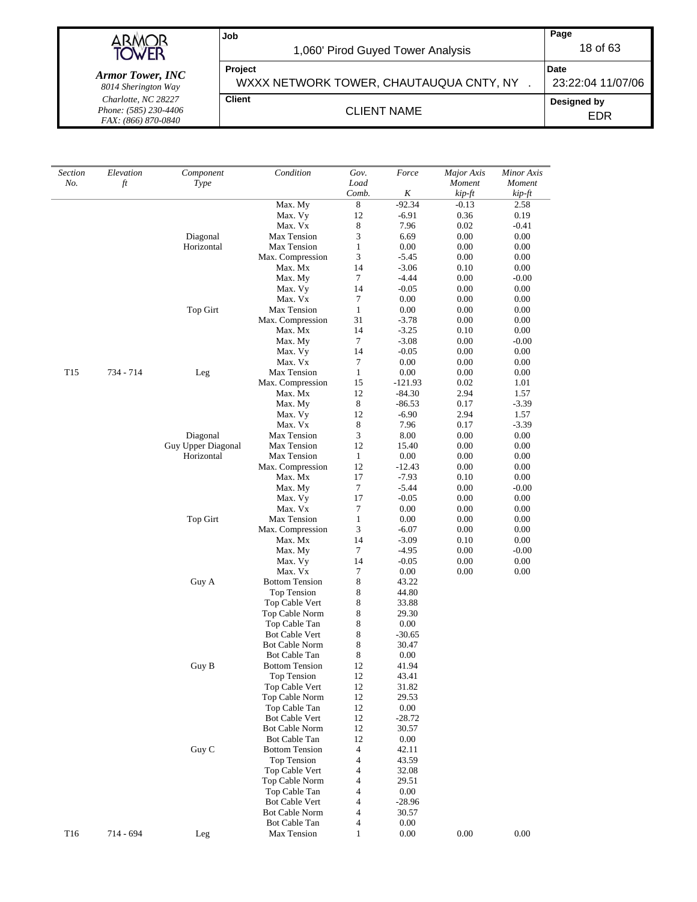| Section No. | Elevation ft | Component Type | Condition | Gov. Load Comb. | Force K | Major Axis Moment kip-ft | Minor Axis Moment kip-ft |
|---|---|---|---|---|---|---|---|
| | | | Max. My | 8 | -92.34 | -0.13 | 2.58 |
| | | | Max. Vy | 12 | -6.91 | 0.36 | 0.19 |
| | | | Max. Vx | 8 | 7.96 | 0.02 | -0.41 |
| | | Diagonal | Max Tension | 3 | 6.69 | 0.00 | 0.00 |
| | | Horizontal | Max Tension | 1 | 0.00 | 0.00 | 0.00 |
| | | | Max. Compression | 3 | -5.45 | 0.00 | 0.00 |
| | | | Max. Mx | 14 | -3.06 | 0.10 | 0.00 |
| | | | Max. My | 7 | -4.44 | 0.00 | -0.00 |
| | | | Max. Vy | 14 | -0.05 | 0.00 | 0.00 |
| | | | Max. Vx | 7 | 0.00 | 0.00 | 0.00 |
| | | Top Girt | Max Tension | 1 | 0.00 | 0.00 | 0.00 |
| | | | Max. Compression | 31 | -3.78 | 0.00 | 0.00 |
| | | | Max. Mx | 14 | -3.25 | 0.10 | 0.00 |
| | | | Max. My | 7 | -3.08 | 0.00 | -0.00 |
| | | | Max. Vy | 14 | -0.05 | 0.00 | 0.00 |
| | | | Max. Vx | 7 | 0.00 | 0.00 | 0.00 |
| T15 | 734 - 714 | Leg | Max Tension | 1 | 0.00 | 0.00 | 0.00 |
| | | | Max. Compression | 15 | -121.93 | 0.02 | 1.01 |
| | | | Max. Mx | 12 | -84.30 | 2.94 | 1.57 |
| | | | Max. My | 8 | -86.53 | 0.17 | -3.39 |
| | | | Max. Vy | 12 | -6.90 | 2.94 | 1.57 |
| | | | Max. Vx | 8 | 7.96 | 0.17 | -3.39 |
| | | Diagonal | Max Tension | 3 | 8.00 | 0.00 | 0.00 |
| | | Guy Upper Diagonal | Max Tension | 12 | 15.40 | 0.00 | 0.00 |
| | | Horizontal | Max Tension | 1 | 0.00 | 0.00 | 0.00 |
| | | | Max. Compression | 12 | -12.43 | 0.00 | 0.00 |
| | | | Max. Mx | 17 | -7.93 | 0.10 | 0.00 |
| | | | Max. My | 7 | -5.44 | 0.00 | -0.00 |
| | | | Max. Vy | 17 | -0.05 | 0.00 | 0.00 |
| | | | Max. Vx | 7 | 0.00 | 0.00 | 0.00 |
| | | Top Girt | Max Tension | 1 | 0.00 | 0.00 | 0.00 |
| | | | Max. Compression | 3 | -6.07 | 0.00 | 0.00 |
| | | | Max. Mx | 14 | -3.09 | 0.10 | 0.00 |
| | | | Max. My | 7 | -4.95 | 0.00 | -0.00 |
| | | | Max. Vy | 14 | -0.05 | 0.00 | 0.00 |
| | | | Max. Vx | 7 | 0.00 | 0.00 | 0.00 |
| | | Guy A | Bottom Tension | 8 | 43.22 | | |
| | | | Top Tension | 8 | 44.80 | | |
| | | | Top Cable Vert | 8 | 33.88 | | |
| | | | Top Cable Norm | 8 | 29.30 | | |
| | | | Top Cable Tan | 8 | 0.00 | | |
| | | | Bot Cable Vert | 8 | -30.65 | | |
| | | | Bot Cable Norm | 8 | 30.47 | | |
| | | | Bot Cable Tan | 8 | 0.00 | | |
| | | Guy B | Bottom Tension | 12 | 41.94 | | |
| | | | Top Tension | 12 | 43.41 | | |
| | | | Top Cable Vert | 12 | 31.82 | | |
| | | | Top Cable Norm | 12 | 29.53 | | |
| | | | Top Cable Tan | 12 | 0.00 | | |
| | | | Bot Cable Vert | 12 | -28.72 | | |
| | | | Bot Cable Norm | 12 | 30.57 | | |
| | | | Bot Cable Tan | 12 | 0.00 | | |
| | | Guy C | Bottom Tension | 4 | 42.11 | | |
| | | | Top Tension | 4 | 43.59 | | |
| | | | Top Cable Vert | 4 | 32.08 | | |
| | | | Top Cable Norm | 4 | 29.51 | | |
| | | | Top Cable Tan | 4 | 0.00 | | |
| | | | Bot Cable Vert | 4 | -28.96 | | |
| | | | Bot Cable Norm | 4 | 30.57 | | |
| | | | Bot Cable Tan | 4 | 0.00 | | |
| T16 | 714 - 694 | Leg | Max Tension | 1 | 0.00 | 0.00 | 0.00 |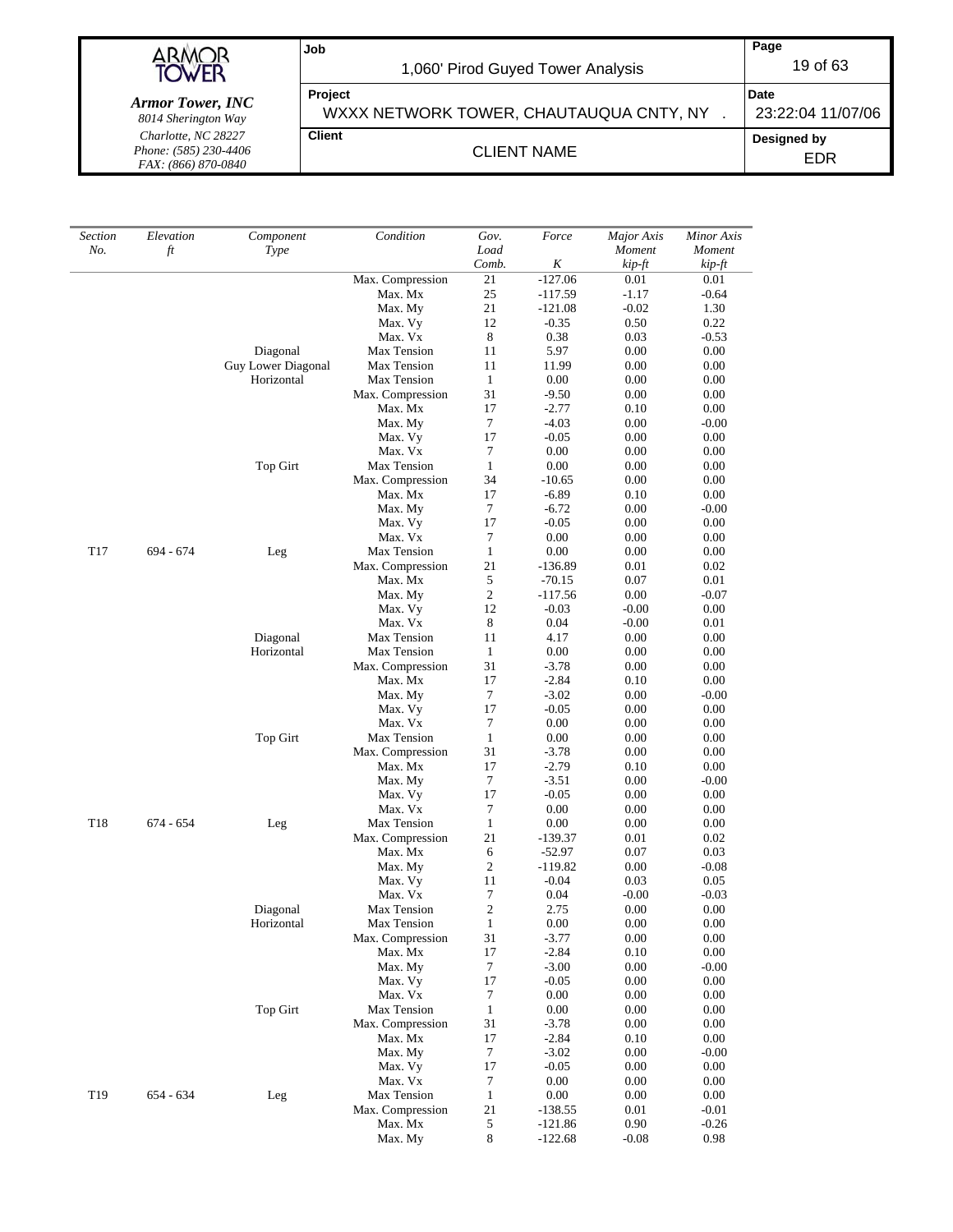| Section No. | Elevation ft | Component Type | Condition | Gov. Load Comb. | Force K | Major Axis Moment kip-ft | Minor Axis Moment kip-ft |
|---|---|---|---|---|---|---|---|
| | | | Max. Compression | 21 | -127.06 | 0.01 | 0.01 |
| | | | Max. Mx | 25 | -117.59 | -1.17 | -0.64 |
| | | | Max. My | 21 | -121.08 | -0.02 | 1.30 |
| | | | Max. Vy | 12 | -0.35 | 0.50 | 0.22 |
| | | | Max. Vx | 8 | 0.38 | 0.03 | -0.53 |
| | | Diagonal | Max Tension | 11 | 5.97 | 0.00 | 0.00 |
| | | Guy Lower Diagonal | Max Tension | 11 | 11.99 | 0.00 | 0.00 |
| | | Horizontal | Max Tension | 1 | 0.00 | 0.00 | 0.00 |
| | | | Max. Compression | 31 | -9.50 | 0.00 | 0.00 |
| | | | Max. Mx | 17 | -2.77 | 0.10 | 0.00 |
| | | | Max. My | 7 | -4.03 | 0.00 | -0.00 |
| | | | Max. Vy | 17 | -0.05 | 0.00 | 0.00 |
| | | | Max. Vx | 7 | 0.00 | 0.00 | 0.00 |
| | | Top Girt | Max Tension | 1 | 0.00 | 0.00 | 0.00 |
| | | | Max. Compression | 34 | -10.65 | 0.00 | 0.00 |
| | | | Max. Mx | 17 | -6.89 | 0.10 | 0.00 |
| | | | Max. My | 7 | -6.72 | 0.00 | -0.00 |
| | | | Max. Vy | 17 | -0.05 | 0.00 | 0.00 |
| | | | Max. Vx | 7 | 0.00 | 0.00 | 0.00 |
| T17 | 694 - 674 | Leg | Max Tension | 1 | 0.00 | 0.00 | 0.00 |
| | | | Max. Compression | 21 | -136.89 | 0.01 | 0.02 |
| | | | Max. Mx | 5 | -70.15 | 0.07 | 0.01 |
| | | | Max. My | 2 | -117.56 | 0.00 | -0.07 |
| | | | Max. Vy | 12 | -0.03 | -0.00 | 0.00 |
| | | | Max. Vx | 8 | 0.04 | -0.00 | 0.01 |
| | | Diagonal | Max Tension | 11 | 4.17 | 0.00 | 0.00 |
| | | Horizontal | Max Tension | 1 | 0.00 | 0.00 | 0.00 |
| | | | Max. Compression | 31 | -3.78 | 0.00 | 0.00 |
| | | | Max. Mx | 17 | -2.84 | 0.10 | 0.00 |
| | | | Max. My | 7 | -3.02 | 0.00 | -0.00 |
| | | | Max. Vy | 17 | -0.05 | 0.00 | 0.00 |
| | | | Max. Vx | 7 | 0.00 | 0.00 | 0.00 |
| | | Top Girt | Max Tension | 1 | 0.00 | 0.00 | 0.00 |
| | | | Max. Compression | 31 | -3.78 | 0.00 | 0.00 |
| | | | Max. Mx | 17 | -2.79 | 0.10 | 0.00 |
| | | | Max. My | 7 | -3.51 | 0.00 | -0.00 |
| | | | Max. Vy | 17 | -0.05 | 0.00 | 0.00 |
| | | | Max. Vx | 7 | 0.00 | 0.00 | 0.00 |
| T18 | 674 - 654 | Leg | Max Tension | 1 | 0.00 | 0.00 | 0.00 |
| | | | Max. Compression | 21 | -139.37 | 0.01 | 0.02 |
| | | | Max. Mx | 6 | -52.97 | 0.07 | 0.03 |
| | | | Max. My | 2 | -119.82 | 0.00 | -0.08 |
| | | | Max. Vy | 11 | -0.04 | 0.03 | 0.05 |
| | | | Max. Vx | 7 | 0.04 | -0.00 | -0.03 |
| | | Diagonal | Max Tension | 2 | 2.75 | 0.00 | 0.00 |
| | | Horizontal | Max Tension | 1 | 0.00 | 0.00 | 0.00 |
| | | | Max. Compression | 31 | -3.77 | 0.00 | 0.00 |
| | | | Max. Mx | 17 | -2.84 | 0.10 | 0.00 |
| | | | Max. My | 7 | -3.00 | 0.00 | -0.00 |
| | | | Max. Vy | 17 | -0.05 | 0.00 | 0.00 |
| | | | Max. Vx | 7 | 0.00 | 0.00 | 0.00 |
| | | Top Girt | Max Tension | 1 | 0.00 | 0.00 | 0.00 |
| | | | Max. Compression | 31 | -3.78 | 0.00 | 0.00 |
| | | | Max. Mx | 17 | -2.84 | 0.10 | 0.00 |
| | | | Max. My | 7 | -3.02 | 0.00 | -0.00 |
| | | | Max. Vy | 17 | -0.05 | 0.00 | 0.00 |
| | | | Max. Vx | 7 | 0.00 | 0.00 | 0.00 |
| T19 | 654 - 634 | Leg | Max Tension | 1 | 0.00 | 0.00 | 0.00 |
| | | | Max. Compression | 21 | -138.55 | 0.01 | -0.01 |
| | | | Max. Mx | 5 | -121.86 | 0.90 | -0.26 |
| | | | Max. My | 8 | -122.68 | -0.08 | 0.98 |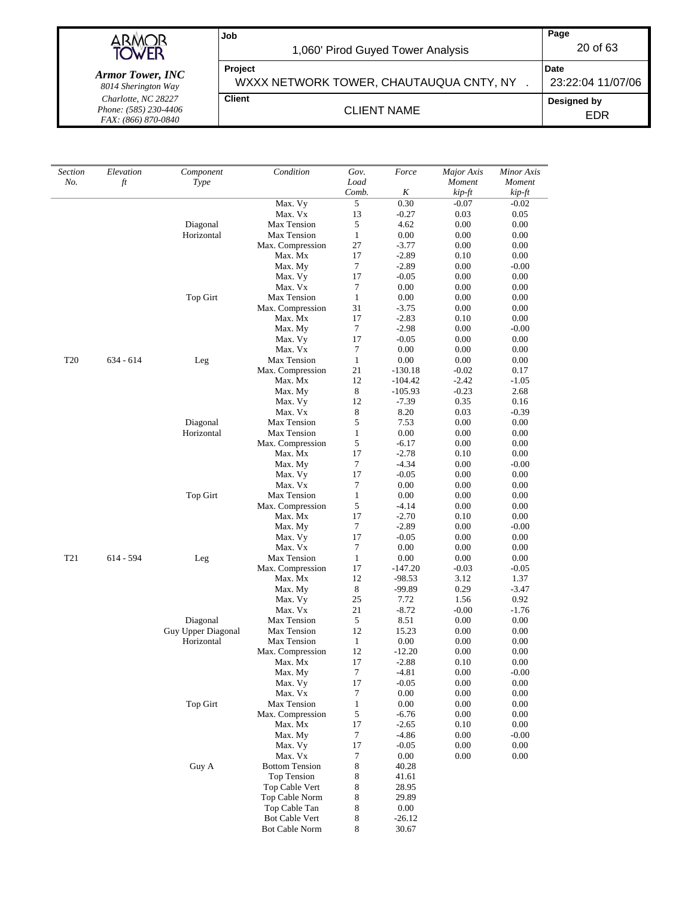| Section No. | Elevation ft | Component Type | Condition | Gov. Load Comb. | Force K | Major Axis Moment kip-ft | Minor Axis Moment kip-ft |
|---|---|---|---|---|---|---|---|
| | | | Max. Vy | 5 | 0.30 | -0.07 | -0.02 |
| | | | Max. Vx | 13 | -0.27 | 0.03 | 0.05 |
| | | Diagonal | Max Tension | 5 | 4.62 | 0.00 | 0.00 |
| | | Horizontal | Max Tension | 1 | 0.00 | 0.00 | 0.00 |
| | | | Max. Compression | 27 | -3.77 | 0.00 | 0.00 |
| | | | Max. Mx | 17 | -2.89 | 0.10 | 0.00 |
| | | | Max. My | 7 | -2.89 | 0.00 | -0.00 |
| | | | Max. Vy | 17 | -0.05 | 0.00 | 0.00 |
| | | | Max. Vx | 7 | 0.00 | 0.00 | 0.00 |
| | | Top Girt | Max Tension | 1 | 0.00 | 0.00 | 0.00 |
| | | | Max. Compression | 31 | -3.75 | 0.00 | 0.00 |
| | | | Max. Mx | 17 | -2.83 | 0.10 | 0.00 |
| | | | Max. My | 7 | -2.98 | 0.00 | -0.00 |
| | | | Max. Vy | 17 | -0.05 | 0.00 | 0.00 |
| | | | Max. Vx | 7 | 0.00 | 0.00 | 0.00 |
| T20 | 634 - 614 | Leg | Max Tension | 1 | 0.00 | 0.00 | 0.00 |
| | | | Max. Compression | 21 | -130.18 | -0.02 | 0.17 |
| | | | Max. Mx | 12 | -104.42 | -2.42 | -1.05 |
| | | | Max. My | 8 | -105.93 | -0.23 | 2.68 |
| | | | Max. Vy | 12 | -7.39 | 0.35 | 0.16 |
| | | | Max. Vx | 8 | 8.20 | 0.03 | -0.39 |
| | | Diagonal | Max Tension | 5 | 7.53 | 0.00 | 0.00 |
| | | Horizontal | Max Tension | 1 | 0.00 | 0.00 | 0.00 |
| | | | Max. Compression | 5 | -6.17 | 0.00 | 0.00 |
| | | | Max. Mx | 17 | -2.78 | 0.10 | 0.00 |
| | | | Max. My | 7 | -4.34 | 0.00 | -0.00 |
| | | | Max. Vy | 17 | -0.05 | 0.00 | 0.00 |
| | | | Max. Vx | 7 | 0.00 | 0.00 | 0.00 |
| | | Top Girt | Max Tension | 1 | 0.00 | 0.00 | 0.00 |
| | | | Max. Compression | 5 | -4.14 | 0.00 | 0.00 |
| | | | Max. Mx | 17 | -2.70 | 0.10 | 0.00 |
| | | | Max. My | 7 | -2.89 | 0.00 | -0.00 |
| | | | Max. Vy | 17 | -0.05 | 0.00 | 0.00 |
| | | | Max. Vx | 7 | 0.00 | 0.00 | 0.00 |
| T21 | 614 - 594 | Leg | Max Tension | 1 | 0.00 | 0.00 | 0.00 |
| | | | Max. Compression | 17 | -147.20 | -0.03 | -0.05 |
| | | | Max. Mx | 12 | -98.53 | 3.12 | 1.37 |
| | | | Max. My | 8 | -99.89 | 0.29 | -3.47 |
| | | | Max. Vy | 25 | 7.72 | 1.56 | 0.92 |
| | | | Max. Vx | 21 | -8.72 | -0.00 | -1.76 |
| | | Diagonal | Max Tension | 5 | 8.51 | 0.00 | 0.00 |
| | | Guy Upper Diagonal | Max Tension | 12 | 15.23 | 0.00 | 0.00 |
| | | Horizontal | Max Tension | 1 | 0.00 | 0.00 | 0.00 |
| | | | Max. Compression | 12 | -12.20 | 0.00 | 0.00 |
| | | | Max. Mx | 17 | -2.88 | 0.10 | 0.00 |
| | | | Max. My | 7 | -4.81 | 0.00 | -0.00 |
| | | | Max. Vy | 17 | -0.05 | 0.00 | 0.00 |
| | | | Max. Vx | 7 | 0.00 | 0.00 | 0.00 |
| | | Top Girt | Max Tension | 1 | 0.00 | 0.00 | 0.00 |
| | | | Max. Compression | 5 | -6.76 | 0.00 | 0.00 |
| | | | Max. Mx | 17 | -2.65 | 0.10 | 0.00 |
| | | | Max. My | 7 | -4.86 | 0.00 | -0.00 |
| | | | Max. Vy | 17 | -0.05 | 0.00 | 0.00 |
| | | | Max. Vx | 7 | 0.00 | 0.00 | 0.00 |
| | | Guy A | Bottom Tension | 8 | 40.28 | | |
| | | | Top Tension | 8 | 41.61 | | |
| | | | Top Cable Vert | 8 | 28.95 | | |
| | | | Top Cable Norm | 8 | 29.89 | | |
| | | | Top Cable Tan | 8 | 0.00 | | |
| | | | Bot Cable Vert | 8 | -26.12 | | |
| | | | Bot Cable Norm | 8 | 30.67 | | |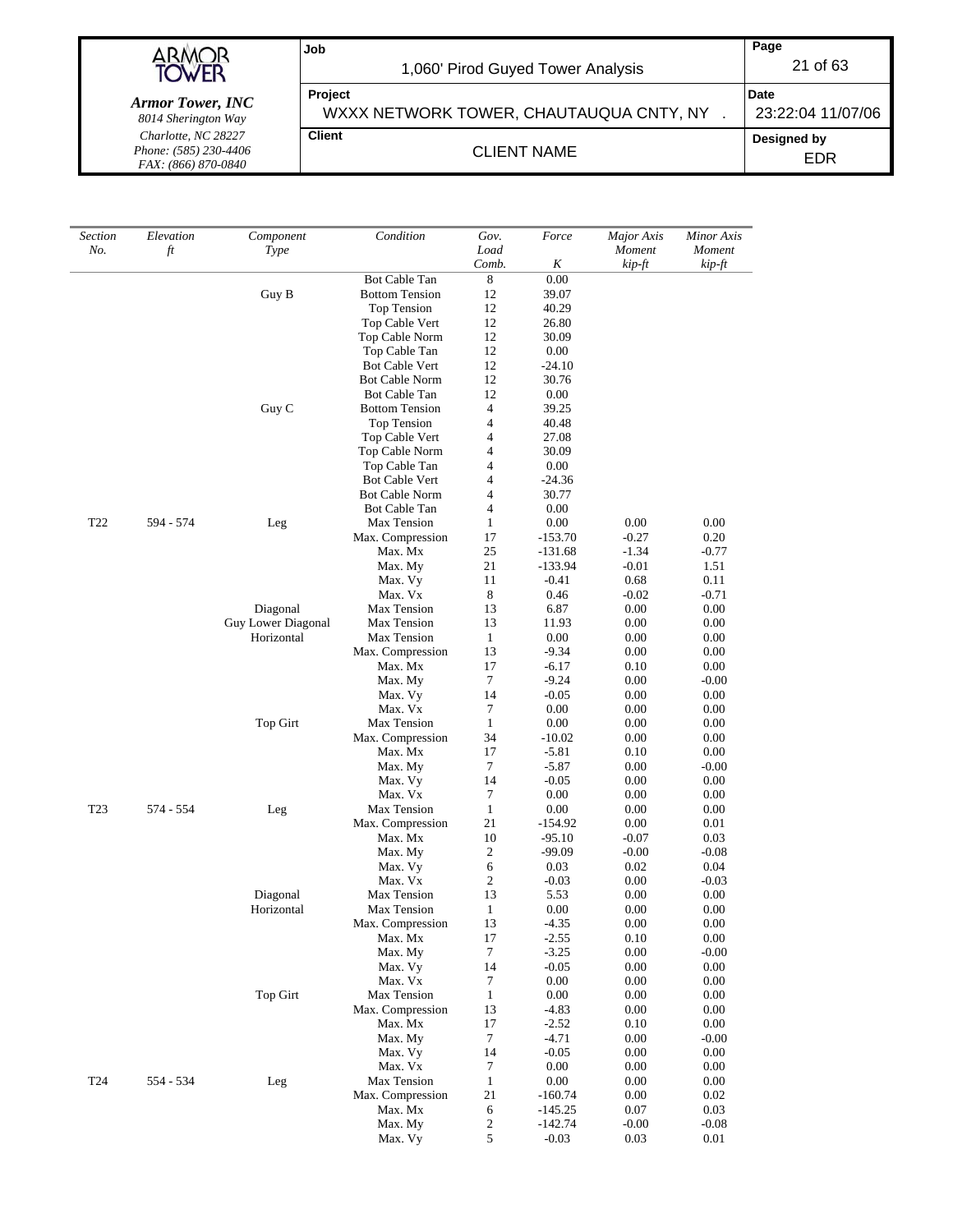| Section No. | Elevation ft | Component Type | Condition | Gov. Load Comb. | Force K | Major Axis Moment kip-ft | Minor Axis Moment kip-ft |
|---|---|---|---|---|---|---|---|
| | | | Bot Cable Tan | 8 | 0.00 | | |
| | | Guy B | Bottom Tension | 12 | 39.07 | | |
| | | | Top Tension | 12 | 40.29 | | |
| | | | Top Cable Vert | 12 | 26.80 | | |
| | | | Top Cable Norm | 12 | 30.09 | | |
| | | | Top Cable Tan | 12 | 0.00 | | |
| | | | Bot Cable Vert | 12 | -24.10 | | |
| | | | Bot Cable Norm | 12 | 30.76 | | |
| | | | Bot Cable Tan | 12 | 0.00 | | |
| | | Guy C | Bottom Tension | 4 | 39.25 | | |
| | | | Top Tension | 4 | 40.48 | | |
| | | | Top Cable Vert | 4 | 27.08 | | |
| | | | Top Cable Norm | 4 | 30.09 | | |
| | | | Top Cable Tan | 4 | 0.00 | | |
| | | | Bot Cable Vert | 4 | -24.36 | | |
| | | | Bot Cable Norm | 4 | 30.77 | | |
| | | | Bot Cable Tan | 4 | 0.00 | | |
| T22 | 594 - 574 | Leg | Max Tension | 1 | 0.00 | 0.00 | 0.00 |
| | | | Max. Compression | 17 | -153.70 | -0.27 | 0.20 |
| | | | Max. Mx | 25 | -131.68 | -1.34 | -0.77 |
| | | | Max. My | 21 | -133.94 | -0.01 | 1.51 |
| | | | Max. Vy | 11 | -0.41 | 0.68 | 0.11 |
| | | | Max. Vx | 8 | 0.46 | -0.02 | -0.71 |
| | | Diagonal | Max Tension | 13 | 6.87 | 0.00 | 0.00 |
| | | Guy Lower Diagonal | Max Tension | 13 | 11.93 | 0.00 | 0.00 |
| | | Horizontal | Max Tension | 1 | 0.00 | 0.00 | 0.00 |
| | | | Max. Compression | 13 | -9.34 | 0.00 | 0.00 |
| | | | Max. Mx | 17 | -6.17 | 0.10 | 0.00 |
| | | | Max. My | 7 | -9.24 | 0.00 | -0.00 |
| | | | Max. Vy | 14 | -0.05 | 0.00 | 0.00 |
| | | | Max. Vx | 7 | 0.00 | 0.00 | 0.00 |
| | | Top Girt | Max Tension | 1 | 0.00 | 0.00 | 0.00 |
| | | | Max. Compression | 34 | -10.02 | 0.00 | 0.00 |
| | | | Max. Mx | 17 | -5.81 | 0.10 | 0.00 |
| | | | Max. My | 7 | -5.87 | 0.00 | -0.00 |
| | | | Max. Vy | 14 | -0.05 | 0.00 | 0.00 |
| | | | Max. Vx | 7 | 0.00 | 0.00 | 0.00 |
| T23 | 574 - 554 | Leg | Max Tension | 1 | 0.00 | 0.00 | 0.00 |
| | | | Max. Compression | 21 | -154.92 | 0.00 | 0.01 |
| | | | Max. Mx | 10 | -95.10 | -0.07 | 0.03 |
| | | | Max. My | 2 | -99.09 | -0.00 | -0.08 |
| | | | Max. Vy | 6 | 0.03 | 0.02 | 0.04 |
| | | | Max. Vx | 2 | -0.03 | 0.00 | -0.03 |
| | | Diagonal | Max Tension | 13 | 5.53 | 0.00 | 0.00 |
| | | Horizontal | Max Tension | 1 | 0.00 | 0.00 | 0.00 |
| | | | Max. Compression | 13 | -4.35 | 0.00 | 0.00 |
| | | | Max. Mx | 17 | -2.55 | 0.10 | 0.00 |
| | | | Max. My | 7 | -3.25 | 0.00 | -0.00 |
| | | | Max. Vy | 14 | -0.05 | 0.00 | 0.00 |
| | | | Max. Vx | 7 | 0.00 | 0.00 | 0.00 |
| | | Top Girt | Max Tension | 1 | 0.00 | 0.00 | 0.00 |
| | | | Max. Compression | 13 | -4.83 | 0.00 | 0.00 |
| | | | Max. Mx | 17 | -2.52 | 0.10 | 0.00 |
| | | | Max. My | 7 | -4.71 | 0.00 | -0.00 |
| | | | Max. Vy | 14 | -0.05 | 0.00 | 0.00 |
| | | | Max. Vx | 7 | 0.00 | 0.00 | 0.00 |
| T24 | 554 - 534 | Leg | Max Tension | 1 | 0.00 | 0.00 | 0.00 |
| | | | Max. Compression | 21 | -160.74 | 0.00 | 0.02 |
| | | | Max. Mx | 6 | -145.25 | 0.07 | 0.03 |
| | | | Max. My | 2 | -142.74 | -0.00 | -0.08 |
| | | | Max. Vy | 5 | -0.03 | 0.03 | 0.01 |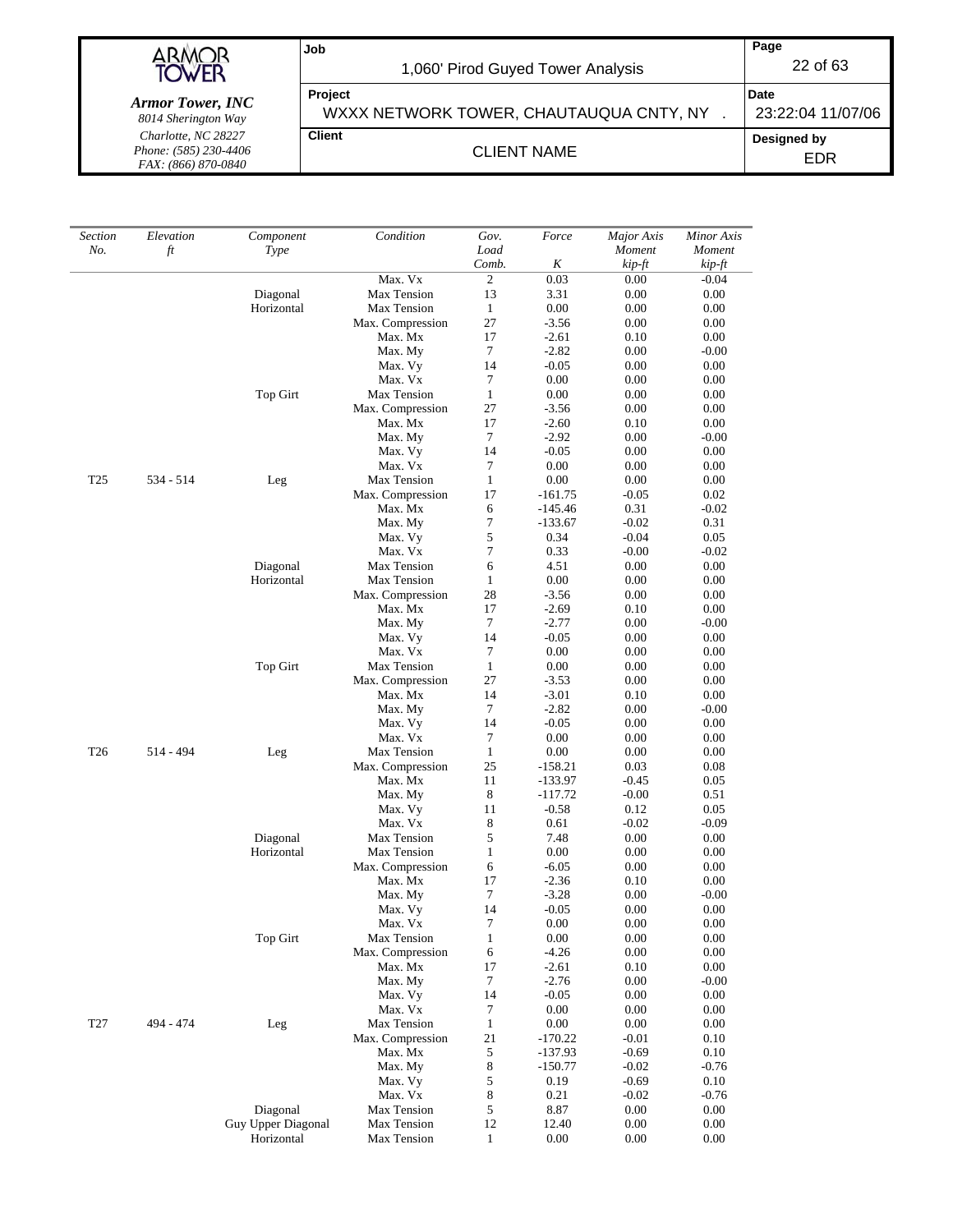| Section No. | Elevation ft | Component Type | Condition | Gov. Load Comb. | Force K | Major Axis Moment kip-ft | Minor Axis Moment kip-ft |
|---|---|---|---|---|---|---|---|
| | | | Max. Vx | 2 | 0.03 | 0.00 | -0.04 |
| | | Diagonal | Max Tension | 13 | 3.31 | 0.00 | 0.00 |
| | | Horizontal | Max Tension | 1 | 0.00 | 0.00 | 0.00 |
| | | | Max. Compression | 27 | -3.56 | 0.00 | 0.00 |
| | | | Max. Mx | 17 | -2.61 | 0.10 | 0.00 |
| | | | Max. My | 7 | -2.82 | 0.00 | -0.00 |
| | | | Max. Vy | 14 | -0.05 | 0.00 | 0.00 |
| | | | Max. Vx | 7 | 0.00 | 0.00 | 0.00 |
| | | Top Girt | Max Tension | 1 | 0.00 | 0.00 | 0.00 |
| | | | Max. Compression | 27 | -3.56 | 0.00 | 0.00 |
| | | | Max. Mx | 17 | -2.60 | 0.10 | 0.00 |
| | | | Max. My | 7 | -2.92 | 0.00 | -0.00 |
| | | | Max. Vy | 14 | -0.05 | 0.00 | 0.00 |
| | | | Max. Vx | 7 | 0.00 | 0.00 | 0.00 |
| T25 | 534 - 514 | Leg | Max Tension | 1 | 0.00 | 0.00 | 0.00 |
| | | | Max. Compression | 17 | -161.75 | -0.05 | 0.02 |
| | | | Max. Mx | 6 | -145.46 | 0.31 | -0.02 |
| | | | Max. My | 7 | -133.67 | -0.02 | 0.31 |
| | | | Max. Vy | 5 | 0.34 | -0.04 | 0.05 |
| | | | Max. Vx | 7 | 0.33 | -0.00 | -0.02 |
| | | Diagonal | Max Tension | 6 | 4.51 | 0.00 | 0.00 |
| | | Horizontal | Max Tension | 1 | 0.00 | 0.00 | 0.00 |
| | | | Max. Compression | 28 | -3.56 | 0.00 | 0.00 |
| | | | Max. Mx | 17 | -2.69 | 0.10 | 0.00 |
| | | | Max. My | 7 | -2.77 | 0.00 | -0.00 |
| | | | Max. Vy | 14 | -0.05 | 0.00 | 0.00 |
| | | | Max. Vx | 7 | 0.00 | 0.00 | 0.00 |
| | | Top Girt | Max Tension | 1 | 0.00 | 0.00 | 0.00 |
| | | | Max. Compression | 27 | -3.53 | 0.00 | 0.00 |
| | | | Max. Mx | 14 | -3.01 | 0.10 | 0.00 |
| | | | Max. My | 7 | -2.82 | 0.00 | -0.00 |
| | | | Max. Vy | 14 | -0.05 | 0.00 | 0.00 |
| | | | Max. Vx | 7 | 0.00 | 0.00 | 0.00 |
| T26 | 514 - 494 | Leg | Max Tension | 1 | 0.00 | 0.00 | 0.00 |
| | | | Max. Compression | 25 | -158.21 | 0.03 | 0.08 |
| | | | Max. Mx | 11 | -133.97 | -0.45 | 0.05 |
| | | | Max. My | 8 | -117.72 | -0.00 | 0.51 |
| | | | Max. Vy | 11 | -0.58 | 0.12 | 0.05 |
| | | | Max. Vx | 8 | 0.61 | -0.02 | -0.09 |
| | | Diagonal | Max Tension | 5 | 7.48 | 0.00 | 0.00 |
| | | Horizontal | Max Tension | 1 | 0.00 | 0.00 | 0.00 |
| | | | Max. Compression | 6 | -6.05 | 0.00 | 0.00 |
| | | | Max. Mx | 17 | -2.36 | 0.10 | 0.00 |
| | | | Max. My | 7 | -3.28 | 0.00 | -0.00 |
| | | | Max. Vy | 14 | -0.05 | 0.00 | 0.00 |
| | | | Max. Vx | 7 | 0.00 | 0.00 | 0.00 |
| | | Top Girt | Max Tension | 1 | 0.00 | 0.00 | 0.00 |
| | | | Max. Compression | 6 | -4.26 | 0.00 | 0.00 |
| | | | Max. Mx | 17 | -2.61 | 0.10 | 0.00 |
| | | | Max. My | 7 | -2.76 | 0.00 | -0.00 |
| | | | Max. Vy | 14 | -0.05 | 0.00 | 0.00 |
| | | | Max. Vx | 7 | 0.00 | 0.00 | 0.00 |
| T27 | 494 - 474 | Leg | Max Tension | 1 | 0.00 | 0.00 | 0.00 |
| | | | Max. Compression | 21 | -170.22 | -0.01 | 0.10 |
| | | | Max. Mx | 5 | -137.93 | -0.69 | 0.10 |
| | | | Max. My | 8 | -150.77 | -0.02 | -0.76 |
| | | | Max. Vy | 5 | 0.19 | -0.69 | 0.10 |
| | | | Max. Vx | 8 | 0.21 | -0.02 | -0.76 |
| | | Diagonal | Max Tension | 5 | 8.87 | 0.00 | 0.00 |
| | | Guy Upper Diagonal | Max Tension | 12 | 12.40 | 0.00 | 0.00 |
| | | Horizontal | Max Tension | 1 | 0.00 | 0.00 | 0.00 |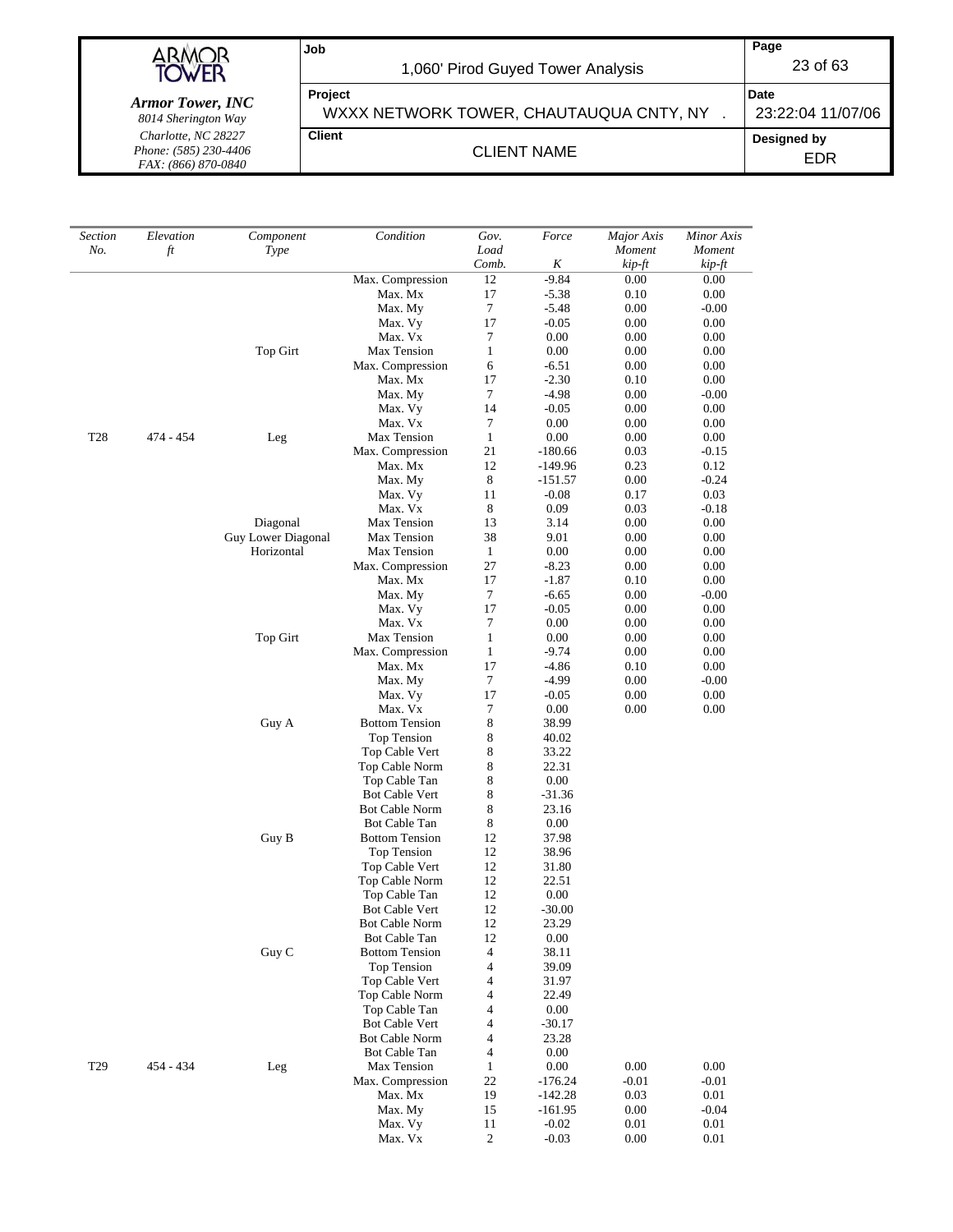| *Section No.* | *Elevation ft* | *Component Type* | *Condition* | *Gov. Load Comb.* | *Force K* | *Major Axis Moment kip-ft* | *Minor Axis Moment kip-ft* |
|---|---|---|---|---|---|---|---|
| | | | Max. Compression | 12 | -9.84 | 0.00 | 0.00 |
| | | | Max. Mx | 17 | -5.38 | 0.10 | 0.00 |
| | | | Max. My | 7 | -5.48 | 0.00 | -0.00 |
| | | | Max. Vy | 17 | -0.05 | 0.00 | 0.00 |
| | | | Max. Vx | 7 | 0.00 | 0.00 | 0.00 |
| | | Top Girt | Max Tension | 1 | 0.00 | 0.00 | 0.00 |
| | | | Max. Compression | 6 | -6.51 | 0.00 | 0.00 |
| | | | Max. Mx | 17 | -2.30 | 0.10 | 0.00 |
| | | | Max. My | 7 | -4.98 | 0.00 | -0.00 |
| | | | Max. Vy | 14 | -0.05 | 0.00 | 0.00 |
| | | | Max. Vx | 7 | 0.00 | 0.00 | 0.00 |
| T28 | 474 - 454 | Leg | Max Tension | 1 | 0.00 | 0.00 | 0.00 |
| | | | Max. Compression | 21 | -180.66 | 0.03 | -0.15 |
| | | | Max. Mx | 12 | -149.96 | 0.23 | 0.12 |
| | | | Max. My | 8 | -151.57 | 0.00 | -0.24 |
| | | | Max. Vy | 11 | -0.08 | 0.17 | 0.03 |
| | | | Max. Vx | 8 | 0.09 | 0.03 | -0.18 |
| | | Diagonal | Max Tension | 13 | 3.14 | 0.00 | 0.00 |
| | | Guy Lower Diagonal | Max Tension | 38 | 9.01 | 0.00 | 0.00 |
| | | Horizontal | Max Tension | 1 | 0.00 | 0.00 | 0.00 |
| | | | Max. Compression | 27 | -8.23 | 0.00 | 0.00 |
| | | | Max. Mx | 17 | -1.87 | 0.10 | 0.00 |
| | | | Max. My | 7 | -6.65 | 0.00 | -0.00 |
| | | | Max. Vy | 17 | -0.05 | 0.00 | 0.00 |
| | | | Max. Vx | 7 | 0.00 | 0.00 | 0.00 |
| | | Top Girt | Max Tension | 1 | 0.00 | 0.00 | 0.00 |
| | | | Max. Compression | 1 | -9.74 | 0.00 | 0.00 |
| | | | Max. Mx | 17 | -4.86 | 0.10 | 0.00 |
| | | | Max. My | 7 | -4.99 | 0.00 | -0.00 |
| | | | Max. Vy | 17 | -0.05 | 0.00 | 0.00 |
| | | | Max. Vx | 7 | 0.00 | 0.00 | 0.00 |
| | | Guy A | Bottom Tension | 8 | 38.99 | | |
| | | | Top Tension | 8 | 40.02 | | |
| | | | Top Cable Vert | 8 | 33.22 | | |
| | | | Top Cable Norm | 8 | 22.31 | | |
| | | | Top Cable Tan | 8 | 0.00 | | |
| | | | Bot Cable Vert | 8 | -31.36 | | |
| | | | Bot Cable Norm | 8 | 23.16 | | |
| | | | Bot Cable Tan | 8 | 0.00 | | |
| | | Guy B | Bottom Tension | 12 | 37.98 | | |
| | | | Top Tension | 12 | 38.96 | | |
| | | | Top Cable Vert | 12 | 31.80 | | |
| | | | Top Cable Norm | 12 | 22.51 | | |
| | | | Top Cable Tan | 12 | 0.00 | | |
| | | | Bot Cable Vert | 12 | -30.00 | | |
| | | | Bot Cable Norm | 12 | 23.29 | | |
| | | | Bot Cable Tan | 12 | 0.00 | | |
| | | Guy C | Bottom Tension | 4 | 38.11 | | |
| | | | Top Tension | 4 | 39.09 | | |
| | | | Top Cable Vert | 4 | 31.97 | | |
| | | | Top Cable Norm | 4 | 22.49 | | |
| | | | Top Cable Tan | 4 | 0.00 | | |
| | | | Bot Cable Vert | 4 | -30.17 | | |
| | | | Bot Cable Norm | 4 | 23.28 | | |
| | | | Bot Cable Tan | 4 | 0.00 | | |
| T29 | 454 - 434 | Leg | Max Tension | 1 | 0.00 | 0.00 | 0.00 |
| | | | Max. Compression | 22 | -176.24 | -0.01 | -0.01 |
| | | | Max. Mx | 19 | -142.28 | 0.03 | 0.01 |
| | | | Max. My | 15 | -161.95 | 0.00 | -0.04 |
| | | | Max. Vy | 11 | -0.02 | 0.01 | 0.01 |
| | | | Max. Vx | 2 | -0.03 | 0.00 | 0.01 |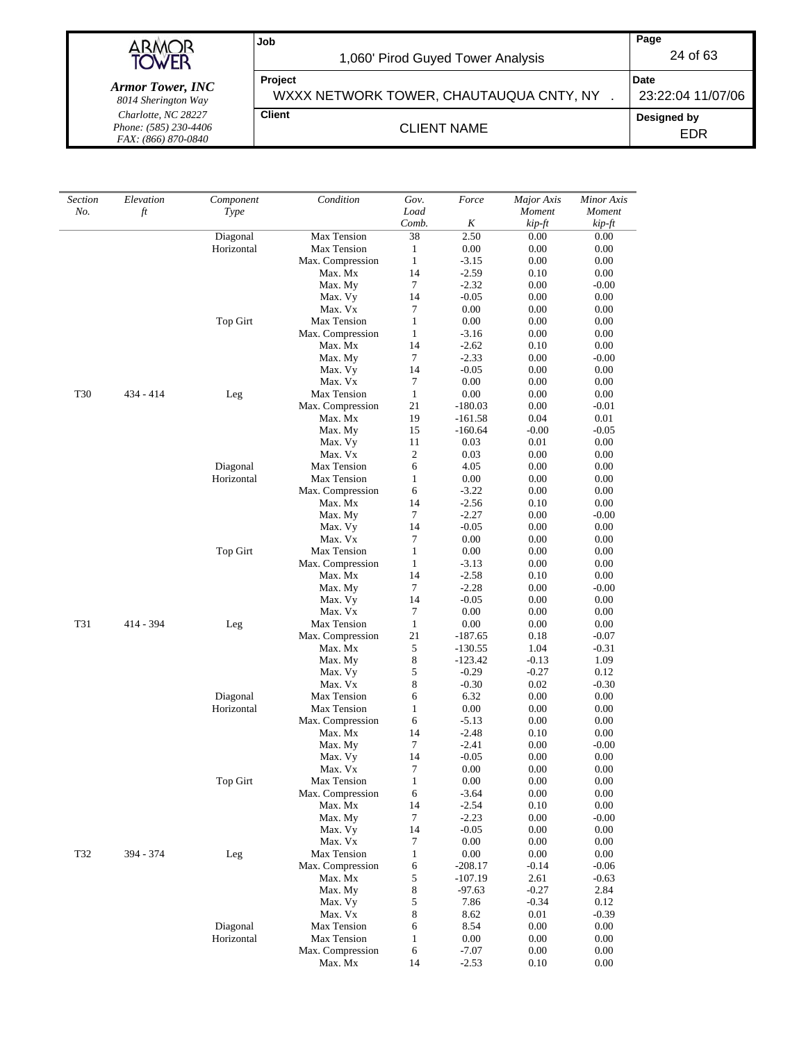| Section No. | Elevation ft | Component Type | Condition | Gov. Load Comb. | Force K | Major Axis Moment kip-ft | Minor Axis Moment kip-ft |
|---|---|---|---|---|---|---|---|
| | | Diagonal | Max Tension | 38 | 2.50 | 0.00 | 0.00 |
| | | Horizontal | Max Tension | 1 | 0.00 | 0.00 | 0.00 |
| | | | Max. Compression | 1 | -3.15 | 0.00 | 0.00 |
| | | | Max. Mx | 14 | -2.59 | 0.10 | 0.00 |
| | | | Max. My | 7 | -2.32 | 0.00 | -0.00 |
| | | | Max. Vy | 14 | -0.05 | 0.00 | 0.00 |
| | | | Max. Vx | 7 | 0.00 | 0.00 | 0.00 |
| | | Top Girt | Max Tension | 1 | 0.00 | 0.00 | 0.00 |
| | | | Max. Compression | 1 | -3.16 | 0.00 | 0.00 |
| | | | Max. Mx | 14 | -2.62 | 0.10 | 0.00 |
| | | | Max. My | 7 | -2.33 | 0.00 | -0.00 |
| | | | Max. Vy | 14 | -0.05 | 0.00 | 0.00 |
| | | | Max. Vx | 7 | 0.00 | 0.00 | 0.00 |
| T30 | 434 - 414 | Leg | Max Tension | 1 | 0.00 | 0.00 | 0.00 |
| | | | Max. Compression | 21 | -180.03 | 0.00 | -0.01 |
| | | | Max. Mx | 19 | -161.58 | 0.04 | 0.01 |
| | | | Max. My | 15 | -160.64 | -0.00 | -0.05 |
| | | | Max. Vy | 11 | 0.03 | 0.01 | 0.00 |
| | | | Max. Vx | 2 | 0.03 | 0.00 | 0.00 |
| | | Diagonal | Max Tension | 6 | 4.05 | 0.00 | 0.00 |
| | | Horizontal | Max Tension | 1 | 0.00 | 0.00 | 0.00 |
| | | | Max. Compression | 6 | -3.22 | 0.00 | 0.00 |
| | | | Max. Mx | 14 | -2.56 | 0.10 | 0.00 |
| | | | Max. My | 7 | -2.27 | 0.00 | -0.00 |
| | | | Max. Vy | 14 | -0.05 | 0.00 | 0.00 |
| | | | Max. Vx | 7 | 0.00 | 0.00 | 0.00 |
| | | Top Girt | Max Tension | 1 | 0.00 | 0.00 | 0.00 |
| | | | Max. Compression | 1 | -3.13 | 0.00 | 0.00 |
| | | | Max. Mx | 14 | -2.58 | 0.10 | 0.00 |
| | | | Max. My | 7 | -2.28 | 0.00 | -0.00 |
| | | | Max. Vy | 14 | -0.05 | 0.00 | 0.00 |
| | | | Max. Vx | 7 | 0.00 | 0.00 | 0.00 |
| T31 | 414 - 394 | Leg | Max Tension | 1 | 0.00 | 0.00 | 0.00 |
| | | | Max. Compression | 21 | -187.65 | 0.18 | -0.07 |
| | | | Max. Mx | 5 | -130.55 | 1.04 | -0.31 |
| | | | Max. My | 8 | -123.42 | -0.13 | 1.09 |
| | | | Max. Vy | 5 | -0.29 | -0.27 | 0.12 |
| | | | Max. Vx | 8 | -0.30 | 0.02 | -0.30 |
| | | Diagonal | Max Tension | 6 | 6.32 | 0.00 | 0.00 |
| | | Horizontal | Max Tension | 1 | 0.00 | 0.00 | 0.00 |
| | | | Max. Compression | 6 | -5.13 | 0.00 | 0.00 |
| | | | Max. Mx | 14 | -2.48 | 0.10 | 0.00 |
| | | | Max. My | 7 | -2.41 | 0.00 | -0.00 |
| | | | Max. Vy | 14 | -0.05 | 0.00 | 0.00 |
| | | | Max. Vx | 7 | 0.00 | 0.00 | 0.00 |
| | | Top Girt | Max Tension | 1 | 0.00 | 0.00 | 0.00 |
| | | | Max. Compression | 6 | -3.64 | 0.00 | 0.00 |
| | | | Max. Mx | 14 | -2.54 | 0.10 | 0.00 |
| | | | Max. My | 7 | -2.23 | 0.00 | -0.00 |
| | | | Max. Vy | 14 | -0.05 | 0.00 | 0.00 |
| | | | Max. Vx | 7 | 0.00 | 0.00 | 0.00 |
| T32 | 394 - 374 | Leg | Max Tension | 1 | 0.00 | 0.00 | 0.00 |
| | | | Max. Compression | 6 | -208.17 | -0.14 | -0.06 |
| | | | Max. Mx | 5 | -107.19 | 2.61 | -0.63 |
| | | | Max. My | 8 | -97.63 | -0.27 | 2.84 |
| | | | Max. Vy | 5 | 7.86 | -0.34 | 0.12 |
| | | | Max. Vx | 8 | 8.62 | 0.01 | -0.39 |
| | | Diagonal | Max Tension | 6 | 8.54 | 0.00 | 0.00 |
| | | Horizontal | Max Tension | 1 | 0.00 | 0.00 | 0.00 |
| | | | Max. Compression | 6 | -7.07 | 0.00 | 0.00 |
| | | | Max. Mx | 14 | -2.53 | 0.10 | 0.00 |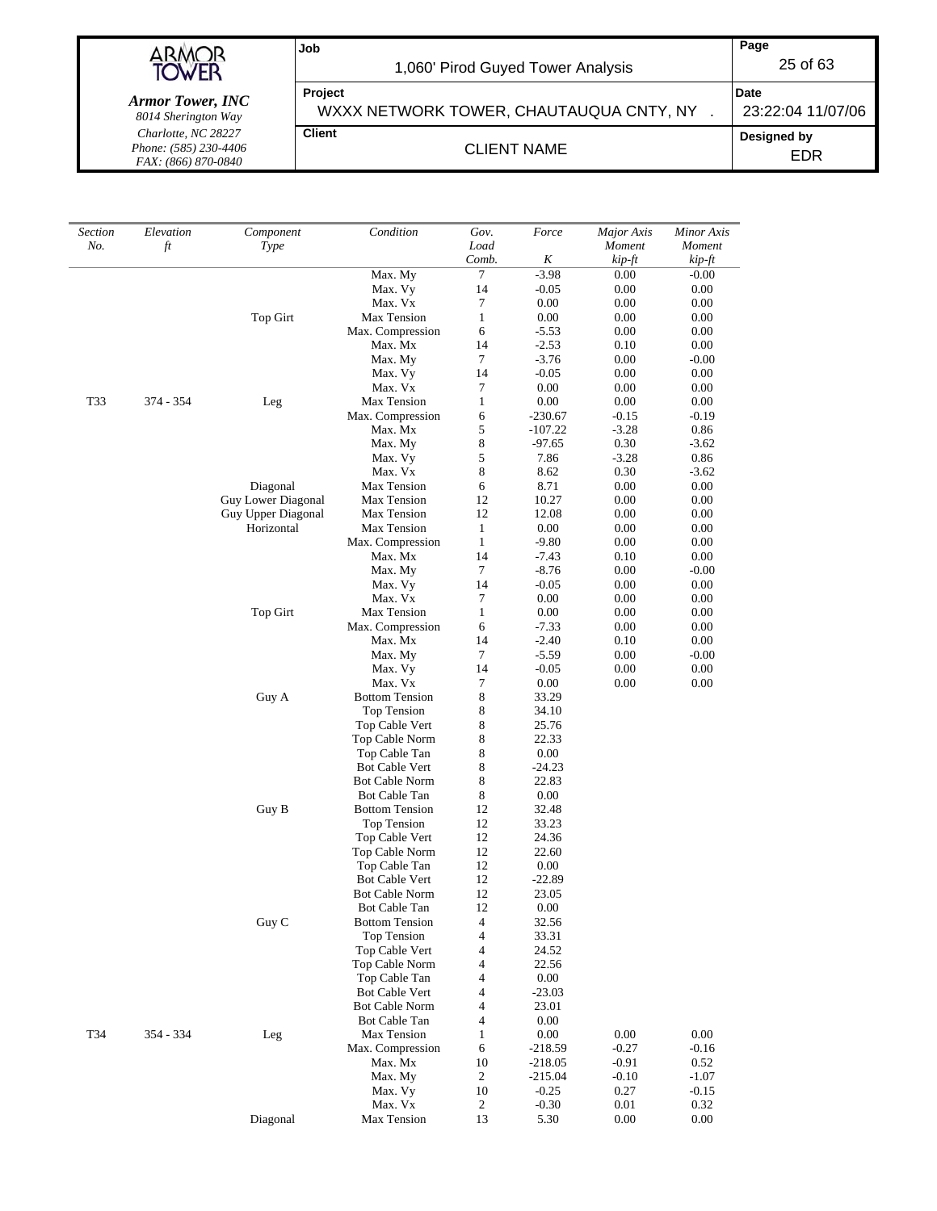| *Section No.* | *Elevation ft* | *Component Type* | *Condition* | *Gov. Load Comb.* | *Force K* | *Major Axis Moment kip-ft* | *Minor Axis Moment kip-ft* |
|---|---|---|---|---|---|---|---|
| | | | Max. My | 7 | -3.98 | 0.00 | -0.00 |
| | | | Max. Vy | 14 | -0.05 | 0.00 | 0.00 |
| | | | Max. Vx | 7 | 0.00 | 0.00 | 0.00 |
| | | Top Girt | Max Tension | 1 | 0.00 | 0.00 | 0.00 |
| | | | Max. Compression | 6 | -5.53 | 0.00 | 0.00 |
| | | | Max. Mx | 14 | -2.53 | 0.10 | 0.00 |
| | | | Max. My | 7 | -3.76 | 0.00 | -0.00 |
| | | | Max. Vy | 14 | -0.05 | 0.00 | 0.00 |
| | | | Max. Vx | 7 | 0.00 | 0.00 | 0.00 |
| T33 | 374 - 354 | Leg | Max Tension | 1 | 0.00 | 0.00 | 0.00 |
| | | | Max. Compression | 6 | -230.67 | -0.15 | -0.19 |
| | | | Max. Mx | 5 | -107.22 | -3.28 | 0.86 |
| | | | Max. My | 8 | -97.65 | 0.30 | -3.62 |
| | | | Max. Vy | 5 | 7.86 | -3.28 | 0.86 |
| | | | Max. Vx | 8 | 8.62 | 0.30 | -3.62 |
| | | Diagonal | Max Tension | 6 | 8.71 | 0.00 | 0.00 |
| | | Guy Lower Diagonal | Max Tension | 12 | 10.27 | 0.00 | 0.00 |
| | | Guy Upper Diagonal | Max Tension | 12 | 12.08 | 0.00 | 0.00 |
| | | Horizontal | Max Tension | 1 | 0.00 | 0.00 | 0.00 |
| | | | Max. Compression | 1 | -9.80 | 0.00 | 0.00 |
| | | | Max. Mx | 14 | -7.43 | 0.10 | 0.00 |
| | | | Max. My | 7 | -8.76 | 0.00 | -0.00 |
| | | | Max. Vy | 14 | -0.05 | 0.00 | 0.00 |
| | | | Max. Vx | 7 | 0.00 | 0.00 | 0.00 |
| | | Top Girt | Max Tension | 1 | 0.00 | 0.00 | 0.00 |
| | | | Max. Compression | 6 | -7.33 | 0.00 | 0.00 |
| | | | Max. Mx | 14 | -2.40 | 0.10 | 0.00 |
| | | | Max. My | 7 | -5.59 | 0.00 | -0.00 |
| | | | Max. Vy | 14 | -0.05 | 0.00 | 0.00 |
| | | | Max. Vx | 7 | 0.00 | 0.00 | 0.00 |
| | | Guy A | Bottom Tension | 8 | 33.29 | | |
| | | | Top Tension | 8 | 34.10 | | |
| | | | Top Cable Vert | 8 | 25.76 | | |
| | | | Top Cable Norm | 8 | 22.33 | | |
| | | | Top Cable Tan | 8 | 0.00 | | |
| | | | Bot Cable Vert | 8 | -24.23 | | |
| | | | Bot Cable Norm | 8 | 22.83 | | |
| | | | Bot Cable Tan | 8 | 0.00 | | |
| | | Guy B | Bottom Tension | 12 | 32.48 | | |
| | | | Top Tension | 12 | 33.23 | | |
| | | | Top Cable Vert | 12 | 24.36 | | |
| | | | Top Cable Norm | 12 | 22.60 | | |
| | | | Top Cable Tan | 12 | 0.00 | | |
| | | | Bot Cable Vert | 12 | -22.89 | | |
| | | | Bot Cable Norm | 12 | 23.05 | | |
| | | | Bot Cable Tan | 12 | 0.00 | | |
| | | Guy C | Bottom Tension | 4 | 32.56 | | |
| | | | Top Tension | 4 | 33.31 | | |
| | | | Top Cable Vert | 4 | 24.52 | | |
| | | | Top Cable Norm | 4 | 22.56 | | |
| | | | Top Cable Tan | 4 | 0.00 | | |
| | | | Bot Cable Vert | 4 | -23.03 | | |
| | | | Bot Cable Norm | 4 | 23.01 | | |
| | | | Bot Cable Tan | 4 | 0.00 | | |
| T34 | 354 - 334 | Leg | Max Tension | 1 | 0.00 | 0.00 | 0.00 |
| | | | Max. Compression | 6 | -218.59 | -0.27 | -0.16 |
| | | | Max. Mx | 10 | -218.05 | -0.91 | 0.52 |
| | | | Max. My | 2 | -215.04 | -0.10 | -1.07 |
| | | | Max. Vy | 10 | -0.25 | 0.27 | -0.15 |
| | | | Max. Vx | 2 | -0.30 | 0.01 | 0.32 |
| | | Diagonal | Max Tension | 13 | 5.30 | 0.00 | 0.00 |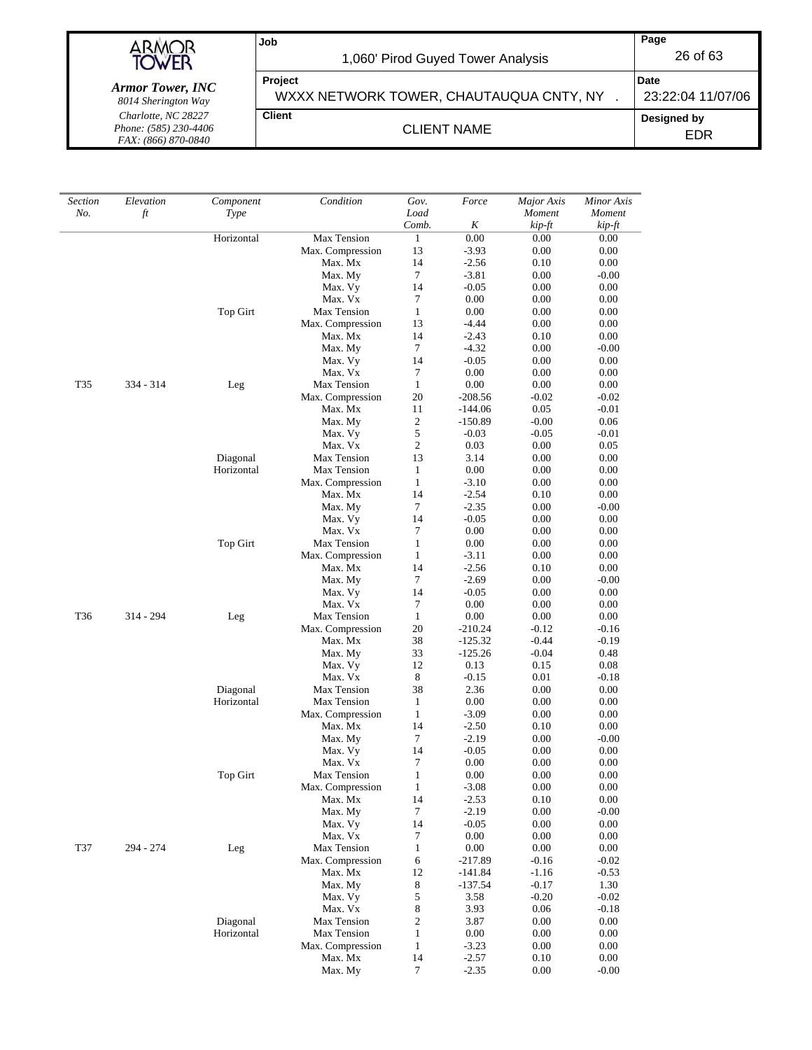| *Section No.* | *Elevation ft* | *Component Type* | *Condition* | *Gov. Load Comb.* | *Force K* | *Major Axis Moment kip-ft* | *Minor Axis Moment kip-ft* |
|---|---|---|---|---|---|---|---|
| | | Horizontal | Max Tension | 1 | 0.00 | 0.00 | 0.00 |
| | | | Max. Compression | 13 | -3.93 | 0.00 | 0.00 |
| | | | Max. Mx | 14 | -2.56 | 0.10 | 0.00 |
| | | | Max. My | 7 | -3.81 | 0.00 | -0.00 |
| | | | Max. Vy | 14 | -0.05 | 0.00 | 0.00 |
| | | | Max. Vx | 7 | 0.00 | 0.00 | 0.00 |
| | | Top Girt | Max Tension | 1 | 0.00 | 0.00 | 0.00 |
| | | | Max. Compression | 13 | -4.44 | 0.00 | 0.00 |
| | | | Max. Mx | 14 | -2.43 | 0.10 | 0.00 |
| | | | Max. My | 7 | -4.32 | 0.00 | -0.00 |
| | | | Max. Vy | 14 | -0.05 | 0.00 | 0.00 |
| | | | Max. Vx | 7 | 0.00 | 0.00 | 0.00 |
| T35 | 334 - 314 | Leg | Max Tension | 1 | 0.00 | 0.00 | 0.00 |
| | | | Max. Compression | 20 | -208.56 | -0.02 | -0.02 |
| | | | Max. Mx | 11 | -144.06 | 0.05 | -0.01 |
| | | | Max. My | 2 | -150.89 | -0.00 | 0.06 |
| | | | Max. Vy | 5 | -0.03 | -0.05 | -0.01 |
| | | | Max. Vx | 2 | 0.03 | 0.00 | 0.05 |
| | | Diagonal | Max Tension | 13 | 3.14 | 0.00 | 0.00 |
| | | Horizontal | Max Tension | 1 | 0.00 | 0.00 | 0.00 |
| | | | Max. Compression | 1 | -3.10 | 0.00 | 0.00 |
| | | | Max. Mx | 14 | -2.54 | 0.10 | 0.00 |
| | | | Max. My | 7 | -2.35 | 0.00 | -0.00 |
| | | | Max. Vy | 14 | -0.05 | 0.00 | 0.00 |
| | | | Max. Vx | 7 | 0.00 | 0.00 | 0.00 |
| | | Top Girt | Max Tension | 1 | 0.00 | 0.00 | 0.00 |
| | | | Max. Compression | 1 | -3.11 | 0.00 | 0.00 |
| | | | Max. Mx | 14 | -2.56 | 0.10 | 0.00 |
| | | | Max. My | 7 | -2.69 | 0.00 | -0.00 |
| | | | Max. Vy | 14 | -0.05 | 0.00 | 0.00 |
| | | | Max. Vx | 7 | 0.00 | 0.00 | 0.00 |
| T36 | 314 - 294 | Leg | Max Tension | 1 | 0.00 | 0.00 | 0.00 |
| | | | Max. Compression | 20 | -210.24 | -0.12 | -0.16 |
| | | | Max. Mx | 38 | -125.32 | -0.44 | -0.19 |
| | | | Max. My | 33 | -125.26 | -0.04 | 0.48 |
| | | | Max. Vy | 12 | 0.13 | 0.15 | 0.08 |
| | | | Max. Vx | 8 | -0.15 | 0.01 | -0.18 |
| | | Diagonal | Max Tension | 38 | 2.36 | 0.00 | 0.00 |
| | | Horizontal | Max Tension | 1 | 0.00 | 0.00 | 0.00 |
| | | | Max. Compression | 1 | -3.09 | 0.00 | 0.00 |
| | | | Max. Mx | 14 | -2.50 | 0.10 | 0.00 |
| | | | Max. My | 7 | -2.19 | 0.00 | -0.00 |
| | | | Max. Vy | 14 | -0.05 | 0.00 | 0.00 |
| | | | Max. Vx | 7 | 0.00 | 0.00 | 0.00 |
| | | Top Girt | Max Tension | 1 | 0.00 | 0.00 | 0.00 |
| | | | Max. Compression | 1 | -3.08 | 0.00 | 0.00 |
| | | | Max. Mx | 14 | -2.53 | 0.10 | 0.00 |
| | | | Max. My | 7 | -2.19 | 0.00 | -0.00 |
| | | | Max. Vy | 14 | -0.05 | 0.00 | 0.00 |
| | | | Max. Vx | 7 | 0.00 | 0.00 | 0.00 |
| T37 | 294 - 274 | Leg | Max Tension | 1 | 0.00 | 0.00 | 0.00 |
| | | | Max. Compression | 6 | -217.89 | -0.16 | -0.02 |
| | | | Max. Mx | 12 | -141.84 | -1.16 | -0.53 |
| | | | Max. My | 8 | -137.54 | -0.17 | 1.30 |
| | | | Max. Vy | 5 | 3.58 | -0.20 | -0.02 |
| | | | Max. Vx | 8 | 3.93 | 0.06 | -0.18 |
| | | Diagonal | Max Tension | 2 | 3.87 | 0.00 | 0.00 |
| | | Horizontal | Max Tension | 1 | 0.00 | 0.00 | 0.00 |
| | | | Max. Compression | 1 | -3.23 | 0.00 | 0.00 |
| | | | Max. Mx | 14 | -2.57 | 0.10 | 0.00 |
| | | | Max. My | 7 | -2.35 | 0.00 | -0.00 |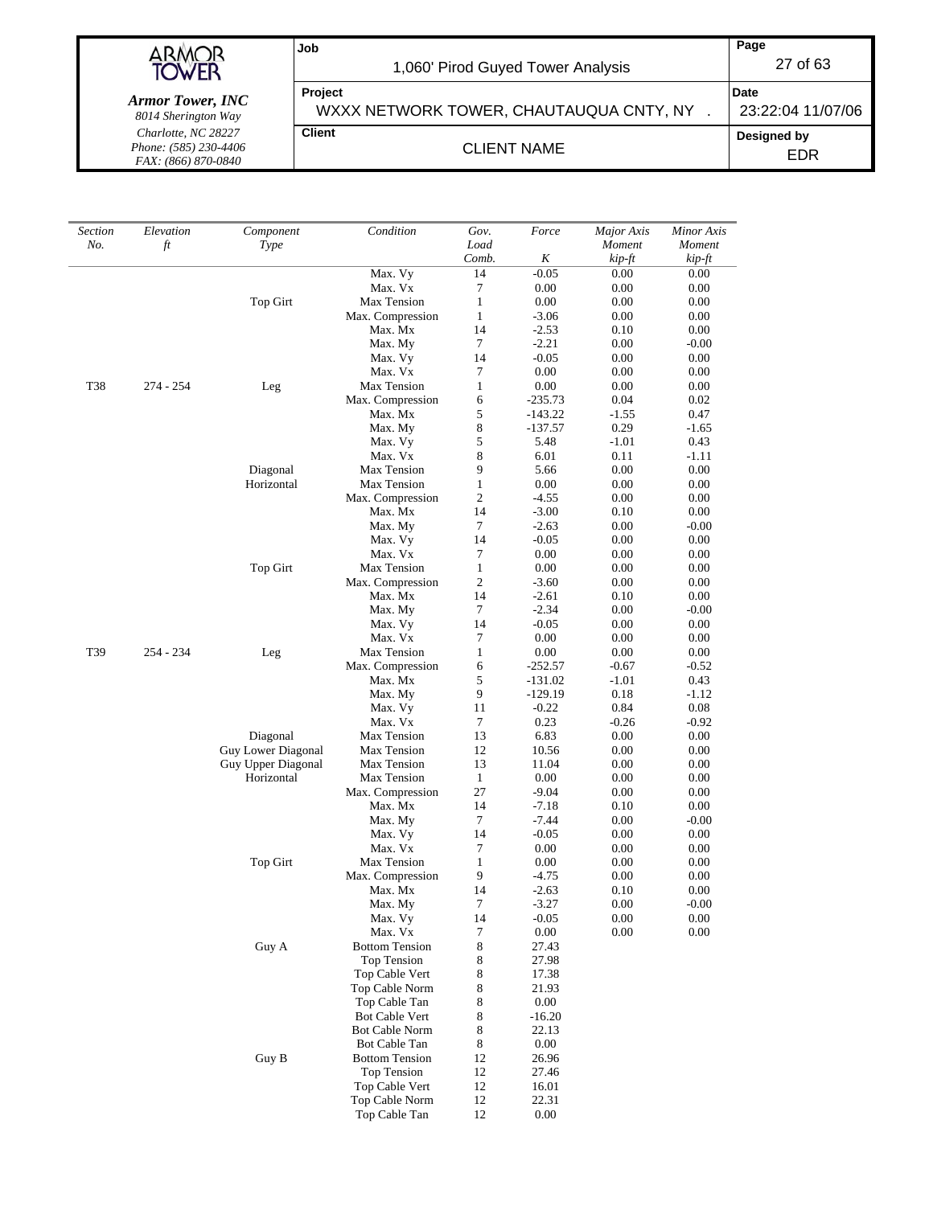| Section No. | Elevation ft | Component Type | Condition | Gov. Load Comb. | Force K | Major Axis Moment kip-ft | Minor Axis Moment kip-ft |
|---|---|---|---|---|---|---|---|
| | | | Max. Vy | 14 | -0.05 | 0.00 | 0.00 |
| | | | Max. Vx | 7 | 0.00 | 0.00 | 0.00 |
| | | Top Girt | Max Tension | 1 | 0.00 | 0.00 | 0.00 |
| | | | Max. Compression | 1 | -3.06 | 0.00 | 0.00 |
| | | | Max. Mx | 14 | -2.53 | 0.10 | 0.00 |
| | | | Max. My | 7 | -2.21 | 0.00 | -0.00 |
| | | | Max. Vy | 14 | -0.05 | 0.00 | 0.00 |
| | | | Max. Vx | 7 | 0.00 | 0.00 | 0.00 |
| T38 | 274 - 254 | Leg | Max Tension | 1 | 0.00 | 0.00 | 0.00 |
| | | | Max. Compression | 6 | -235.73 | 0.04 | 0.02 |
| | | | Max. Mx | 5 | -143.22 | -1.55 | 0.47 |
| | | | Max. My | 8 | -137.57 | 0.29 | -1.65 |
| | | | Max. Vy | 5 | 5.48 | -1.01 | 0.43 |
| | | | Max. Vx | 8 | 6.01 | 0.11 | -1.11 |
| | | Diagonal | Max Tension | 9 | 5.66 | 0.00 | 0.00 |
| | | Horizontal | Max Tension | 1 | 0.00 | 0.00 | 0.00 |
| | | | Max. Compression | 2 | -4.55 | 0.00 | 0.00 |
| | | | Max. Mx | 14 | -3.00 | 0.10 | 0.00 |
| | | | Max. My | 7 | -2.63 | 0.00 | -0.00 |
| | | | Max. Vy | 14 | -0.05 | 0.00 | 0.00 |
| | | | Max. Vx | 7 | 0.00 | 0.00 | 0.00 |
| | | Top Girt | Max Tension | 1 | 0.00 | 0.00 | 0.00 |
| | | | Max. Compression | 2 | -3.60 | 0.00 | 0.00 |
| | | | Max. Mx | 14 | -2.61 | 0.10 | 0.00 |
| | | | Max. My | 7 | -2.34 | 0.00 | -0.00 |
| | | | Max. Vy | 14 | -0.05 | 0.00 | 0.00 |
| | | | Max. Vx | 7 | 0.00 | 0.00 | 0.00 |
| T39 | 254 - 234 | Leg | Max Tension | 1 | 0.00 | 0.00 | 0.00 |
| | | | Max. Compression | 6 | -252.57 | -0.67 | -0.52 |
| | | | Max. Mx | 5 | -131.02 | -1.01 | 0.43 |
| | | | Max. My | 9 | -129.19 | 0.18 | -1.12 |
| | | | Max. Vy | 11 | -0.22 | 0.84 | 0.08 |
| | | | Max. Vx | 7 | 0.23 | -0.26 | -0.92 |
| | | Diagonal | Max Tension | 13 | 6.83 | 0.00 | 0.00 |
| | | Guy Lower Diagonal | Max Tension | 12 | 10.56 | 0.00 | 0.00 |
| | | Guy Upper Diagonal | Max Tension | 13 | 11.04 | 0.00 | 0.00 |
| | | Horizontal | Max Tension | 1 | 0.00 | 0.00 | 0.00 |
| | | | Max. Compression | 27 | -9.04 | 0.00 | 0.00 |
| | | | Max. Mx | 14 | -7.18 | 0.10 | 0.00 |
| | | | Max. My | 7 | -7.44 | 0.00 | -0.00 |
| | | | Max. Vy | 14 | -0.05 | 0.00 | 0.00 |
| | | | Max. Vx | 7 | 0.00 | 0.00 | 0.00 |
| | | Top Girt | Max Tension | 1 | 0.00 | 0.00 | 0.00 |
| | | | Max. Compression | 9 | -4.75 | 0.00 | 0.00 |
| | | | Max. Mx | 14 | -2.63 | 0.10 | 0.00 |
| | | | Max. My | 7 | -3.27 | 0.00 | -0.00 |
| | | | Max. Vy | 14 | -0.05 | 0.00 | 0.00 |
| | | | Max. Vx | 7 | 0.00 | 0.00 | 0.00 |
| | | Guy A | Bottom Tension | 8 | 27.43 | | |
| | | | Top Tension | 8 | 27.98 | | |
| | | | Top Cable Vert | 8 | 17.38 | | |
| | | | Top Cable Norm | 8 | 21.93 | | |
| | | | Top Cable Tan | 8 | 0.00 | | |
| | | | Bot Cable Vert | 8 | -16.20 | | |
| | | | Bot Cable Norm | 8 | 22.13 | | |
| | | | Bot Cable Tan | 8 | 0.00 | | |
| | | Guy B | Bottom Tension | 12 | 26.96 | | |
| | | | Top Tension | 12 | 27.46 | | |
| | | | Top Cable Vert | 12 | 16.01 | | |
| | | | Top Cable Norm | 12 | 22.31 | | |
| | | | Top Cable Tan | 12 | 0.00 | | |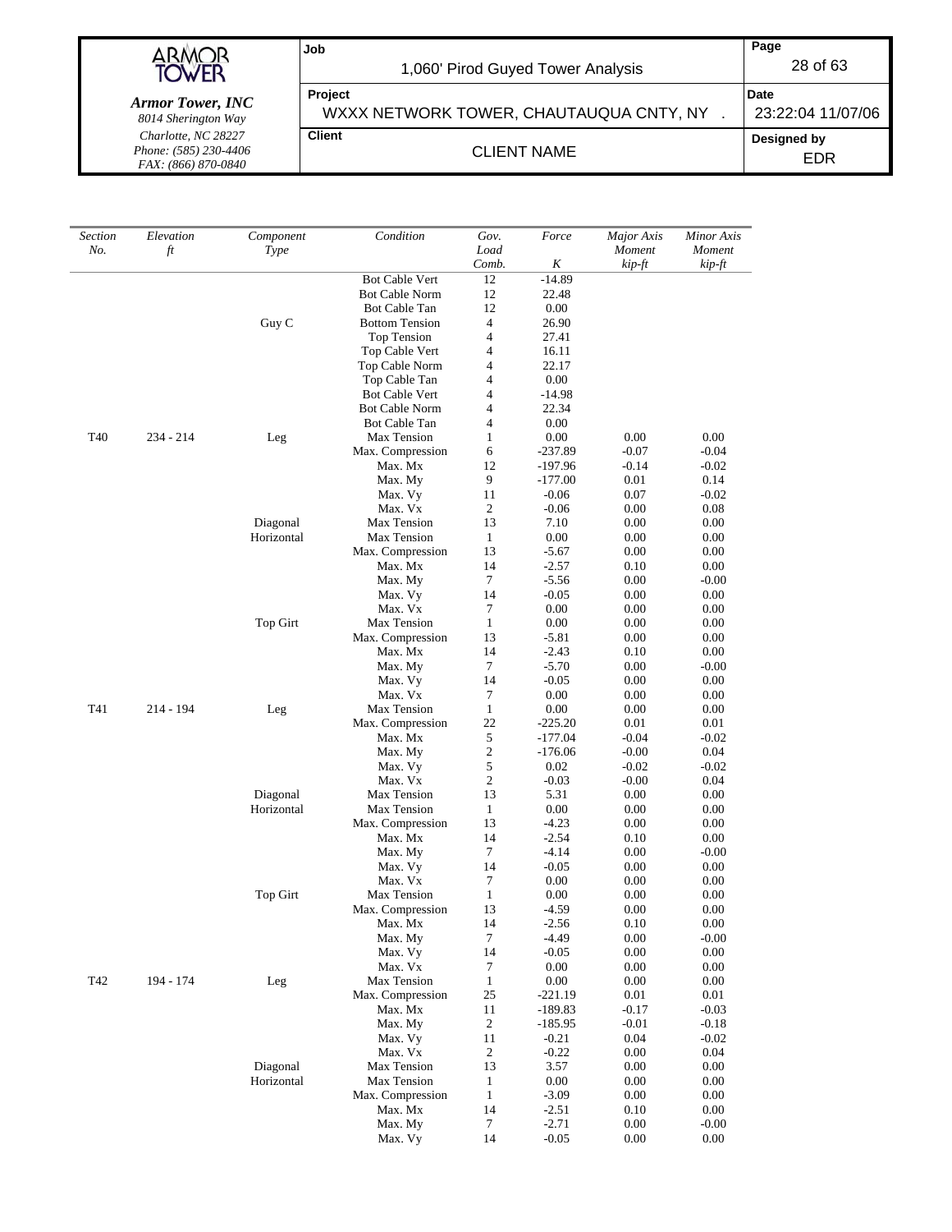| Section No. | Elevation ft | Component Type | Condition | Gov. Load Comb. | Force K | Major Axis Moment kip-ft | Minor Axis Moment kip-ft |
|---|---|---|---|---|---|---|---|
| | | | Bot Cable Vert | 12 | -14.89 | | |
| | | | Bot Cable Norm | 12 | 22.48 | | |
| | | | Bot Cable Tan | 12 | 0.00 | | |
| | | Guy C | Bottom Tension | 4 | 26.90 | | |
| | | | Top Tension | 4 | 27.41 | | |
| | | | Top Cable Vert | 4 | 16.11 | | |
| | | | Top Cable Norm | 4 | 22.17 | | |
| | | | Top Cable Tan | 4 | 0.00 | | |
| | | | Bot Cable Vert | 4 | -14.98 | | |
| | | | Bot Cable Norm | 4 | 22.34 | | |
| | | | Bot Cable Tan | 4 | 0.00 | | |
| T40 | 234 - 214 | Leg | Max Tension | 1 | 0.00 | 0.00 | 0.00 |
| | | | Max. Compression | 6 | -237.89 | -0.07 | -0.04 |
| | | | Max. Mx | 12 | -197.96 | -0.14 | -0.02 |
| | | | Max. My | 9 | -177.00 | 0.01 | 0.14 |
| | | | Max. Vy | 11 | -0.06 | 0.07 | -0.02 |
| | | | Max. Vx | 2 | -0.06 | 0.00 | 0.08 |
| | | Diagonal | Max Tension | 13 | 7.10 | 0.00 | 0.00 |
| | | Horizontal | Max Tension | 1 | 0.00 | 0.00 | 0.00 |
| | | | Max. Compression | 13 | -5.67 | 0.00 | 0.00 |
| | | | Max. Mx | 14 | -2.57 | 0.10 | 0.00 |
| | | | Max. My | 7 | -5.56 | 0.00 | -0.00 |
| | | | Max. Vy | 14 | -0.05 | 0.00 | 0.00 |
| | | | Max. Vx | 7 | 0.00 | 0.00 | 0.00 |
| | | Top Girt | Max Tension | 1 | 0.00 | 0.00 | 0.00 |
| | | | Max. Compression | 13 | -5.81 | 0.00 | 0.00 |
| | | | Max. Mx | 14 | -2.43 | 0.10 | 0.00 |
| | | | Max. My | 7 | -5.70 | 0.00 | -0.00 |
| | | | Max. Vy | 14 | -0.05 | 0.00 | 0.00 |
| | | | Max. Vx | 7 | 0.00 | 0.00 | 0.00 |
| T41 | 214 - 194 | Leg | Max Tension | 1 | 0.00 | 0.00 | 0.00 |
| | | | Max. Compression | 22 | -225.20 | 0.01 | 0.01 |
| | | | Max. Mx | 5 | -177.04 | -0.04 | -0.02 |
| | | | Max. My | 2 | -176.06 | -0.00 | 0.04 |
| | | | Max. Vy | 5 | 0.02 | -0.02 | -0.02 |
| | | | Max. Vx | 2 | -0.03 | -0.00 | 0.04 |
| | | Diagonal | Max Tension | 13 | 5.31 | 0.00 | 0.00 |
| | | Horizontal | Max Tension | 1 | 0.00 | 0.00 | 0.00 |
| | | | Max. Compression | 13 | -4.23 | 0.00 | 0.00 |
| | | | Max. Mx | 14 | -2.54 | 0.10 | 0.00 |
| | | | Max. My | 7 | -4.14 | 0.00 | -0.00 |
| | | | Max. Vy | 14 | -0.05 | 0.00 | 0.00 |
| | | | Max. Vx | 7 | 0.00 | 0.00 | 0.00 |
| | | Top Girt | Max Tension | 1 | 0.00 | 0.00 | 0.00 |
| | | | Max. Compression | 13 | -4.59 | 0.00 | 0.00 |
| | | | Max. Mx | 14 | -2.56 | 0.10 | 0.00 |
| | | | Max. My | 7 | -4.49 | 0.00 | -0.00 |
| | | | Max. Vy | 14 | -0.05 | 0.00 | 0.00 |
| | | | Max. Vx | 7 | 0.00 | 0.00 | 0.00 |
| T42 | 194 - 174 | Leg | Max Tension | 1 | 0.00 | 0.00 | 0.00 |
| | | | Max. Compression | 25 | -221.19 | 0.01 | 0.01 |
| | | | Max. Mx | 11 | -189.83 | -0.17 | -0.03 |
| | | | Max. My | 2 | -185.95 | -0.01 | -0.18 |
| | | | Max. Vy | 11 | -0.21 | 0.04 | -0.02 |
| | | | Max. Vx | 2 | -0.22 | 0.00 | 0.04 |
| | | Diagonal | Max Tension | 13 | 3.57 | 0.00 | 0.00 |
| | | Horizontal | Max Tension | 1 | 0.00 | 0.00 | 0.00 |
| | | | Max. Compression | 1 | -3.09 | 0.00 | 0.00 |
| | | | Max. Mx | 14 | -2.51 | 0.10 | 0.00 |
| | | | Max. My | 7 | -2.71 | 0.00 | -0.00 |
| | | | Max. Vy | 14 | -0.05 | 0.00 | 0.00 |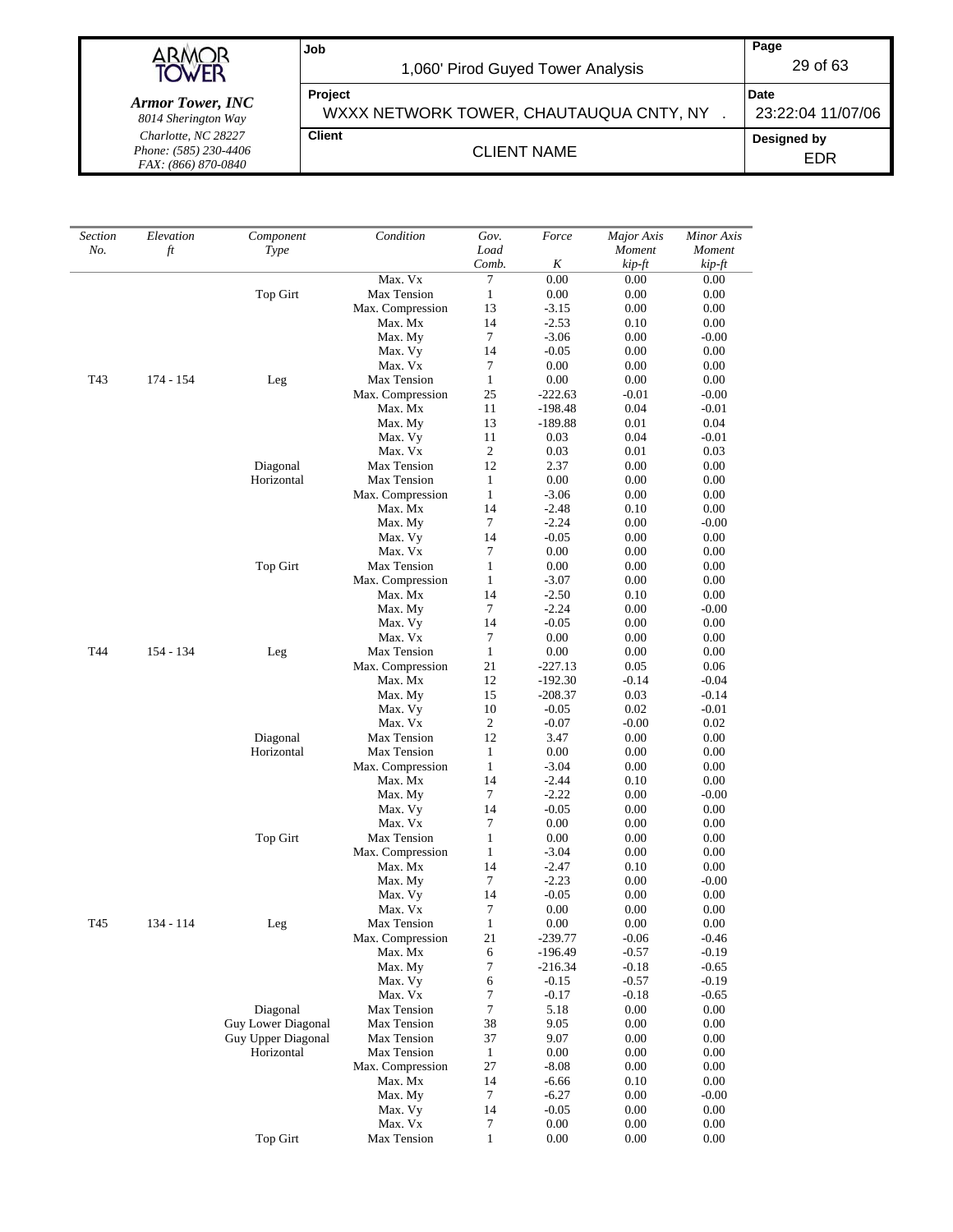| Section No. | Elevation ft | Component Type | Condition | Gov. Load Comb. | Force K | Major Axis Moment kip-ft | Minor Axis Moment kip-ft |
|---|---|---|---|---|---|---|---|
| | | | Max. Vx | 7 | 0.00 | 0.00 | 0.00 |
| | | Top Girt | Max Tension | 1 | 0.00 | 0.00 | 0.00 |
| | | | Max. Compression | 13 | -3.15 | 0.00 | 0.00 |
| | | | Max. Mx | 14 | -2.53 | 0.10 | 0.00 |
| | | | Max. My | 7 | -3.06 | 0.00 | -0.00 |
| | | | Max. Vy | 14 | -0.05 | 0.00 | 0.00 |
| | | | Max. Vx | 7 | 0.00 | 0.00 | 0.00 |
| T43 | 174 - 154 | Leg | Max Tension | 1 | 0.00 | 0.00 | 0.00 |
| | | | Max. Compression | 25 | -222.63 | -0.01 | -0.00 |
| | | | Max. Mx | 11 | -198.48 | 0.04 | -0.01 |
| | | | Max. My | 13 | -189.88 | 0.01 | 0.04 |
| | | | Max. Vy | 11 | 0.03 | 0.04 | -0.01 |
| | | | Max. Vx | 2 | 0.03 | 0.01 | 0.03 |
| | | Diagonal | Max Tension | 12 | 2.37 | 0.00 | 0.00 |
| | | Horizontal | Max Tension | 1 | 0.00 | 0.00 | 0.00 |
| | | | Max. Compression | 1 | -3.06 | 0.00 | 0.00 |
| | | | Max. Mx | 14 | -2.48 | 0.10 | 0.00 |
| | | | Max. My | 7 | -2.24 | 0.00 | -0.00 |
| | | | Max. Vy | 14 | -0.05 | 0.00 | 0.00 |
| | | | Max. Vx | 7 | 0.00 | 0.00 | 0.00 |
| | | Top Girt | Max Tension | 1 | 0.00 | 0.00 | 0.00 |
| | | | Max. Compression | 1 | -3.07 | 0.00 | 0.00 |
| | | | Max. Mx | 14 | -2.50 | 0.10 | 0.00 |
| | | | Max. My | 7 | -2.24 | 0.00 | -0.00 |
| | | | Max. Vy | 14 | -0.05 | 0.00 | 0.00 |
| | | | Max. Vx | 7 | 0.00 | 0.00 | 0.00 |
| T44 | 154 - 134 | Leg | Max Tension | 1 | 0.00 | 0.00 | 0.00 |
| | | | Max. Compression | 21 | -227.13 | 0.05 | 0.06 |
| | | | Max. Mx | 12 | -192.30 | -0.14 | -0.04 |
| | | | Max. My | 15 | -208.37 | 0.03 | -0.14 |
| | | | Max. Vy | 10 | -0.05 | 0.02 | -0.01 |
| | | | Max. Vx | 2 | -0.07 | -0.00 | 0.02 |
| | | Diagonal | Max Tension | 12 | 3.47 | 0.00 | 0.00 |
| | | Horizontal | Max Tension | 1 | 0.00 | 0.00 | 0.00 |
| | | | Max. Compression | 1 | -3.04 | 0.00 | 0.00 |
| | | | Max. Mx | 14 | -2.44 | 0.10 | 0.00 |
| | | | Max. My | 7 | -2.22 | 0.00 | -0.00 |
| | | | Max. Vy | 14 | -0.05 | 0.00 | 0.00 |
| | | | Max. Vx | 7 | 0.00 | 0.00 | 0.00 |
| | | Top Girt | Max Tension | 1 | 0.00 | 0.00 | 0.00 |
| | | | Max. Compression | 1 | -3.04 | 0.00 | 0.00 |
| | | | Max. Mx | 14 | -2.47 | 0.10 | 0.00 |
| | | | Max. My | 7 | -2.23 | 0.00 | -0.00 |
| | | | Max. Vy | 14 | -0.05 | 0.00 | 0.00 |
| | | | Max. Vx | 7 | 0.00 | 0.00 | 0.00 |
| T45 | 134 - 114 | Leg | Max Tension | 1 | 0.00 | 0.00 | 0.00 |
| | | | Max. Compression | 21 | -239.77 | -0.06 | -0.46 |
| | | | Max. Mx | 6 | -196.49 | -0.57 | -0.19 |
| | | | Max. My | 7 | -216.34 | -0.18 | -0.65 |
| | | | Max. Vy | 6 | -0.15 | -0.57 | -0.19 |
| | | | Max. Vx | 7 | -0.17 | -0.18 | -0.65 |
| | | Diagonal | Max Tension | 7 | 5.18 | 0.00 | 0.00 |
| | | Guy Lower Diagonal | Max Tension | 38 | 9.05 | 0.00 | 0.00 |
| | | Guy Upper Diagonal | Max Tension | 37 | 9.07 | 0.00 | 0.00 |
| | | Horizontal | Max Tension | 1 | 0.00 | 0.00 | 0.00 |
| | | | Max. Compression | 27 | -8.08 | 0.00 | 0.00 |
| | | | Max. Mx | 14 | -6.66 | 0.10 | 0.00 |
| | | | Max. My | 7 | -6.27 | 0.00 | -0.00 |
| | | | Max. Vy | 14 | -0.05 | 0.00 | 0.00 |
| | | | Max. Vx | 7 | 0.00 | 0.00 | 0.00 |
| | | Top Girt | Max Tension | 1 | 0.00 | 0.00 | 0.00 |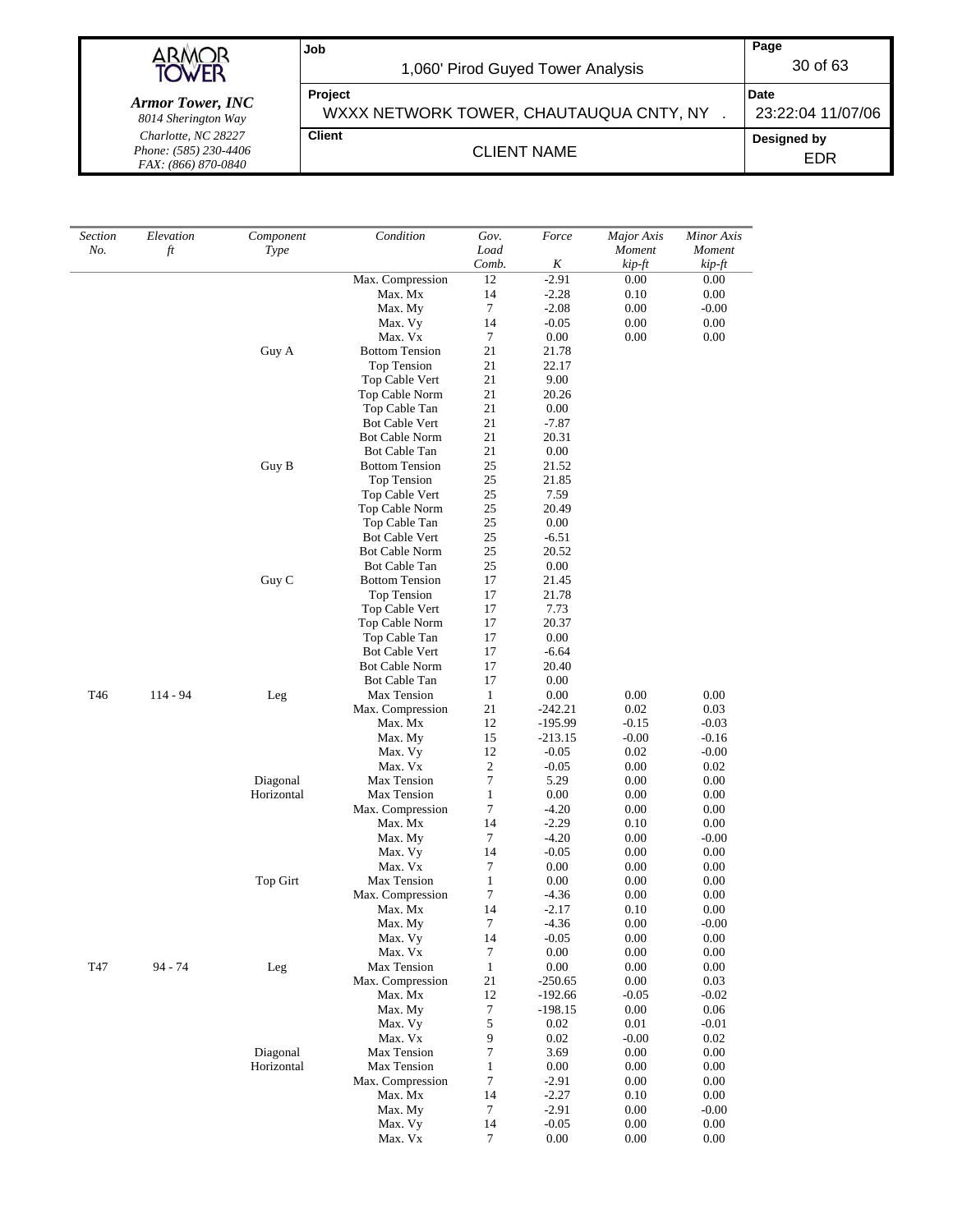| *Section No.* | *Elevation ft* | *Component Type* | *Condition* | *Gov. Load Comb.* | *Force K* | *Major Axis Moment kip-ft* | *Minor Axis Moment kip-ft* |
|---|---|---|---|---|---|---|---|
| | | | Max. Compression | 12 | -2.91 | 0.00 | 0.00 |
| | | | Max. Mx | 14 | -2.28 | 0.10 | 0.00 |
| | | | Max. My | 7 | -2.08 | 0.00 | -0.00 |
| | | | Max. Vy | 14 | -0.05 | 0.00 | 0.00 |
| | | | Max. Vx | 7 | 0.00 | 0.00 | 0.00 |
| | | Guy A | Bottom Tension | 21 | 21.78 | | |
| | | | Top Tension | 21 | 22.17 | | |
| | | | Top Cable Vert | 21 | 9.00 | | |
| | | | Top Cable Norm | 21 | 20.26 | | |
| | | | Top Cable Tan | 21 | 0.00 | | |
| | | | Bot Cable Vert | 21 | -7.87 | | |
| | | | Bot Cable Norm | 21 | 20.31 | | |
| | | | Bot Cable Tan | 21 | 0.00 | | |
| | | Guy B | Bottom Tension | 25 | 21.52 | | |
| | | | Top Tension | 25 | 21.85 | | |
| | | | Top Cable Vert | 25 | 7.59 | | |
| | | | Top Cable Norm | 25 | 20.49 | | |
| | | | Top Cable Tan | 25 | 0.00 | | |
| | | | Bot Cable Vert | 25 | -6.51 | | |
| | | | Bot Cable Norm | 25 | 20.52 | | |
| | | | Bot Cable Tan | 25 | 0.00 | | |
| | | Guy C | Bottom Tension | 17 | 21.45 | | |
| | | | Top Tension | 17 | 21.78 | | |
| | | | Top Cable Vert | 17 | 7.73 | | |
| | | | Top Cable Norm | 17 | 20.37 | | |
| | | | Top Cable Tan | 17 | 0.00 | | |
| | | | Bot Cable Vert | 17 | -6.64 | | |
| | | | Bot Cable Norm | 17 | 20.40 | | |
| | | | Bot Cable Tan | 17 | 0.00 | | |
| T46 | 114 - 94 | Leg | Max Tension | 1 | 0.00 | 0.00 | 0.00 |
| | | | Max. Compression | 21 | -242.21 | 0.02 | 0.03 |
| | | | Max. Mx | 12 | -195.99 | -0.15 | -0.03 |
| | | | Max. My | 15 | -213.15 | -0.00 | -0.16 |
| | | | Max. Vy | 12 | -0.05 | 0.02 | -0.00 |
| | | | Max. Vx | 2 | -0.05 | 0.00 | 0.02 |
| | | Diagonal | Max Tension | 7 | 5.29 | 0.00 | 0.00 |
| | | Horizontal | Max Tension | 1 | 0.00 | 0.00 | 0.00 |
| | | | Max. Compression | 7 | -4.20 | 0.00 | 0.00 |
| | | | Max. Mx | 14 | -2.29 | 0.10 | 0.00 |
| | | | Max. My | 7 | -4.20 | 0.00 | -0.00 |
| | | | Max. Vy | 14 | -0.05 | 0.00 | 0.00 |
| | | | Max. Vx | 7 | 0.00 | 0.00 | 0.00 |
| | | Top Girt | Max Tension | 1 | 0.00 | 0.00 | 0.00 |
| | | | Max. Compression | 7 | -4.36 | 0.00 | 0.00 |
| | | | Max. Mx | 14 | -2.17 | 0.10 | 0.00 |
| | | | Max. My | 7 | -4.36 | 0.00 | -0.00 |
| | | | Max. Vy | 14 | -0.05 | 0.00 | 0.00 |
| | | | Max. Vx | 7 | 0.00 | 0.00 | 0.00 |
| T47 | 94 - 74 | Leg | Max Tension | 1 | 0.00 | 0.00 | 0.00 |
| | | | Max. Compression | 21 | -250.65 | 0.00 | 0.03 |
| | | | Max. Mx | 12 | -192.66 | -0.05 | -0.02 |
| | | | Max. My | 7 | -198.15 | 0.00 | 0.06 |
| | | | Max. Vy | 5 | 0.02 | 0.01 | -0.01 |
| | | | Max. Vx | 9 | 0.02 | -0.00 | 0.02 |
| | | Diagonal | Max Tension | 7 | 3.69 | 0.00 | 0.00 |
| | | Horizontal | Max Tension | 1 | 0.00 | 0.00 | 0.00 |
| | | | Max. Compression | 7 | -2.91 | 0.00 | 0.00 |
| | | | Max. Mx | 14 | -2.27 | 0.10 | 0.00 |
| | | | Max. My | 7 | -2.91 | 0.00 | -0.00 |
| | | | Max. Vy | 14 | -0.05 | 0.00 | 0.00 |
| | | | Max. Vx | 7 | 0.00 | 0.00 | 0.00 |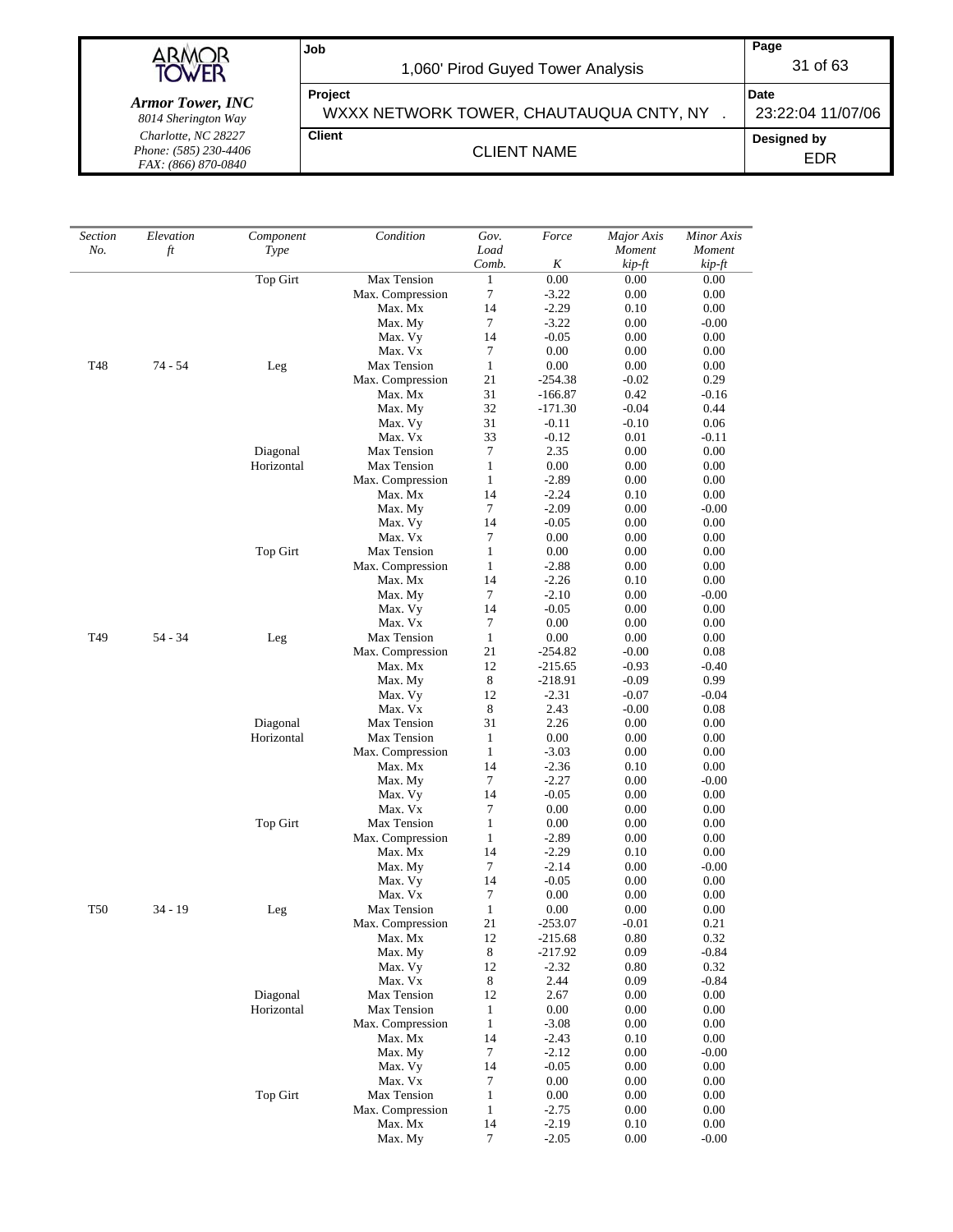| Section No. | Elevation ft | Component Type | Condition | Gov. Load Comb. | Force K | Major Axis Moment kip-ft | Minor Axis Moment kip-ft |
|---|---|---|---|---|---|---|---|
| | | Top Girt | Max Tension | 1 | 0.00 | 0.00 | 0.00 |
| | | | Max. Compression | 7 | -3.22 | 0.00 | 0.00 |
| | | | Max. Mx | 14 | -2.29 | 0.10 | 0.00 |
| | | | Max. My | 7 | -3.22 | 0.00 | -0.00 |
| | | | Max. Vy | 14 | -0.05 | 0.00 | 0.00 |
| | | | Max. Vx | 7 | 0.00 | 0.00 | 0.00 |
| T48 | 74 - 54 | Leg | Max Tension | 1 | 0.00 | 0.00 | 0.00 |
| | | | Max. Compression | 21 | -254.38 | -0.02 | 0.29 |
| | | | Max. Mx | 31 | -166.87 | 0.42 | -0.16 |
| | | | Max. My | 32 | -171.30 | -0.04 | 0.44 |
| | | | Max. Vy | 31 | -0.11 | -0.10 | 0.06 |
| | | | Max. Vx | 33 | -0.12 | 0.01 | -0.11 |
| | | Diagonal | Max Tension | 7 | 2.35 | 0.00 | 0.00 |
| | | Horizontal | Max Tension | 1 | 0.00 | 0.00 | 0.00 |
| | | | Max. Compression | 1 | -2.89 | 0.00 | 0.00 |
| | | | Max. Mx | 14 | -2.24 | 0.10 | 0.00 |
| | | | Max. My | 7 | -2.09 | 0.00 | -0.00 |
| | | | Max. Vy | 14 | -0.05 | 0.00 | 0.00 |
| | | | Max. Vx | 7 | 0.00 | 0.00 | 0.00 |
| | | Top Girt | Max Tension | 1 | 0.00 | 0.00 | 0.00 |
| | | | Max. Compression | 1 | -2.88 | 0.00 | 0.00 |
| | | | Max. Mx | 14 | -2.26 | 0.10 | 0.00 |
| | | | Max. My | 7 | -2.10 | 0.00 | -0.00 |
| | | | Max. Vy | 14 | -0.05 | 0.00 | 0.00 |
| | | | Max. Vx | 7 | 0.00 | 0.00 | 0.00 |
| T49 | 54 - 34 | Leg | Max Tension | 1 | 0.00 | 0.00 | 0.00 |
| | | | Max. Compression | 21 | -254.82 | -0.00 | 0.08 |
| | | | Max. Mx | 12 | -215.65 | -0.93 | -0.40 |
| | | | Max. My | 8 | -218.91 | -0.09 | 0.99 |
| | | | Max. Vy | 12 | -2.31 | -0.07 | -0.04 |
| | | | Max. Vx | 8 | 2.43 | -0.00 | 0.08 |
| | | Diagonal | Max Tension | 31 | 2.26 | 0.00 | 0.00 |
| | | Horizontal | Max Tension | 1 | 0.00 | 0.00 | 0.00 |
| | | | Max. Compression | 1 | -3.03 | 0.00 | 0.00 |
| | | | Max. Mx | 14 | -2.36 | 0.10 | 0.00 |
| | | | Max. My | 7 | -2.27 | 0.00 | -0.00 |
| | | | Max. Vy | 14 | -0.05 | 0.00 | 0.00 |
| | | | Max. Vx | 7 | 0.00 | 0.00 | 0.00 |
| | | Top Girt | Max Tension | 1 | 0.00 | 0.00 | 0.00 |
| | | | Max. Compression | 1 | -2.89 | 0.00 | 0.00 |
| | | | Max. Mx | 14 | -2.29 | 0.10 | 0.00 |
| | | | Max. My | 7 | -2.14 | 0.00 | -0.00 |
| | | | Max. Vy | 14 | -0.05 | 0.00 | 0.00 |
| | | | Max. Vx | 7 | 0.00 | 0.00 | 0.00 |
| T50 | 34 - 19 | Leg | Max Tension | 1 | 0.00 | 0.00 | 0.00 |
| | | | Max. Compression | 21 | -253.07 | -0.01 | 0.21 |
| | | | Max. Mx | 12 | -215.68 | 0.80 | 0.32 |
| | | | Max. My | 8 | -217.92 | 0.09 | -0.84 |
| | | | Max. Vy | 12 | -2.32 | 0.80 | 0.32 |
| | | | Max. Vx | 8 | 2.44 | 0.09 | -0.84 |
| | | Diagonal | Max Tension | 12 | 2.67 | 0.00 | 0.00 |
| | | Horizontal | Max Tension | 1 | 0.00 | 0.00 | 0.00 |
| | | | Max. Compression | 1 | -3.08 | 0.00 | 0.00 |
| | | | Max. Mx | 14 | -2.43 | 0.10 | 0.00 |
| | | | Max. My | 7 | -2.12 | 0.00 | -0.00 |
| | | | Max. Vy | 14 | -0.05 | 0.00 | 0.00 |
| | | | Max. Vx | 7 | 0.00 | 0.00 | 0.00 |
| | | Top Girt | Max Tension | 1 | 0.00 | 0.00 | 0.00 |
| | | | Max. Compression | 1 | -2.75 | 0.00 | 0.00 |
| | | | Max. Mx | 14 | -2.19 | 0.10 | 0.00 |
| | | | Max. My | 7 | -2.05 | 0.00 | -0.00 |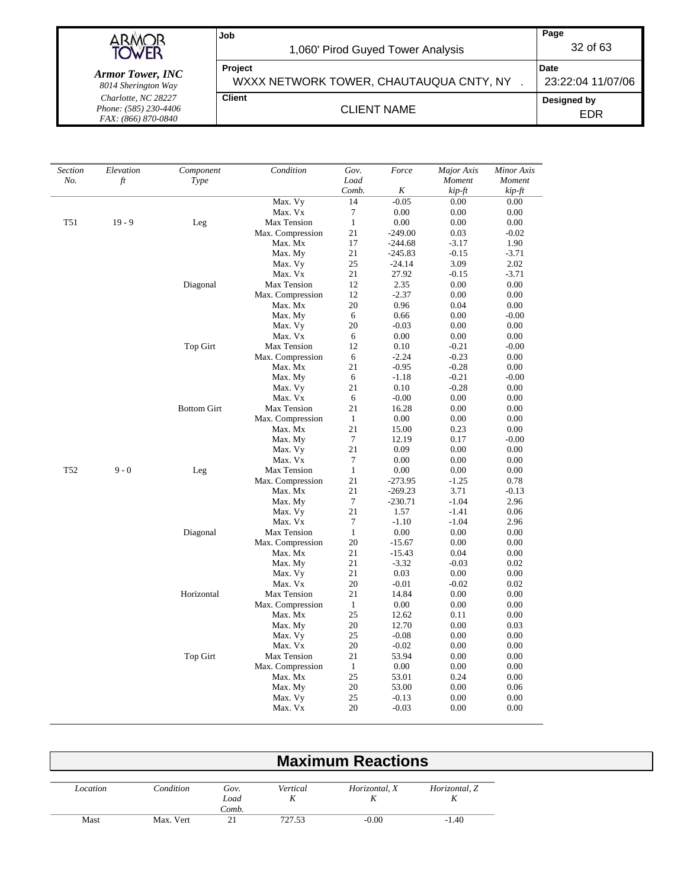| Section No. | Elevation ft | Component Type | Condition | Gov. Load Comb. | Force K | Major Axis Moment kip-ft | Minor Axis Moment kip-ft |
|---|---|---|---|---|---|---|---|
| | | | Max. Vy | 14 | -0.05 | 0.00 | 0.00 |
| | | | Max. Vx | 7 | 0.00 | 0.00 | 0.00 |
| T51 | 19 - 9 | Leg | Max Tension | 1 | 0.00 | 0.00 | 0.00 |
| | | | Max. Compression | 21 | -249.00 | 0.03 | -0.02 |
| | | | Max. Mx | 17 | -244.68 | -3.17 | 1.90 |
| | | | Max. My | 21 | -245.83 | -0.15 | -3.71 |
| | | | Max. Vy | 25 | -24.14 | 3.09 | 2.02 |
| | | | Max. Vx | 21 | 27.92 | -0.15 | -3.71 |
| | | Diagonal | Max Tension | 12 | 2.35 | 0.00 | 0.00 |
| | | | Max. Compression | 12 | -2.37 | 0.00 | 0.00 |
| | | | Max. Mx | 20 | 0.96 | 0.04 | 0.00 |
| | | | Max. My | 6 | 0.66 | 0.00 | -0.00 |
| | | | Max. Vy | 20 | -0.03 | 0.00 | 0.00 |
| | | | Max. Vx | 6 | 0.00 | 0.00 | 0.00 |
| | | Top Girt | Max Tension | 12 | 0.10 | -0.21 | -0.00 |
| | | | Max. Compression | 6 | -2.24 | -0.23 | 0.00 |
| | | | Max. Mx | 21 | -0.95 | -0.28 | 0.00 |
| | | | Max. My | 6 | -1.18 | -0.21 | -0.00 |
| | | | Max. Vy | 21 | 0.10 | -0.28 | 0.00 |
| | | | Max. Vx | 6 | -0.00 | 0.00 | 0.00 |
| | | Bottom Girt | Max Tension | 21 | 16.28 | 0.00 | 0.00 |
| | | | Max. Compression | 1 | 0.00 | 0.00 | 0.00 |
| | | | Max. Mx | 21 | 15.00 | 0.23 | 0.00 |
| | | | Max. My | 7 | 12.19 | 0.17 | -0.00 |
| | | | Max. Vy | 21 | 0.09 | 0.00 | 0.00 |
| | | | Max. Vx | 7 | 0.00 | 0.00 | 0.00 |
| T52 | 9 - 0 | Leg | Max Tension | 1 | 0.00 | 0.00 | 0.00 |
| | | | Max. Compression | 21 | -273.95 | -1.25 | 0.78 |
| | | | Max. Mx | 21 | -269.23 | 3.71 | -0.13 |
| | | | Max. My | 7 | -230.71 | -1.04 | 2.96 |
| | | | Max. Vy | 21 | 1.57 | -1.41 | 0.06 |
| | | | Max. Vx | 7 | -1.10 | -1.04 | 2.96 |
| | | Diagonal | Max Tension | 1 | 0.00 | 0.00 | 0.00 |
| | | | Max. Compression | 20 | -15.67 | 0.00 | 0.00 |
| | | | Max. Mx | 21 | -15.43 | 0.04 | 0.00 |
| | | | Max. My | 21 | -3.32 | -0.03 | 0.02 |
| | | | Max. Vy | 21 | 0.03 | 0.00 | 0.00 |
| | | | Max. Vx | 20 | -0.01 | -0.02 | 0.02 |
| | | Horizontal | Max Tension | 21 | 14.84 | 0.00 | 0.00 |
| | | | Max. Compression | 1 | 0.00 | 0.00 | 0.00 |
| | | | Max. Mx | 25 | 12.62 | 0.11 | 0.00 |
| | | | Max. My | 20 | 12.70 | 0.00 | 0.03 |
| | | | Max. Vy | 25 | -0.08 | 0.00 | 0.00 |
| | | | Max. Vx | 20 | -0.02 | 0.00 | 0.00 |
| | | Top Girt | Max Tension | 21 | 53.94 | 0.00 | 0.00 |
| | | | Max. Compression | 1 | 0.00 | 0.00 | 0.00 |
| | | | Max. Mx | 25 | 53.01 | 0.24 | 0.00 |
| | | | Max. My | 20 | 53.00 | 0.00 | 0.06 |
| | | | Max. Vy | 25 | -0.13 | 0.00 | 0.00 |
| | | | Max. Vx | 20 | -0.03 | 0.00 | 0.00 |

## Maximum Reactions

| Location | Condition | Gov. Load Comb. | Vertical K | Horizontal, X K | Horizontal, Z K |
|---|---|---|---|---|---|
| Mast | Max. Vert | 21 | 727.53 | -0.00 | -1.40 |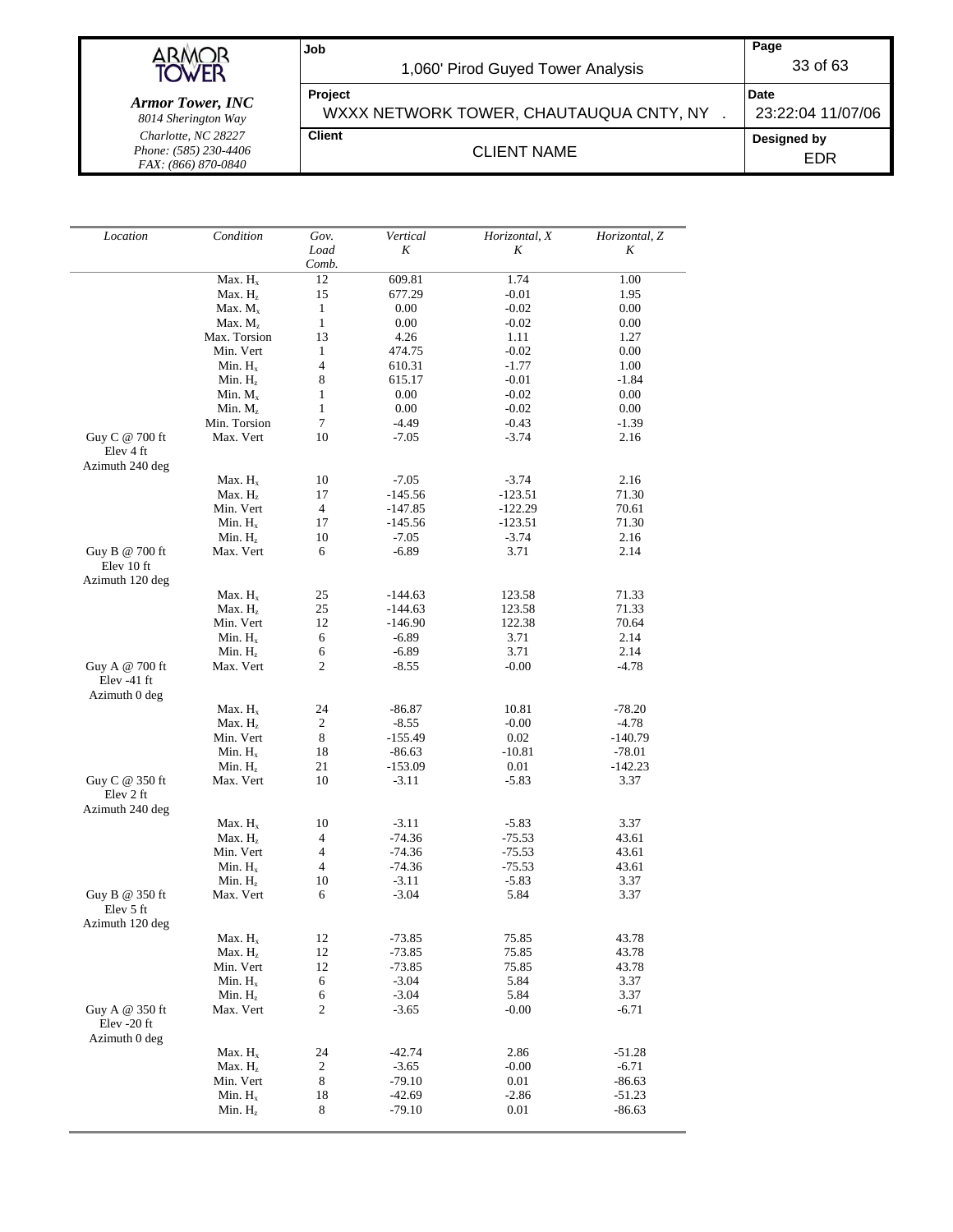| Location | Condition | Gov. Load Comb. | Vertical K | Horizontal, X K | Horizontal, Z K |
|---|---|---|---|---|---|
| | Max. $H_x$ | 12 | 609.81 | 1.74 | 1.00 |
| | Max. $H_z$ | 15 | 677.29 | -0.01 | 1.95 |
| | Max. $M_x$ | 1 | 0.00 | -0.02 | 0.00 |
| | Max. $M_z$ | 1 | 0.00 | -0.02 | 0.00 |
| | Max. Torsion | 13 | 4.26 | 1.11 | 1.27 |
| | Min. Vert | 1 | 474.75 | -0.02 | 0.00 |
| | Min. $H_x$ | 4 | 610.31 | -1.77 | 1.00 |
| | Min. $H_z$ | 8 | 615.17 | -0.01 | -1.84 |
| | Min. $M_x$ | 1 | 0.00 | -0.02 | 0.00 |
| | Min. $M_z$ | 1 | 0.00 | -0.02 | 0.00 |
| | Min. Torsion | 7 | -4.49 | -0.43 | -1.39 |
| Guy C @ 700 ft Elev 4 ft Azimuth 240 deg | Max. Vert | 10 | -7.05 | -3.74 | 2.16 |
| | Max. $H_x$ | 10 | -7.05 | -3.74 | 2.16 |
| | Max. $H_z$ | 17 | -145.56 | -123.51 | 71.30 |
| | Min. Vert | 4 | -147.85 | -122.29 | 70.61 |
| | Min. $H_x$ | 17 | -145.56 | -123.51 | 71.30 |
| | Min. $H_z$ | 10 | -7.05 | -3.74 | 2.16 |
| Guy B @ 700 ft Elev 10 ft Azimuth 120 deg | Max. Vert | 6 | -6.89 | 3.71 | 2.14 |
| | Max. $H_x$ | 25 | -144.63 | 123.58 | 71.33 |
| | Max. $H_z$ | 25 | -144.63 | 123.58 | 71.33 |
| | Min. Vert | 12 | -146.90 | 122.38 | 70.64 |
| | Min. $H_x$ | 6 | -6.89 | 3.71 | 2.14 |
| | Min. $H_z$ | 6 | -6.89 | 3.71 | 2.14 |
| Guy A @ 700 ft Elev -41 ft Azimuth 0 deg | Max. Vert | 2 | -8.55 | -0.00 | -4.78 |
| | Max. $H_x$ | 24 | -86.87 | 10.81 | -78.20 |
| | Max. $H_z$ | 2 | -8.55 | -0.00 | -4.78 |
| | Min. Vert | 8 | -155.49 | 0.02 | -140.79 |
| | Min. $H_x$ | 18 | -86.63 | -10.81 | -78.01 |
| | Min. $H_z$ | 21 | -153.09 | 0.01 | -142.23 |
| Guy C @ 350 ft Elev 2 ft Azimuth 240 deg | Max. Vert | 10 | -3.11 | -5.83 | 3.37 |
| | Max. $H_x$ | 10 | -3.11 | -5.83 | 3.37 |
| | Max. $H_z$ | 4 | -74.36 | -75.53 | 43.61 |
| | Min. Vert | 4 | -74.36 | -75.53 | 43.61 |
| | Min. $H_x$ | 4 | -74.36 | -75.53 | 43.61 |
| | Min. $H_z$ | 10 | -3.11 | -5.83 | 3.37 |
| Guy B @ 350 ft Elev 5 ft Azimuth 120 deg | Max. Vert | 6 | -3.04 | 5.84 | 3.37 |
| | Max. $H_x$ | 12 | -73.85 | 75.85 | 43.78 |
| | Max. $H_z$ | 12 | -73.85 | 75.85 | 43.78 |
| | Min. Vert | 12 | -73.85 | 75.85 | 43.78 |
| | Min. $H_x$ | 6 | -3.04 | 5.84 | 3.37 |
| | Min. $H_z$ | 6 | -3.04 | 5.84 | 3.37 |
| Guy A @ 350 ft Elev -20 ft Azimuth 0 deg | Max. Vert | 2 | -3.65 | -0.00 | -6.71 |
| | Max. $H_x$ | 24 | -42.74 | 2.86 | -51.28 |
| | Max. $H_z$ | 2 | -3.65 | -0.00 | -6.71 |
| | Min. Vert | 8 | -79.10 | 0.01 | -86.63 |
| | Min. $H_x$ | 18 | -42.69 | -2.86 | -51.23 |
| | Min. $H_z$ | 8 | -79.10 | 0.01 | -86.63 |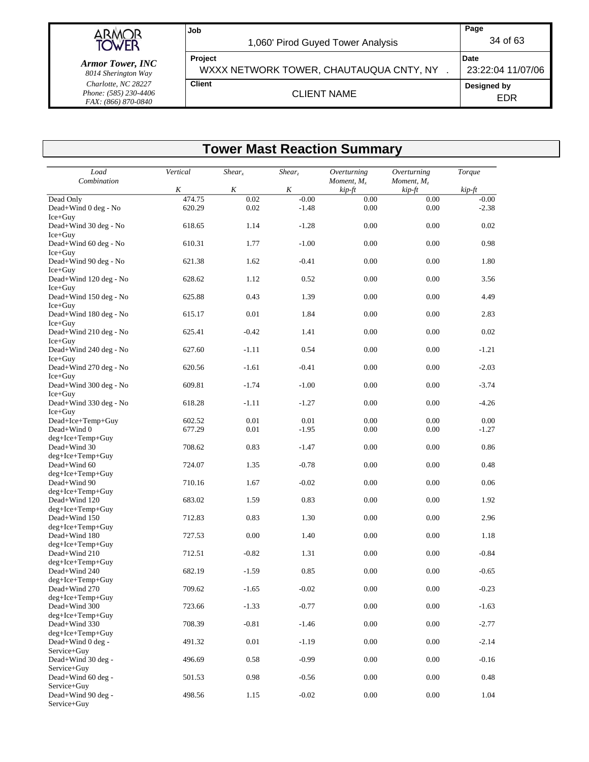## Tower Mast Reaction Summary

| Load Combination | Vertical | $Shear_x$ | $Shear_z$ | Overturning Moment, $M_x$ | Overturning Moment, $M_z$ | Torque |
|---|---|---|---|---|---|---|
| | K | K | K | kip-ft | kip-ft | kip-ft |
| Dead Only | 474.75 | 0.02 | -0.00 | 0.00 | 0.00 | -0.00 |
| Dead+Wind 0 deg - No Ice+Guy | 620.29 | 0.02 | -1.48 | 0.00 | 0.00 | -2.38 |
| Dead+Wind 30 deg - No Ice+Guy | 618.65 | 1.14 | -1.28 | 0.00 | 0.00 | 0.02 |
| Dead+Wind 60 deg - No Ice+Guy | 610.31 | 1.77 | -1.00 | 0.00 | 0.00 | 0.98 |
| Dead+Wind 90 deg - No Ice+Guy | 621.38 | 1.62 | -0.41 | 0.00 | 0.00 | 1.80 |
| Dead+Wind 120 deg - No Ice+Guy | 628.62 | 1.12 | 0.52 | 0.00 | 0.00 | 3.56 |
| Dead+Wind 150 deg - No Ice+Guy | 625.88 | 0.43 | 1.39 | 0.00 | 0.00 | 4.49 |
| Dead+Wind 180 deg - No Ice+Guy | 615.17 | 0.01 | 1.84 | 0.00 | 0.00 | 2.83 |
| Dead+Wind 210 deg - No Ice+Guy | 625.41 | -0.42 | 1.41 | 0.00 | 0.00 | 0.02 |
| Dead+Wind 240 deg - No Ice+Guy | 627.60 | -1.11 | 0.54 | 0.00 | 0.00 | -1.21 |
| Dead+Wind 270 deg - No Ice+Guy | 620.56 | -1.61 | -0.41 | 0.00 | 0.00 | -2.03 |
| Dead+Wind 300 deg - No Ice+Guy | 609.81 | -1.74 | -1.00 | 0.00 | 0.00 | -3.74 |
| Dead+Wind 330 deg - No Ice+Guy | 618.28 | -1.11 | -1.27 | 0.00 | 0.00 | -4.26 |
| Dead+Ice+Temp+Guy | 602.52 | 0.01 | 0.01 | 0.00 | 0.00 | 0.00 |
| Dead+Wind 0 deg+Ice+Temp+Guy | 677.29 | 0.01 | -1.95 | 0.00 | 0.00 | -1.27 |
| Dead+Wind 30 deg+Ice+Temp+Guy | 708.62 | 0.83 | -1.47 | 0.00 | 0.00 | 0.86 |
| Dead+Wind 60 deg+Ice+Temp+Guy | 724.07 | 1.35 | -0.78 | 0.00 | 0.00 | 0.48 |
| Dead+Wind 90 deg+Ice+Temp+Guy | 710.16 | 1.67 | -0.02 | 0.00 | 0.00 | 0.06 |
| Dead+Wind 120 deg+Ice+Temp+Guy | 683.02 | 1.59 | 0.83 | 0.00 | 0.00 | 1.92 |
| Dead+Wind 150 deg+Ice+Temp+Guy | 712.83 | 0.83 | 1.30 | 0.00 | 0.00 | 2.96 |
| Dead+Wind 180 deg+Ice+Temp+Guy | 727.53 | 0.00 | 1.40 | 0.00 | 0.00 | 1.18 |
| Dead+Wind 210 deg+Ice+Temp+Guy | 712.51 | -0.82 | 1.31 | 0.00 | 0.00 | -0.84 |
| Dead+Wind 240 deg+Ice+Temp+Guy | 682.19 | -1.59 | 0.85 | 0.00 | 0.00 | -0.65 |
| Dead+Wind 270 deg+Ice+Temp+Guy | 709.62 | -1.65 | -0.02 | 0.00 | 0.00 | -0.23 |
| Dead+Wind 300 deg+Ice+Temp+Guy | 723.66 | -1.33 | -0.77 | 0.00 | 0.00 | -1.63 |
| Dead+Wind 330 deg+Ice+Temp+Guy | 708.39 | -0.81 | -1.46 | 0.00 | 0.00 | -2.77 |
| Dead+Wind 0 deg - Service+Guy | 491.32 | 0.01 | -1.19 | 0.00 | 0.00 | -2.14 |
| Dead+Wind 30 deg - Service+Guy | 496.69 | 0.58 | -0.99 | 0.00 | 0.00 | -0.16 |
| Dead+Wind 60 deg - Service+Guy | 501.53 | 0.98 | -0.56 | 0.00 | 0.00 | 0.48 |
| Dead+Wind 90 deg - Service+Guy | 498.56 | 1.15 | -0.02 | 0.00 | 0.00 | 1.04 |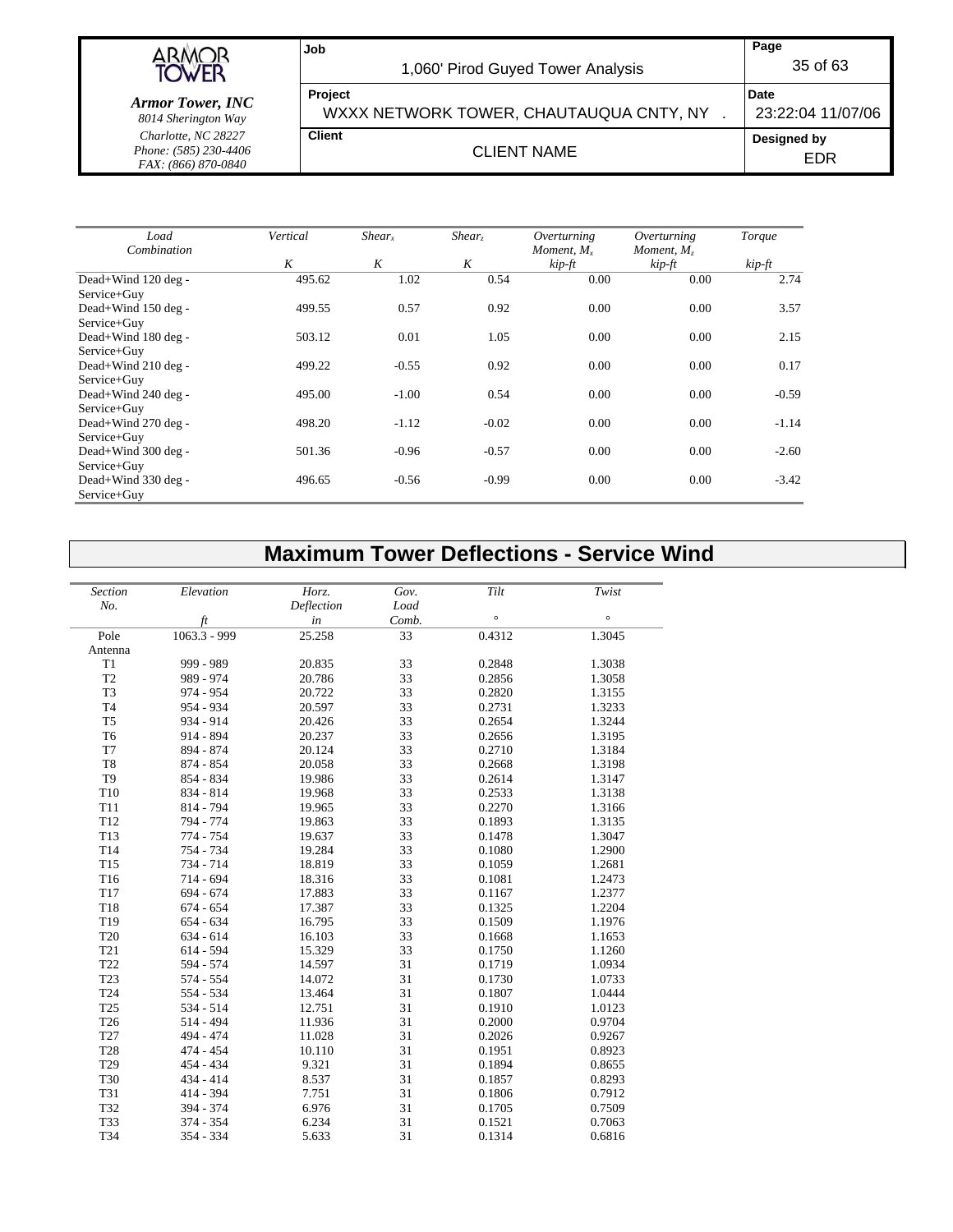| Load Combination | Vertical | $Shear_x$ | $Shear_z$ | Overturning Moment, $M_x$ | Overturning Moment, $M_z$ | Torque |
|---|---|---|---|---|---|---|
| | K | K | K | kip-ft | kip-ft | kip-ft |
| Dead+Wind 120 deg - Service+Guy | 495.62 | 1.02 | 0.54 | 0.00 | 0.00 | 2.74 |
| Dead+Wind 150 deg - Service+Guy | 499.55 | 0.57 | 0.92 | 0.00 | 0.00 | 3.57 |
| Dead+Wind 180 deg - Service+Guy | 503.12 | 0.01 | 1.05 | 0.00 | 0.00 | 2.15 |
| Dead+Wind 210 deg - Service+Guy | 499.22 | -0.55 | 0.92 | 0.00 | 0.00 | 0.17 |
| Dead+Wind 240 deg - Service+Guy | 495.00 | -1.00 | 0.54 | 0.00 | 0.00 | -0.59 |
| Dead+Wind 270 deg - Service+Guy | 498.20 | -1.12 | -0.02 | 0.00 | 0.00 | -1.14 |
| Dead+Wind 300 deg - Service+Guy | 501.36 | -0.96 | -0.57 | 0.00 | 0.00 | -2.60 |
| Dead+Wind 330 deg - Service+Guy | 496.65 | -0.56 | -0.99 | 0.00 | 0.00 | -3.42 |

## Maximum Tower Deflections - Service Wind

| Section No. | Elevation | Horz. Deflection | Gov. Load Comb. | Tilt | Twist |
|---|---|---|---|---|---|
| | ft | in | | ° | ° |
| Pole Antenna | 1063.3 - 999 | 25.258 | 33 | 0.4312 | 1.3045 |
| T1 | 999 - 989 | 20.835 | 33 | 0.2848 | 1.3038 |
| T2 | 989 - 974 | 20.786 | 33 | 0.2856 | 1.3058 |
| T3 | 974 - 954 | 20.722 | 33 | 0.2820 | 1.3155 |
| T4 | 954 - 934 | 20.597 | 33 | 0.2731 | 1.3233 |
| T5 | 934 - 914 | 20.426 | 33 | 0.2654 | 1.3244 |
| T6 | 914 - 894 | 20.237 | 33 | 0.2656 | 1.3195 |
| T7 | 894 - 874 | 20.124 | 33 | 0.2710 | 1.3184 |
| T8 | 874 - 854 | 20.058 | 33 | 0.2668 | 1.3198 |
| T9 | 854 - 834 | 19.986 | 33 | 0.2614 | 1.3147 |
| T10 | 834 - 814 | 19.968 | 33 | 0.2533 | 1.3138 |
| T11 | 814 - 794 | 19.965 | 33 | 0.2270 | 1.3166 |
| T12 | 794 - 774 | 19.863 | 33 | 0.1893 | 1.3135 |
| T13 | 774 - 754 | 19.637 | 33 | 0.1478 | 1.3047 |
| T14 | 754 - 734 | 19.284 | 33 | 0.1080 | 1.2900 |
| T15 | 734 - 714 | 18.819 | 33 | 0.1059 | 1.2681 |
| T16 | 714 - 694 | 18.316 | 33 | 0.1081 | 1.2473 |
| T17 | 694 - 674 | 17.883 | 33 | 0.1167 | 1.2377 |
| T18 | 674 - 654 | 17.387 | 33 | 0.1325 | 1.2204 |
| T19 | 654 - 634 | 16.795 | 33 | 0.1509 | 1.1976 |
| T20 | 634 - 614 | 16.103 | 33 | 0.1668 | 1.1653 |
| T21 | 614 - 594 | 15.329 | 33 | 0.1750 | 1.1260 |
| T22 | 594 - 574 | 14.597 | 31 | 0.1719 | 1.0934 |
| T23 | 574 - 554 | 14.072 | 31 | 0.1730 | 1.0733 |
| T24 | 554 - 534 | 13.464 | 31 | 0.1807 | 1.0444 |
| T25 | 534 - 514 | 12.751 | 31 | 0.1910 | 1.0123 |
| T26 | 514 - 494 | 11.936 | 31 | 0.2000 | 0.9704 |
| T27 | 494 - 474 | 11.028 | 31 | 0.2026 | 0.9267 |
| T28 | 474 - 454 | 10.110 | 31 | 0.1951 | 0.8923 |
| T29 | 454 - 434 | 9.321 | 31 | 0.1894 | 0.8655 |
| T30 | 434 - 414 | 8.537 | 31 | 0.1857 | 0.8293 |
| T31 | 414 - 394 | 7.751 | 31 | 0.1806 | 0.7912 |
| T32 | 394 - 374 | 6.976 | 31 | 0.1705 | 0.7509 |
| T33 | 374 - 354 | 6.234 | 31 | 0.1521 | 0.7063 |
| T34 | 354 - 334 | 5.633 | 31 | 0.1314 | 0.6816 |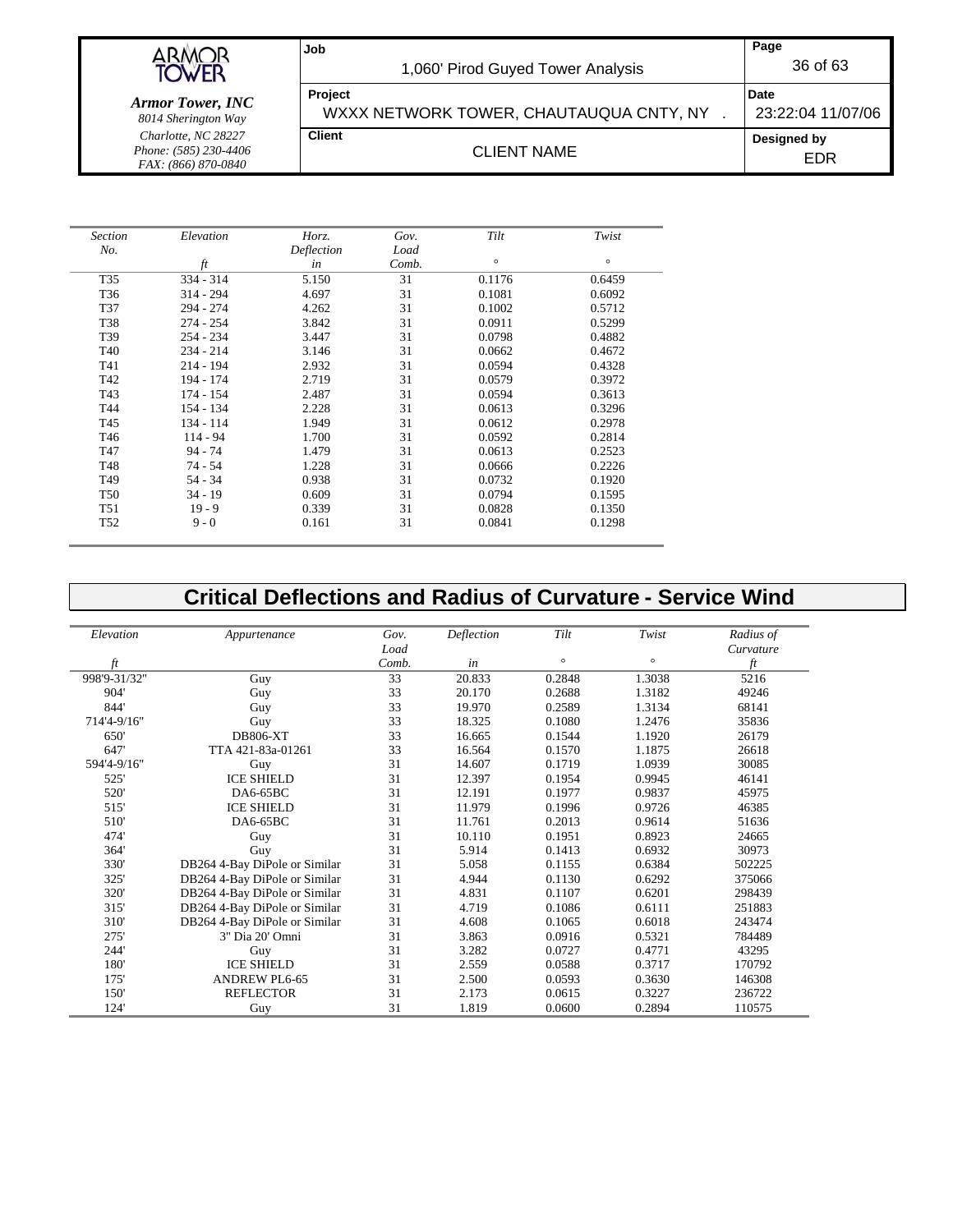| Section No. | Elevation ft | Horz. Deflection in | Gov. Load Comb. | Tilt ° | Twist ° |
|---|---|---|---|---|---|
| T35 | 334 - 314 | 5.150 | 31 | 0.1176 | 0.6459 |
| T36 | 314 - 294 | 4.697 | 31 | 0.1081 | 0.6092 |
| T37 | 294 - 274 | 4.262 | 31 | 0.1002 | 0.5712 |
| T38 | 274 - 254 | 3.842 | 31 | 0.0911 | 0.5299 |
| T39 | 254 - 234 | 3.447 | 31 | 0.0798 | 0.4882 |
| T40 | 234 - 214 | 3.146 | 31 | 0.0662 | 0.4672 |
| T41 | 214 - 194 | 2.932 | 31 | 0.0594 | 0.4328 |
| T42 | 194 - 174 | 2.719 | 31 | 0.0579 | 0.3972 |
| T43 | 174 - 154 | 2.487 | 31 | 0.0594 | 0.3613 |
| T44 | 154 - 134 | 2.228 | 31 | 0.0613 | 0.3296 |
| T45 | 134 - 114 | 1.949 | 31 | 0.0612 | 0.2978 |
| T46 | 114 - 94 | 1.700 | 31 | 0.0592 | 0.2814 |
| T47 | 94 - 74 | 1.479 | 31 | 0.0613 | 0.2523 |
| T48 | 74 - 54 | 1.228 | 31 | 0.0666 | 0.2226 |
| T49 | 54 - 34 | 0.938 | 31 | 0.0732 | 0.1920 |
| T50 | 34 - 19 | 0.609 | 31 | 0.0794 | 0.1595 |
| T51 | 19 - 9 | 0.339 | 31 | 0.0828 | 0.1350 |
| T52 | 9 - 0 | 0.161 | 31 | 0.0841 | 0.1298 |

## Critical Deflections and Radius of Curvature - Service Wind

| Elevation ft | Appurtenance | Gov. Load Comb. | Deflection in | Tilt ° | Twist ° | Radius of Curvature ft |
|---|---|---|---|---|---|---|
| 998'9-31/32" | Guy | 33 | 20.833 | 0.2848 | 1.3038 | 5216 |
| 904' | Guy | 33 | 20.170 | 0.2688 | 1.3182 | 49246 |
| 844' | Guy | 33 | 19.970 | 0.2589 | 1.3134 | 68141 |
| 714'4-9/16" | Guy | 33 | 18.325 | 0.1080 | 1.2476 | 35836 |
| 650' | DB806-XT | 33 | 16.665 | 0.1544 | 1.1920 | 26179 |
| 647' | TTA 421-83a-01261 | 33 | 16.564 | 0.1570 | 1.1875 | 26618 |
| 594'4-9/16" | Guy | 31 | 14.607 | 0.1719 | 1.0939 | 30085 |
| 525' | ICE SHIELD | 31 | 12.397 | 0.1954 | 0.9945 | 46141 |
| 520' | DA6-65BC | 31 | 12.191 | 0.1977 | 0.9837 | 45975 |
| 515' | ICE SHIELD | 31 | 11.979 | 0.1996 | 0.9726 | 46385 |
| 510' | DA6-65BC | 31 | 11.761 | 0.2013 | 0.9614 | 51636 |
| 474' | Guy | 31 | 10.110 | 0.1951 | 0.8923 | 24665 |
| 364' | Guy | 31 | 5.914 | 0.1413 | 0.6932 | 30973 |
| 330' | DB264 4-Bay DiPole or Similar | 31 | 5.058 | 0.1155 | 0.6384 | 502225 |
| 325' | DB264 4-Bay DiPole or Similar | 31 | 4.944 | 0.1130 | 0.6292 | 375066 |
| 320' | DB264 4-Bay DiPole or Similar | 31 | 4.831 | 0.1107 | 0.6201 | 298439 |
| 315' | DB264 4-Bay DiPole or Similar | 31 | 4.719 | 0.1086 | 0.6111 | 251883 |
| 310' | DB264 4-Bay DiPole or Similar | 31 | 4.608 | 0.1065 | 0.6018 | 243474 |
| 275' | 3" Dia 20' Omni | 31 | 3.863 | 0.0916 | 0.5321 | 784489 |
| 244' | Guy | 31 | 3.282 | 0.0727 | 0.4771 | 43295 |
| 180' | ICE SHIELD | 31 | 2.559 | 0.0588 | 0.3717 | 170792 |
| 175' | ANDREW PL6-65 | 31 | 2.500 | 0.0593 | 0.3630 | 146308 |
| 150' | REFLECTOR | 31 | 2.173 | 0.0615 | 0.3227 | 236722 |
| 124' | Guy | 31 | 1.819 | 0.0600 | 0.2894 | 110575 |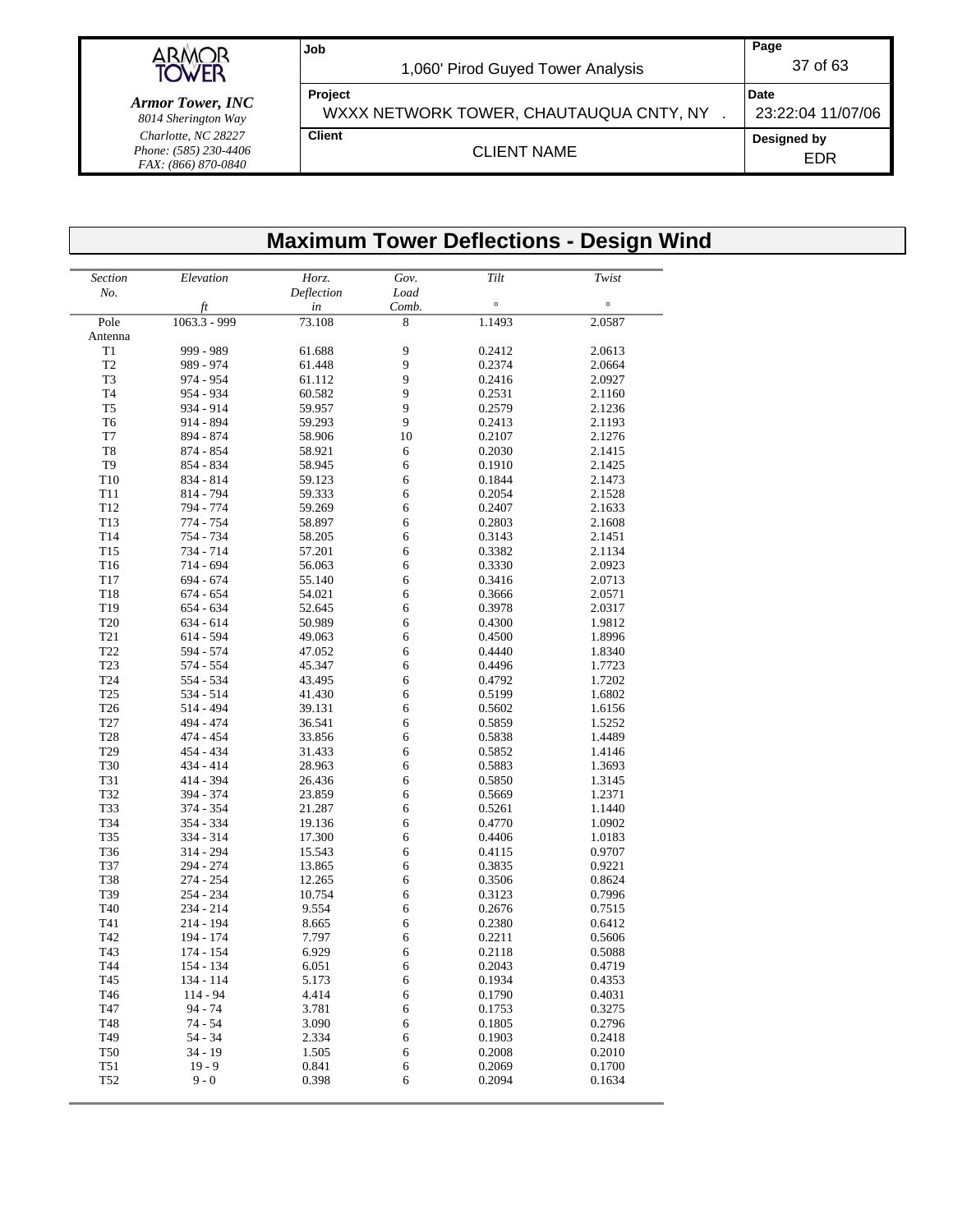# Maximum Tower Deflections - Design Wind

| *Section No.* | *Elevation* *ft* | *Horz. Deflection* *in* | *Gov. Load Comb.* | *Tilt* ° | *Twist* ° |
|---|---|---|---|---|---|
| Pole Antenna | 1063.3 - 999 | 73.108 | 8 | 1.1493 | 2.0587 |
| T1 | 999 - 989 | 61.688 | 9 | 0.2412 | 2.0613 |
| T2 | 989 - 974 | 61.448 | 9 | 0.2374 | 2.0664 |
| T3 | 974 - 954 | 61.112 | 9 | 0.2416 | 2.0927 |
| T4 | 954 - 934 | 60.582 | 9 | 0.2531 | 2.1160 |
| T5 | 934 - 914 | 59.957 | 9 | 0.2579 | 2.1236 |
| T6 | 914 - 894 | 59.293 | 9 | 0.2413 | 2.1193 |
| T7 | 894 - 874 | 58.906 | 10 | 0.2107 | 2.1276 |
| T8 | 874 - 854 | 58.921 | 6 | 0.2030 | 2.1415 |
| T9 | 854 - 834 | 58.945 | 6 | 0.1910 | 2.1425 |
| T10 | 834 - 814 | 59.123 | 6 | 0.1844 | 2.1473 |
| T11 | 814 - 794 | 59.333 | 6 | 0.2054 | 2.1528 |
| T12 | 794 - 774 | 59.269 | 6 | 0.2407 | 2.1633 |
| T13 | 774 - 754 | 58.897 | 6 | 0.2803 | 2.1608 |
| T14 | 754 - 734 | 58.205 | 6 | 0.3143 | 2.1451 |
| T15 | 734 - 714 | 57.201 | 6 | 0.3382 | 2.1134 |
| T16 | 714 - 694 | 56.063 | 6 | 0.3330 | 2.0923 |
| T17 | 694 - 674 | 55.140 | 6 | 0.3416 | 2.0713 |
| T18 | 674 - 654 | 54.021 | 6 | 0.3666 | 2.0571 |
| T19 | 654 - 634 | 52.645 | 6 | 0.3978 | 2.0317 |
| T20 | 634 - 614 | 50.989 | 6 | 0.4300 | 1.9812 |
| T21 | 614 - 594 | 49.063 | 6 | 0.4500 | 1.8996 |
| T22 | 594 - 574 | 47.052 | 6 | 0.4440 | 1.8340 |
| T23 | 574 - 554 | 45.347 | 6 | 0.4496 | 1.7723 |
| T24 | 554 - 534 | 43.495 | 6 | 0.4792 | 1.7202 |
| T25 | 534 - 514 | 41.430 | 6 | 0.5199 | 1.6802 |
| T26 | 514 - 494 | 39.131 | 6 | 0.5602 | 1.6156 |
| T27 | 494 - 474 | 36.541 | 6 | 0.5859 | 1.5252 |
| T28 | 474 - 454 | 33.856 | 6 | 0.5838 | 1.4489 |
| T29 | 454 - 434 | 31.433 | 6 | 0.5852 | 1.4146 |
| T30 | 434 - 414 | 28.963 | 6 | 0.5883 | 1.3693 |
| T31 | 414 - 394 | 26.436 | 6 | 0.5850 | 1.3145 |
| T32 | 394 - 374 | 23.859 | 6 | 0.5669 | 1.2371 |
| T33 | 374 - 354 | 21.287 | 6 | 0.5261 | 1.1440 |
| T34 | 354 - 334 | 19.136 | 6 | 0.4770 | 1.0902 |
| T35 | 334 - 314 | 17.300 | 6 | 0.4406 | 1.0183 |
| T36 | 314 - 294 | 15.543 | 6 | 0.4115 | 0.9707 |
| T37 | 294 - 274 | 13.865 | 6 | 0.3835 | 0.9221 |
| T38 | 274 - 254 | 12.265 | 6 | 0.3506 | 0.8624 |
| T39 | 254 - 234 | 10.754 | 6 | 0.3123 | 0.7996 |
| T40 | 234 - 214 | 9.554 | 6 | 0.2676 | 0.7515 |
| T41 | 214 - 194 | 8.665 | 6 | 0.2380 | 0.6412 |
| T42 | 194 - 174 | 7.797 | 6 | 0.2211 | 0.5606 |
| T43 | 174 - 154 | 6.929 | 6 | 0.2118 | 0.5088 |
| T44 | 154 - 134 | 6.051 | 6 | 0.2043 | 0.4719 |
| T45 | 134 - 114 | 5.173 | 6 | 0.1934 | 0.4353 |
| T46 | 114 - 94 | 4.414 | 6 | 0.1790 | 0.4031 |
| T47 | 94 - 74 | 3.781 | 6 | 0.1753 | 0.3275 |
| T48 | 74 - 54 | 3.090 | 6 | 0.1805 | 0.2796 |
| T49 | 54 - 34 | 2.334 | 6 | 0.1903 | 0.2418 |
| T50 | 34 - 19 | 1.505 | 6 | 0.2008 | 0.2010 |
| T51 | 19 - 9 | 0.841 | 6 | 0.2069 | 0.1700 |
| T52 | 9 - 0 | 0.398 | 6 | 0.2094 | 0.1634 |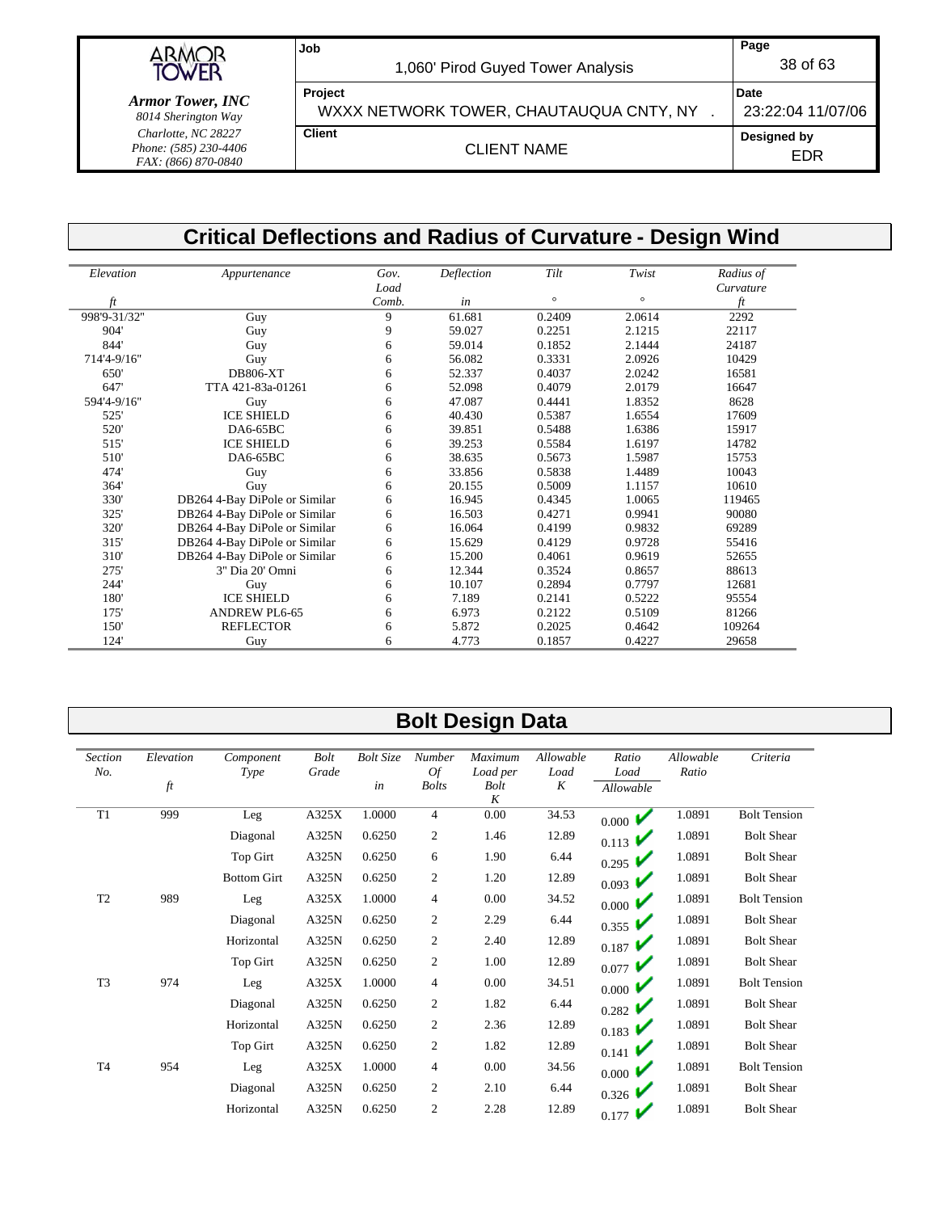## Critical Deflections and Radius of Curvature - Design Wind

| *Elevation* | *Appurtenance* | *Gov. Load* | *Deflection* | *Tilt* | *Twist* | *Radius of Curvature* |
|---|---|---|---|---|---|---|
| *ft* | | *Comb.* | *in* | ° | ° | *ft* |
| 998'9-31/32" | Guy | 9 | 61.681 | 0.2409 | 2.0614 | 2292 |
| 904' | Guy | 9 | 59.027 | 0.2251 | 2.1215 | 22117 |
| 844' | Guy | 6 | 59.014 | 0.1852 | 2.1444 | 24187 |
| 714'4-9/16" | Guy | 6 | 56.082 | 0.3331 | 2.0926 | 10429 |
| 650' | DB806-XT | 6 | 52.337 | 0.4037 | 2.0242 | 16581 |
| 647' | TTA 421-83a-01261 | 6 | 52.098 | 0.4079 | 2.0179 | 16647 |
| 594'4-9/16" | Guy | 6 | 47.087 | 0.4441 | 1.8352 | 8628 |
| 525' | ICE SHIELD | 6 | 40.430 | 0.5387 | 1.6554 | 17609 |
| 520' | DA6-65BC | 6 | 39.851 | 0.5488 | 1.6386 | 15917 |
| 515' | ICE SHIELD | 6 | 39.253 | 0.5584 | 1.6197 | 14782 |
| 510' | DA6-65BC | 6 | 38.635 | 0.5673 | 1.5987 | 15753 |
| 474' | Guy | 6 | 33.856 | 0.5838 | 1.4489 | 10043 |
| 364' | Guy | 6 | 20.155 | 0.5009 | 1.1157 | 10610 |
| 330' | DB264 4-Bay DiPole or Similar | 6 | 16.945 | 0.4345 | 1.0065 | 119465 |
| 325' | DB264 4-Bay DiPole or Similar | 6 | 16.503 | 0.4271 | 0.9941 | 90080 |
| 320' | DB264 4-Bay DiPole or Similar | 6 | 16.064 | 0.4199 | 0.9832 | 69289 |
| 315' | DB264 4-Bay DiPole or Similar | 6 | 15.629 | 0.4129 | 0.9728 | 55416 |
| 310' | DB264 4-Bay DiPole or Similar | 6 | 15.200 | 0.4061 | 0.9619 | 52655 |
| 275' | 3" Dia 20' Omni | 6 | 12.344 | 0.3524 | 0.8657 | 88613 |
| 244' | Guy | 6 | 10.107 | 0.2894 | 0.7797 | 12681 |
| 180' | ICE SHIELD | 6 | 7.189 | 0.2141 | 0.5222 | 95554 |
| 175' | ANDREW PL6-65 | 6 | 6.973 | 0.2122 | 0.5109 | 81266 |
| 150' | REFLECTOR | 6 | 5.872 | 0.2025 | 0.4642 | 109264 |
| 124' | Guy | 6 | 4.773 | 0.1857 | 0.4227 | 29658 |

## Bolt Design Data

| *Section No.* | *Elevation ft* | *Component Type* | *Bolt Grade* | *Bolt Size in* | *Number Of Bolts* | *Maximum Load per Bolt K* | *Allowable Load K* | *Ratio Load / Allowable* | *Allowable Ratio* | *Criteria* |
|---|---|---|---|---|---|---|---|---|---|---|
| T1 | 999 | Leg | A325X | 1.0000 | 4 | 0.00 | 34.53 | 0.000 ✔ | 1.0891 | Bolt Tension |
| | | Diagonal | A325N | 0.6250 | 2 | 1.46 | 12.89 | 0.113 ✔ | 1.0891 | Bolt Shear |
| | | Top Girt | A325N | 0.6250 | 6 | 1.90 | 6.44 | 0.295 ✔ | 1.0891 | Bolt Shear |
| | | Bottom Girt | A325N | 0.6250 | 2 | 1.20 | 12.89 | 0.093 ✔ | 1.0891 | Bolt Shear |
| T2 | 989 | Leg | A325X | 1.0000 | 4 | 0.00 | 34.52 | 0.000 ✔ | 1.0891 | Bolt Tension |
| | | Diagonal | A325N | 0.6250 | 2 | 2.29 | 6.44 | 0.355 ✔ | 1.0891 | Bolt Shear |
| | | Horizontal | A325N | 0.6250 | 2 | 2.40 | 12.89 | 0.187 ✔ | 1.0891 | Bolt Shear |
| | | Top Girt | A325N | 0.6250 | 2 | 1.00 | 12.89 | 0.077 ✔ | 1.0891 | Bolt Shear |
| T3 | 974 | Leg | A325X | 1.0000 | 4 | 0.00 | 34.51 | 0.000 ✔ | 1.0891 | Bolt Tension |
| | | Diagonal | A325N | 0.6250 | 2 | 1.82 | 6.44 | 0.282 ✔ | 1.0891 | Bolt Shear |
| | | Horizontal | A325N | 0.6250 | 2 | 2.36 | 12.89 | 0.183 ✔ | 1.0891 | Bolt Shear |
| | | Top Girt | A325N | 0.6250 | 2 | 1.82 | 12.89 | 0.141 ✔ | 1.0891 | Bolt Shear |
| T4 | 954 | Leg | A325X | 1.0000 | 4 | 0.00 | 34.56 | 0.000 ✔ | 1.0891 | Bolt Tension |
| | | Diagonal | A325N | 0.6250 | 2 | 2.10 | 6.44 | 0.326 ✔ | 1.0891 | Bolt Shear |
| | | Horizontal | A325N | 0.6250 | 2 | 2.28 | 12.89 | 0.177 ✔ | 1.0891 | Bolt Shear |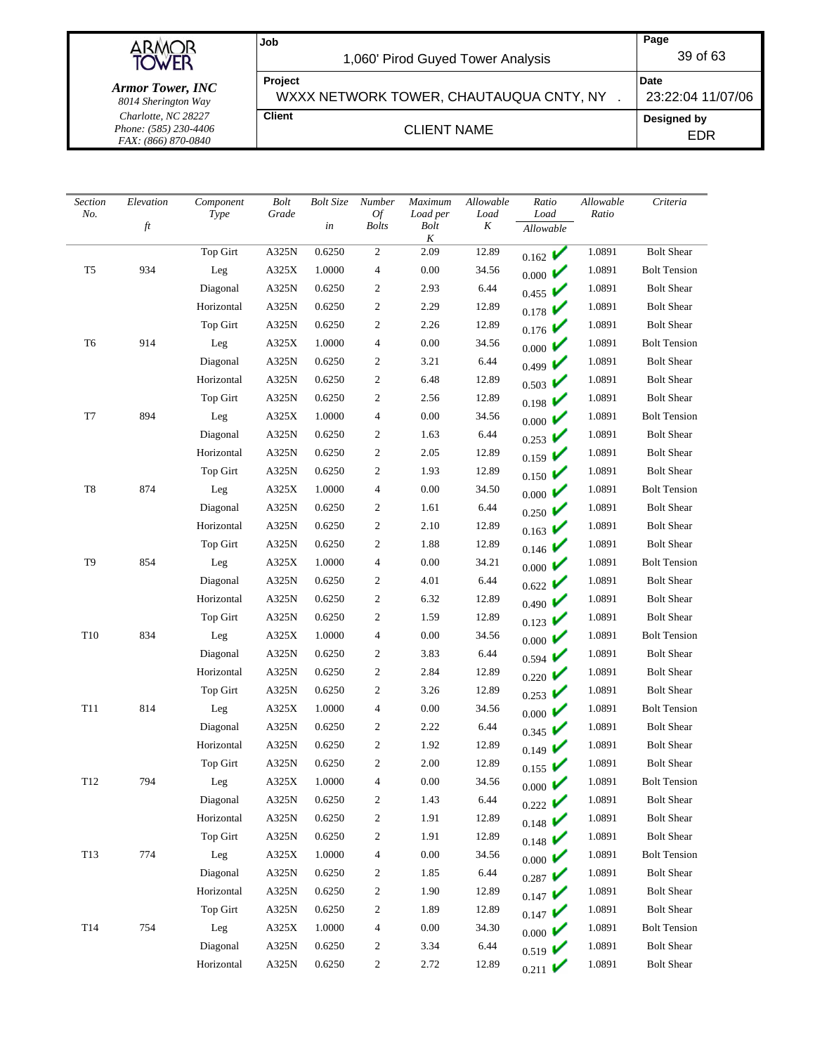| *Section No.* | *Elevation ft* | *Component Type* | *Bolt Grade* | *Bolt Size in* | *Number Of Bolts* | *Maximum Load per Bolt K* | *Allowable Load K* | *Ratio Load / Allowable* | *Allowable Ratio* | *Criteria* |
|---|---|---|---|---|---|---|---|---|---|---|
| | | Top Girt | A325N | 0.6250 | 2 | 2.09 | 12.89 | 0.162 ✔ | 1.0891 | Bolt Shear |
| T5 | 934 | Leg | A325X | 1.0000 | 4 | 0.00 | 34.56 | 0.000 ✔ | 1.0891 | Bolt Tension |
| | | Diagonal | A325N | 0.6250 | 2 | 2.93 | 6.44 | 0.455 ✔ | 1.0891 | Bolt Shear |
| | | Horizontal | A325N | 0.6250 | 2 | 2.29 | 12.89 | 0.178 ✔ | 1.0891 | Bolt Shear |
| | | Top Girt | A325N | 0.6250 | 2 | 2.26 | 12.89 | 0.176 ✔ | 1.0891 | Bolt Shear |
| T6 | 914 | Leg | A325X | 1.0000 | 4 | 0.00 | 34.56 | 0.000 ✔ | 1.0891 | Bolt Tension |
| | | Diagonal | A325N | 0.6250 | 2 | 3.21 | 6.44 | 0.499 ✔ | 1.0891 | Bolt Shear |
| | | Horizontal | A325N | 0.6250 | 2 | 6.48 | 12.89 | 0.503 ✔ | 1.0891 | Bolt Shear |
| | | Top Girt | A325N | 0.6250 | 2 | 2.56 | 12.89 | 0.198 ✔ | 1.0891 | Bolt Shear |
| T7 | 894 | Leg | A325X | 1.0000 | 4 | 0.00 | 34.56 | 0.000 ✔ | 1.0891 | Bolt Tension |
| | | Diagonal | A325N | 0.6250 | 2 | 1.63 | 6.44 | 0.253 ✔ | 1.0891 | Bolt Shear |
| | | Horizontal | A325N | 0.6250 | 2 | 2.05 | 12.89 | 0.159 ✔ | 1.0891 | Bolt Shear |
| | | Top Girt | A325N | 0.6250 | 2 | 1.93 | 12.89 | 0.150 ✔ | 1.0891 | Bolt Shear |
| T8 | 874 | Leg | A325X | 1.0000 | 4 | 0.00 | 34.50 | 0.000 ✔ | 1.0891 | Bolt Tension |
| | | Diagonal | A325N | 0.6250 | 2 | 1.61 | 6.44 | 0.250 ✔ | 1.0891 | Bolt Shear |
| | | Horizontal | A325N | 0.6250 | 2 | 2.10 | 12.89 | 0.163 ✔ | 1.0891 | Bolt Shear |
| | | Top Girt | A325N | 0.6250 | 2 | 1.88 | 12.89 | 0.146 ✔ | 1.0891 | Bolt Shear |
| T9 | 854 | Leg | A325X | 1.0000 | 4 | 0.00 | 34.21 | 0.000 ✔ | 1.0891 | Bolt Tension |
| | | Diagonal | A325N | 0.6250 | 2 | 4.01 | 6.44 | 0.622 ✔ | 1.0891 | Bolt Shear |
| | | Horizontal | A325N | 0.6250 | 2 | 6.32 | 12.89 | 0.490 ✔ | 1.0891 | Bolt Shear |
| | | Top Girt | A325N | 0.6250 | 2 | 1.59 | 12.89 | 0.123 ✔ | 1.0891 | Bolt Shear |
| T10 | 834 | Leg | A325X | 1.0000 | 4 | 0.00 | 34.56 | 0.000 ✔ | 1.0891 | Bolt Tension |
| | | Diagonal | A325N | 0.6250 | 2 | 3.83 | 6.44 | 0.594 ✔ | 1.0891 | Bolt Shear |
| | | Horizontal | A325N | 0.6250 | 2 | 2.84 | 12.89 | 0.220 ✔ | 1.0891 | Bolt Shear |
| | | Top Girt | A325N | 0.6250 | 2 | 3.26 | 12.89 | 0.253 ✔ | 1.0891 | Bolt Shear |
| T11 | 814 | Leg | A325X | 1.0000 | 4 | 0.00 | 34.56 | 0.000 ✔ | 1.0891 | Bolt Tension |
| | | Diagonal | A325N | 0.6250 | 2 | 2.22 | 6.44 | 0.345 ✔ | 1.0891 | Bolt Shear |
| | | Horizontal | A325N | 0.6250 | 2 | 1.92 | 12.89 | 0.149 ✔ | 1.0891 | Bolt Shear |
| | | Top Girt | A325N | 0.6250 | 2 | 2.00 | 12.89 | 0.155 ✔ | 1.0891 | Bolt Shear |
| T12 | 794 | Leg | A325X | 1.0000 | 4 | 0.00 | 34.56 | 0.000 ✔ | 1.0891 | Bolt Tension |
| | | Diagonal | A325N | 0.6250 | 2 | 1.43 | 6.44 | 0.222 ✔ | 1.0891 | Bolt Shear |
| | | Horizontal | A325N | 0.6250 | 2 | 1.91 | 12.89 | 0.148 ✔ | 1.0891 | Bolt Shear |
| | | Top Girt | A325N | 0.6250 | 2 | 1.91 | 12.89 | 0.148 ✔ | 1.0891 | Bolt Shear |
| T13 | 774 | Leg | A325X | 1.0000 | 4 | 0.00 | 34.56 | 0.000 ✔ | 1.0891 | Bolt Tension |
| | | Diagonal | A325N | 0.6250 | 2 | 1.85 | 6.44 | 0.287 ✔ | 1.0891 | Bolt Shear |
| | | Horizontal | A325N | 0.6250 | 2 | 1.90 | 12.89 | 0.147 ✔ | 1.0891 | Bolt Shear |
| | | Top Girt | A325N | 0.6250 | 2 | 1.89 | 12.89 | 0.147 ✔ | 1.0891 | Bolt Shear |
| T14 | 754 | Leg | A325X | 1.0000 | 4 | 0.00 | 34.30 | 0.000 ✔ | 1.0891 | Bolt Tension |
| | | Diagonal | A325N | 0.6250 | 2 | 3.34 | 6.44 | 0.519 ✔ | 1.0891 | Bolt Shear |
| | | Horizontal | A325N | 0.6250 | 2 | 2.72 | 12.89 | 0.211 ✔ | 1.0891 | Bolt Shear |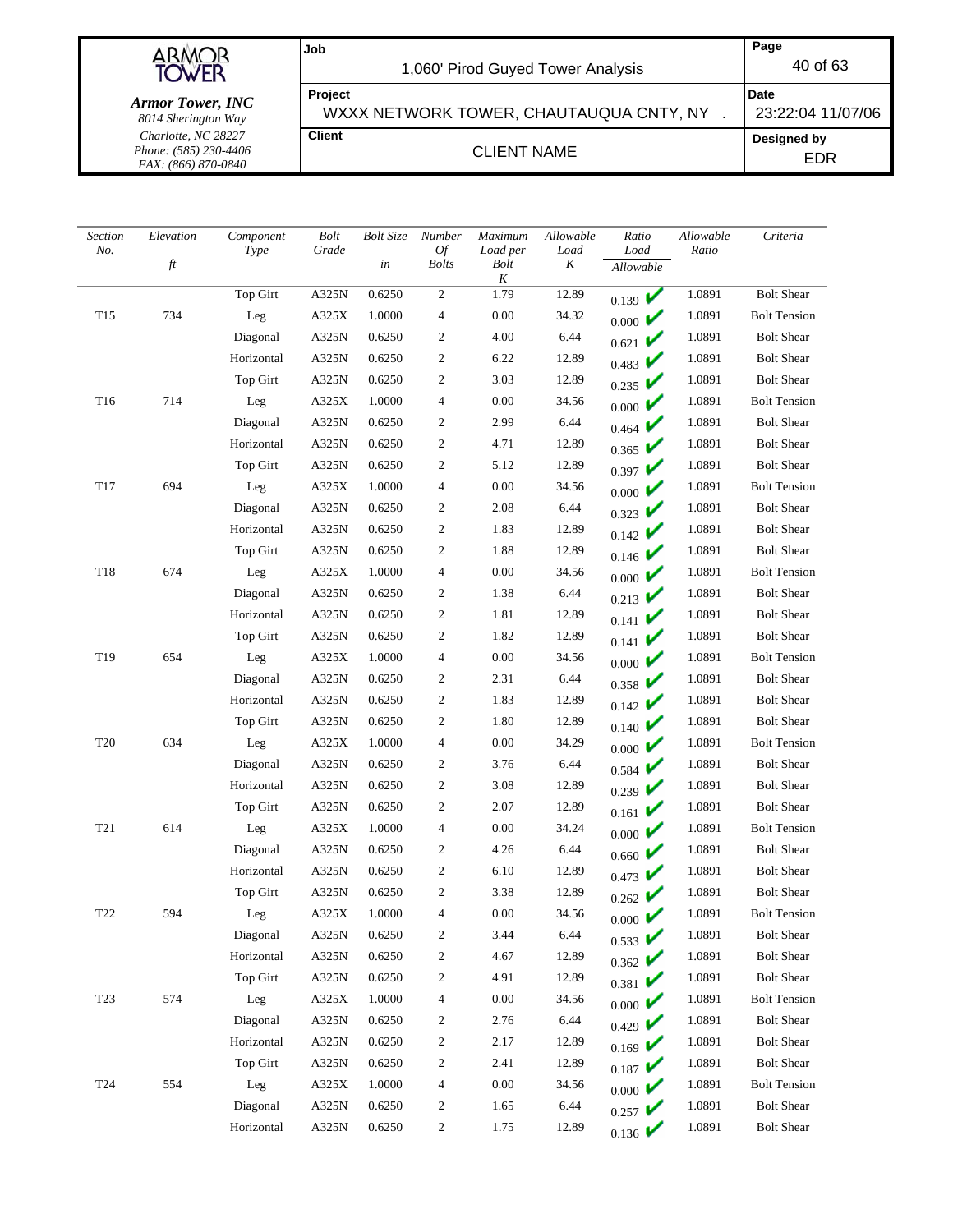| Section No. | Elevation ft | Component Type | Bolt Grade | Bolt Size in | Number Of Bolts | Maximum Load per Bolt K | Allowable Load K | Ratio Load / Allowable | Allowable Ratio | Criteria |
|---|---|---|---|---|---|---|---|---|---|---|
| | | Top Girt | A325N | 0.6250 | 2 | 1.79 | 12.89 | 0.139 ✔ | 1.0891 | Bolt Shear |
| T15 | 734 | Leg | A325X | 1.0000 | 4 | 0.00 | 34.32 | 0.000 ✔ | 1.0891 | Bolt Tension |
| | | Diagonal | A325N | 0.6250 | 2 | 4.00 | 6.44 | 0.621 ✔ | 1.0891 | Bolt Shear |
| | | Horizontal | A325N | 0.6250 | 2 | 6.22 | 12.89 | 0.483 ✔ | 1.0891 | Bolt Shear |
| | | Top Girt | A325N | 0.6250 | 2 | 3.03 | 12.89 | 0.235 ✔ | 1.0891 | Bolt Shear |
| T16 | 714 | Leg | A325X | 1.0000 | 4 | 0.00 | 34.56 | 0.000 ✔ | 1.0891 | Bolt Tension |
| | | Diagonal | A325N | 0.6250 | 2 | 2.99 | 6.44 | 0.464 ✔ | 1.0891 | Bolt Shear |
| | | Horizontal | A325N | 0.6250 | 2 | 4.71 | 12.89 | 0.365 ✔ | 1.0891 | Bolt Shear |
| | | Top Girt | A325N | 0.6250 | 2 | 5.12 | 12.89 | 0.397 ✔ | 1.0891 | Bolt Shear |
| T17 | 694 | Leg | A325X | 1.0000 | 4 | 0.00 | 34.56 | 0.000 ✔ | 1.0891 | Bolt Tension |
| | | Diagonal | A325N | 0.6250 | 2 | 2.08 | 6.44 | 0.323 ✔ | 1.0891 | Bolt Shear |
| | | Horizontal | A325N | 0.6250 | 2 | 1.83 | 12.89 | 0.142 ✔ | 1.0891 | Bolt Shear |
| | | Top Girt | A325N | 0.6250 | 2 | 1.88 | 12.89 | 0.146 ✔ | 1.0891 | Bolt Shear |
| T18 | 674 | Leg | A325X | 1.0000 | 4 | 0.00 | 34.56 | 0.000 ✔ | 1.0891 | Bolt Tension |
| | | Diagonal | A325N | 0.6250 | 2 | 1.38 | 6.44 | 0.213 ✔ | 1.0891 | Bolt Shear |
| | | Horizontal | A325N | 0.6250 | 2 | 1.81 | 12.89 | 0.141 ✔ | 1.0891 | Bolt Shear |
| | | Top Girt | A325N | 0.6250 | 2 | 1.82 | 12.89 | 0.141 ✔ | 1.0891 | Bolt Shear |
| T19 | 654 | Leg | A325X | 1.0000 | 4 | 0.00 | 34.56 | 0.000 ✔ | 1.0891 | Bolt Tension |
| | | Diagonal | A325N | 0.6250 | 2 | 2.31 | 6.44 | 0.358 ✔ | 1.0891 | Bolt Shear |
| | | Horizontal | A325N | 0.6250 | 2 | 1.83 | 12.89 | 0.142 ✔ | 1.0891 | Bolt Shear |
| | | Top Girt | A325N | 0.6250 | 2 | 1.80 | 12.89 | 0.140 ✔ | 1.0891 | Bolt Shear |
| T20 | 634 | Leg | A325X | 1.0000 | 4 | 0.00 | 34.29 | 0.000 ✔ | 1.0891 | Bolt Tension |
| | | Diagonal | A325N | 0.6250 | 2 | 3.76 | 6.44 | 0.584 ✔ | 1.0891 | Bolt Shear |
| | | Horizontal | A325N | 0.6250 | 2 | 3.08 | 12.89 | 0.239 ✔ | 1.0891 | Bolt Shear |
| | | Top Girt | A325N | 0.6250 | 2 | 2.07 | 12.89 | 0.161 ✔ | 1.0891 | Bolt Shear |
| T21 | 614 | Leg | A325X | 1.0000 | 4 | 0.00 | 34.24 | 0.000 ✔ | 1.0891 | Bolt Tension |
| | | Diagonal | A325N | 0.6250 | 2 | 4.26 | 6.44 | 0.660 ✔ | 1.0891 | Bolt Shear |
| | | Horizontal | A325N | 0.6250 | 2 | 6.10 | 12.89 | 0.473 ✔ | 1.0891 | Bolt Shear |
| | | Top Girt | A325N | 0.6250 | 2 | 3.38 | 12.89 | 0.262 ✔ | 1.0891 | Bolt Shear |
| T22 | 594 | Leg | A325X | 1.0000 | 4 | 0.00 | 34.56 | 0.000 ✔ | 1.0891 | Bolt Tension |
| | | Diagonal | A325N | 0.6250 | 2 | 3.44 | 6.44 | 0.533 ✔ | 1.0891 | Bolt Shear |
| | | Horizontal | A325N | 0.6250 | 2 | 4.67 | 12.89 | 0.362 ✔ | 1.0891 | Bolt Shear |
| | | Top Girt | A325N | 0.6250 | 2 | 4.91 | 12.89 | 0.381 ✔ | 1.0891 | Bolt Shear |
| T23 | 574 | Leg | A325X | 1.0000 | 4 | 0.00 | 34.56 | 0.000 ✔ | 1.0891 | Bolt Tension |
| | | Diagonal | A325N | 0.6250 | 2 | 2.76 | 6.44 | 0.429 ✔ | 1.0891 | Bolt Shear |
| | | Horizontal | A325N | 0.6250 | 2 | 2.17 | 12.89 | 0.169 ✔ | 1.0891 | Bolt Shear |
| | | Top Girt | A325N | 0.6250 | 2 | 2.41 | 12.89 | 0.187 ✔ | 1.0891 | Bolt Shear |
| T24 | 554 | Leg | A325X | 1.0000 | 4 | 0.00 | 34.56 | 0.000 ✔ | 1.0891 | Bolt Tension |
| | | Diagonal | A325N | 0.6250 | 2 | 1.65 | 6.44 | 0.257 ✔ | 1.0891 | Bolt Shear |
| | | Horizontal | A325N | 0.6250 | 2 | 1.75 | 12.89 | 0.136 ✔ | 1.0891 | Bolt Shear |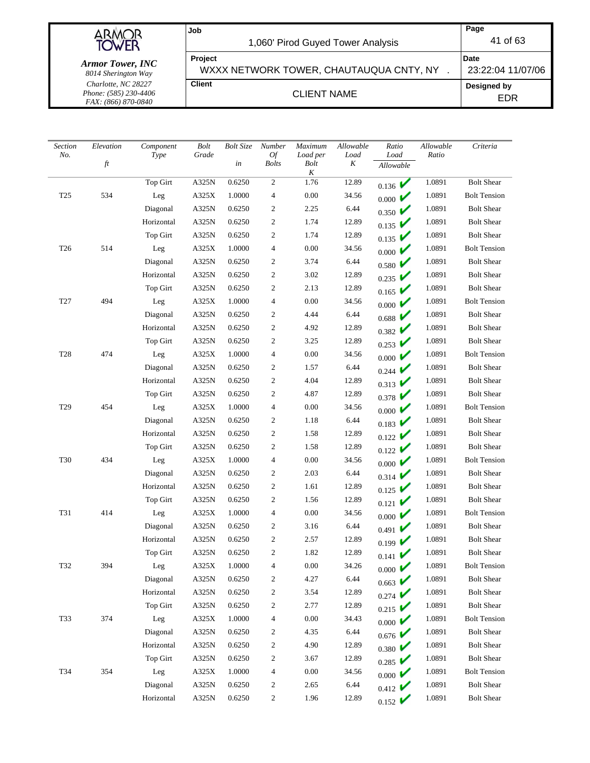| Section No. | Elevation ft | Component Type | Bolt Grade | Bolt Size in | Number Of Bolts | Maximum Load per Bolt K | Allowable Load K | Ratio Load / Allowable | Allowable Ratio | Criteria |
|---|---|---|---|---|---|---|---|---|---|---|
| | | Top Girt | A325N | 0.6250 | 2 | 1.76 | 12.89 | 0.136 ✔ | 1.0891 | Bolt Shear |
| T25 | 534 | Leg | A325X | 1.0000 | 4 | 0.00 | 34.56 | 0.000 ✔ | 1.0891 | Bolt Tension |
| | | Diagonal | A325N | 0.6250 | 2 | 2.25 | 6.44 | 0.350 ✔ | 1.0891 | Bolt Shear |
| | | Horizontal | A325N | 0.6250 | 2 | 1.74 | 12.89 | 0.135 ✔ | 1.0891 | Bolt Shear |
| | | Top Girt | A325N | 0.6250 | 2 | 1.74 | 12.89 | 0.135 ✔ | 1.0891 | Bolt Shear |
| T26 | 514 | Leg | A325X | 1.0000 | 4 | 0.00 | 34.56 | 0.000 ✔ | 1.0891 | Bolt Tension |
| | | Diagonal | A325N | 0.6250 | 2 | 3.74 | 6.44 | 0.580 ✔ | 1.0891 | Bolt Shear |
| | | Horizontal | A325N | 0.6250 | 2 | 3.02 | 12.89 | 0.235 ✔ | 1.0891 | Bolt Shear |
| | | Top Girt | A325N | 0.6250 | 2 | 2.13 | 12.89 | 0.165 ✔ | 1.0891 | Bolt Shear |
| T27 | 494 | Leg | A325X | 1.0000 | 4 | 0.00 | 34.56 | 0.000 ✔ | 1.0891 | Bolt Tension |
| | | Diagonal | A325N | 0.6250 | 2 | 4.44 | 6.44 | 0.688 ✔ | 1.0891 | Bolt Shear |
| | | Horizontal | A325N | 0.6250 | 2 | 4.92 | 12.89 | 0.382 ✔ | 1.0891 | Bolt Shear |
| | | Top Girt | A325N | 0.6250 | 2 | 3.25 | 12.89 | 0.253 ✔ | 1.0891 | Bolt Shear |
| T28 | 474 | Leg | A325X | 1.0000 | 4 | 0.00 | 34.56 | 0.000 ✔ | 1.0891 | Bolt Tension |
| | | Diagonal | A325N | 0.6250 | 2 | 1.57 | 6.44 | 0.244 ✔ | 1.0891 | Bolt Shear |
| | | Horizontal | A325N | 0.6250 | 2 | 4.04 | 12.89 | 0.313 ✔ | 1.0891 | Bolt Shear |
| | | Top Girt | A325N | 0.6250 | 2 | 4.87 | 12.89 | 0.378 ✔ | 1.0891 | Bolt Shear |
| T29 | 454 | Leg | A325X | 1.0000 | 4 | 0.00 | 34.56 | 0.000 ✔ | 1.0891 | Bolt Tension |
| | | Diagonal | A325N | 0.6250 | 2 | 1.18 | 6.44 | 0.183 ✔ | 1.0891 | Bolt Shear |
| | | Horizontal | A325N | 0.6250 | 2 | 1.58 | 12.89 | 0.122 ✔ | 1.0891 | Bolt Shear |
| | | Top Girt | A325N | 0.6250 | 2 | 1.58 | 12.89 | 0.122 ✔ | 1.0891 | Bolt Shear |
| T30 | 434 | Leg | A325X | 1.0000 | 4 | 0.00 | 34.56 | 0.000 ✔ | 1.0891 | Bolt Tension |
| | | Diagonal | A325N | 0.6250 | 2 | 2.03 | 6.44 | 0.314 ✔ | 1.0891 | Bolt Shear |
| | | Horizontal | A325N | 0.6250 | 2 | 1.61 | 12.89 | 0.125 ✔ | 1.0891 | Bolt Shear |
| | | Top Girt | A325N | 0.6250 | 2 | 1.56 | 12.89 | 0.121 ✔ | 1.0891 | Bolt Shear |
| T31 | 414 | Leg | A325X | 1.0000 | 4 | 0.00 | 34.56 | 0.000 ✔ | 1.0891 | Bolt Tension |
| | | Diagonal | A325N | 0.6250 | 2 | 3.16 | 6.44 | 0.491 ✔ | 1.0891 | Bolt Shear |
| | | Horizontal | A325N | 0.6250 | 2 | 2.57 | 12.89 | 0.199 ✔ | 1.0891 | Bolt Shear |
| | | Top Girt | A325N | 0.6250 | 2 | 1.82 | 12.89 | 0.141 ✔ | 1.0891 | Bolt Shear |
| T32 | 394 | Leg | A325X | 1.0000 | 4 | 0.00 | 34.26 | 0.000 ✔ | 1.0891 | Bolt Tension |
| | | Diagonal | A325N | 0.6250 | 2 | 4.27 | 6.44 | 0.663 ✔ | 1.0891 | Bolt Shear |
| | | Horizontal | A325N | 0.6250 | 2 | 3.54 | 12.89 | 0.274 ✔ | 1.0891 | Bolt Shear |
| | | Top Girt | A325N | 0.6250 | 2 | 2.77 | 12.89 | 0.215 ✔ | 1.0891 | Bolt Shear |
| T33 | 374 | Leg | A325X | 1.0000 | 4 | 0.00 | 34.43 | 0.000 ✔ | 1.0891 | Bolt Tension |
| | | Diagonal | A325N | 0.6250 | 2 | 4.35 | 6.44 | 0.676 ✔ | 1.0891 | Bolt Shear |
| | | Horizontal | A325N | 0.6250 | 2 | 4.90 | 12.89 | 0.380 ✔ | 1.0891 | Bolt Shear |
| | | Top Girt | A325N | 0.6250 | 2 | 3.67 | 12.89 | 0.285 ✔ | 1.0891 | Bolt Shear |
| T34 | 354 | Leg | A325X | 1.0000 | 4 | 0.00 | 34.56 | 0.000 ✔ | 1.0891 | Bolt Tension |
| | | Diagonal | A325N | 0.6250 | 2 | 2.65 | 6.44 | 0.412 ✔ | 1.0891 | Bolt Shear |
| | | Horizontal | A325N | 0.6250 | 2 | 1.96 | 12.89 | 0.152 ✔ | 1.0891 | Bolt Shear |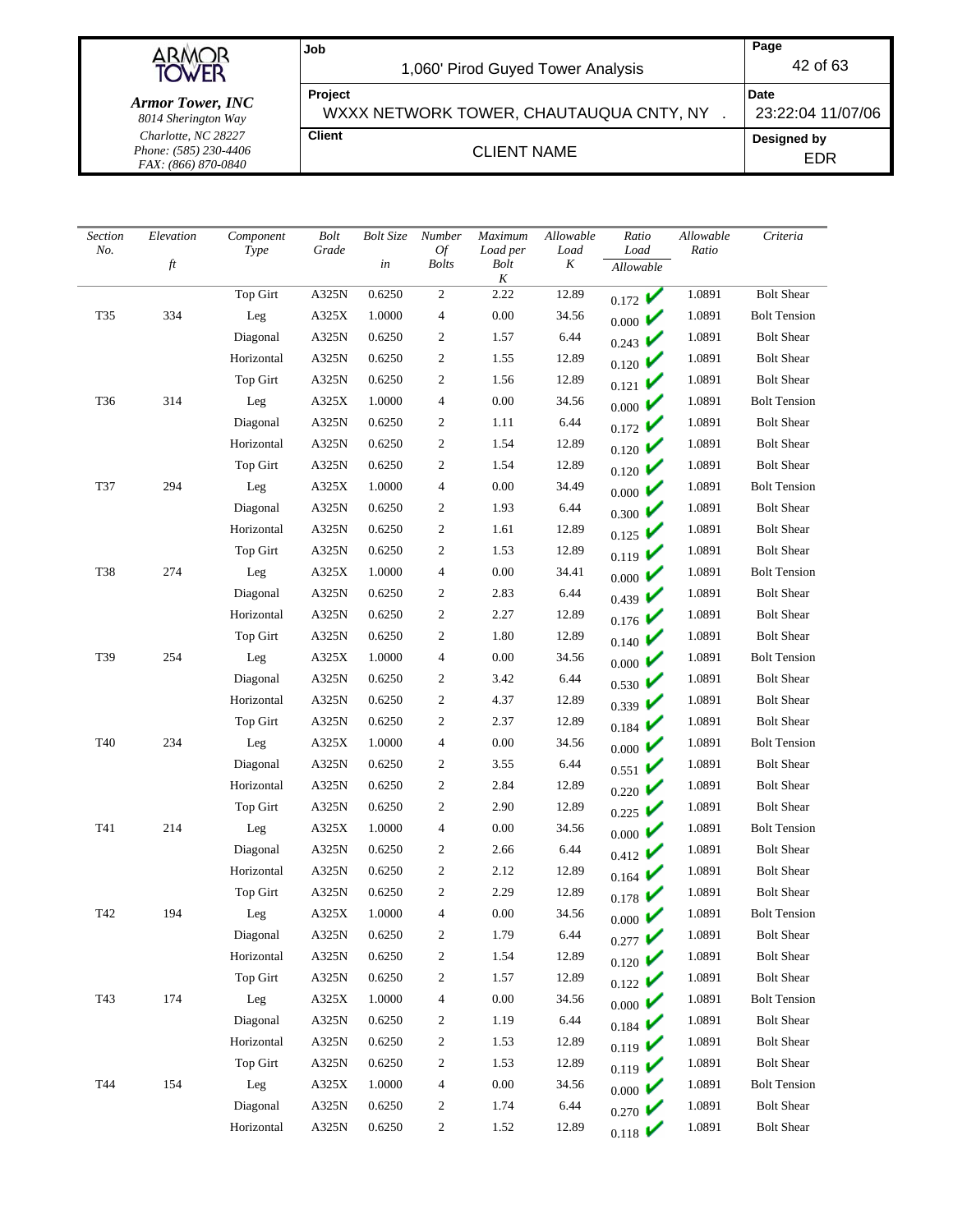| *Section No.* | *Elevation* *ft* | *Component Type* | *Bolt Grade* | *Bolt Size* *in* | *Number Of Bolts* | *Maximum Load per Bolt K* | *Allowable Load K* | *Ratio Load / Allowable* | *Allowable Ratio* | *Criteria* |
|---|---|---|---|---|---|---|---|---|---|---|
| | | Top Girt | A325N | 0.6250 | 2 | 2.22 | 12.89 | 0.172 ✔ | 1.0891 | Bolt Shear |
| T35 | 334 | Leg | A325X | 1.0000 | 4 | 0.00 | 34.56 | 0.000 ✔ | 1.0891 | Bolt Tension |
| | | Diagonal | A325N | 0.6250 | 2 | 1.57 | 6.44 | 0.243 ✔ | 1.0891 | Bolt Shear |
| | | Horizontal | A325N | 0.6250 | 2 | 1.55 | 12.89 | 0.120 ✔ | 1.0891 | Bolt Shear |
| | | Top Girt | A325N | 0.6250 | 2 | 1.56 | 12.89 | 0.121 ✔ | 1.0891 | Bolt Shear |
| T36 | 314 | Leg | A325X | 1.0000 | 4 | 0.00 | 34.56 | 0.000 ✔ | 1.0891 | Bolt Tension |
| | | Diagonal | A325N | 0.6250 | 2 | 1.11 | 6.44 | 0.172 ✔ | 1.0891 | Bolt Shear |
| | | Horizontal | A325N | 0.6250 | 2 | 1.54 | 12.89 | 0.120 ✔ | 1.0891 | Bolt Shear |
| | | Top Girt | A325N | 0.6250 | 2 | 1.54 | 12.89 | 0.120 ✔ | 1.0891 | Bolt Shear |
| T37 | 294 | Leg | A325X | 1.0000 | 4 | 0.00 | 34.49 | 0.000 ✔ | 1.0891 | Bolt Tension |
| | | Diagonal | A325N | 0.6250 | 2 | 1.93 | 6.44 | 0.300 ✔ | 1.0891 | Bolt Shear |
| | | Horizontal | A325N | 0.6250 | 2 | 1.61 | 12.89 | 0.125 ✔ | 1.0891 | Bolt Shear |
| | | Top Girt | A325N | 0.6250 | 2 | 1.53 | 12.89 | 0.119 ✔ | 1.0891 | Bolt Shear |
| T38 | 274 | Leg | A325X | 1.0000 | 4 | 0.00 | 34.41 | 0.000 ✔ | 1.0891 | Bolt Tension |
| | | Diagonal | A325N | 0.6250 | 2 | 2.83 | 6.44 | 0.439 ✔ | 1.0891 | Bolt Shear |
| | | Horizontal | A325N | 0.6250 | 2 | 2.27 | 12.89 | 0.176 ✔ | 1.0891 | Bolt Shear |
| | | Top Girt | A325N | 0.6250 | 2 | 1.80 | 12.89 | 0.140 ✔ | 1.0891 | Bolt Shear |
| T39 | 254 | Leg | A325X | 1.0000 | 4 | 0.00 | 34.56 | 0.000 ✔ | 1.0891 | Bolt Tension |
| | | Diagonal | A325N | 0.6250 | 2 | 3.42 | 6.44 | 0.530 ✔ | 1.0891 | Bolt Shear |
| | | Horizontal | A325N | 0.6250 | 2 | 4.37 | 12.89 | 0.339 ✔ | 1.0891 | Bolt Shear |
| | | Top Girt | A325N | 0.6250 | 2 | 2.37 | 12.89 | 0.184 ✔ | 1.0891 | Bolt Shear |
| T40 | 234 | Leg | A325X | 1.0000 | 4 | 0.00 | 34.56 | 0.000 ✔ | 1.0891 | Bolt Tension |
| | | Diagonal | A325N | 0.6250 | 2 | 3.55 | 6.44 | 0.551 ✔ | 1.0891 | Bolt Shear |
| | | Horizontal | A325N | 0.6250 | 2 | 2.84 | 12.89 | 0.220 ✔ | 1.0891 | Bolt Shear |
| | | Top Girt | A325N | 0.6250 | 2 | 2.90 | 12.89 | 0.225 ✔ | 1.0891 | Bolt Shear |
| T41 | 214 | Leg | A325X | 1.0000 | 4 | 0.00 | 34.56 | 0.000 ✔ | 1.0891 | Bolt Tension |
| | | Diagonal | A325N | 0.6250 | 2 | 2.66 | 6.44 | 0.412 ✔ | 1.0891 | Bolt Shear |
| | | Horizontal | A325N | 0.6250 | 2 | 2.12 | 12.89 | 0.164 ✔ | 1.0891 | Bolt Shear |
| | | Top Girt | A325N | 0.6250 | 2 | 2.29 | 12.89 | 0.178 ✔ | 1.0891 | Bolt Shear |
| T42 | 194 | Leg | A325X | 1.0000 | 4 | 0.00 | 34.56 | 0.000 ✔ | 1.0891 | Bolt Tension |
| | | Diagonal | A325N | 0.6250 | 2 | 1.79 | 6.44 | 0.277 ✔ | 1.0891 | Bolt Shear |
| | | Horizontal | A325N | 0.6250 | 2 | 1.54 | 12.89 | 0.120 ✔ | 1.0891 | Bolt Shear |
| | | Top Girt | A325N | 0.6250 | 2 | 1.57 | 12.89 | 0.122 ✔ | 1.0891 | Bolt Shear |
| T43 | 174 | Leg | A325X | 1.0000 | 4 | 0.00 | 34.56 | 0.000 ✔ | 1.0891 | Bolt Tension |
| | | Diagonal | A325N | 0.6250 | 2 | 1.19 | 6.44 | 0.184 ✔ | 1.0891 | Bolt Shear |
| | | Horizontal | A325N | 0.6250 | 2 | 1.53 | 12.89 | 0.119 ✔ | 1.0891 | Bolt Shear |
| | | Top Girt | A325N | 0.6250 | 2 | 1.53 | 12.89 | 0.119 ✔ | 1.0891 | Bolt Shear |
| T44 | 154 | Leg | A325X | 1.0000 | 4 | 0.00 | 34.56 | 0.000 ✔ | 1.0891 | Bolt Tension |
| | | Diagonal | A325N | 0.6250 | 2 | 1.74 | 6.44 | 0.270 ✔ | 1.0891 | Bolt Shear |
| | | Horizontal | A325N | 0.6250 | 2 | 1.52 | 12.89 | 0.118 ✔ | 1.0891 | Bolt Shear |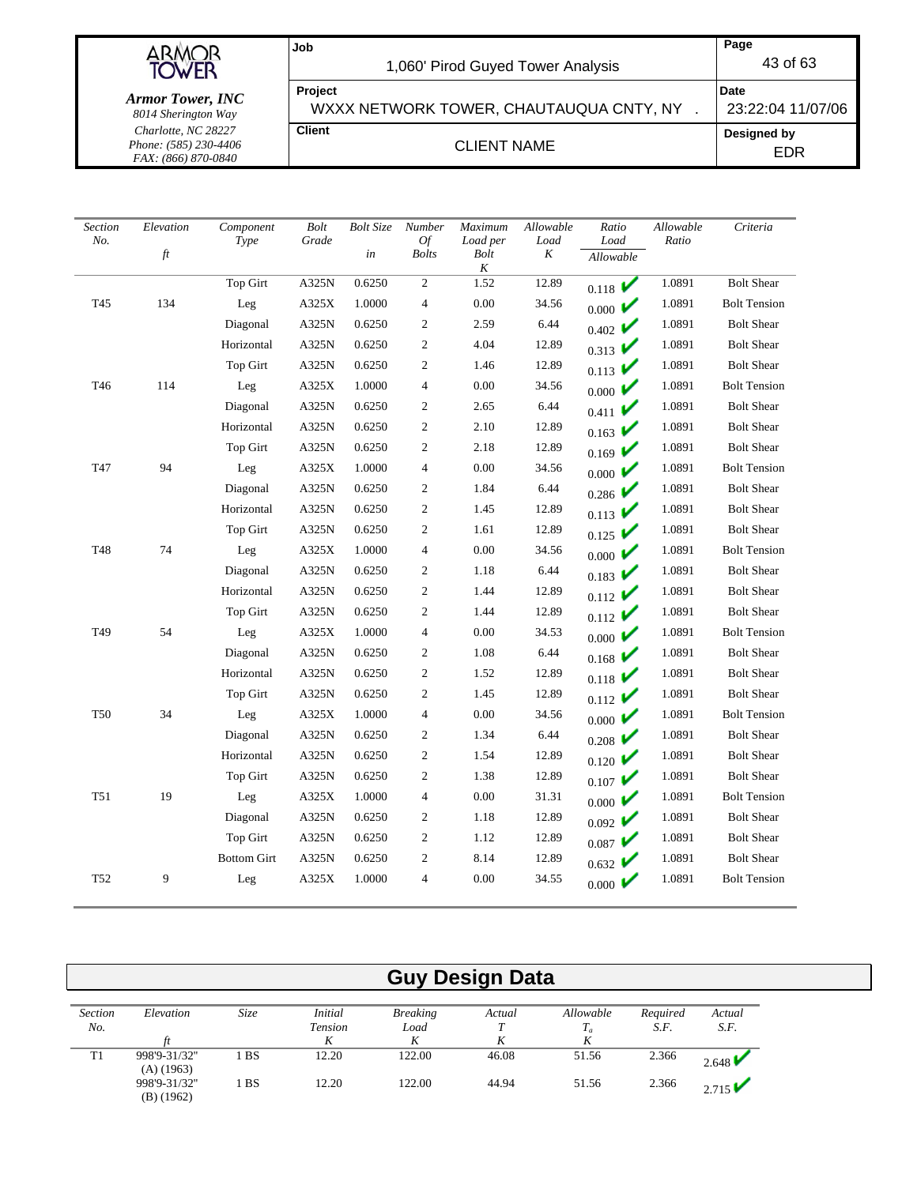| Section No. | Elevation ft | Component Type | Bolt Grade | Bolt Size in | Number Of Bolts | Maximum Load per Bolt K | Allowable Load K | Ratio Load / Allowable | Allowable Ratio | Criteria |
|---|---|---|---|---|---|---|---|---|---|---|
| | | Top Girt | A325N | 0.6250 | 2 | 1.52 | 12.89 | 0.118 ✓ | 1.0891 | Bolt Shear |
| T45 | 134 | Leg | A325X | 1.0000 | 4 | 0.00 | 34.56 | 0.000 ✓ | 1.0891 | Bolt Tension |
| | | Diagonal | A325N | 0.6250 | 2 | 2.59 | 6.44 | 0.402 ✓ | 1.0891 | Bolt Shear |
| | | Horizontal | A325N | 0.6250 | 2 | 4.04 | 12.89 | 0.313 ✓ | 1.0891 | Bolt Shear |
| | | Top Girt | A325N | 0.6250 | 2 | 1.46 | 12.89 | 0.113 ✓ | 1.0891 | Bolt Shear |
| T46 | 114 | Leg | A325X | 1.0000 | 4 | 0.00 | 34.56 | 0.000 ✓ | 1.0891 | Bolt Tension |
| | | Diagonal | A325N | 0.6250 | 2 | 2.65 | 6.44 | 0.411 ✓ | 1.0891 | Bolt Shear |
| | | Horizontal | A325N | 0.6250 | 2 | 2.10 | 12.89 | 0.163 ✓ | 1.0891 | Bolt Shear |
| | | Top Girt | A325N | 0.6250 | 2 | 2.18 | 12.89 | 0.169 ✓ | 1.0891 | Bolt Shear |
| T47 | 94 | Leg | A325X | 1.0000 | 4 | 0.00 | 34.56 | 0.000 ✓ | 1.0891 | Bolt Tension |
| | | Diagonal | A325N | 0.6250 | 2 | 1.84 | 6.44 | 0.286 ✓ | 1.0891 | Bolt Shear |
| | | Horizontal | A325N | 0.6250 | 2 | 1.45 | 12.89 | 0.113 ✓ | 1.0891 | Bolt Shear |
| | | Top Girt | A325N | 0.6250 | 2 | 1.61 | 12.89 | 0.125 ✓ | 1.0891 | Bolt Shear |
| T48 | 74 | Leg | A325X | 1.0000 | 4 | 0.00 | 34.56 | 0.000 ✓ | 1.0891 | Bolt Tension |
| | | Diagonal | A325N | 0.6250 | 2 | 1.18 | 6.44 | 0.183 ✓ | 1.0891 | Bolt Shear |
| | | Horizontal | A325N | 0.6250 | 2 | 1.44 | 12.89 | 0.112 ✓ | 1.0891 | Bolt Shear |
| | | Top Girt | A325N | 0.6250 | 2 | 1.44 | 12.89 | 0.112 ✓ | 1.0891 | Bolt Shear |
| T49 | 54 | Leg | A325X | 1.0000 | 4 | 0.00 | 34.53 | 0.000 ✓ | 1.0891 | Bolt Tension |
| | | Diagonal | A325N | 0.6250 | 2 | 1.08 | 6.44 | 0.168 ✓ | 1.0891 | Bolt Shear |
| | | Horizontal | A325N | 0.6250 | 2 | 1.52 | 12.89 | 0.118 ✓ | 1.0891 | Bolt Shear |
| | | Top Girt | A325N | 0.6250 | 2 | 1.45 | 12.89 | 0.112 ✓ | 1.0891 | Bolt Shear |
| T50 | 34 | Leg | A325X | 1.0000 | 4 | 0.00 | 34.56 | 0.000 ✓ | 1.0891 | Bolt Tension |
| | | Diagonal | A325N | 0.6250 | 2 | 1.34 | 6.44 | 0.208 ✓ | 1.0891 | Bolt Shear |
| | | Horizontal | A325N | 0.6250 | 2 | 1.54 | 12.89 | 0.120 ✓ | 1.0891 | Bolt Shear |
| | | Top Girt | A325N | 0.6250 | 2 | 1.38 | 12.89 | 0.107 ✓ | 1.0891 | Bolt Shear |
| T51 | 19 | Leg | A325X | 1.0000 | 4 | 0.00 | 31.31 | 0.000 ✓ | 1.0891 | Bolt Tension |
| | | Diagonal | A325N | 0.6250 | 2 | 1.18 | 12.89 | 0.092 ✓ | 1.0891 | Bolt Shear |
| | | Top Girt | A325N | 0.6250 | 2 | 1.12 | 12.89 | 0.087 ✓ | 1.0891 | Bolt Shear |
| | | Bottom Girt | A325N | 0.6250 | 2 | 8.14 | 12.89 | 0.632 ✓ | 1.0891 | Bolt Shear |
| T52 | 9 | Leg | A325X | 1.0000 | 4 | 0.00 | 34.55 | 0.000 ✓ | 1.0891 | Bolt Tension |

## Guy Design Data

| Section No. | Elevation ft | Size | Initial Tension K | Breaking Load K | Actual $T$ K | Allowable $T_a$ K | Required S.F. | Actual S.F. |
|---|---|---|---|---|---|---|---|---|
| T1 | 998'9-31/32" (A) (1963) | 1 BS | 12.20 | 122.00 | 46.08 | 51.56 | 2.366 | 2.648 ✓ |
| | 998'9-31/32" (B) (1962) | 1 BS | 12.20 | 122.00 | 44.94 | 51.56 | 2.366 | 2.715 ✓ |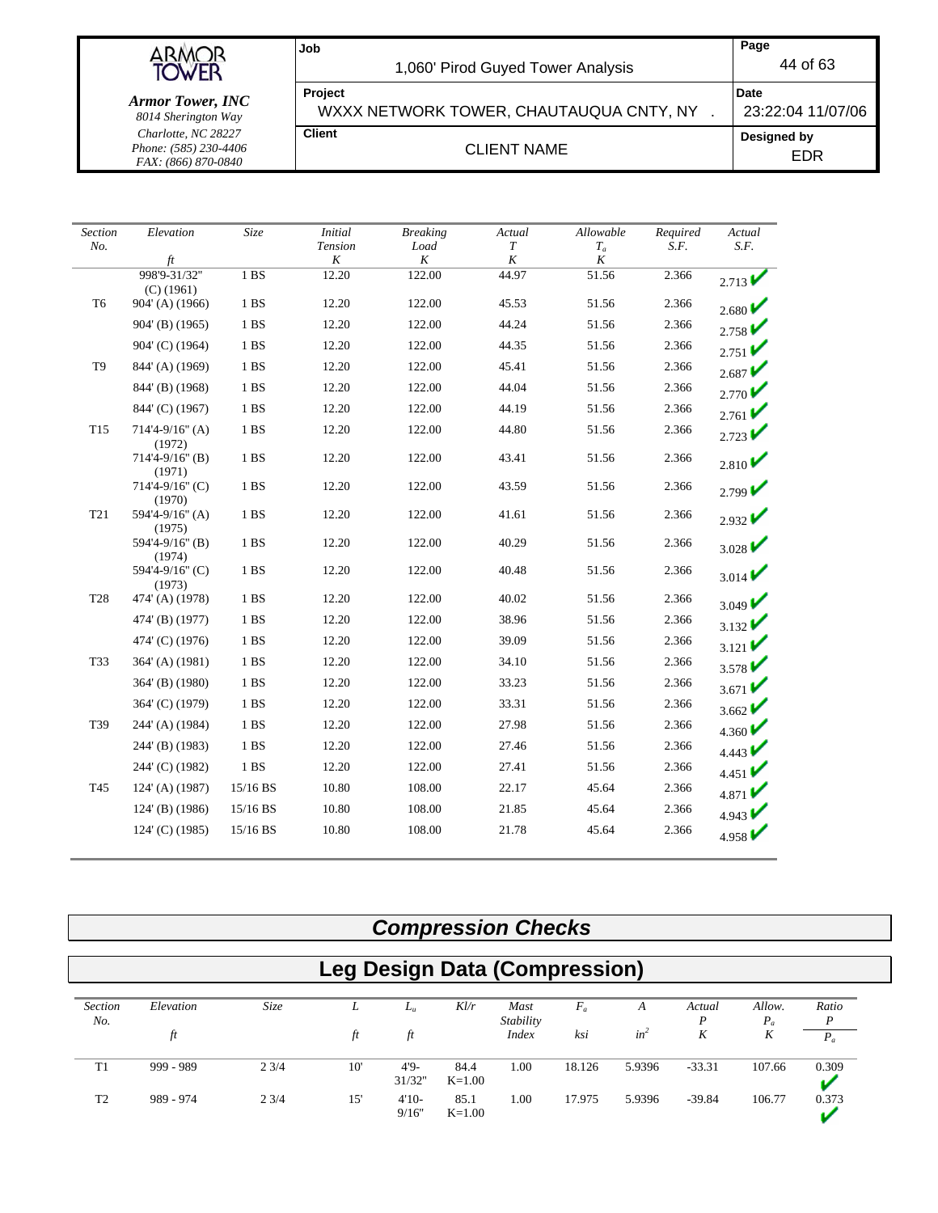| Section No. | Elevation | Size | Initial Tension | Breaking Load | Actual $T$ | Allowable $T_a$ | Required S.F. | Actual S.F. |
|---|---|---|---|---|---|---|---|---|
| | ft | | K | K | K | K | | |
| | 998'9-31/32" (C) (1961) | 1 BS | 12.20 | 122.00 | 44.97 | 51.56 | 2.366 | 2.713 ✔ |
| T6 | 904' (A) (1966) | 1 BS | 12.20 | 122.00 | 45.53 | 51.56 | 2.366 | 2.680 ✔ |
| | 904' (B) (1965) | 1 BS | 12.20 | 122.00 | 44.24 | 51.56 | 2.366 | 2.758 ✔ |
| | 904' (C) (1964) | 1 BS | 12.20 | 122.00 | 44.35 | 51.56 | 2.366 | 2.751 ✔ |
| T9 | 844' (A) (1969) | 1 BS | 12.20 | 122.00 | 45.41 | 51.56 | 2.366 | 2.687 ✔ |
| | 844' (B) (1968) | 1 BS | 12.20 | 122.00 | 44.04 | 51.56 | 2.366 | 2.770 ✔ |
| | 844' (C) (1967) | 1 BS | 12.20 | 122.00 | 44.19 | 51.56 | 2.366 | 2.761 ✔ |
| T15 | 714'4-9/16" (A) (1972) | 1 BS | 12.20 | 122.00 | 44.80 | 51.56 | 2.366 | 2.723 ✔ |
| | 714'4-9/16" (B) (1971) | 1 BS | 12.20 | 122.00 | 43.41 | 51.56 | 2.366 | 2.810 ✔ |
| | 714'4-9/16" (C) (1970) | 1 BS | 12.20 | 122.00 | 43.59 | 51.56 | 2.366 | 2.799 ✔ |
| T21 | 594'4-9/16" (A) (1975) | 1 BS | 12.20 | 122.00 | 41.61 | 51.56 | 2.366 | 2.932 ✔ |
| | 594'4-9/16" (B) (1974) | 1 BS | 12.20 | 122.00 | 40.29 | 51.56 | 2.366 | 3.028 ✔ |
| | 594'4-9/16" (C) (1973) | 1 BS | 12.20 | 122.00 | 40.48 | 51.56 | 2.366 | 3.014 ✔ |
| T28 | 474' (A) (1978) | 1 BS | 12.20 | 122.00 | 40.02 | 51.56 | 2.366 | 3.049 ✔ |
| | 474' (B) (1977) | 1 BS | 12.20 | 122.00 | 38.96 | 51.56 | 2.366 | 3.132 ✔ |
| | 474' (C) (1976) | 1 BS | 12.20 | 122.00 | 39.09 | 51.56 | 2.366 | 3.121 ✔ |
| T33 | 364' (A) (1981) | 1 BS | 12.20 | 122.00 | 34.10 | 51.56 | 2.366 | 3.578 ✔ |
| | 364' (B) (1980) | 1 BS | 12.20 | 122.00 | 33.23 | 51.56 | 2.366 | 3.671 ✔ |
| | 364' (C) (1979) | 1 BS | 12.20 | 122.00 | 33.31 | 51.56 | 2.366 | 3.662 ✔ |
| T39 | 244' (A) (1984) | 1 BS | 12.20 | 122.00 | 27.98 | 51.56 | 2.366 | 4.360 ✔ |
| | 244' (B) (1983) | 1 BS | 12.20 | 122.00 | 27.46 | 51.56 | 2.366 | 4.443 ✔ |
| | 244' (C) (1982) | 1 BS | 12.20 | 122.00 | 27.41 | 51.56 | 2.366 | 4.451 ✔ |
| T45 | 124' (A) (1987) | 15/16 BS | 10.80 | 108.00 | 22.17 | 45.64 | 2.366 | 4.871 ✔ |
| | 124' (B) (1986) | 15/16 BS | 10.80 | 108.00 | 21.85 | 45.64 | 2.366 | 4.943 ✔ |
| | 124' (C) (1985) | 15/16 BS | 10.80 | 108.00 | 21.78 | 45.64 | 2.366 | 4.958 ✔ |

# *Compression Checks*

## Leg Design Data (Compression)

| Section No. | Elevation | Size | $L$ | $L_u$ | $Kl/r$ | Mast Stability Index | $F_a$ | $A$ | Actual $P$ | Allow. $P_a$ | Ratio $\frac{P}{P_a}$ |
|---|---|---|---|---|---|---|---|---|---|---|---|
| | ft | | ft | ft | | | ksi | $in^2$ | K | K | |
| T1 | 999 - 989 | 2 3/4 | 10' | 4'9-31/32" | 84.4 K=1.00 | 1.00 | 18.126 | 5.9396 | -33.31 | 107.66 | 0.309 ✔ |
| T2 | 989 - 974 | 2 3/4 | 15' | 4'10-9/16" | 85.1 K=1.00 | 1.00 | 17.975 | 5.9396 | -39.84 | 106.77 | 0.373 ✔ |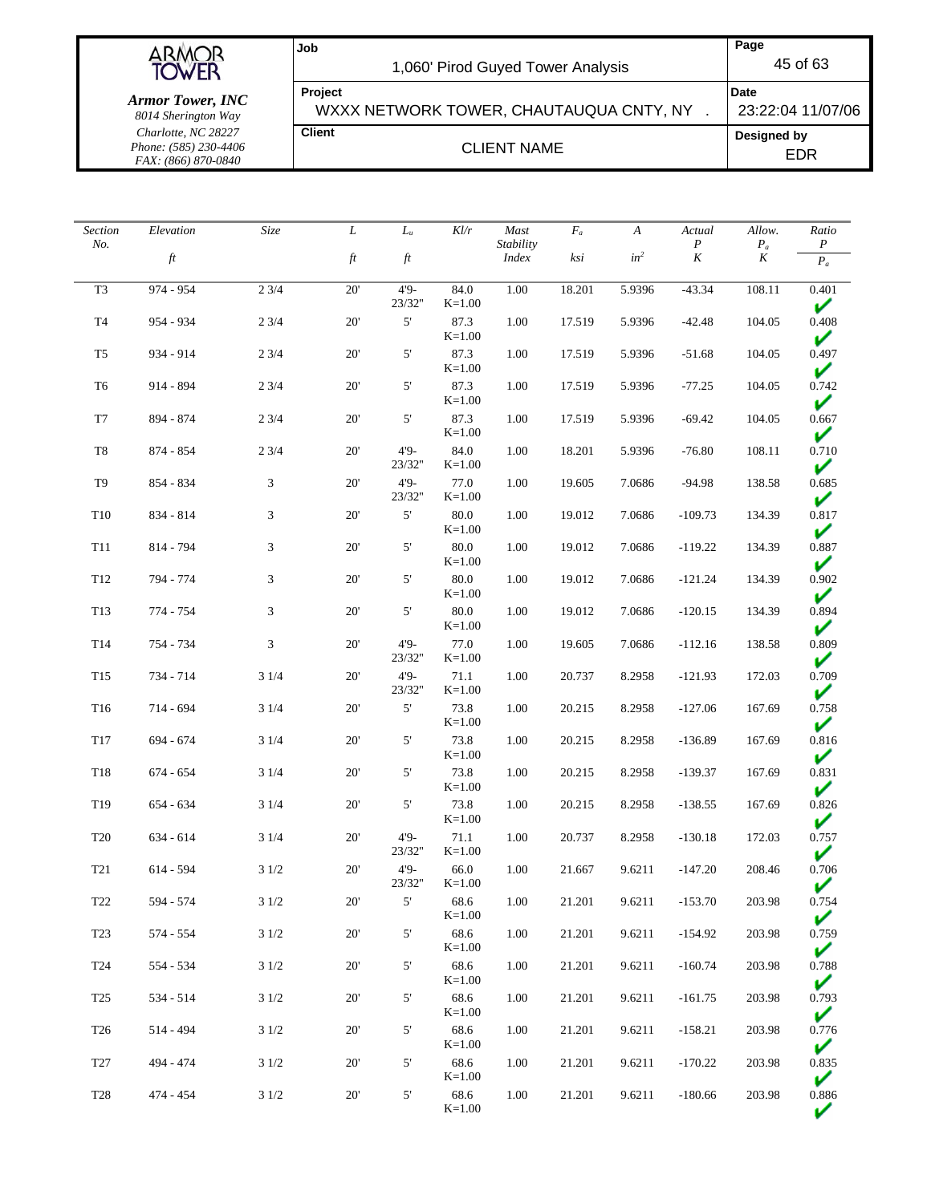| Section No. | Elevation ft | Size | L ft | $L_u$ ft | Kl/r | Mast Stability Index | $F_a$ ksi | A $in^2$ | Actual P K | Allow. $P_a$ K | Ratio $\frac{P}{P_a}$ |
|---|---|---|---|---|---|---|---|---|---|---|---|
| T3 | 974 - 954 | 2 3/4 | 20' | 4'9-23/32" | 84.0 K=1.00 | 1.00 | 18.201 | 5.9396 | -43.34 | 108.11 | 0.401 ✔ |
| T4 | 954 - 934 | 2 3/4 | 20' | 5' | 87.3 K=1.00 | 1.00 | 17.519 | 5.9396 | -42.48 | 104.05 | 0.408 ✔ |
| T5 | 934 - 914 | 2 3/4 | 20' | 5' | 87.3 K=1.00 | 1.00 | 17.519 | 5.9396 | -51.68 | 104.05 | 0.497 ✔ |
| T6 | 914 - 894 | 2 3/4 | 20' | 5' | 87.3 K=1.00 | 1.00 | 17.519 | 5.9396 | -77.25 | 104.05 | 0.742 ✔ |
| T7 | 894 - 874 | 2 3/4 | 20' | 5' | 87.3 K=1.00 | 1.00 | 17.519 | 5.9396 | -69.42 | 104.05 | 0.667 ✔ |
| T8 | 874 - 854 | 2 3/4 | 20' | 4'9-23/32" | 84.0 K=1.00 | 1.00 | 18.201 | 5.9396 | -76.80 | 108.11 | 0.710 ✔ |
| T9 | 854 - 834 | 3 | 20' | 4'9-23/32" | 77.0 K=1.00 | 1.00 | 19.605 | 7.0686 | -94.98 | 138.58 | 0.685 ✔ |
| T10 | 834 - 814 | 3 | 20' | 5' | 80.0 K=1.00 | 1.00 | 19.012 | 7.0686 | -109.73 | 134.39 | 0.817 ✔ |
| T11 | 814 - 794 | 3 | 20' | 5' | 80.0 K=1.00 | 1.00 | 19.012 | 7.0686 | -119.22 | 134.39 | 0.887 ✔ |
| T12 | 794 - 774 | 3 | 20' | 5' | 80.0 K=1.00 | 1.00 | 19.012 | 7.0686 | -121.24 | 134.39 | 0.902 ✔ |
| T13 | 774 - 754 | 3 | 20' | 5' | 80.0 K=1.00 | 1.00 | 19.012 | 7.0686 | -120.15 | 134.39 | 0.894 ✔ |
| T14 | 754 - 734 | 3 | 20' | 4'9-23/32" | 77.0 K=1.00 | 1.00 | 19.605 | 7.0686 | -112.16 | 138.58 | 0.809 ✔ |
| T15 | 734 - 714 | 3 1/4 | 20' | 4'9-23/32" | 71.1 K=1.00 | 1.00 | 20.737 | 8.2958 | -121.93 | 172.03 | 0.709 ✔ |
| T16 | 714 - 694 | 3 1/4 | 20' | 5' | 73.8 K=1.00 | 1.00 | 20.215 | 8.2958 | -127.06 | 167.69 | 0.758 ✔ |
| T17 | 694 - 674 | 3 1/4 | 20' | 5' | 73.8 K=1.00 | 1.00 | 20.215 | 8.2958 | -136.89 | 167.69 | 0.816 ✔ |
| T18 | 674 - 654 | 3 1/4 | 20' | 5' | 73.8 K=1.00 | 1.00 | 20.215 | 8.2958 | -139.37 | 167.69 | 0.831 ✔ |
| T19 | 654 - 634 | 3 1/4 | 20' | 5' | 73.8 K=1.00 | 1.00 | 20.215 | 8.2958 | -138.55 | 167.69 | 0.826 ✔ |
| T20 | 634 - 614 | 3 1/4 | 20' | 4'9-23/32" | 71.1 K=1.00 | 1.00 | 20.737 | 8.2958 | -130.18 | 172.03 | 0.757 ✔ |
| T21 | 614 - 594 | 3 1/2 | 20' | 4'9-23/32" | 66.0 K=1.00 | 1.00 | 21.667 | 9.6211 | -147.20 | 208.46 | 0.706 ✔ |
| T22 | 594 - 574 | 3 1/2 | 20' | 5' | 68.6 K=1.00 | 1.00 | 21.201 | 9.6211 | -153.70 | 203.98 | 0.754 ✔ |
| T23 | 574 - 554 | 3 1/2 | 20' | 5' | 68.6 K=1.00 | 1.00 | 21.201 | 9.6211 | -154.92 | 203.98 | 0.759 ✔ |
| T24 | 554 - 534 | 3 1/2 | 20' | 5' | 68.6 K=1.00 | 1.00 | 21.201 | 9.6211 | -160.74 | 203.98 | 0.788 ✔ |
| T25 | 534 - 514 | 3 1/2 | 20' | 5' | 68.6 K=1.00 | 1.00 | 21.201 | 9.6211 | -161.75 | 203.98 | 0.793 ✔ |
| T26 | 514 - 494 | 3 1/2 | 20' | 5' | 68.6 K=1.00 | 1.00 | 21.201 | 9.6211 | -158.21 | 203.98 | 0.776 ✔ |
| T27 | 494 - 474 | 3 1/2 | 20' | 5' | 68.6 K=1.00 | 1.00 | 21.201 | 9.6211 | -170.22 | 203.98 | 0.835 ✔ |
| T28 | 474 - 454 | 3 1/2 | 20' | 5' | 68.6 K=1.00 | 1.00 | 21.201 | 9.6211 | -180.66 | 203.98 | 0.886 ✔ |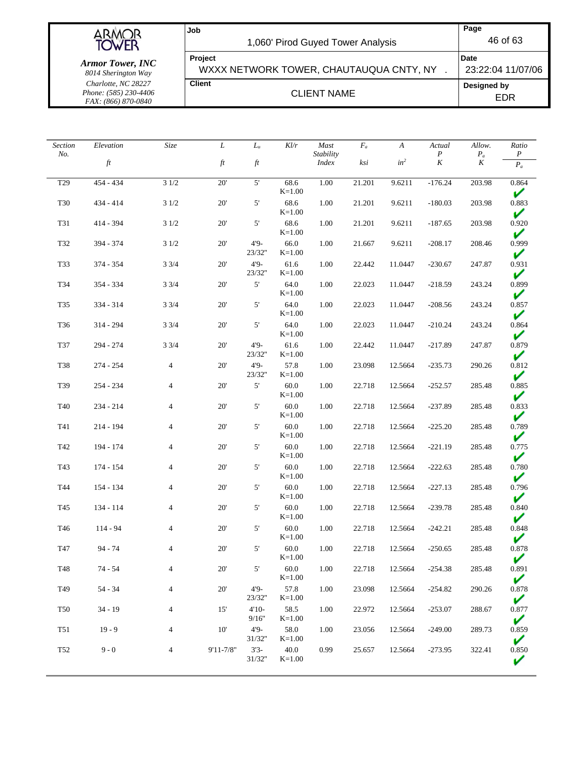| Section No. | Elevation ft | Size | L ft | $L_u$ ft | Kl/r | Mast Stability Index | $F_a$ ksi | A $in^2$ | Actual P K | Allow. $P_a$ K | Ratio $\frac{P}{P_a}$ |
|---|---|---|---|---|---|---|---|---|---|---|---|
| T29 | 454 - 434 | 3 1/2 | 20' | 5' | 68.6 K=1.00 | 1.00 | 21.201 | 9.6211 | -176.24 | 203.98 | 0.864 ✔ |
| T30 | 434 - 414 | 3 1/2 | 20' | 5' | 68.6 K=1.00 | 1.00 | 21.201 | 9.6211 | -180.03 | 203.98 | 0.883 ✔ |
| T31 | 414 - 394 | 3 1/2 | 20' | 5' | 68.6 K=1.00 | 1.00 | 21.201 | 9.6211 | -187.65 | 203.98 | 0.920 ✔ |
| T32 | 394 - 374 | 3 1/2 | 20' | 4'9-23/32" | 66.0 K=1.00 | 1.00 | 21.667 | 9.6211 | -208.17 | 208.46 | 0.999 ✔ |
| T33 | 374 - 354 | 3 3/4 | 20' | 4'9-23/32" | 61.6 K=1.00 | 1.00 | 22.442 | 11.0447 | -230.67 | 247.87 | 0.931 ✔ |
| T34 | 354 - 334 | 3 3/4 | 20' | 5' | 64.0 K=1.00 | 1.00 | 22.023 | 11.0447 | -218.59 | 243.24 | 0.899 ✔ |
| T35 | 334 - 314 | 3 3/4 | 20' | 5' | 64.0 K=1.00 | 1.00 | 22.023 | 11.0447 | -208.56 | 243.24 | 0.857 ✔ |
| T36 | 314 - 294 | 3 3/4 | 20' | 5' | 64.0 K=1.00 | 1.00 | 22.023 | 11.0447 | -210.24 | 243.24 | 0.864 ✔ |
| T37 | 294 - 274 | 3 3/4 | 20' | 4'9-23/32" | 61.6 K=1.00 | 1.00 | 22.442 | 11.0447 | -217.89 | 247.87 | 0.879 ✔ |
| T38 | 274 - 254 | 4 | 20' | 4'9-23/32" | 57.8 K=1.00 | 1.00 | 23.098 | 12.5664 | -235.73 | 290.26 | 0.812 ✔ |
| T39 | 254 - 234 | 4 | 20' | 5' | 60.0 K=1.00 | 1.00 | 22.718 | 12.5664 | -252.57 | 285.48 | 0.885 ✔ |
| T40 | 234 - 214 | 4 | 20' | 5' | 60.0 K=1.00 | 1.00 | 22.718 | 12.5664 | -237.89 | 285.48 | 0.833 ✔ |
| T41 | 214 - 194 | 4 | 20' | 5' | 60.0 K=1.00 | 1.00 | 22.718 | 12.5664 | -225.20 | 285.48 | 0.789 ✔ |
| T42 | 194 - 174 | 4 | 20' | 5' | 60.0 K=1.00 | 1.00 | 22.718 | 12.5664 | -221.19 | 285.48 | 0.775 ✔ |
| T43 | 174 - 154 | 4 | 20' | 5' | 60.0 K=1.00 | 1.00 | 22.718 | 12.5664 | -222.63 | 285.48 | 0.780 ✔ |
| T44 | 154 - 134 | 4 | 20' | 5' | 60.0 K=1.00 | 1.00 | 22.718 | 12.5664 | -227.13 | 285.48 | 0.796 ✔ |
| T45 | 134 - 114 | 4 | 20' | 5' | 60.0 K=1.00 | 1.00 | 22.718 | 12.5664 | -239.78 | 285.48 | 0.840 ✔ |
| T46 | 114 - 94 | 4 | 20' | 5' | 60.0 K=1.00 | 1.00 | 22.718 | 12.5664 | -242.21 | 285.48 | 0.848 ✔ |
| T47 | 94 - 74 | 4 | 20' | 5' | 60.0 K=1.00 | 1.00 | 22.718 | 12.5664 | -250.65 | 285.48 | 0.878 ✔ |
| T48 | 74 - 54 | 4 | 20' | 5' | 60.0 K=1.00 | 1.00 | 22.718 | 12.5664 | -254.38 | 285.48 | 0.891 ✔ |
| T49 | 54 - 34 | 4 | 20' | 4'9-23/32" | 57.8 K=1.00 | 1.00 | 23.098 | 12.5664 | -254.82 | 290.26 | 0.878 ✔ |
| T50 | 34 - 19 | 4 | 15' | 4'10-9/16" | 58.5 K=1.00 | 1.00 | 22.972 | 12.5664 | -253.07 | 288.67 | 0.877 ✔ |
| T51 | 19 - 9 | 4 | 10' | 4'9-31/32" | 58.0 K=1.00 | 1.00 | 23.056 | 12.5664 | -249.00 | 289.73 | 0.859 ✔ |
| T52 | 9 - 0 | 4 | 9'11-7/8" | 3'3-31/32" | 40.0 K=1.00 | 0.99 | 25.657 | 12.5664 | -273.95 | 322.41 | 0.850 ✔ |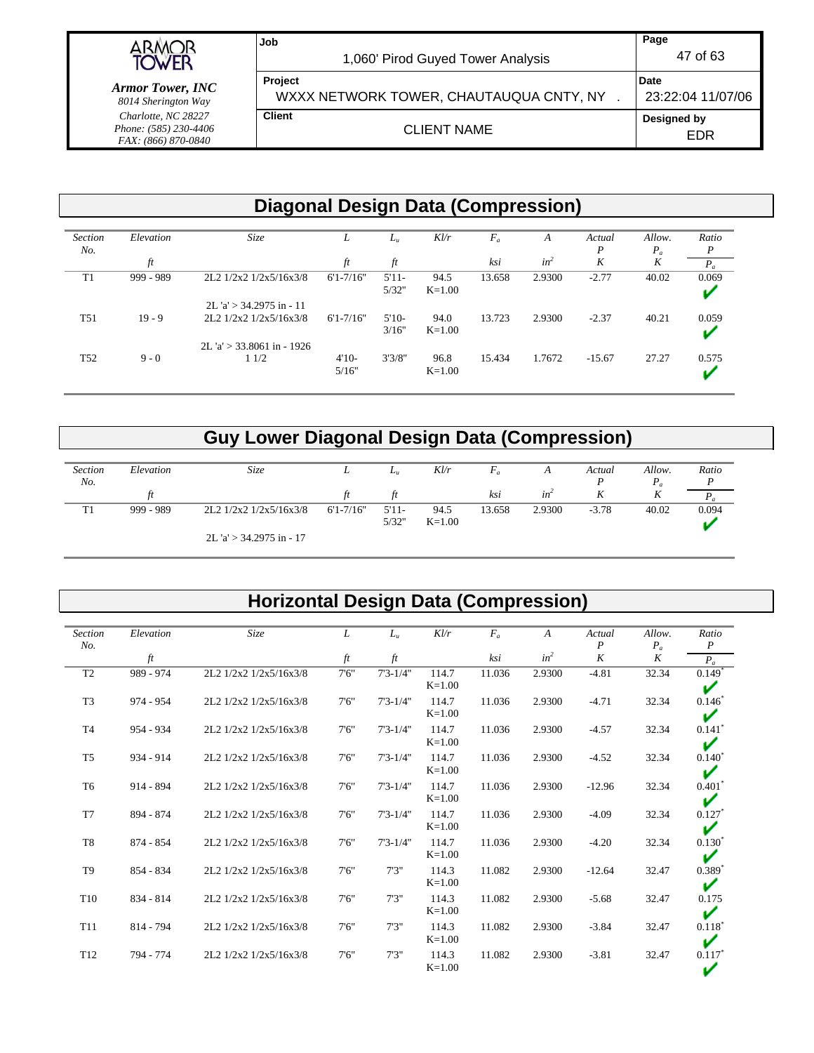## Diagonal Design Data (Compression)

| Section No. | Elevation ft | Size | L ft | $L_u$ ft | Kl/r | $F_a$ ksi | A $in^2$ | Actual P K | Allow. $P_a$ K | Ratio $\frac{P}{P_a}$ |
|---|---|---|---|---|---|---|---|---|---|---|
| T1 | 999 - 989 | 2L2 1/2x2 1/2x5/16x3/8 | 6'1-7/16" | 5'11-5/32" | 94.5 K=1.00 | 13.658 | 2.9300 | -2.77 | 40.02 | 0.069 ✔ |
| | | 2L 'a' > 34.2975 in - 11 | | | | | | | | |
| T51 | 19 - 9 | 2L2 1/2x2 1/2x5/16x3/8 | 6'1-7/16" | 5'10-3/16" | 94.0 K=1.00 | 13.723 | 2.9300 | -2.37 | 40.21 | 0.059 ✔ |
| | | 2L 'a' > 33.8061 in - 1926 | | | | | | | | |
| T52 | 9 - 0 | 1 1/2 | 4'10-5/16" | 3'3/8" | 96.8 K=1.00 | 15.434 | 1.7672 | -15.67 | 27.27 | 0.575 ✔ |

## Guy Lower Diagonal Design Data (Compression)

| Section No. | Elevation ft | Size | L ft | $L_u$ ft | Kl/r | $F_a$ ksi | A $in^2$ | Actual P K | Allow. $P_a$ K | Ratio $\frac{P}{P_a}$ |
|---|---|---|---|---|---|---|---|---|---|---|
| T1 | 999 - 989 | 2L2 1/2x2 1/2x5/16x3/8 | 6'1-7/16" | 5'11-5/32" | 94.5 K=1.00 | 13.658 | 2.9300 | -3.78 | 40.02 | 0.094 ✔ |
| | | 2L 'a' > 34.2975 in - 17 | | | | | | | | |

## Horizontal Design Data (Compression)

| Section No. | Elevation ft | Size | L ft | $L_u$ ft | Kl/r | $F_a$ ksi | A $in^2$ | Actual P K | Allow. $P_a$ K | Ratio $\frac{P}{P_a}$ |
|---|---|---|---|---|---|---|---|---|---|---|
| T2 | 989 - 974 | 2L2 1/2x2 1/2x5/16x3/8 | 7'6" | 7'3-1/4" | 114.7 K=1.00 | 11.036 | 2.9300 | -4.81 | 32.34 | 0.149* ✔ |
| T3 | 974 - 954 | 2L2 1/2x2 1/2x5/16x3/8 | 7'6" | 7'3-1/4" | 114.7 K=1.00 | 11.036 | 2.9300 | -4.71 | 32.34 | 0.146* ✔ |
| T4 | 954 - 934 | 2L2 1/2x2 1/2x5/16x3/8 | 7'6" | 7'3-1/4" | 114.7 K=1.00 | 11.036 | 2.9300 | -4.57 | 32.34 | 0.141* ✔ |
| T5 | 934 - 914 | 2L2 1/2x2 1/2x5/16x3/8 | 7'6" | 7'3-1/4" | 114.7 K=1.00 | 11.036 | 2.9300 | -4.52 | 32.34 | 0.140* ✔ |
| T6 | 914 - 894 | 2L2 1/2x2 1/2x5/16x3/8 | 7'6" | 7'3-1/4" | 114.7 K=1.00 | 11.036 | 2.9300 | -12.96 | 32.34 | 0.401* ✔ |
| T7 | 894 - 874 | 2L2 1/2x2 1/2x5/16x3/8 | 7'6" | 7'3-1/4" | 114.7 K=1.00 | 11.036 | 2.9300 | -4.09 | 32.34 | 0.127* ✔ |
| T8 | 874 - 854 | 2L2 1/2x2 1/2x5/16x3/8 | 7'6" | 7'3-1/4" | 114.7 K=1.00 | 11.036 | 2.9300 | -4.20 | 32.34 | 0.130* ✔ |
| T9 | 854 - 834 | 2L2 1/2x2 1/2x5/16x3/8 | 7'6" | 7'3" | 114.3 K=1.00 | 11.082 | 2.9300 | -12.64 | 32.47 | 0.389* ✔ |
| T10 | 834 - 814 | 2L2 1/2x2 1/2x5/16x3/8 | 7'6" | 7'3" | 114.3 K=1.00 | 11.082 | 2.9300 | -5.68 | 32.47 | 0.175 ✔ |
| T11 | 814 - 794 | 2L2 1/2x2 1/2x5/16x3/8 | 7'6" | 7'3" | 114.3 K=1.00 | 11.082 | 2.9300 | -3.84 | 32.47 | 0.118* ✔ |
| T12 | 794 - 774 | 2L2 1/2x2 1/2x5/16x3/8 | 7'6" | 7'3" | 114.3 K=1.00 | 11.082 | 2.9300 | -3.81 | 32.47 | 0.117* ✔ |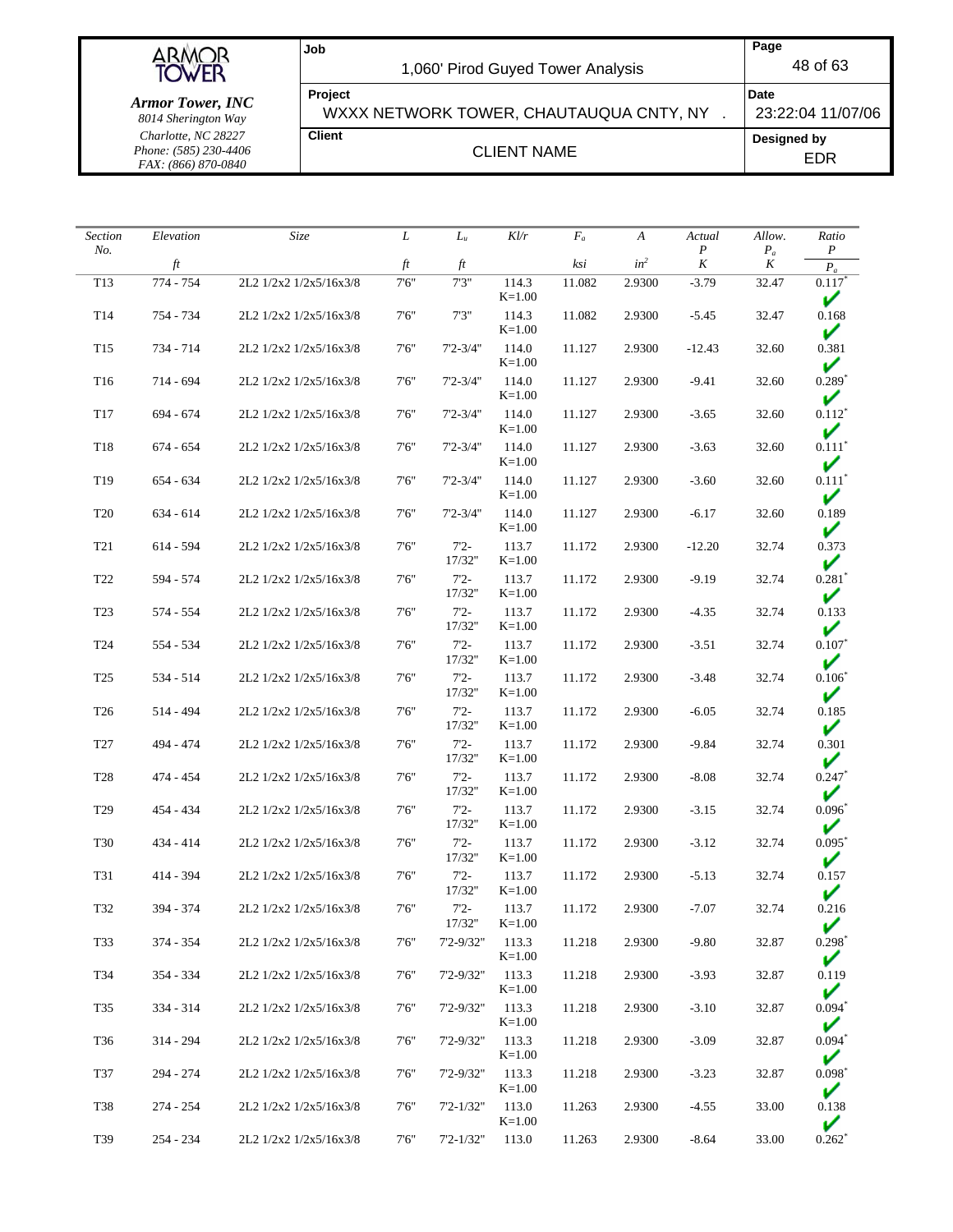| Section No. | Elevation | Size | $L$ | $L_u$ | $Kl/r$ | $F_a$ | $A$ | Actual $P$ | Allow. $P_a$ | Ratio $\frac{P}{P_a}$ |
|---|---|---|---|---|---|---|---|---|---|---|
| | ft | | ft | ft | | ksi | $in^2$ | K | K | |
| T13 | 774 - 754 | 2L2 1/2x2 1/2x5/16x3/8 | 7'6" | 7'3" | 114.3 K=1.00 | 11.082 | 2.9300 | -3.79 | 32.47 | 0.117* ✔ |
| T14 | 754 - 734 | 2L2 1/2x2 1/2x5/16x3/8 | 7'6" | 7'3" | 114.3 K=1.00 | 11.082 | 2.9300 | -5.45 | 32.47 | 0.168 ✔ |
| T15 | 734 - 714 | 2L2 1/2x2 1/2x5/16x3/8 | 7'6" | 7'2-3/4" | 114.0 K=1.00 | 11.127 | 2.9300 | -12.43 | 32.60 | 0.381 ✔ |
| T16 | 714 - 694 | 2L2 1/2x2 1/2x5/16x3/8 | 7'6" | 7'2-3/4" | 114.0 K=1.00 | 11.127 | 2.9300 | -9.41 | 32.60 | 0.289* ✔ |
| T17 | 694 - 674 | 2L2 1/2x2 1/2x5/16x3/8 | 7'6" | 7'2-3/4" | 114.0 K=1.00 | 11.127 | 2.9300 | -3.65 | 32.60 | 0.112* ✔ |
| T18 | 674 - 654 | 2L2 1/2x2 1/2x5/16x3/8 | 7'6" | 7'2-3/4" | 114.0 K=1.00 | 11.127 | 2.9300 | -3.63 | 32.60 | 0.111* ✔ |
| T19 | 654 - 634 | 2L2 1/2x2 1/2x5/16x3/8 | 7'6" | 7'2-3/4" | 114.0 K=1.00 | 11.127 | 2.9300 | -3.60 | 32.60 | 0.111* ✔ |
| T20 | 634 - 614 | 2L2 1/2x2 1/2x5/16x3/8 | 7'6" | 7'2-3/4" | 114.0 K=1.00 | 11.127 | 2.9300 | -6.17 | 32.60 | 0.189 ✔ |
| T21 | 614 - 594 | 2L2 1/2x2 1/2x5/16x3/8 | 7'6" | 7'2-17/32" | 113.7 K=1.00 | 11.172 | 2.9300 | -12.20 | 32.74 | 0.373 ✔ |
| T22 | 594 - 574 | 2L2 1/2x2 1/2x5/16x3/8 | 7'6" | 7'2-17/32" | 113.7 K=1.00 | 11.172 | 2.9300 | -9.19 | 32.74 | 0.281* ✔ |
| T23 | 574 - 554 | 2L2 1/2x2 1/2x5/16x3/8 | 7'6" | 7'2-17/32" | 113.7 K=1.00 | 11.172 | 2.9300 | -4.35 | 32.74 | 0.133 ✔ |
| T24 | 554 - 534 | 2L2 1/2x2 1/2x5/16x3/8 | 7'6" | 7'2-17/32" | 113.7 K=1.00 | 11.172 | 2.9300 | -3.51 | 32.74 | 0.107* ✔ |
| T25 | 534 - 514 | 2L2 1/2x2 1/2x5/16x3/8 | 7'6" | 7'2-17/32" | 113.7 K=1.00 | 11.172 | 2.9300 | -3.48 | 32.74 | 0.106* ✔ |
| T26 | 514 - 494 | 2L2 1/2x2 1/2x5/16x3/8 | 7'6" | 7'2-17/32" | 113.7 K=1.00 | 11.172 | 2.9300 | -6.05 | 32.74 | 0.185 ✔ |
| T27 | 494 - 474 | 2L2 1/2x2 1/2x5/16x3/8 | 7'6" | 7'2-17/32" | 113.7 K=1.00 | 11.172 | 2.9300 | -9.84 | 32.74 | 0.301 ✔ |
| T28 | 474 - 454 | 2L2 1/2x2 1/2x5/16x3/8 | 7'6" | 7'2-17/32" | 113.7 K=1.00 | 11.172 | 2.9300 | -8.08 | 32.74 | 0.247* ✔ |
| T29 | 454 - 434 | 2L2 1/2x2 1/2x5/16x3/8 | 7'6" | 7'2-17/32" | 113.7 K=1.00 | 11.172 | 2.9300 | -3.15 | 32.74 | 0.096* ✔ |
| T30 | 434 - 414 | 2L2 1/2x2 1/2x5/16x3/8 | 7'6" | 7'2-17/32" | 113.7 K=1.00 | 11.172 | 2.9300 | -3.12 | 32.74 | 0.095* ✔ |
| T31 | 414 - 394 | 2L2 1/2x2 1/2x5/16x3/8 | 7'6" | 7'2-17/32" | 113.7 K=1.00 | 11.172 | 2.9300 | -5.13 | 32.74 | 0.157 ✔ |
| T32 | 394 - 374 | 2L2 1/2x2 1/2x5/16x3/8 | 7'6" | 7'2-17/32" | 113.7 K=1.00 | 11.172 | 2.9300 | -7.07 | 32.74 | 0.216 ✔ |
| T33 | 374 - 354 | 2L2 1/2x2 1/2x5/16x3/8 | 7'6" | 7'2-9/32" | 113.3 K=1.00 | 11.218 | 2.9300 | -9.80 | 32.87 | 0.298* ✔ |
| T34 | 354 - 334 | 2L2 1/2x2 1/2x5/16x3/8 | 7'6" | 7'2-9/32" | 113.3 K=1.00 | 11.218 | 2.9300 | -3.93 | 32.87 | 0.119 ✔ |
| T35 | 334 - 314 | 2L2 1/2x2 1/2x5/16x3/8 | 7'6" | 7'2-9/32" | 113.3 K=1.00 | 11.218 | 2.9300 | -3.10 | 32.87 | 0.094* ✔ |
| T36 | 314 - 294 | 2L2 1/2x2 1/2x5/16x3/8 | 7'6" | 7'2-9/32" | 113.3 K=1.00 | 11.218 | 2.9300 | -3.09 | 32.87 | 0.094* ✔ |
| T37 | 294 - 274 | 2L2 1/2x2 1/2x5/16x3/8 | 7'6" | 7'2-9/32" | 113.3 K=1.00 | 11.218 | 2.9300 | -3.23 | 32.87 | 0.098* ✔ |
| T38 | 274 - 254 | 2L2 1/2x2 1/2x5/16x3/8 | 7'6" | 7'2-1/32" | 113.0 K=1.00 | 11.263 | 2.9300 | -4.55 | 33.00 | 0.138 ✔ |
| T39 | 254 - 234 | 2L2 1/2x2 1/2x5/16x3/8 | 7'6" | 7'2-1/32" | 113.0 | 11.263 | 2.9300 | -8.64 | 33.00 | 0.262* |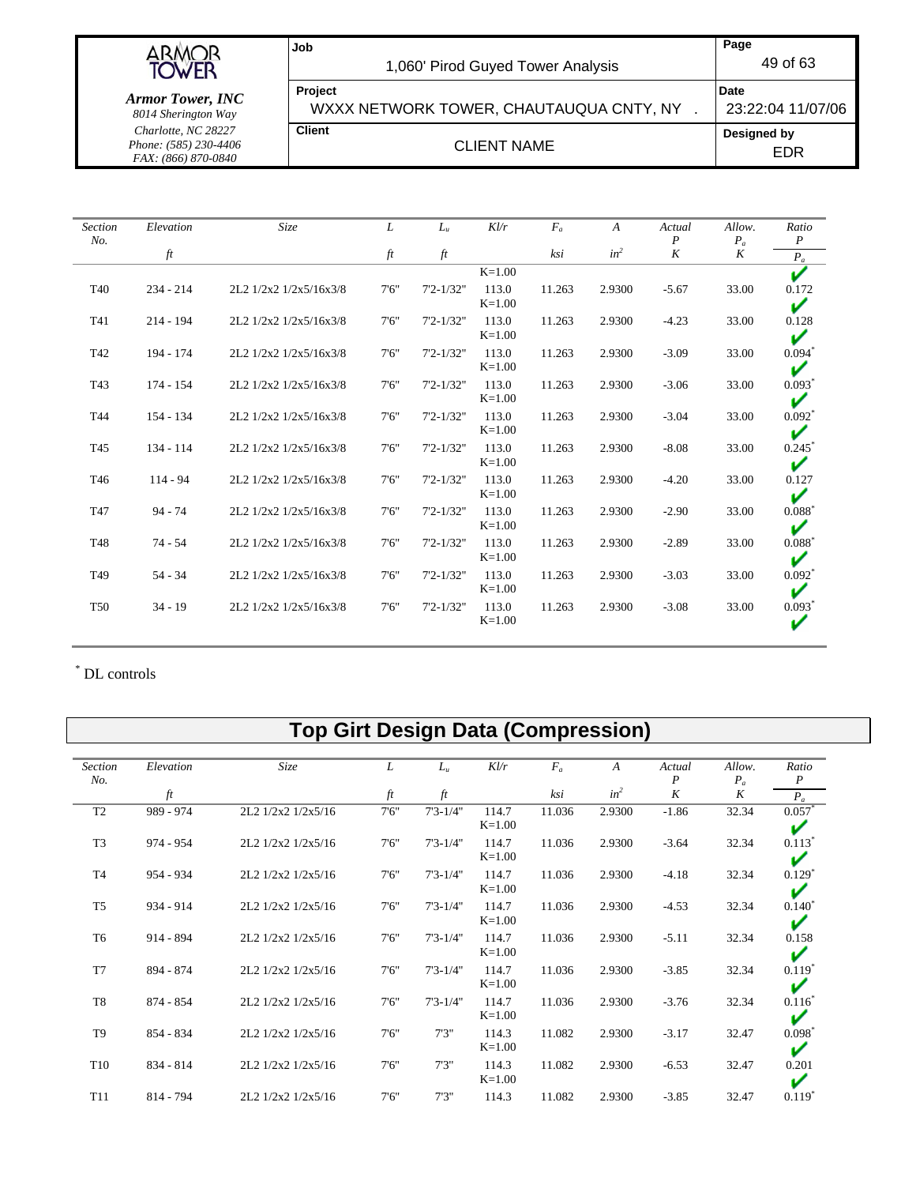| Section No. | Elevation ft | Size | L ft | $L_u$ ft | Kl/r | $F_a$ ksi | A $in^2$ | Actual P K | Allow. $P_a$ K | Ratio $\frac{P}{P_a}$ |
|---|---|---|---|---|---|---|---|---|---|---|
| | | | | | K=1.00 | | | | | ✔ |
| T40 | 234 - 214 | 2L2 1/2x2 1/2x5/16x3/8 | 7'6" | 7'2-1/32" | 113.0 K=1.00 | 11.263 | 2.9300 | -5.67 | 33.00 | 0.172 ✔ |
| T41 | 214 - 194 | 2L2 1/2x2 1/2x5/16x3/8 | 7'6" | 7'2-1/32" | 113.0 K=1.00 | 11.263 | 2.9300 | -4.23 | 33.00 | 0.128 ✔ |
| T42 | 194 - 174 | 2L2 1/2x2 1/2x5/16x3/8 | 7'6" | 7'2-1/32" | 113.0 K=1.00 | 11.263 | 2.9300 | -3.09 | 33.00 | 0.094* ✔ |
| T43 | 174 - 154 | 2L2 1/2x2 1/2x5/16x3/8 | 7'6" | 7'2-1/32" | 113.0 K=1.00 | 11.263 | 2.9300 | -3.06 | 33.00 | 0.093* ✔ |
| T44 | 154 - 134 | 2L2 1/2x2 1/2x5/16x3/8 | 7'6" | 7'2-1/32" | 113.0 K=1.00 | 11.263 | 2.9300 | -3.04 | 33.00 | 0.092* ✔ |
| T45 | 134 - 114 | 2L2 1/2x2 1/2x5/16x3/8 | 7'6" | 7'2-1/32" | 113.0 K=1.00 | 11.263 | 2.9300 | -8.08 | 33.00 | 0.245* ✔ |
| T46 | 114 - 94 | 2L2 1/2x2 1/2x5/16x3/8 | 7'6" | 7'2-1/32" | 113.0 K=1.00 | 11.263 | 2.9300 | -4.20 | 33.00 | 0.127 ✔ |
| T47 | 94 - 74 | 2L2 1/2x2 1/2x5/16x3/8 | 7'6" | 7'2-1/32" | 113.0 K=1.00 | 11.263 | 2.9300 | -2.90 | 33.00 | 0.088* ✔ |
| T48 | 74 - 54 | 2L2 1/2x2 1/2x5/16x3/8 | 7'6" | 7'2-1/32" | 113.0 K=1.00 | 11.263 | 2.9300 | -2.89 | 33.00 | 0.088* ✔ |
| T49 | 54 - 34 | 2L2 1/2x2 1/2x5/16x3/8 | 7'6" | 7'2-1/32" | 113.0 K=1.00 | 11.263 | 2.9300 | -3.03 | 33.00 | 0.092* ✔ |
| T50 | 34 - 19 | 2L2 1/2x2 1/2x5/16x3/8 | 7'6" | 7'2-1/32" | 113.0 K=1.00 | 11.263 | 2.9300 | -3.08 | 33.00 | 0.093* ✔ |

* DL controls

## Top Girt Design Data (Compression)

| Section No. | Elevation ft | Size | L ft | $L_u$ ft | Kl/r | $F_a$ ksi | A $in^2$ | Actual P K | Allow. $P_a$ K | Ratio $\frac{P}{P_a}$ |
|---|---|---|---|---|---|---|---|---|---|---|
| T2 | 989 - 974 | 2L2 1/2x2 1/2x5/16 | 7'6" | 7'3-1/4" | 114.7 K=1.00 | 11.036 | 2.9300 | -1.86 | 32.34 | 0.057* ✔ |
| T3 | 974 - 954 | 2L2 1/2x2 1/2x5/16 | 7'6" | 7'3-1/4" | 114.7 K=1.00 | 11.036 | 2.9300 | -3.64 | 32.34 | 0.113* ✔ |
| T4 | 954 - 934 | 2L2 1/2x2 1/2x5/16 | 7'6" | 7'3-1/4" | 114.7 K=1.00 | 11.036 | 2.9300 | -4.18 | 32.34 | 0.129* ✔ |
| T5 | 934 - 914 | 2L2 1/2x2 1/2x5/16 | 7'6" | 7'3-1/4" | 114.7 K=1.00 | 11.036 | 2.9300 | -4.53 | 32.34 | 0.140* ✔ |
| T6 | 914 - 894 | 2L2 1/2x2 1/2x5/16 | 7'6" | 7'3-1/4" | 114.7 K=1.00 | 11.036 | 2.9300 | -5.11 | 32.34 | 0.158 ✔ |
| T7 | 894 - 874 | 2L2 1/2x2 1/2x5/16 | 7'6" | 7'3-1/4" | 114.7 K=1.00 | 11.036 | 2.9300 | -3.85 | 32.34 | 0.119* ✔ |
| T8 | 874 - 854 | 2L2 1/2x2 1/2x5/16 | 7'6" | 7'3-1/4" | 114.7 K=1.00 | 11.036 | 2.9300 | -3.76 | 32.34 | 0.116* ✔ |
| T9 | 854 - 834 | 2L2 1/2x2 1/2x5/16 | 7'6" | 7'3" | 114.3 K=1.00 | 11.082 | 2.9300 | -3.17 | 32.47 | 0.098* ✔ |
| T10 | 834 - 814 | 2L2 1/2x2 1/2x5/16 | 7'6" | 7'3" | 114.3 K=1.00 | 11.082 | 2.9300 | -6.53 | 32.47 | 0.201 ✔ |
| T11 | 814 - 794 | 2L2 1/2x2 1/2x5/16 | 7'6" | 7'3" | 114.3 | 11.082 | 2.9300 | -3.85 | 32.47 | 0.119* |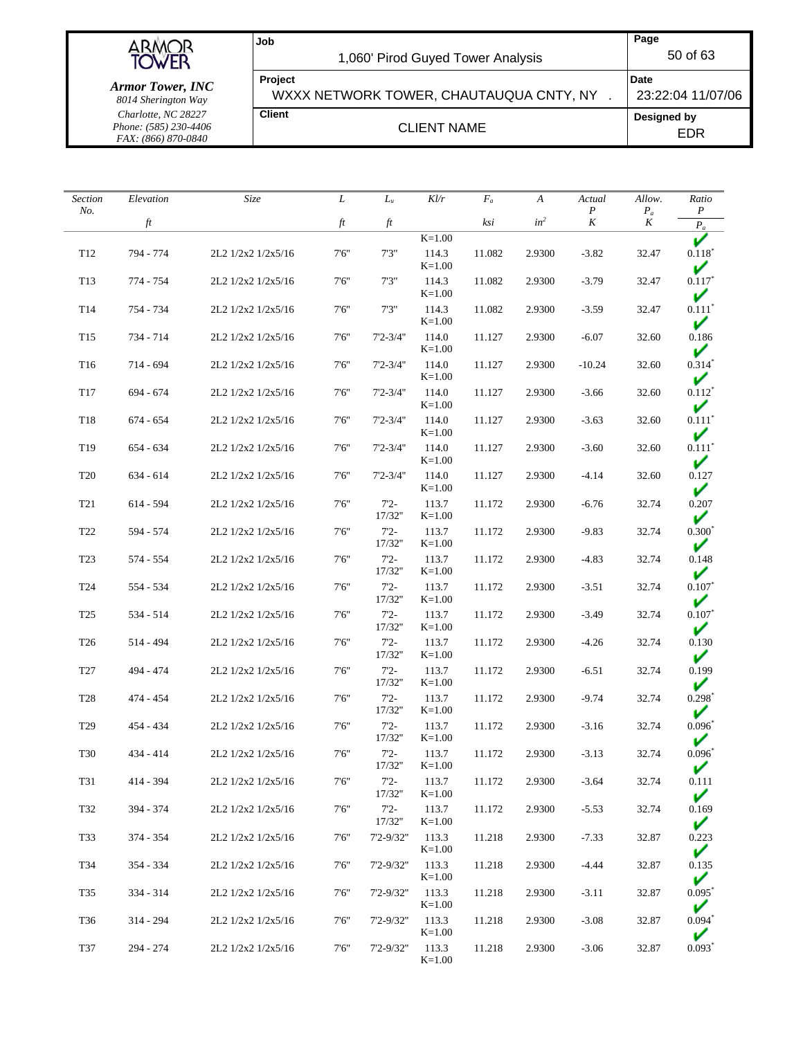| Section No. | Elevation ft | Size | L ft | $L_u$ ft | Kl/r | $F_a$ ksi | A $in^2$ | Actual P K | Allow. $P_a$ K | Ratio $\frac{P}{P_a}$ |
|---|---|---|---|---|---|---|---|---|---|---|
| | | | | | K=1.00 | | | | | |
| T12 | 794 - 774 | 2L2 1/2x2 1/2x5/16 | 7'6" | 7'3" | 114.3 K=1.00 | 11.082 | 2.9300 | -3.82 | 32.47 | 0.118* ✔ |
| T13 | 774 - 754 | 2L2 1/2x2 1/2x5/16 | 7'6" | 7'3" | 114.3 K=1.00 | 11.082 | 2.9300 | -3.79 | 32.47 | 0.117* ✔ |
| T14 | 754 - 734 | 2L2 1/2x2 1/2x5/16 | 7'6" | 7'3" | 114.3 K=1.00 | 11.082 | 2.9300 | -3.59 | 32.47 | 0.111* ✔ |
| T15 | 734 - 714 | 2L2 1/2x2 1/2x5/16 | 7'6" | 7'2-3/4" | 114.0 K=1.00 | 11.127 | 2.9300 | -6.07 | 32.60 | 0.186 ✔ |
| T16 | 714 - 694 | 2L2 1/2x2 1/2x5/16 | 7'6" | 7'2-3/4" | 114.0 K=1.00 | 11.127 | 2.9300 | -10.24 | 32.60 | 0.314* ✔ |
| T17 | 694 - 674 | 2L2 1/2x2 1/2x5/16 | 7'6" | 7'2-3/4" | 114.0 K=1.00 | 11.127 | 2.9300 | -3.66 | 32.60 | 0.112* ✔ |
| T18 | 674 - 654 | 2L2 1/2x2 1/2x5/16 | 7'6" | 7'2-3/4" | 114.0 K=1.00 | 11.127 | 2.9300 | -3.63 | 32.60 | 0.111* ✔ |
| T19 | 654 - 634 | 2L2 1/2x2 1/2x5/16 | 7'6" | 7'2-3/4" | 114.0 K=1.00 | 11.127 | 2.9300 | -3.60 | 32.60 | 0.111* ✔ |
| T20 | 634 - 614 | 2L2 1/2x2 1/2x5/16 | 7'6" | 7'2-3/4" | 114.0 K=1.00 | 11.127 | 2.9300 | -4.14 | 32.60 | 0.127 ✔ |
| T21 | 614 - 594 | 2L2 1/2x2 1/2x5/16 | 7'6" | 7'2-17/32" | 113.7 K=1.00 | 11.172 | 2.9300 | -6.76 | 32.74 | 0.207 ✔ |
| T22 | 594 - 574 | 2L2 1/2x2 1/2x5/16 | 7'6" | 7'2-17/32" | 113.7 K=1.00 | 11.172 | 2.9300 | -9.83 | 32.74 | 0.300* ✔ |
| T23 | 574 - 554 | 2L2 1/2x2 1/2x5/16 | 7'6" | 7'2-17/32" | 113.7 K=1.00 | 11.172 | 2.9300 | -4.83 | 32.74 | 0.148 ✔ |
| T24 | 554 - 534 | 2L2 1/2x2 1/2x5/16 | 7'6" | 7'2-17/32" | 113.7 K=1.00 | 11.172 | 2.9300 | -3.51 | 32.74 | 0.107* ✔ |
| T25 | 534 - 514 | 2L2 1/2x2 1/2x5/16 | 7'6" | 7'2-17/32" | 113.7 K=1.00 | 11.172 | 2.9300 | -3.49 | 32.74 | 0.107* ✔ |
| T26 | 514 - 494 | 2L2 1/2x2 1/2x5/16 | 7'6" | 7'2-17/32" | 113.7 K=1.00 | 11.172 | 2.9300 | -4.26 | 32.74 | 0.130 ✔ |
| T27 | 494 - 474 | 2L2 1/2x2 1/2x5/16 | 7'6" | 7'2-17/32" | 113.7 K=1.00 | 11.172 | 2.9300 | -6.51 | 32.74 | 0.199 ✔ |
| T28 | 474 - 454 | 2L2 1/2x2 1/2x5/16 | 7'6" | 7'2-17/32" | 113.7 K=1.00 | 11.172 | 2.9300 | -9.74 | 32.74 | 0.298* ✔ |
| T29 | 454 - 434 | 2L2 1/2x2 1/2x5/16 | 7'6" | 7'2-17/32" | 113.7 K=1.00 | 11.172 | 2.9300 | -3.16 | 32.74 | 0.096* ✔ |
| T30 | 434 - 414 | 2L2 1/2x2 1/2x5/16 | 7'6" | 7'2-17/32" | 113.7 K=1.00 | 11.172 | 2.9300 | -3.13 | 32.74 | 0.096* ✔ |
| T31 | 414 - 394 | 2L2 1/2x2 1/2x5/16 | 7'6" | 7'2-17/32" | 113.7 K=1.00 | 11.172 | 2.9300 | -3.64 | 32.74 | 0.111 ✔ |
| T32 | 394 - 374 | 2L2 1/2x2 1/2x5/16 | 7'6" | 7'2-17/32" | 113.7 K=1.00 | 11.172 | 2.9300 | -5.53 | 32.74 | 0.169 ✔ |
| T33 | 374 - 354 | 2L2 1/2x2 1/2x5/16 | 7'6" | 7'2-9/32" | 113.3 K=1.00 | 11.218 | 2.9300 | -7.33 | 32.87 | 0.223 ✔ |
| T34 | 354 - 334 | 2L2 1/2x2 1/2x5/16 | 7'6" | 7'2-9/32" | 113.3 K=1.00 | 11.218 | 2.9300 | -4.44 | 32.87 | 0.135 ✔ |
| T35 | 334 - 314 | 2L2 1/2x2 1/2x5/16 | 7'6" | 7'2-9/32" | 113.3 K=1.00 | 11.218 | 2.9300 | -3.11 | 32.87 | 0.095* ✔ |
| T36 | 314 - 294 | 2L2 1/2x2 1/2x5/16 | 7'6" | 7'2-9/32" | 113.3 K=1.00 | 11.218 | 2.9300 | -3.08 | 32.87 | 0.094* ✔ |
| T37 | 294 - 274 | 2L2 1/2x2 1/2x5/16 | 7'6" | 7'2-9/32" | 113.3 K=1.00 | 11.218 | 2.9300 | -3.06 | 32.87 | 0.093* ✔ |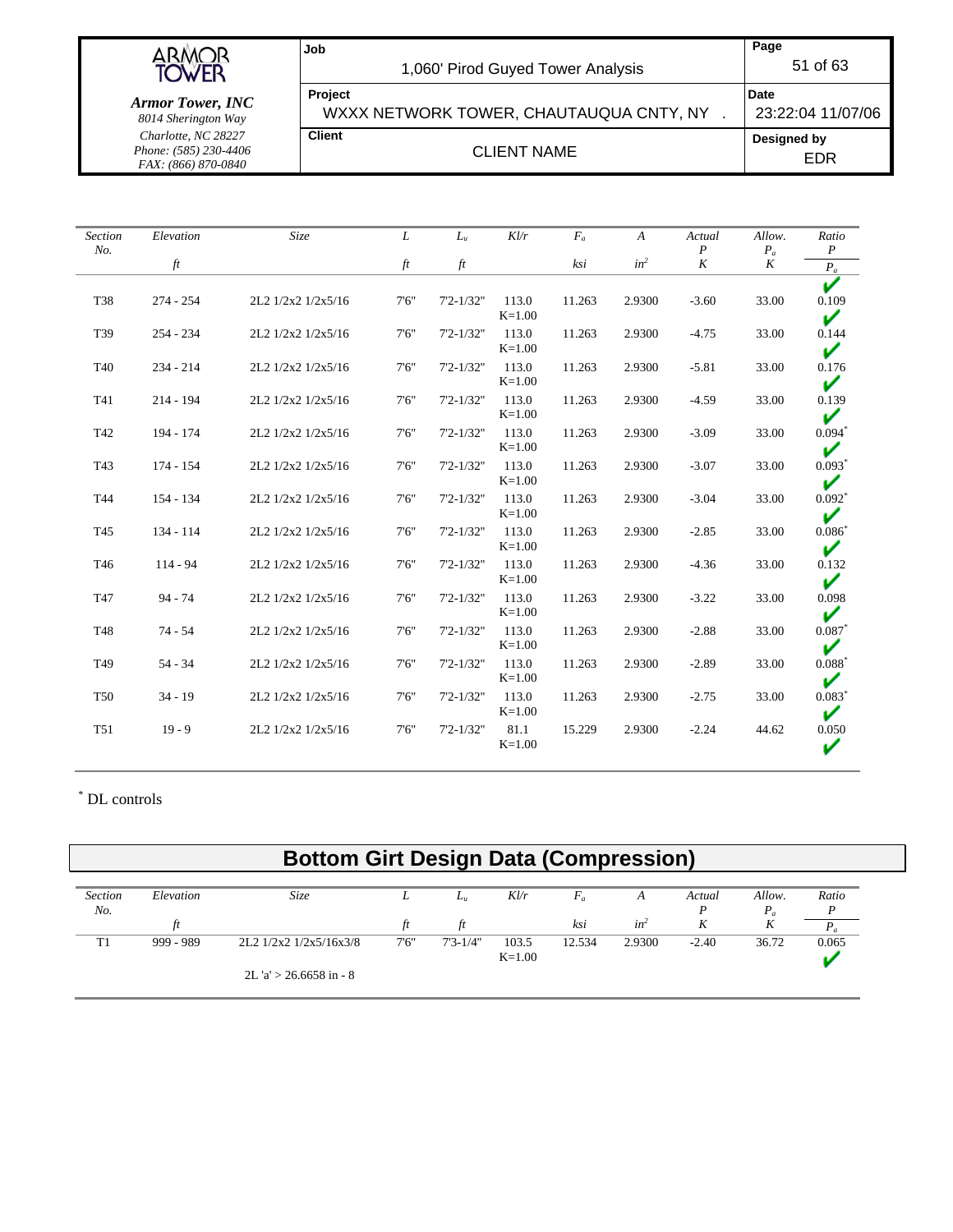| Section No. | Elevation ft | Size | L ft | $L_u$ ft | Kl/r | $F_a$ ksi | A $in^2$ | Actual P K | Allow. $P_a$ K | Ratio $\frac{P}{P_a}$ |
|---|---|---|---|---|---|---|---|---|---|---|
| T38 | 274 - 254 | 2L2 1/2x2 1/2x5/16 | 7'6" | 7'2-1/32" | 113.0 K=1.00 | 11.263 | 2.9300 | -3.60 | 33.00 | 0.109 ✔ |
| T39 | 254 - 234 | 2L2 1/2x2 1/2x5/16 | 7'6" | 7'2-1/32" | 113.0 K=1.00 | 11.263 | 2.9300 | -4.75 | 33.00 | 0.144 ✔ |
| T40 | 234 - 214 | 2L2 1/2x2 1/2x5/16 | 7'6" | 7'2-1/32" | 113.0 K=1.00 | 11.263 | 2.9300 | -5.81 | 33.00 | 0.176 ✔ |
| T41 | 214 - 194 | 2L2 1/2x2 1/2x5/16 | 7'6" | 7'2-1/32" | 113.0 K=1.00 | 11.263 | 2.9300 | -4.59 | 33.00 | 0.139 ✔ |
| T42 | 194 - 174 | 2L2 1/2x2 1/2x5/16 | 7'6" | 7'2-1/32" | 113.0 K=1.00 | 11.263 | 2.9300 | -3.09 | 33.00 | 0.094* ✔ |
| T43 | 174 - 154 | 2L2 1/2x2 1/2x5/16 | 7'6" | 7'2-1/32" | 113.0 K=1.00 | 11.263 | 2.9300 | -3.07 | 33.00 | 0.093* ✔ |
| T44 | 154 - 134 | 2L2 1/2x2 1/2x5/16 | 7'6" | 7'2-1/32" | 113.0 K=1.00 | 11.263 | 2.9300 | -3.04 | 33.00 | 0.092* ✔ |
| T45 | 134 - 114 | 2L2 1/2x2 1/2x5/16 | 7'6" | 7'2-1/32" | 113.0 K=1.00 | 11.263 | 2.9300 | -2.85 | 33.00 | 0.086* ✔ |
| T46 | 114 - 94 | 2L2 1/2x2 1/2x5/16 | 7'6" | 7'2-1/32" | 113.0 K=1.00 | 11.263 | 2.9300 | -4.36 | 33.00 | 0.132 ✔ |
| T47 | 94 - 74 | 2L2 1/2x2 1/2x5/16 | 7'6" | 7'2-1/32" | 113.0 K=1.00 | 11.263 | 2.9300 | -3.22 | 33.00 | 0.098 ✔ |
| T48 | 74 - 54 | 2L2 1/2x2 1/2x5/16 | 7'6" | 7'2-1/32" | 113.0 K=1.00 | 11.263 | 2.9300 | -2.88 | 33.00 | 0.087* ✔ |
| T49 | 54 - 34 | 2L2 1/2x2 1/2x5/16 | 7'6" | 7'2-1/32" | 113.0 K=1.00 | 11.263 | 2.9300 | -2.89 | 33.00 | 0.088* ✔ |
| T50 | 34 - 19 | 2L2 1/2x2 1/2x5/16 | 7'6" | 7'2-1/32" | 113.0 K=1.00 | 11.263 | 2.9300 | -2.75 | 33.00 | 0.083* ✔ |
| T51 | 19 - 9 | 2L2 1/2x2 1/2x5/16 | 7'6" | 7'2-1/32" | 81.1 K=1.00 | 15.229 | 2.9300 | -2.24 | 44.62 | 0.050 ✔ |

* DL controls

## Bottom Girt Design Data (Compression)

| Section No. | Elevation ft | Size | L ft | $L_u$ ft | Kl/r | $F_a$ ksi | A $in^2$ | Actual P K | Allow. $P_a$ K | Ratio $\frac{P}{P_a}$ |
|---|---|---|---|---|---|---|---|---|---|---|
| T1 | 999 - 989 | 2L2 1/2x2 1/2x5/16x3/8<br>2L 'a' > 26.6658 in - 8 | 7'6" | 7'3-1/4" | 103.5 K=1.00 | 12.534 | 2.9300 | -2.40 | 36.72 | 0.065 ✔ |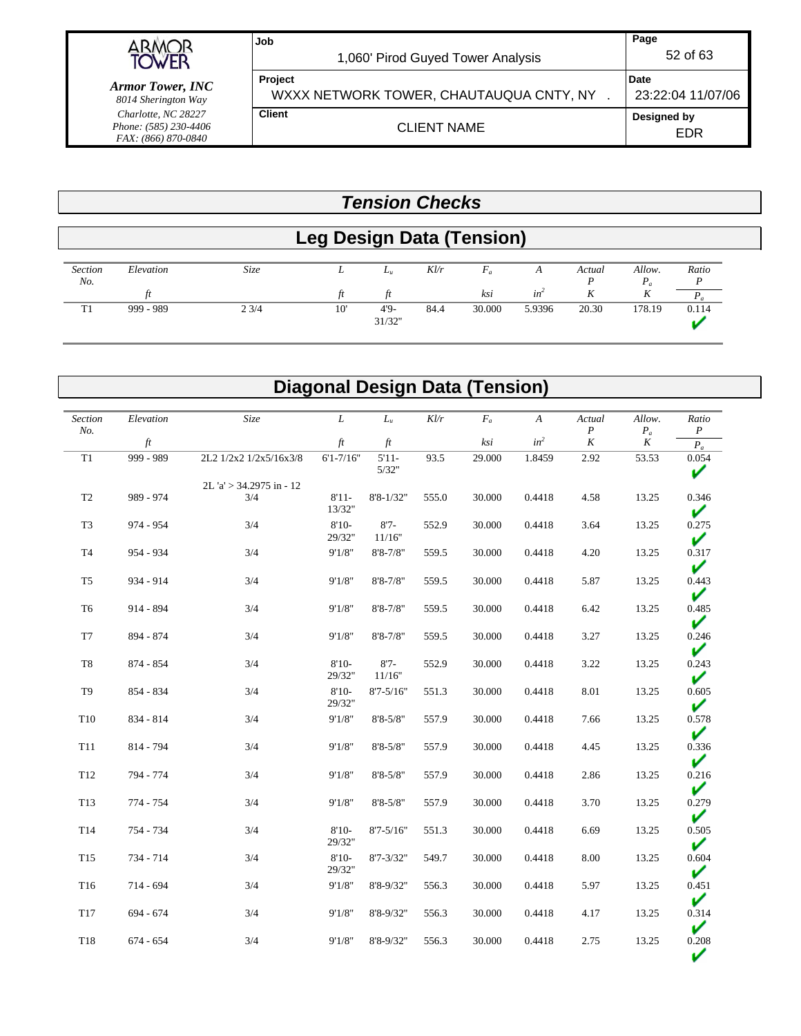# Tension Checks

## Leg Design Data (Tension)

| Section No. | Elevation | Size | L | $L_u$ | Kl/r | $F_a$ | A | Actual P | Allow. $P_a$ | Ratio $\frac{P}{P_a}$ |
|---|---|---|---|---|---|---|---|---|---|---|
| | ft | | ft | ft | | ksi | $in^2$ | K | K | |
| T1 | 999 - 989 | 2 3/4 | 10' | 4'9-31/32" | 84.4 | 30.000 | 5.9396 | 20.30 | 178.19 | 0.114 ✔ |

## Diagonal Design Data (Tension)

| Section No. | Elevation | Size | L | $L_u$ | Kl/r | $F_a$ | A | Actual P | Allow. $P_a$ | Ratio $\frac{P}{P_a}$ |
|---|---|---|---|---|---|---|---|---|---|---|
| | ft | | ft | ft | | ksi | $in^2$ | K | K | |
| T1 | 999 - 989 | 2L2 1/2x2 1/2x5/16x3/8 | 6'1-7/16" | 5'11-5/32" | 93.5 | 29.000 | 1.8459 | 2.92 | 53.53 | 0.054 ✔ |
| | | 2L 'a' > 34.2975 in - 12 | | | | | | | | |
| T2 | 989 - 974 | 3/4 | 8'11-13/32" | 8'8-1/32" | 555.0 | 30.000 | 0.4418 | 4.58 | 13.25 | 0.346 ✔ |
| T3 | 974 - 954 | 3/4 | 8'10-29/32" | 8'7-11/16" | 552.9 | 30.000 | 0.4418 | 3.64 | 13.25 | 0.275 ✔ |
| T4 | 954 - 934 | 3/4 | 9'1/8" | 8'8-7/8" | 559.5 | 30.000 | 0.4418 | 4.20 | 13.25 | 0.317 ✔ |
| T5 | 934 - 914 | 3/4 | 9'1/8" | 8'8-7/8" | 559.5 | 30.000 | 0.4418 | 5.87 | 13.25 | 0.443 ✔ |
| T6 | 914 - 894 | 3/4 | 9'1/8" | 8'8-7/8" | 559.5 | 30.000 | 0.4418 | 6.42 | 13.25 | 0.485 ✔ |
| T7 | 894 - 874 | 3/4 | 9'1/8" | 8'8-7/8" | 559.5 | 30.000 | 0.4418 | 3.27 | 13.25 | 0.246 ✔ |
| T8 | 874 - 854 | 3/4 | 8'10-29/32" | 8'7-11/16" | 552.9 | 30.000 | 0.4418 | 3.22 | 13.25 | 0.243 ✔ |
| T9 | 854 - 834 | 3/4 | 8'10-29/32" | 8'7-5/16" | 551.3 | 30.000 | 0.4418 | 8.01 | 13.25 | 0.605 ✔ |
| T10 | 834 - 814 | 3/4 | 9'1/8" | 8'8-5/8" | 557.9 | 30.000 | 0.4418 | 7.66 | 13.25 | 0.578 ✔ |
| T11 | 814 - 794 | 3/4 | 9'1/8" | 8'8-5/8" | 557.9 | 30.000 | 0.4418 | 4.45 | 13.25 | 0.336 ✔ |
| T12 | 794 - 774 | 3/4 | 9'1/8" | 8'8-5/8" | 557.9 | 30.000 | 0.4418 | 2.86 | 13.25 | 0.216 ✔ |
| T13 | 774 - 754 | 3/4 | 9'1/8" | 8'8-5/8" | 557.9 | 30.000 | 0.4418 | 3.70 | 13.25 | 0.279 ✔ |
| T14 | 754 - 734 | 3/4 | 8'10-29/32" | 8'7-5/16" | 551.3 | 30.000 | 0.4418 | 6.69 | 13.25 | 0.505 ✔ |
| T15 | 734 - 714 | 3/4 | 8'10-29/32" | 8'7-3/32" | 549.7 | 30.000 | 0.4418 | 8.00 | 13.25 | 0.604 ✔ |
| T16 | 714 - 694 | 3/4 | 9'1/8" | 8'8-9/32" | 556.3 | 30.000 | 0.4418 | 5.97 | 13.25 | 0.451 ✔ |
| T17 | 694 - 674 | 3/4 | 9'1/8" | 8'8-9/32" | 556.3 | 30.000 | 0.4418 | 4.17 | 13.25 | 0.314 ✔ |
| T18 | 674 - 654 | 3/4 | 9'1/8" | 8'8-9/32" | 556.3 | 30.000 | 0.4418 | 2.75 | 13.25 | 0.208 ✔ |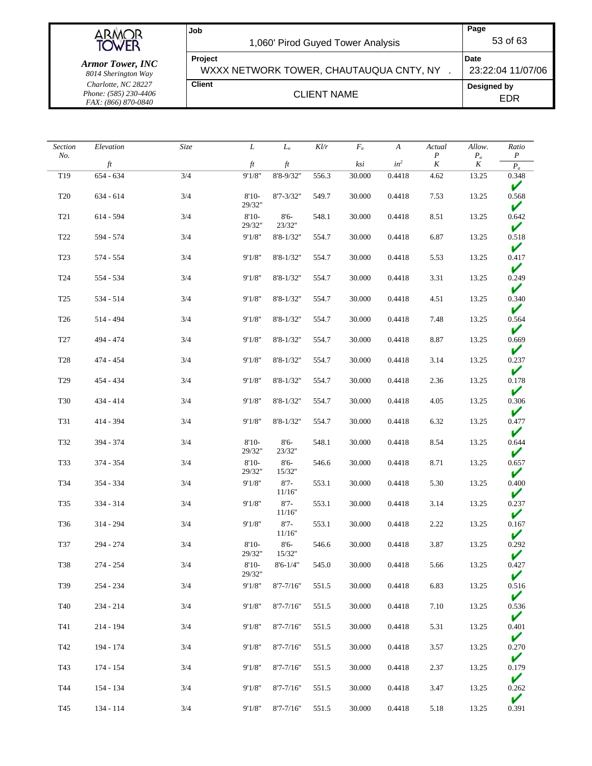| Section No. | Elevation ft | Size | L ft | $L_u$ ft | Kl/r | $F_a$ ksi | A $in^2$ | Actual P K | Allow. $P_a$ K | Ratio $\frac{P}{P_a}$ |
|---|---|---|---|---|---|---|---|---|---|---|
| T19 | 654 - 634 | 3/4 | 9'1/8" | 8'8-9/32" | 556.3 | 30.000 | 0.4418 | 4.62 | 13.25 | 0.348 ✔ |
| T20 | 634 - 614 | 3/4 | 8'10-29/32" | 8'7-3/32" | 549.7 | 30.000 | 0.4418 | 7.53 | 13.25 | 0.568 ✔ |
| T21 | 614 - 594 | 3/4 | 8'10-29/32" | 8'6-23/32" | 548.1 | 30.000 | 0.4418 | 8.51 | 13.25 | 0.642 ✔ |
| T22 | 594 - 574 | 3/4 | 9'1/8" | 8'8-1/32" | 554.7 | 30.000 | 0.4418 | 6.87 | 13.25 | 0.518 ✔ |
| T23 | 574 - 554 | 3/4 | 9'1/8" | 8'8-1/32" | 554.7 | 30.000 | 0.4418 | 5.53 | 13.25 | 0.417 ✔ |
| T24 | 554 - 534 | 3/4 | 9'1/8" | 8'8-1/32" | 554.7 | 30.000 | 0.4418 | 3.31 | 13.25 | 0.249 ✔ |
| T25 | 534 - 514 | 3/4 | 9'1/8" | 8'8-1/32" | 554.7 | 30.000 | 0.4418 | 4.51 | 13.25 | 0.340 ✔ |
| T26 | 514 - 494 | 3/4 | 9'1/8" | 8'8-1/32" | 554.7 | 30.000 | 0.4418 | 7.48 | 13.25 | 0.564 ✔ |
| T27 | 494 - 474 | 3/4 | 9'1/8" | 8'8-1/32" | 554.7 | 30.000 | 0.4418 | 8.87 | 13.25 | 0.669 ✔ |
| T28 | 474 - 454 | 3/4 | 9'1/8" | 8'8-1/32" | 554.7 | 30.000 | 0.4418 | 3.14 | 13.25 | 0.237 ✔ |
| T29 | 454 - 434 | 3/4 | 9'1/8" | 8'8-1/32" | 554.7 | 30.000 | 0.4418 | 2.36 | 13.25 | 0.178 ✔ |
| T30 | 434 - 414 | 3/4 | 9'1/8" | 8'8-1/32" | 554.7 | 30.000 | 0.4418 | 4.05 | 13.25 | 0.306 ✔ |
| T31 | 414 - 394 | 3/4 | 9'1/8" | 8'8-1/32" | 554.7 | 30.000 | 0.4418 | 6.32 | 13.25 | 0.477 ✔ |
| T32 | 394 - 374 | 3/4 | 8'10-29/32" | 8'6-23/32" | 548.1 | 30.000 | 0.4418 | 8.54 | 13.25 | 0.644 ✔ |
| T33 | 374 - 354 | 3/4 | 8'10-29/32" | 8'6-15/32" | 546.6 | 30.000 | 0.4418 | 8.71 | 13.25 | 0.657 ✔ |
| T34 | 354 - 334 | 3/4 | 9'1/8" | 8'7-11/16" | 553.1 | 30.000 | 0.4418 | 5.30 | 13.25 | 0.400 ✔ |
| T35 | 334 - 314 | 3/4 | 9'1/8" | 8'7-11/16" | 553.1 | 30.000 | 0.4418 | 3.14 | 13.25 | 0.237 ✔ |
| T36 | 314 - 294 | 3/4 | 9'1/8" | 8'7-11/16" | 553.1 | 30.000 | 0.4418 | 2.22 | 13.25 | 0.167 ✔ |
| T37 | 294 - 274 | 3/4 | 8'10-29/32" | 8'6-15/32" | 546.6 | 30.000 | 0.4418 | 3.87 | 13.25 | 0.292 ✔ |
| T38 | 274 - 254 | 3/4 | 8'10-29/32" | 8'6-1/4" | 545.0 | 30.000 | 0.4418 | 5.66 | 13.25 | 0.427 ✔ |
| T39 | 254 - 234 | 3/4 | 9'1/8" | 8'7-7/16" | 551.5 | 30.000 | 0.4418 | 6.83 | 13.25 | 0.516 ✔ |
| T40 | 234 - 214 | 3/4 | 9'1/8" | 8'7-7/16" | 551.5 | 30.000 | 0.4418 | 7.10 | 13.25 | 0.536 ✔ |
| T41 | 214 - 194 | 3/4 | 9'1/8" | 8'7-7/16" | 551.5 | 30.000 | 0.4418 | 5.31 | 13.25 | 0.401 ✔ |
| T42 | 194 - 174 | 3/4 | 9'1/8" | 8'7-7/16" | 551.5 | 30.000 | 0.4418 | 3.57 | 13.25 | 0.270 ✔ |
| T43 | 174 - 154 | 3/4 | 9'1/8" | 8'7-7/16" | 551.5 | 30.000 | 0.4418 | 2.37 | 13.25 | 0.179 ✔ |
| T44 | 154 - 134 | 3/4 | 9'1/8" | 8'7-7/16" | 551.5 | 30.000 | 0.4418 | 3.47 | 13.25 | 0.262 ✔ |
| T45 | 134 - 114 | 3/4 | 9'1/8" | 8'7-7/16" | 551.5 | 30.000 | 0.4418 | 5.18 | 13.25 | 0.391 |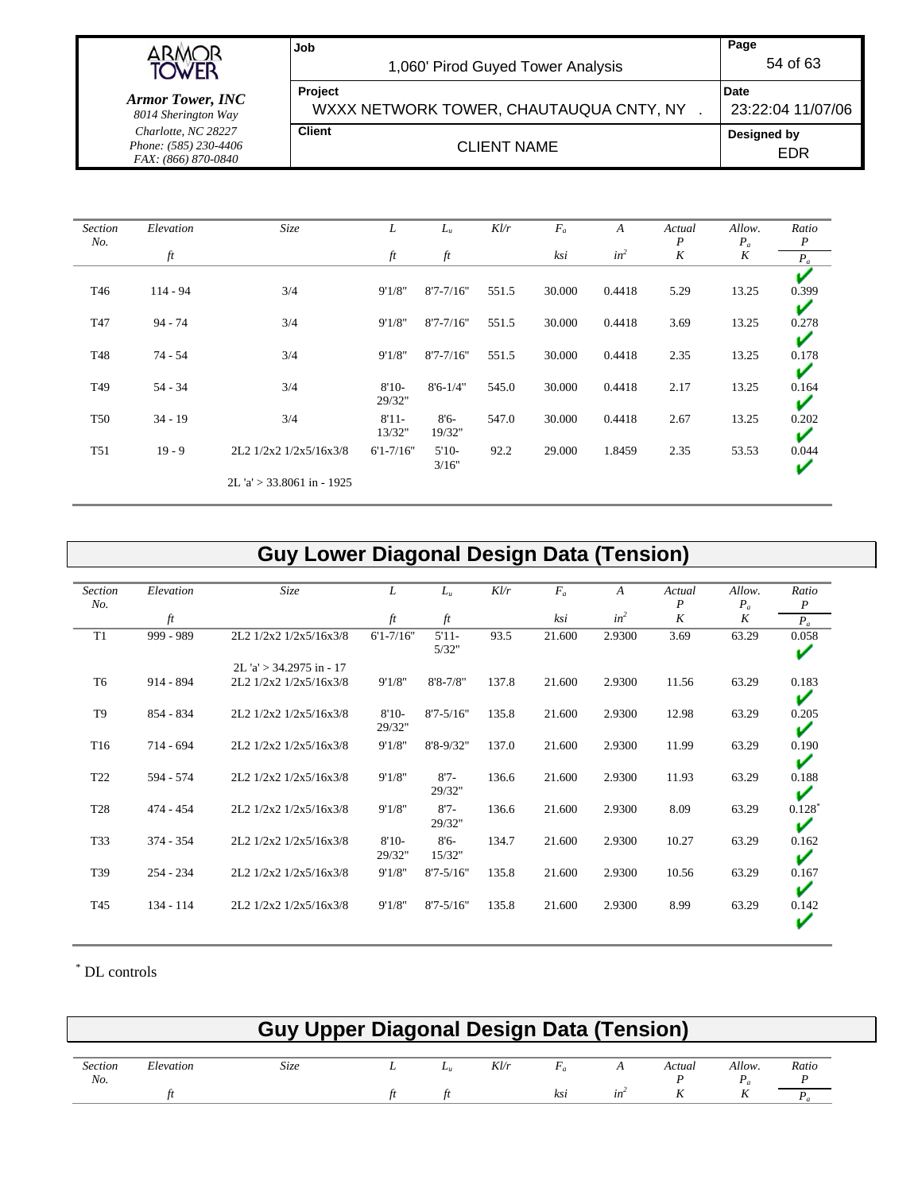| Section No. | Elevation ft | Size | L ft | $L_u$ ft | Kl/r | $F_a$ ksi | A $in^2$ | Actual P K | Allow. $P_a$ K | Ratio $\frac{P}{P_a}$ |
|---|---|---|---|---|---|---|---|---|---|---|
| T46 | 114 - 94 | 3/4 | 9'1/8" | 8'7-7/16" | 551.5 | 30.000 | 0.4418 | 5.29 | 13.25 | 0.399 ✔ |
| T47 | 94 - 74 | 3/4 | 9'1/8" | 8'7-7/16" | 551.5 | 30.000 | 0.4418 | 3.69 | 13.25 | 0.278 ✔ |
| T48 | 74 - 54 | 3/4 | 9'1/8" | 8'7-7/16" | 551.5 | 30.000 | 0.4418 | 2.35 | 13.25 | 0.178 ✔ |
| T49 | 54 - 34 | 3/4 | 8'10-29/32" | 8'6-1/4" | 545.0 | 30.000 | 0.4418 | 2.17 | 13.25 | 0.164 ✔ |
| T50 | 34 - 19 | 3/4 | 8'11-13/32" | 8'6-19/32" | 547.0 | 30.000 | 0.4418 | 2.67 | 13.25 | 0.202 ✔ |
| T51 | 19 - 9 | 2L2 1/2x2 1/2x5/16x3/8<br>2L 'a' > 33.8061 in - 1925 | 6'1-7/16" | 5'10-3/16" | 92.2 | 29.000 | 1.8459 | 2.35 | 53.53 | 0.044 ✔ |

## Guy Lower Diagonal Design Data (Tension)

| Section No. | Elevation ft | Size | L ft | $L_u$ ft | Kl/r | $F_a$ ksi | A $in^2$ | Actual P K | Allow. $P_a$ K | Ratio $\frac{P}{P_a}$ |
|---|---|---|---|---|---|---|---|---|---|---|
| T1 | 999 - 989 | 2L2 1/2x2 1/2x5/16x3/8<br>2L 'a' > 34.2975 in - 17 | 6'1-7/16" | 5'11-5/32" | 93.5 | 21.600 | 2.9300 | 3.69 | 63.29 | 0.058 ✔ |
| T6 | 914 - 894 | 2L2 1/2x2 1/2x5/16x3/8 | 9'1/8" | 8'8-7/8" | 137.8 | 21.600 | 2.9300 | 11.56 | 63.29 | 0.183 ✔ |
| T9 | 854 - 834 | 2L2 1/2x2 1/2x5/16x3/8 | 8'10-29/32" | 8'7-5/16" | 135.8 | 21.600 | 2.9300 | 12.98 | 63.29 | 0.205 ✔ |
| T16 | 714 - 694 | 2L2 1/2x2 1/2x5/16x3/8 | 9'1/8" | 8'8-9/32" | 137.0 | 21.600 | 2.9300 | 11.99 | 63.29 | 0.190 ✔ |
| T22 | 594 - 574 | 2L2 1/2x2 1/2x5/16x3/8 | 9'1/8" | 8'7-29/32" | 136.6 | 21.600 | 2.9300 | 11.93 | 63.29 | 0.188 ✔ |
| T28 | 474 - 454 | 2L2 1/2x2 1/2x5/16x3/8 | 9'1/8" | 8'7-29/32" | 136.6 | 21.600 | 2.9300 | 8.09 | 63.29 | 0.128* ✔ |
| T33 | 374 - 354 | 2L2 1/2x2 1/2x5/16x3/8 | 8'10-29/32" | 8'6-15/32" | 134.7 | 21.600 | 2.9300 | 10.27 | 63.29 | 0.162 ✔ |
| T39 | 254 - 234 | 2L2 1/2x2 1/2x5/16x3/8 | 9'1/8" | 8'7-5/16" | 135.8 | 21.600 | 2.9300 | 10.56 | 63.29 | 0.167 ✔ |
| T45 | 134 - 114 | 2L2 1/2x2 1/2x5/16x3/8 | 9'1/8" | 8'7-5/16" | 135.8 | 21.600 | 2.9300 | 8.99 | 63.29 | 0.142 ✔ |

\* DL controls

## Guy Upper Diagonal Design Data (Tension)

| Section No. | Elevation ft | Size | L ft | $L_u$ ft | Kl/r | $F_a$ ksi | A $in^2$ | Actual P K | Allow. $P_a$ K | Ratio $\frac{P}{P_a}$ |
|---|---|---|---|---|---|---|---|---|---|---|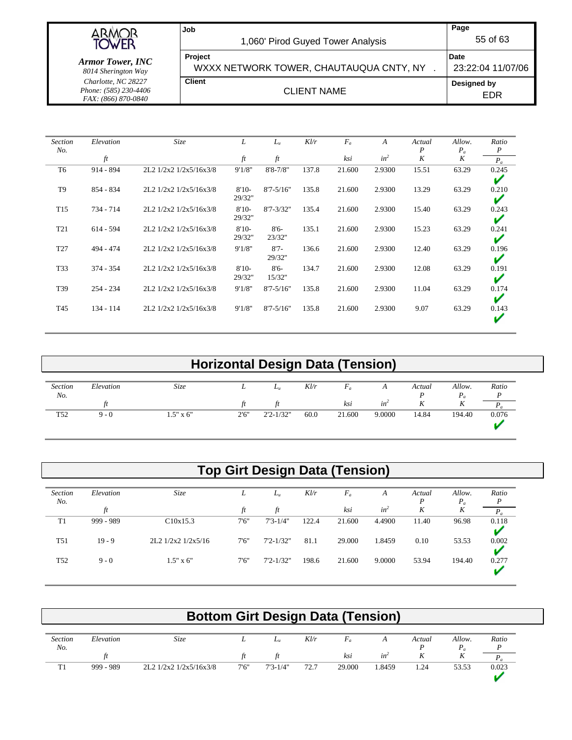| Section No. | Elevation ft | Size | L ft | $L_u$ ft | Kl/r | $F_a$ ksi | A $in^2$ | Actual P K | Allow. $P_a$ K | Ratio $\frac{P}{P_a}$ |
|---|---|---|---|---|---|---|---|---|---|---|
| T6 | 914 - 894 | 2L2 1/2x2 1/2x5/16x3/8 | 9'1/8" | 8'8-7/8" | 137.8 | 21.600 | 2.9300 | 15.51 | 63.29 | 0.245 ✔ |
| T9 | 854 - 834 | 2L2 1/2x2 1/2x5/16x3/8 | 8'10-29/32" | 8'7-5/16" | 135.8 | 21.600 | 2.9300 | 13.29 | 63.29 | 0.210 ✔ |
| T15 | 734 - 714 | 2L2 1/2x2 1/2x5/16x3/8 | 8'10-29/32" | 8'7-3/32" | 135.4 | 21.600 | 2.9300 | 15.40 | 63.29 | 0.243 ✔ |
| T21 | 614 - 594 | 2L2 1/2x2 1/2x5/16x3/8 | 8'10-29/32" | 8'6-23/32" | 135.1 | 21.600 | 2.9300 | 15.23 | 63.29 | 0.241 ✔ |
| T27 | 494 - 474 | 2L2 1/2x2 1/2x5/16x3/8 | 9'1/8" | 8'7-29/32" | 136.6 | 21.600 | 2.9300 | 12.40 | 63.29 | 0.196 ✔ |
| T33 | 374 - 354 | 2L2 1/2x2 1/2x5/16x3/8 | 8'10-29/32" | 8'6-15/32" | 134.7 | 21.600 | 2.9300 | 12.08 | 63.29 | 0.191 ✔ |
| T39 | 254 - 234 | 2L2 1/2x2 1/2x5/16x3/8 | 9'1/8" | 8'7-5/16" | 135.8 | 21.600 | 2.9300 | 11.04 | 63.29 | 0.174 ✔ |
| T45 | 134 - 114 | 2L2 1/2x2 1/2x5/16x3/8 | 9'1/8" | 8'7-5/16" | 135.8 | 21.600 | 2.9300 | 9.07 | 63.29 | 0.143 ✔ |

## Horizontal Design Data (Tension)

| Section No. | Elevation ft | Size | L ft | $L_u$ ft | Kl/r | $F_a$ ksi | A $in^2$ | Actual P K | Allow. $P_a$ K | Ratio $\frac{P}{P_a}$ |
|---|---|---|---|---|---|---|---|---|---|---|
| T52 | 9 - 0 | 1.5" x 6" | 2'6" | 2'2-1/32" | 60.0 | 21.600 | 9.0000 | 14.84 | 194.40 | 0.076 ✔ |

## Top Girt Design Data (Tension)

| Section No. | Elevation ft | Size | L ft | $L_u$ ft | Kl/r | $F_a$ ksi | A $in^2$ | Actual P K | Allow. $P_a$ K | Ratio $\frac{P}{P_a}$ |
|---|---|---|---|---|---|---|---|---|---|---|
| T1 | 999 - 989 | C10x15.3 | 7'6" | 7'3-1/4" | 122.4 | 21.600 | 4.4900 | 11.40 | 96.98 | 0.118 ✔ |
| T51 | 19 - 9 | 2L2 1/2x2 1/2x5/16 | 7'6" | 7'2-1/32" | 81.1 | 29.000 | 1.8459 | 0.10 | 53.53 | 0.002 ✔ |
| T52 | 9 - 0 | 1.5" x 6" | 7'6" | 7'2-1/32" | 198.6 | 21.600 | 9.0000 | 53.94 | 194.40 | 0.277 ✔ |

## Bottom Girt Design Data (Tension)

| Section No. | Elevation ft | Size | L ft | $L_u$ ft | Kl/r | $F_a$ ksi | A $in^2$ | Actual P K | Allow. $P_a$ K | Ratio $\frac{P}{P_a}$ |
|---|---|---|---|---|---|---|---|---|---|---|
| T1 | 999 - 989 | 2L2 1/2x2 1/2x5/16x3/8 | 7'6" | 7'3-1/4" | 72.7 | 29.000 | 1.8459 | 1.24 | 53.53 | 0.023 ✔ |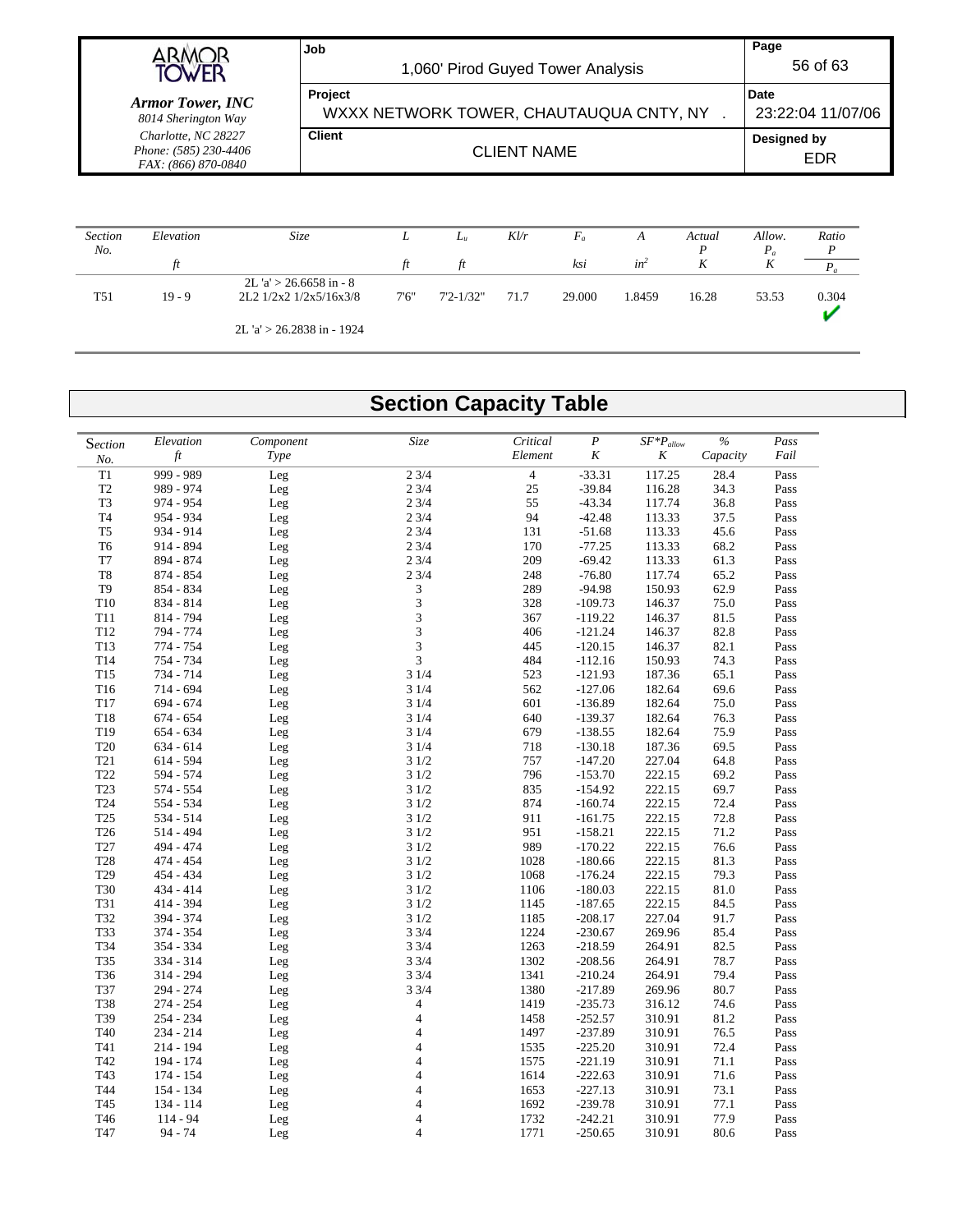| Section No. | Elevation ft | Size | L ft | $L_u$ ft | Kl/r | $F_a$ ksi | A $in^2$ | Actual P K | Allow. $P_a$ K | Ratio $\frac{P}{P_a}$ |
|---|---|---|---|---|---|---|---|---|---|---|
| T51 | 19 - 9 | 2L 'a' > 26.6658 in - 8<br>2L2 1/2x2 1/2x5/16x3/8<br><br>2L 'a' > 26.2838 in - 1924 | 7'6" | 7'2-1/32" | 71.7 | 29.000 | 1.8459 | 16.28 | 53.53 | 0.304 ✔ |

## Section Capacity Table

| Section No. | Elevation ft | Component Type | Size | Critical Element | P K | $SF*P_{allow}$ K | % Capacity | Pass Fail |
|---|---|---|---|---|---|---|---|---|
| T1 | 999 - 989 | Leg | 2 3/4 | 4 | -33.31 | 117.25 | 28.4 | Pass |
| T2 | 989 - 974 | Leg | 2 3/4 | 25 | -39.84 | 116.28 | 34.3 | Pass |
| T3 | 974 - 954 | Leg | 2 3/4 | 55 | -43.34 | 117.74 | 36.8 | Pass |
| T4 | 954 - 934 | Leg | 2 3/4 | 94 | -42.48 | 113.33 | 37.5 | Pass |
| T5 | 934 - 914 | Leg | 2 3/4 | 131 | -51.68 | 113.33 | 45.6 | Pass |
| T6 | 914 - 894 | Leg | 2 3/4 | 170 | -77.25 | 113.33 | 68.2 | Pass |
| T7 | 894 - 874 | Leg | 2 3/4 | 209 | -69.42 | 113.33 | 61.3 | Pass |
| T8 | 874 - 854 | Leg | 2 3/4 | 248 | -76.80 | 117.74 | 65.2 | Pass |
| T9 | 854 - 834 | Leg | 3 | 289 | -94.98 | 150.93 | 62.9 | Pass |
| T10 | 834 - 814 | Leg | 3 | 328 | -109.73 | 146.37 | 75.0 | Pass |
| T11 | 814 - 794 | Leg | 3 | 367 | -119.22 | 146.37 | 81.5 | Pass |
| T12 | 794 - 774 | Leg | 3 | 406 | -121.24 | 146.37 | 82.8 | Pass |
| T13 | 774 - 754 | Leg | 3 | 445 | -120.15 | 146.37 | 82.1 | Pass |
| T14 | 754 - 734 | Leg | 3 | 484 | -112.16 | 150.93 | 74.3 | Pass |
| T15 | 734 - 714 | Leg | 3 1/4 | 523 | -121.93 | 187.36 | 65.1 | Pass |
| T16 | 714 - 694 | Leg | 3 1/4 | 562 | -127.06 | 182.64 | 69.6 | Pass |
| T17 | 694 - 674 | Leg | 3 1/4 | 601 | -136.89 | 182.64 | 75.0 | Pass |
| T18 | 674 - 654 | Leg | 3 1/4 | 640 | -139.37 | 182.64 | 76.3 | Pass |
| T19 | 654 - 634 | Leg | 3 1/4 | 679 | -138.55 | 182.64 | 75.9 | Pass |
| T20 | 634 - 614 | Leg | 3 1/4 | 718 | -130.18 | 187.36 | 69.5 | Pass |
| T21 | 614 - 594 | Leg | 3 1/2 | 757 | -147.20 | 227.04 | 64.8 | Pass |
| T22 | 594 - 574 | Leg | 3 1/2 | 796 | -153.70 | 222.15 | 69.2 | Pass |
| T23 | 574 - 554 | Leg | 3 1/2 | 835 | -154.92 | 222.15 | 69.7 | Pass |
| T24 | 554 - 534 | Leg | 3 1/2 | 874 | -160.74 | 222.15 | 72.4 | Pass |
| T25 | 534 - 514 | Leg | 3 1/2 | 911 | -161.75 | 222.15 | 72.8 | Pass |
| T26 | 514 - 494 | Leg | 3 1/2 | 951 | -158.21 | 222.15 | 71.2 | Pass |
| T27 | 494 - 474 | Leg | 3 1/2 | 989 | -170.22 | 222.15 | 76.6 | Pass |
| T28 | 474 - 454 | Leg | 3 1/2 | 1028 | -180.66 | 222.15 | 81.3 | Pass |
| T29 | 454 - 434 | Leg | 3 1/2 | 1068 | -176.24 | 222.15 | 79.3 | Pass |
| T30 | 434 - 414 | Leg | 3 1/2 | 1106 | -180.03 | 222.15 | 81.0 | Pass |
| T31 | 414 - 394 | Leg | 3 1/2 | 1145 | -187.65 | 222.15 | 84.5 | Pass |
| T32 | 394 - 374 | Leg | 3 1/2 | 1185 | -208.17 | 227.04 | 91.7 | Pass |
| T33 | 374 - 354 | Leg | 3 3/4 | 1224 | -230.67 | 269.96 | 85.4 | Pass |
| T34 | 354 - 334 | Leg | 3 3/4 | 1263 | -218.59 | 264.91 | 82.5 | Pass |
| T35 | 334 - 314 | Leg | 3 3/4 | 1302 | -208.56 | 264.91 | 78.7 | Pass |
| T36 | 314 - 294 | Leg | 3 3/4 | 1341 | -210.24 | 264.91 | 79.4 | Pass |
| T37 | 294 - 274 | Leg | 3 3/4 | 1380 | -217.89 | 269.96 | 80.7 | Pass |
| T38 | 274 - 254 | Leg | 4 | 1419 | -235.73 | 316.12 | 74.6 | Pass |
| T39 | 254 - 234 | Leg | 4 | 1458 | -252.57 | 310.91 | 81.2 | Pass |
| T40 | 234 - 214 | Leg | 4 | 1497 | -237.89 | 310.91 | 76.5 | Pass |
| T41 | 214 - 194 | Leg | 4 | 1535 | -225.20 | 310.91 | 72.4 | Pass |
| T42 | 194 - 174 | Leg | 4 | 1575 | -221.19 | 310.91 | 71.1 | Pass |
| T43 | 174 - 154 | Leg | 4 | 1614 | -222.63 | 310.91 | 71.6 | Pass |
| T44 | 154 - 134 | Leg | 4 | 1653 | -227.13 | 310.91 | 73.1 | Pass |
| T45 | 134 - 114 | Leg | 4 | 1692 | -239.78 | 310.91 | 77.1 | Pass |
| T46 | 114 - 94 | Leg | 4 | 1732 | -242.21 | 310.91 | 77.9 | Pass |
| T47 | 94 - 74 | Leg | 4 | 1771 | -250.65 | 310.91 | 80.6 | Pass |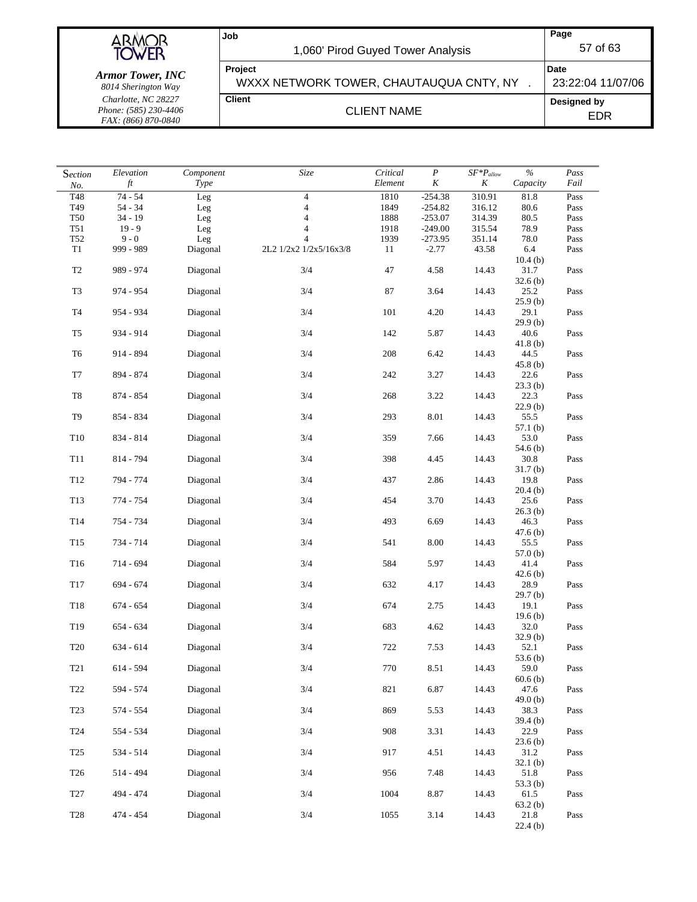| Section No. | Elevation ft | Component Type | Size | Critical Element | P K | $SF*P_{allow}$ K | % Capacity | Pass Fail |
|---|---|---|---|---|---|---|---|---|
| T48 | 74 - 54 | Leg | 4 | 1810 | -254.38 | 310.91 | 81.8 | Pass |
| T49 | 54 - 34 | Leg | 4 | 1849 | -254.82 | 316.12 | 80.6 | Pass |
| T50 | 34 - 19 | Leg | 4 | 1888 | -253.07 | 314.39 | 80.5 | Pass |
| T51 | 19 - 9 | Leg | 4 | 1918 | -249.00 | 315.54 | 78.9 | Pass |
| T52 | 9 - 0 | Leg | 4 | 1939 | -273.95 | 351.14 | 78.0 | Pass |
| T1 | 999 - 989 | Diagonal | 2L2 1/2x2 1/2x5/16x3/8 | 11 | -2.77 | 43.58 | 6.4<br>10.4 (b) | Pass |
| T2 | 989 - 974 | Diagonal | 3/4 | 47 | 4.58 | 14.43 | 31.7<br>32.6 (b) | Pass |
| T3 | 974 - 954 | Diagonal | 3/4 | 87 | 3.64 | 14.43 | 25.2<br>25.9 (b) | Pass |
| T4 | 954 - 934 | Diagonal | 3/4 | 101 | 4.20 | 14.43 | 29.1<br>29.9 (b) | Pass |
| T5 | 934 - 914 | Diagonal | 3/4 | 142 | 5.87 | 14.43 | 40.6<br>41.8 (b) | Pass |
| T6 | 914 - 894 | Diagonal | 3/4 | 208 | 6.42 | 14.43 | 44.5<br>45.8 (b) | Pass |
| T7 | 894 - 874 | Diagonal | 3/4 | 242 | 3.27 | 14.43 | 22.6<br>23.3 (b) | Pass |
| T8 | 874 - 854 | Diagonal | 3/4 | 268 | 3.22 | 14.43 | 22.3<br>22.9 (b) | Pass |
| T9 | 854 - 834 | Diagonal | 3/4 | 293 | 8.01 | 14.43 | 55.5<br>57.1 (b) | Pass |
| T10 | 834 - 814 | Diagonal | 3/4 | 359 | 7.66 | 14.43 | 53.0<br>54.6 (b) | Pass |
| T11 | 814 - 794 | Diagonal | 3/4 | 398 | 4.45 | 14.43 | 30.8<br>31.7 (b) | Pass |
| T12 | 794 - 774 | Diagonal | 3/4 | 437 | 2.86 | 14.43 | 19.8<br>20.4 (b) | Pass |
| T13 | 774 - 754 | Diagonal | 3/4 | 454 | 3.70 | 14.43 | 25.6<br>26.3 (b) | Pass |
| T14 | 754 - 734 | Diagonal | 3/4 | 493 | 6.69 | 14.43 | 46.3<br>47.6 (b) | Pass |
| T15 | 734 - 714 | Diagonal | 3/4 | 541 | 8.00 | 14.43 | 55.5<br>57.0 (b) | Pass |
| T16 | 714 - 694 | Diagonal | 3/4 | 584 | 5.97 | 14.43 | 41.4<br>42.6 (b) | Pass |
| T17 | 694 - 674 | Diagonal | 3/4 | 632 | 4.17 | 14.43 | 28.9<br>29.7 (b) | Pass |
| T18 | 674 - 654 | Diagonal | 3/4 | 674 | 2.75 | 14.43 | 19.1<br>19.6 (b) | Pass |
| T19 | 654 - 634 | Diagonal | 3/4 | 683 | 4.62 | 14.43 | 32.0<br>32.9 (b) | Pass |
| T20 | 634 - 614 | Diagonal | 3/4 | 722 | 7.53 | 14.43 | 52.1<br>53.6 (b) | Pass |
| T21 | 614 - 594 | Diagonal | 3/4 | 770 | 8.51 | 14.43 | 59.0<br>60.6 (b) | Pass |
| T22 | 594 - 574 | Diagonal | 3/4 | 821 | 6.87 | 14.43 | 47.6<br>49.0 (b) | Pass |
| T23 | 574 - 554 | Diagonal | 3/4 | 869 | 5.53 | 14.43 | 38.3<br>39.4 (b) | Pass |
| T24 | 554 - 534 | Diagonal | 3/4 | 908 | 3.31 | 14.43 | 22.9<br>23.6 (b) | Pass |
| T25 | 534 - 514 | Diagonal | 3/4 | 917 | 4.51 | 14.43 | 31.2<br>32.1 (b) | Pass |
| T26 | 514 - 494 | Diagonal | 3/4 | 956 | 7.48 | 14.43 | 51.8<br>53.3 (b) | Pass |
| T27 | 494 - 474 | Diagonal | 3/4 | 1004 | 8.87 | 14.43 | 61.5<br>63.2 (b) | Pass |
| T28 | 474 - 454 | Diagonal | 3/4 | 1055 | 3.14 | 14.43 | 21.8<br>22.4 (b) | Pass |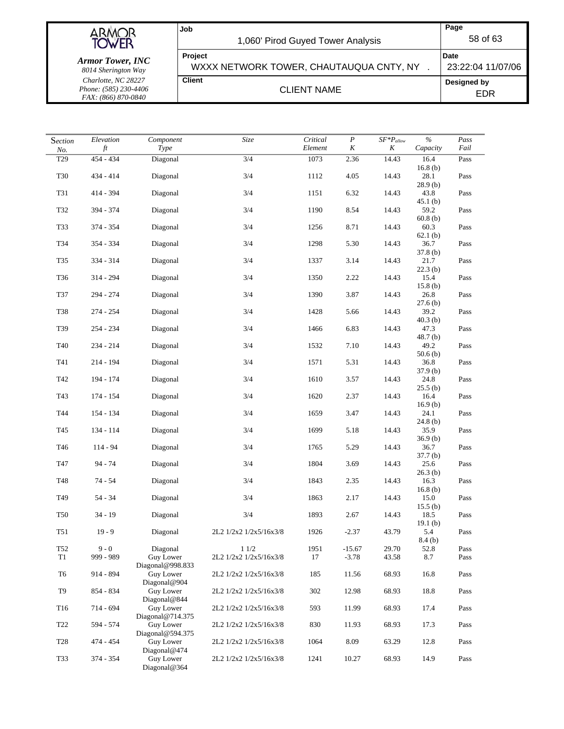| Section No. | Elevation ft | Component Type | Size | Critical Element | P K | $SF*P_{allow}$ K | % Capacity | Pass Fail |
|---|---|---|---|---|---|---|---|---|
| T29 | 454 - 434 | Diagonal | 3/4 | 1073 | 2.36 | 14.43 | 16.4<br>16.8 (b) | Pass |
| T30 | 434 - 414 | Diagonal | 3/4 | 1112 | 4.05 | 14.43 | 28.1<br>28.9 (b) | Pass |
| T31 | 414 - 394 | Diagonal | 3/4 | 1151 | 6.32 | 14.43 | 43.8<br>45.1 (b) | Pass |
| T32 | 394 - 374 | Diagonal | 3/4 | 1190 | 8.54 | 14.43 | 59.2<br>60.8 (b) | Pass |
| T33 | 374 - 354 | Diagonal | 3/4 | 1256 | 8.71 | 14.43 | 60.3<br>62.1 (b) | Pass |
| T34 | 354 - 334 | Diagonal | 3/4 | 1298 | 5.30 | 14.43 | 36.7<br>37.8 (b) | Pass |
| T35 | 334 - 314 | Diagonal | 3/4 | 1337 | 3.14 | 14.43 | 21.7<br>22.3 (b) | Pass |
| T36 | 314 - 294 | Diagonal | 3/4 | 1350 | 2.22 | 14.43 | 15.4<br>15.8 (b) | Pass |
| T37 | 294 - 274 | Diagonal | 3/4 | 1390 | 3.87 | 14.43 | 26.8<br>27.6 (b) | Pass |
| T38 | 274 - 254 | Diagonal | 3/4 | 1428 | 5.66 | 14.43 | 39.2<br>40.3 (b) | Pass |
| T39 | 254 - 234 | Diagonal | 3/4 | 1466 | 6.83 | 14.43 | 47.3<br>48.7 (b) | Pass |
| T40 | 234 - 214 | Diagonal | 3/4 | 1532 | 7.10 | 14.43 | 49.2<br>50.6 (b) | Pass |
| T41 | 214 - 194 | Diagonal | 3/4 | 1571 | 5.31 | 14.43 | 36.8<br>37.9 (b) | Pass |
| T42 | 194 - 174 | Diagonal | 3/4 | 1610 | 3.57 | 14.43 | 24.8<br>25.5 (b) | Pass |
| T43 | 174 - 154 | Diagonal | 3/4 | 1620 | 2.37 | 14.43 | 16.4<br>16.9 (b) | Pass |
| T44 | 154 - 134 | Diagonal | 3/4 | 1659 | 3.47 | 14.43 | 24.1<br>24.8 (b) | Pass |
| T45 | 134 - 114 | Diagonal | 3/4 | 1699 | 5.18 | 14.43 | 35.9<br>36.9 (b) | Pass |
| T46 | 114 - 94 | Diagonal | 3/4 | 1765 | 5.29 | 14.43 | 36.7<br>37.7 (b) | Pass |
| T47 | 94 - 74 | Diagonal | 3/4 | 1804 | 3.69 | 14.43 | 25.6<br>26.3 (b) | Pass |
| T48 | 74 - 54 | Diagonal | 3/4 | 1843 | 2.35 | 14.43 | 16.3<br>16.8 (b) | Pass |
| T49 | 54 - 34 | Diagonal | 3/4 | 1863 | 2.17 | 14.43 | 15.0<br>15.5 (b) | Pass |
| T50 | 34 - 19 | Diagonal | 3/4 | 1893 | 2.67 | 14.43 | 18.5<br>19.1 (b) | Pass |
| T51 | 19 - 9 | Diagonal | 2L2 1/2x2 1/2x5/16x3/8 | 1926 | -2.37 | 43.79 | 5.4<br>8.4 (b) | Pass |
| T52 | 9 - 0 | Diagonal | 1 1/2 | 1951 | -15.67 | 29.70 | 52.8 | Pass |
| T1 | 999 - 989 | Guy Lower Diagonal@998.833 | 2L2 1/2x2 1/2x5/16x3/8 | 17 | -3.78 | 43.58 | 8.7 | Pass |
| T6 | 914 - 894 | Guy Lower Diagonal@904 | 2L2 1/2x2 1/2x5/16x3/8 | 185 | 11.56 | 68.93 | 16.8 | Pass |
| T9 | 854 - 834 | Guy Lower Diagonal@844 | 2L2 1/2x2 1/2x5/16x3/8 | 302 | 12.98 | 68.93 | 18.8 | Pass |
| T16 | 714 - 694 | Guy Lower Diagonal@714.375 | 2L2 1/2x2 1/2x5/16x3/8 | 593 | 11.99 | 68.93 | 17.4 | Pass |
| T22 | 594 - 574 | Guy Lower Diagonal@594.375 | 2L2 1/2x2 1/2x5/16x3/8 | 830 | 11.93 | 68.93 | 17.3 | Pass |
| T28 | 474 - 454 | Guy Lower Diagonal@474 | 2L2 1/2x2 1/2x5/16x3/8 | 1064 | 8.09 | 63.29 | 12.8 | Pass |
| T33 | 374 - 354 | Guy Lower Diagonal@364 | 2L2 1/2x2 1/2x5/16x3/8 | 1241 | 10.27 | 68.93 | 14.9 | Pass |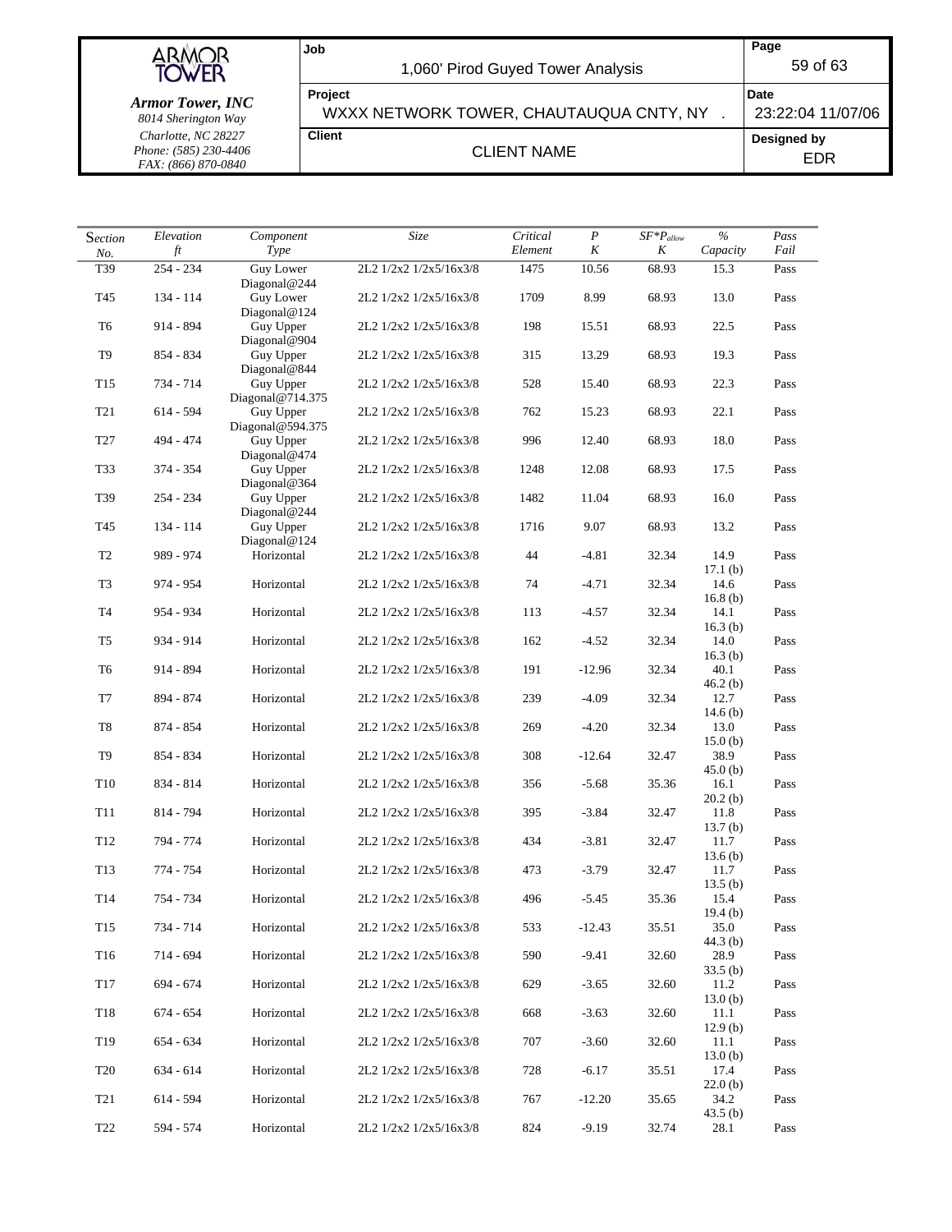| Section No. | Elevation ft | Component Type | Size | Critical Element | P K | $SF*P_{allow}$ K | % Capacity | Pass Fail |
|---|---|---|---|---|---|---|---|---|
| T39 | 254 - 234 | Guy Lower Diagonal@244 | 2L2 1/2x2 1/2x5/16x3/8 | 1475 | 10.56 | 68.93 | 15.3 | Pass |
| T45 | 134 - 114 | Guy Lower Diagonal@124 | 2L2 1/2x2 1/2x5/16x3/8 | 1709 | 8.99 | 68.93 | 13.0 | Pass |
| T6 | 914 - 894 | Guy Upper Diagonal@904 | 2L2 1/2x2 1/2x5/16x3/8 | 198 | 15.51 | 68.93 | 22.5 | Pass |
| T9 | 854 - 834 | Guy Upper Diagonal@844 | 2L2 1/2x2 1/2x5/16x3/8 | 315 | 13.29 | 68.93 | 19.3 | Pass |
| T15 | 734 - 714 | Guy Upper Diagonal@714.375 | 2L2 1/2x2 1/2x5/16x3/8 | 528 | 15.40 | 68.93 | 22.3 | Pass |
| T21 | 614 - 594 | Guy Upper Diagonal@594.375 | 2L2 1/2x2 1/2x5/16x3/8 | 762 | 15.23 | 68.93 | 22.1 | Pass |
| T27 | 494 - 474 | Guy Upper Diagonal@474 | 2L2 1/2x2 1/2x5/16x3/8 | 996 | 12.40 | 68.93 | 18.0 | Pass |
| T33 | 374 - 354 | Guy Upper Diagonal@364 | 2L2 1/2x2 1/2x5/16x3/8 | 1248 | 12.08 | 68.93 | 17.5 | Pass |
| T39 | 254 - 234 | Guy Upper Diagonal@244 | 2L2 1/2x2 1/2x5/16x3/8 | 1482 | 11.04 | 68.93 | 16.0 | Pass |
| T45 | 134 - 114 | Guy Upper Diagonal@124 | 2L2 1/2x2 1/2x5/16x3/8 | 1716 | 9.07 | 68.93 | 13.2 | Pass |
| T2 | 989 - 974 | Horizontal | 2L2 1/2x2 1/2x5/16x3/8 | 44 | -4.81 | 32.34 | 14.9 17.1 (b) | Pass |
| T3 | 974 - 954 | Horizontal | 2L2 1/2x2 1/2x5/16x3/8 | 74 | -4.71 | 32.34 | 14.6 16.8 (b) | Pass |
| T4 | 954 - 934 | Horizontal | 2L2 1/2x2 1/2x5/16x3/8 | 113 | -4.57 | 32.34 | 14.1 16.3 (b) | Pass |
| T5 | 934 - 914 | Horizontal | 2L2 1/2x2 1/2x5/16x3/8 | 162 | -4.52 | 32.34 | 14.0 16.3 (b) | Pass |
| T6 | 914 - 894 | Horizontal | 2L2 1/2x2 1/2x5/16x3/8 | 191 | -12.96 | 32.34 | 40.1 46.2 (b) | Pass |
| T7 | 894 - 874 | Horizontal | 2L2 1/2x2 1/2x5/16x3/8 | 239 | -4.09 | 32.34 | 12.7 14.6 (b) | Pass |
| T8 | 874 - 854 | Horizontal | 2L2 1/2x2 1/2x5/16x3/8 | 269 | -4.20 | 32.34 | 13.0 15.0 (b) | Pass |
| T9 | 854 - 834 | Horizontal | 2L2 1/2x2 1/2x5/16x3/8 | 308 | -12.64 | 32.47 | 38.9 45.0 (b) | Pass |
| T10 | 834 - 814 | Horizontal | 2L2 1/2x2 1/2x5/16x3/8 | 356 | -5.68 | 35.36 | 16.1 20.2 (b) | Pass |
| T11 | 814 - 794 | Horizontal | 2L2 1/2x2 1/2x5/16x3/8 | 395 | -3.84 | 32.47 | 11.8 13.7 (b) | Pass |
| T12 | 794 - 774 | Horizontal | 2L2 1/2x2 1/2x5/16x3/8 | 434 | -3.81 | 32.47 | 11.7 13.6 (b) | Pass |
| T13 | 774 - 754 | Horizontal | 2L2 1/2x2 1/2x5/16x3/8 | 473 | -3.79 | 32.47 | 11.7 13.5 (b) | Pass |
| T14 | 754 - 734 | Horizontal | 2L2 1/2x2 1/2x5/16x3/8 | 496 | -5.45 | 35.36 | 15.4 19.4 (b) | Pass |
| T15 | 734 - 714 | Horizontal | 2L2 1/2x2 1/2x5/16x3/8 | 533 | -12.43 | 35.51 | 35.0 44.3 (b) | Pass |
| T16 | 714 - 694 | Horizontal | 2L2 1/2x2 1/2x5/16x3/8 | 590 | -9.41 | 32.60 | 28.9 33.5 (b) | Pass |
| T17 | 694 - 674 | Horizontal | 2L2 1/2x2 1/2x5/16x3/8 | 629 | -3.65 | 32.60 | 11.2 13.0 (b) | Pass |
| T18 | 674 - 654 | Horizontal | 2L2 1/2x2 1/2x5/16x3/8 | 668 | -3.63 | 32.60 | 11.1 12.9 (b) | Pass |
| T19 | 654 - 634 | Horizontal | 2L2 1/2x2 1/2x5/16x3/8 | 707 | -3.60 | 32.60 | 11.1 13.0 (b) | Pass |
| T20 | 634 - 614 | Horizontal | 2L2 1/2x2 1/2x5/16x3/8 | 728 | -6.17 | 35.51 | 17.4 22.0 (b) | Pass |
| T21 | 614 - 594 | Horizontal | 2L2 1/2x2 1/2x5/16x3/8 | 767 | -12.20 | 35.65 | 34.2 43.5 (b) | Pass |
| T22 | 594 - 574 | Horizontal | 2L2 1/2x2 1/2x5/16x3/8 | 824 | -9.19 | 32.74 | 28.1 | Pass |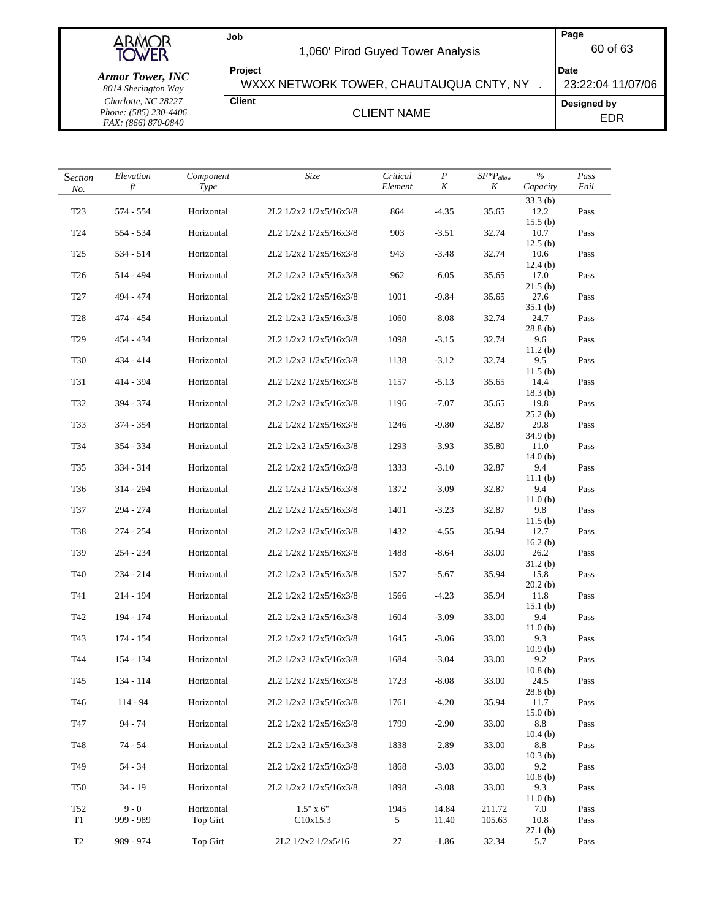| Section No. | Elevation ft | Component Type | Size | Critical Element | P K | $SF*P_{allow}$ K | % Capacity | Pass Fail |
|---|---|---|---|---|---|---|---|---|
| | | | | | | | 33.3 (b) | |
| T23 | 574 - 554 | Horizontal | 2L2 1/2x2 1/2x5/16x3/8 | 864 | -4.35 | 35.65 | 12.2<br>15.5 (b) | Pass |
| T24 | 554 - 534 | Horizontal | 2L2 1/2x2 1/2x5/16x3/8 | 903 | -3.51 | 32.74 | 10.7<br>12.5 (b) | Pass |
| T25 | 534 - 514 | Horizontal | 2L2 1/2x2 1/2x5/16x3/8 | 943 | -3.48 | 32.74 | 10.6<br>12.4 (b) | Pass |
| T26 | 514 - 494 | Horizontal | 2L2 1/2x2 1/2x5/16x3/8 | 962 | -6.05 | 35.65 | 17.0<br>21.5 (b) | Pass |
| T27 | 494 - 474 | Horizontal | 2L2 1/2x2 1/2x5/16x3/8 | 1001 | -9.84 | 35.65 | 27.6<br>35.1 (b) | Pass |
| T28 | 474 - 454 | Horizontal | 2L2 1/2x2 1/2x5/16x3/8 | 1060 | -8.08 | 32.74 | 24.7<br>28.8 (b) | Pass |
| T29 | 454 - 434 | Horizontal | 2L2 1/2x2 1/2x5/16x3/8 | 1098 | -3.15 | 32.74 | 9.6<br>11.2 (b) | Pass |
| T30 | 434 - 414 | Horizontal | 2L2 1/2x2 1/2x5/16x3/8 | 1138 | -3.12 | 32.74 | 9.5<br>11.5 (b) | Pass |
| T31 | 414 - 394 | Horizontal | 2L2 1/2x2 1/2x5/16x3/8 | 1157 | -5.13 | 35.65 | 14.4<br>18.3 (b) | Pass |
| T32 | 394 - 374 | Horizontal | 2L2 1/2x2 1/2x5/16x3/8 | 1196 | -7.07 | 35.65 | 19.8<br>25.2 (b) | Pass |
| T33 | 374 - 354 | Horizontal | 2L2 1/2x2 1/2x5/16x3/8 | 1246 | -9.80 | 32.87 | 29.8<br>34.9 (b) | Pass |
| T34 | 354 - 334 | Horizontal | 2L2 1/2x2 1/2x5/16x3/8 | 1293 | -3.93 | 35.80 | 11.0<br>14.0 (b) | Pass |
| T35 | 334 - 314 | Horizontal | 2L2 1/2x2 1/2x5/16x3/8 | 1333 | -3.10 | 32.87 | 9.4<br>11.1 (b) | Pass |
| T36 | 314 - 294 | Horizontal | 2L2 1/2x2 1/2x5/16x3/8 | 1372 | -3.09 | 32.87 | 9.4<br>11.0 (b) | Pass |
| T37 | 294 - 274 | Horizontal | 2L2 1/2x2 1/2x5/16x3/8 | 1401 | -3.23 | 32.87 | 9.8<br>11.5 (b) | Pass |
| T38 | 274 - 254 | Horizontal | 2L2 1/2x2 1/2x5/16x3/8 | 1432 | -4.55 | 35.94 | 12.7<br>16.2 (b) | Pass |
| T39 | 254 - 234 | Horizontal | 2L2 1/2x2 1/2x5/16x3/8 | 1488 | -8.64 | 33.00 | 26.2<br>31.2 (b) | Pass |
| T40 | 234 - 214 | Horizontal | 2L2 1/2x2 1/2x5/16x3/8 | 1527 | -5.67 | 35.94 | 15.8<br>20.2 (b) | Pass |
| T41 | 214 - 194 | Horizontal | 2L2 1/2x2 1/2x5/16x3/8 | 1566 | -4.23 | 35.94 | 11.8<br>15.1 (b) | Pass |
| T42 | 194 - 174 | Horizontal | 2L2 1/2x2 1/2x5/16x3/8 | 1604 | -3.09 | 33.00 | 9.4<br>11.0 (b) | Pass |
| T43 | 174 - 154 | Horizontal | 2L2 1/2x2 1/2x5/16x3/8 | 1645 | -3.06 | 33.00 | 9.3<br>10.9 (b) | Pass |
| T44 | 154 - 134 | Horizontal | 2L2 1/2x2 1/2x5/16x3/8 | 1684 | -3.04 | 33.00 | 9.2<br>10.8 (b) | Pass |
| T45 | 134 - 114 | Horizontal | 2L2 1/2x2 1/2x5/16x3/8 | 1723 | -8.08 | 33.00 | 24.5<br>28.8 (b) | Pass |
| T46 | 114 - 94 | Horizontal | 2L2 1/2x2 1/2x5/16x3/8 | 1761 | -4.20 | 35.94 | 11.7<br>15.0 (b) | Pass |
| T47 | 94 - 74 | Horizontal | 2L2 1/2x2 1/2x5/16x3/8 | 1799 | -2.90 | 33.00 | 8.8<br>10.4 (b) | Pass |
| T48 | 74 - 54 | Horizontal | 2L2 1/2x2 1/2x5/16x3/8 | 1838 | -2.89 | 33.00 | 8.8<br>10.3 (b) | Pass |
| T49 | 54 - 34 | Horizontal | 2L2 1/2x2 1/2x5/16x3/8 | 1868 | -3.03 | 33.00 | 9.2<br>10.8 (b) | Pass |
| T50 | 34 - 19 | Horizontal | 2L2 1/2x2 1/2x5/16x3/8 | 1898 | -3.08 | 33.00 | 9.3<br>11.0 (b) | Pass |
| T52 | 9 - 0 | Horizontal | 1.5" x 6" | 1945 | 14.84 | 211.72 | 7.0 | Pass |
| T1 | 999 - 989 | Top Girt | C10x15.3 | 5 | 11.40 | 105.63 | 10.8<br>27.1 (b) | Pass |
| T2 | 989 - 974 | Top Girt | 2L2 1/2x2 1/2x5/16 | 27 | -1.86 | 32.34 | 5.7 | Pass |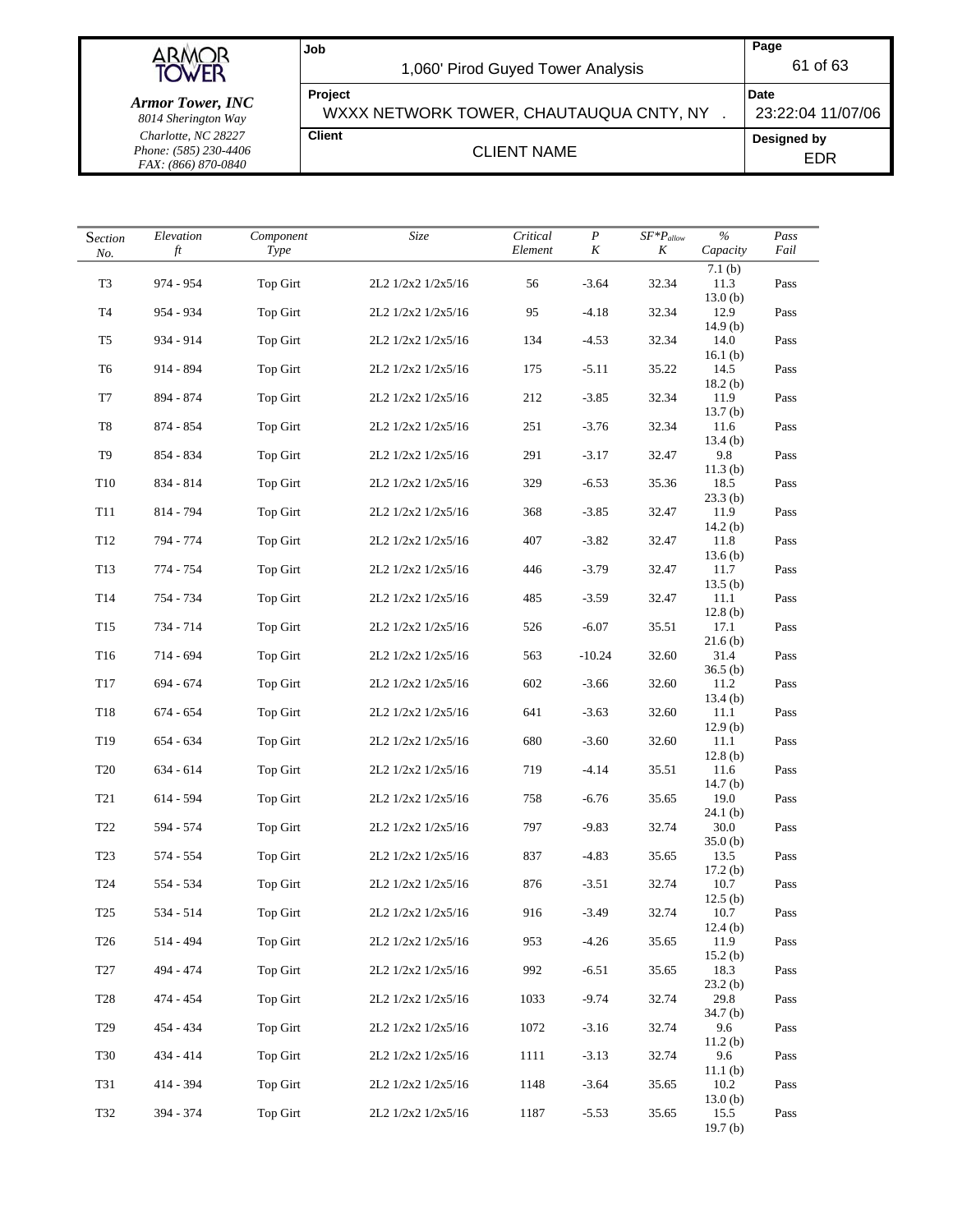| Section No. | Elevation ft | Component Type | Size | Critical Element | $P$ K | $SF^*P_{allow}$ K | % Capacity | Pass Fail |
|---|---|---|---|---|---|---|---|---|
| | | | | | | | 7.1 (b) | |
| T3 | 974 - 954 | Top Girt | 2L2 1/2x2 1/2x5/16 | 56 | -3.64 | 32.34 | 11.3 / 13.0 (b) | Pass |
| T4 | 954 - 934 | Top Girt | 2L2 1/2x2 1/2x5/16 | 95 | -4.18 | 32.34 | 12.9 / 14.9 (b) | Pass |
| T5 | 934 - 914 | Top Girt | 2L2 1/2x2 1/2x5/16 | 134 | -4.53 | 32.34 | 14.0 / 16.1 (b) | Pass |
| T6 | 914 - 894 | Top Girt | 2L2 1/2x2 1/2x5/16 | 175 | -5.11 | 35.22 | 14.5 / 18.2 (b) | Pass |
| T7 | 894 - 874 | Top Girt | 2L2 1/2x2 1/2x5/16 | 212 | -3.85 | 32.34 | 11.9 / 13.7 (b) | Pass |
| T8 | 874 - 854 | Top Girt | 2L2 1/2x2 1/2x5/16 | 251 | -3.76 | 32.34 | 11.6 / 13.4 (b) | Pass |
| T9 | 854 - 834 | Top Girt | 2L2 1/2x2 1/2x5/16 | 291 | -3.17 | 32.47 | 9.8 / 11.3 (b) | Pass |
| T10 | 834 - 814 | Top Girt | 2L2 1/2x2 1/2x5/16 | 329 | -6.53 | 35.36 | 18.5 / 23.3 (b) | Pass |
| T11 | 814 - 794 | Top Girt | 2L2 1/2x2 1/2x5/16 | 368 | -3.85 | 32.47 | 11.9 / 14.2 (b) | Pass |
| T12 | 794 - 774 | Top Girt | 2L2 1/2x2 1/2x5/16 | 407 | -3.82 | 32.47 | 11.8 / 13.6 (b) | Pass |
| T13 | 774 - 754 | Top Girt | 2L2 1/2x2 1/2x5/16 | 446 | -3.79 | 32.47 | 11.7 / 13.5 (b) | Pass |
| T14 | 754 - 734 | Top Girt | 2L2 1/2x2 1/2x5/16 | 485 | -3.59 | 32.47 | 11.1 / 12.8 (b) | Pass |
| T15 | 734 - 714 | Top Girt | 2L2 1/2x2 1/2x5/16 | 526 | -6.07 | 35.51 | 17.1 / 21.6 (b) | Pass |
| T16 | 714 - 694 | Top Girt | 2L2 1/2x2 1/2x5/16 | 563 | -10.24 | 32.60 | 31.4 / 36.5 (b) | Pass |
| T17 | 694 - 674 | Top Girt | 2L2 1/2x2 1/2x5/16 | 602 | -3.66 | 32.60 | 11.2 / 13.4 (b) | Pass |
| T18 | 674 - 654 | Top Girt | 2L2 1/2x2 1/2x5/16 | 641 | -3.63 | 32.60 | 11.1 / 12.9 (b) | Pass |
| T19 | 654 - 634 | Top Girt | 2L2 1/2x2 1/2x5/16 | 680 | -3.60 | 32.60 | 11.1 / 12.8 (b) | Pass |
| T20 | 634 - 614 | Top Girt | 2L2 1/2x2 1/2x5/16 | 719 | -4.14 | 35.51 | 11.6 / 14.7 (b) | Pass |
| T21 | 614 - 594 | Top Girt | 2L2 1/2x2 1/2x5/16 | 758 | -6.76 | 35.65 | 19.0 / 24.1 (b) | Pass |
| T22 | 594 - 574 | Top Girt | 2L2 1/2x2 1/2x5/16 | 797 | -9.83 | 32.74 | 30.0 / 35.0 (b) | Pass |
| T23 | 574 - 554 | Top Girt | 2L2 1/2x2 1/2x5/16 | 837 | -4.83 | 35.65 | 13.5 / 17.2 (b) | Pass |
| T24 | 554 - 534 | Top Girt | 2L2 1/2x2 1/2x5/16 | 876 | -3.51 | 32.74 | 10.7 / 12.5 (b) | Pass |
| T25 | 534 - 514 | Top Girt | 2L2 1/2x2 1/2x5/16 | 916 | -3.49 | 32.74 | 10.7 / 12.4 (b) | Pass |
| T26 | 514 - 494 | Top Girt | 2L2 1/2x2 1/2x5/16 | 953 | -4.26 | 35.65 | 11.9 / 15.2 (b) | Pass |
| T27 | 494 - 474 | Top Girt | 2L2 1/2x2 1/2x5/16 | 992 | -6.51 | 35.65 | 18.3 / 23.2 (b) | Pass |
| T28 | 474 - 454 | Top Girt | 2L2 1/2x2 1/2x5/16 | 1033 | -9.74 | 32.74 | 29.8 / 34.7 (b) | Pass |
| T29 | 454 - 434 | Top Girt | 2L2 1/2x2 1/2x5/16 | 1072 | -3.16 | 32.74 | 9.6 / 11.2 (b) | Pass |
| T30 | 434 - 414 | Top Girt | 2L2 1/2x2 1/2x5/16 | 1111 | -3.13 | 32.74 | 9.6 / 11.1 (b) | Pass |
| T31 | 414 - 394 | Top Girt | 2L2 1/2x2 1/2x5/16 | 1148 | -3.64 | 35.65 | 10.2 / 13.0 (b) | Pass |
| T32 | 394 - 374 | Top Girt | 2L2 1/2x2 1/2x5/16 | 1187 | -5.53 | 35.65 | 15.5 / 19.7 (b) | Pass |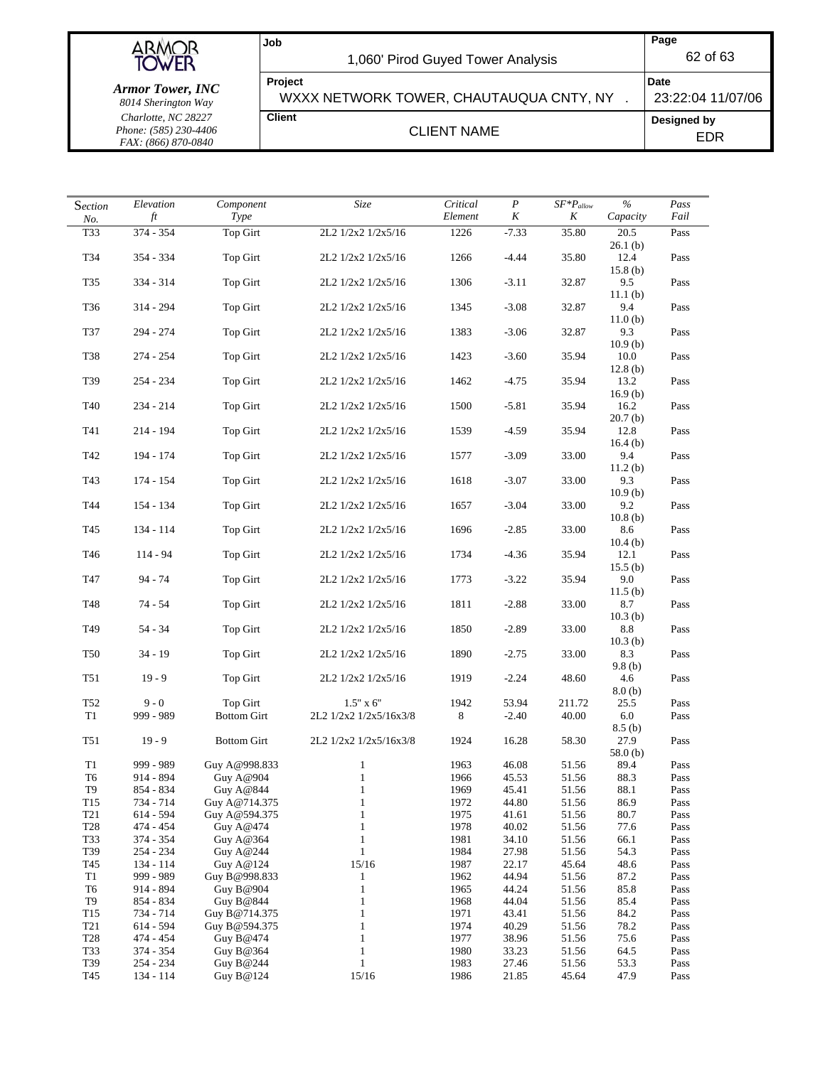| Section No. | Elevation ft | Component Type | Size | Critical Element | P K | $SF*P_{allow}$ K | % Capacity | Pass Fail |
|---|---|---|---|---|---|---|---|---|
| T33 | 374 - 354 | Top Girt | 2L2 1/2x2 1/2x5/16 | 1226 | -7.33 | 35.80 | 20.5<br>26.1 (b) | Pass |
| T34 | 354 - 334 | Top Girt | 2L2 1/2x2 1/2x5/16 | 1266 | -4.44 | 35.80 | 12.4<br>15.8 (b) | Pass |
| T35 | 334 - 314 | Top Girt | 2L2 1/2x2 1/2x5/16 | 1306 | -3.11 | 32.87 | 9.5<br>11.1 (b) | Pass |
| T36 | 314 - 294 | Top Girt | 2L2 1/2x2 1/2x5/16 | 1345 | -3.08 | 32.87 | 9.4<br>11.0 (b) | Pass |
| T37 | 294 - 274 | Top Girt | 2L2 1/2x2 1/2x5/16 | 1383 | -3.06 | 32.87 | 9.3<br>10.9 (b) | Pass |
| T38 | 274 - 254 | Top Girt | 2L2 1/2x2 1/2x5/16 | 1423 | -3.60 | 35.94 | 10.0<br>12.8 (b) | Pass |
| T39 | 254 - 234 | Top Girt | 2L2 1/2x2 1/2x5/16 | 1462 | -4.75 | 35.94 | 13.2<br>16.9 (b) | Pass |
| T40 | 234 - 214 | Top Girt | 2L2 1/2x2 1/2x5/16 | 1500 | -5.81 | 35.94 | 16.2<br>20.7 (b) | Pass |
| T41 | 214 - 194 | Top Girt | 2L2 1/2x2 1/2x5/16 | 1539 | -4.59 | 35.94 | 12.8<br>16.4 (b) | Pass |
| T42 | 194 - 174 | Top Girt | 2L2 1/2x2 1/2x5/16 | 1577 | -3.09 | 33.00 | 9.4<br>11.2 (b) | Pass |
| T43 | 174 - 154 | Top Girt | 2L2 1/2x2 1/2x5/16 | 1618 | -3.07 | 33.00 | 9.3<br>10.9 (b) | Pass |
| T44 | 154 - 134 | Top Girt | 2L2 1/2x2 1/2x5/16 | 1657 | -3.04 | 33.00 | 9.2<br>10.8 (b) | Pass |
| T45 | 134 - 114 | Top Girt | 2L2 1/2x2 1/2x5/16 | 1696 | -2.85 | 33.00 | 8.6<br>10.4 (b) | Pass |
| T46 | 114 - 94 | Top Girt | 2L2 1/2x2 1/2x5/16 | 1734 | -4.36 | 35.94 | 12.1<br>15.5 (b) | Pass |
| T47 | 94 - 74 | Top Girt | 2L2 1/2x2 1/2x5/16 | 1773 | -3.22 | 35.94 | 9.0<br>11.5 (b) | Pass |
| T48 | 74 - 54 | Top Girt | 2L2 1/2x2 1/2x5/16 | 1811 | -2.88 | 33.00 | 8.7<br>10.3 (b) | Pass |
| T49 | 54 - 34 | Top Girt | 2L2 1/2x2 1/2x5/16 | 1850 | -2.89 | 33.00 | 8.8<br>10.3 (b) | Pass |
| T50 | 34 - 19 | Top Girt | 2L2 1/2x2 1/2x5/16 | 1890 | -2.75 | 33.00 | 8.3<br>9.8 (b) | Pass |
| T51 | 19 - 9 | Top Girt | 2L2 1/2x2 1/2x5/16 | 1919 | -2.24 | 48.60 | 4.6<br>8.0 (b) | Pass |
| T52 | 9 - 0 | Top Girt | 1.5" x 6" | 1942 | 53.94 | 211.72 | 25.5 | Pass |
| T1 | 999 - 989 | Bottom Girt | 2L2 1/2x2 1/2x5/16x3/8 | 8 | -2.40 | 40.00 | 6.0<br>8.5 (b) | Pass |
| T51 | 19 - 9 | Bottom Girt | 2L2 1/2x2 1/2x5/16x3/8 | 1924 | 16.28 | 58.30 | 27.9<br>58.0 (b) | Pass |
| T1 | 999 - 989 | Guy A@998.833 | 1 | 1963 | 46.08 | 51.56 | 89.4 | Pass |
| T6 | 914 - 894 | Guy A@904 | 1 | 1966 | 45.53 | 51.56 | 88.3 | Pass |
| T9 | 854 - 834 | Guy A@844 | 1 | 1969 | 45.41 | 51.56 | 88.1 | Pass |
| T15 | 734 - 714 | Guy A@714.375 | 1 | 1972 | 44.80 | 51.56 | 86.9 | Pass |
| T21 | 614 - 594 | Guy A@594.375 | 1 | 1975 | 41.61 | 51.56 | 80.7 | Pass |
| T28 | 474 - 454 | Guy A@474 | 1 | 1978 | 40.02 | 51.56 | 77.6 | Pass |
| T33 | 374 - 354 | Guy A@364 | 1 | 1981 | 34.10 | 51.56 | 66.1 | Pass |
| T39 | 254 - 234 | Guy A@244 | 1 | 1984 | 27.98 | 51.56 | 54.3 | Pass |
| T45 | 134 - 114 | Guy A@124 | 15/16 | 1987 | 22.17 | 45.64 | 48.6 | Pass |
| T1 | 999 - 989 | Guy B@998.833 | 1 | 1962 | 44.94 | 51.56 | 87.2 | Pass |
| T6 | 914 - 894 | Guy B@904 | 1 | 1965 | 44.24 | 51.56 | 85.8 | Pass |
| T9 | 854 - 834 | Guy B@844 | 1 | 1968 | 44.04 | 51.56 | 85.4 | Pass |
| T15 | 734 - 714 | Guy B@714.375 | 1 | 1971 | 43.41 | 51.56 | 84.2 | Pass |
| T21 | 614 - 594 | Guy B@594.375 | 1 | 1974 | 40.29 | 51.56 | 78.2 | Pass |
| T28 | 474 - 454 | Guy B@474 | 1 | 1977 | 38.96 | 51.56 | 75.6 | Pass |
| T33 | 374 - 354 | Guy B@364 | 1 | 1980 | 33.23 | 51.56 | 64.5 | Pass |
| T39 | 254 - 234 | Guy B@244 | 1 | 1983 | 27.46 | 51.56 | 53.3 | Pass |
| T45 | 134 - 114 | Guy B@124 | 15/16 | 1986 | 21.85 | 45.64 | 47.9 | Pass |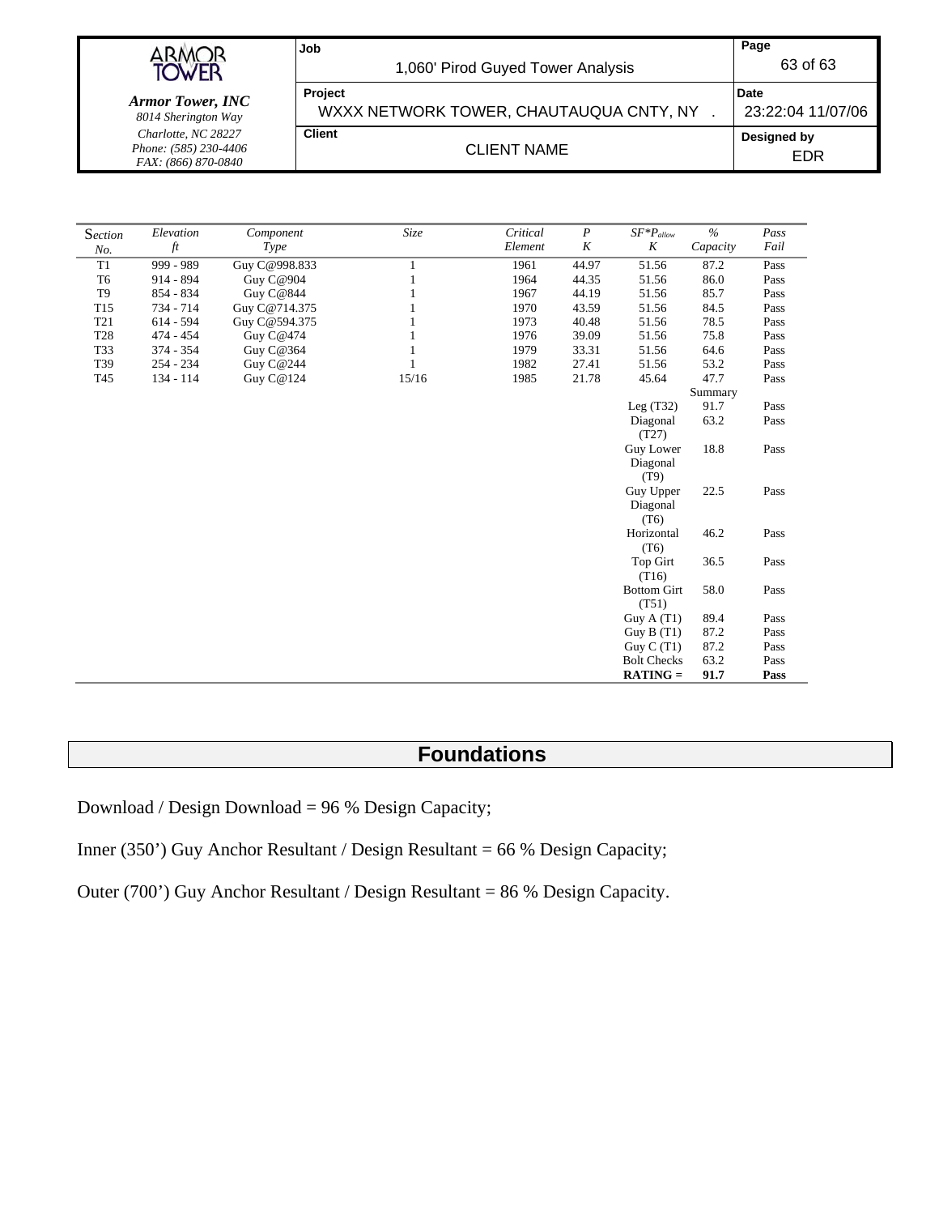| Section No. | Elevation ft | Component Type | Size | Critical Element | P K | $SF*P_{allow}$ K | % Capacity | Pass Fail |
|---|---|---|---|---|---|---|---|---|
| T1 | 999 - 989 | Guy C@998.833 | 1 | 1961 | 44.97 | 51.56 | 87.2 | Pass |
| T6 | 914 - 894 | Guy C@904 | 1 | 1964 | 44.35 | 51.56 | 86.0 | Pass |
| T9 | 854 - 834 | Guy C@844 | 1 | 1967 | 44.19 | 51.56 | 85.7 | Pass |
| T15 | 734 - 714 | Guy C@714.375 | 1 | 1970 | 43.59 | 51.56 | 84.5 | Pass |
| T21 | 614 - 594 | Guy C@594.375 | 1 | 1973 | 40.48 | 51.56 | 78.5 | Pass |
| T28 | 474 - 454 | Guy C@474 | 1 | 1976 | 39.09 | 51.56 | 75.8 | Pass |
| T33 | 374 - 354 | Guy C@364 | 1 | 1979 | 33.31 | 51.56 | 64.6 | Pass |
| T39 | 254 - 234 | Guy C@244 | 1 | 1982 | 27.41 | 51.56 | 53.2 | Pass |
| T45 | 134 - 114 | Guy C@124 | 15/16 | 1985 | 21.78 | 45.64 | 47.7 | Pass |
| | | | | | | | Summary | |
| | | | | | | Leg (T32) | 91.7 | Pass |
| | | | | | | Diagonal (T27) | 63.2 | Pass |
| | | | | | | Guy Lower Diagonal (T9) | 18.8 | Pass |
| | | | | | | Guy Upper Diagonal (T6) | 22.5 | Pass |
| | | | | | | Horizontal (T6) | 46.2 | Pass |
| | | | | | | Top Girt (T16) | 36.5 | Pass |
| | | | | | | Bottom Girt (T51) | 58.0 | Pass |
| | | | | | | Guy A (T1) | 89.4 | Pass |
| | | | | | | Guy B (T1) | 87.2 | Pass |
| | | | | | | Guy C (T1) | 87.2 | Pass |
| | | | | | | Bolt Checks | 63.2 | Pass |
| | | | | | | **RATING =** | **91.7** | **Pass** |

## Foundations

Download / Design Download = 96 % Design Capacity;

Inner (350') Guy Anchor Resultant / Design Resultant = 66 % Design Capacity;

Outer (700') Guy Anchor Resultant / Design Resultant = 86 % Design Capacity.